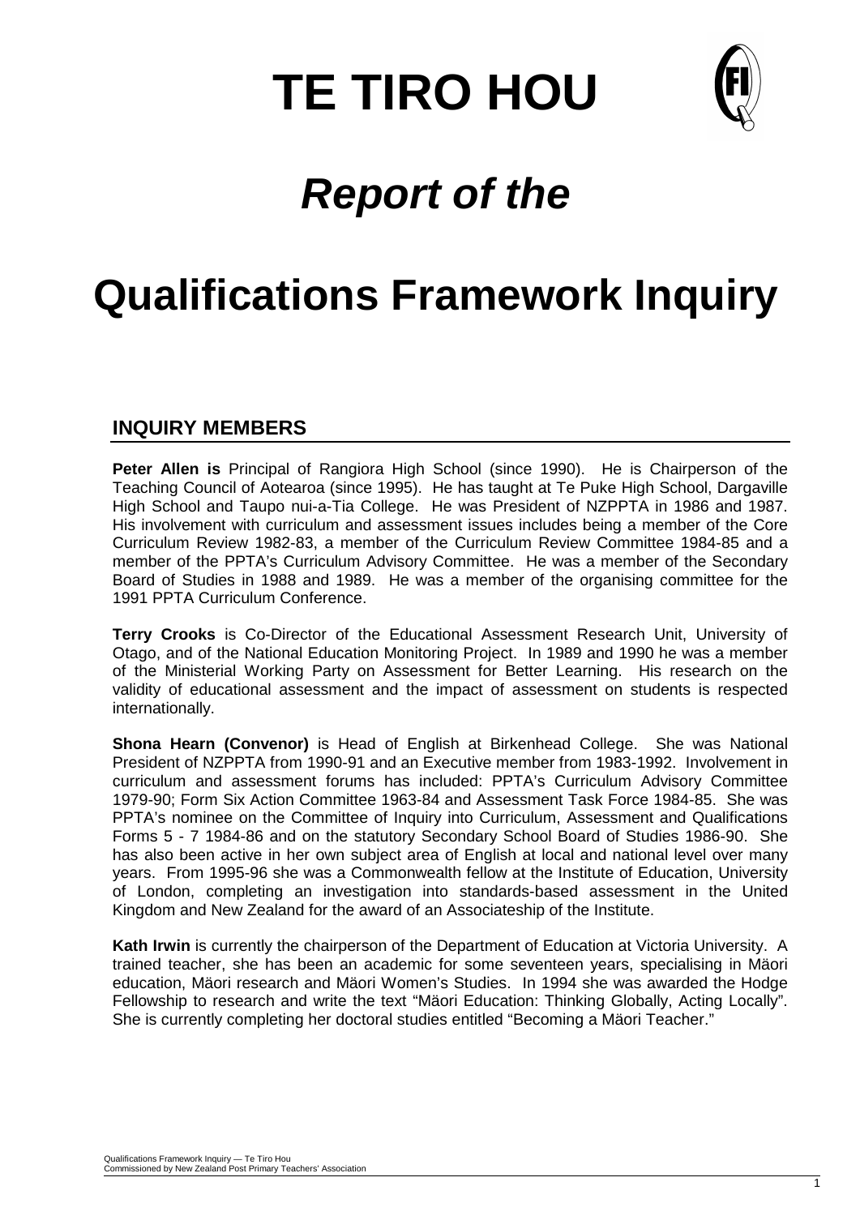# TE TIRO HOU

# *Report of the*

# Qualifications Framework Inquiry

## INQUIRY MEMBERS

**Peter Allen is** Principal of Rangiora High School (since 1990). He is Chairperson of the Teaching Council of Aotearoa (since 1995). He has taught at Te Puke High School, Dargaville High School and Taupo nui-a-Tia College. He was President of NZPPTA in 1986 and 1987. His involvement with curriculum and assessment issues includes being a member of the Core Curriculum Review 1982-83, a member of the Curriculum Review Committee 1984-85 and a member of the PPTA's Curriculum Advisory Committee. He was a member of the Secondary Board of Studies in 1988 and 1989. He was a member of the organising committee for the 1991 PPTA Curriculum Conference.

**Terry Crooks** is Co-Director of the Educational Assessment Research Unit, University of Otago, and of the National Education Monitoring Project. In 1989 and 1990 he was a member of the Ministerial Working Party on Assessment for Better Learning. His research on the validity of educational assessment and the impact of assessment on students is respected internationally.

**Shona Hearn (Convenor)** is Head of English at Birkenhead College. She was National President of NZPPTA from 1990-91 and an Executive member from 1983-1992. Involvement in curriculum and assessment forums has included: PPTA's Curriculum Advisory Committee 1979-90; Form Six Action Committee 1963-84 and Assessment Task Force 1984-85. She was PPTA's nominee on the Committee of Inquiry into Curriculum, Assessment and Qualifications Forms 5 - 7 1984-86 and on the statutory Secondary School Board of Studies 1986-90. She has also been active in her own subject area of English at local and national level over many years. From 1995-96 she was a Commonwealth fellow at the Institute of Education, University of London, completing an investigation into standards-based assessment in the United Kingdom and New Zealand for the award of an Associateship of the Institute.

**Kath Irwin** is currently the chairperson of the Department of Education at Victoria University. A trained teacher, she has been an academic for some seventeen years, specialising in Mäori education, Mäori research and Mäori Women's Studies. In 1994 she was awarded the Hodge Fellowship to research and write the text "Mäori Education: Thinking Globally, Acting Locally". She is currently completing her doctoral studies entitled "Becoming a Mäori Teacher."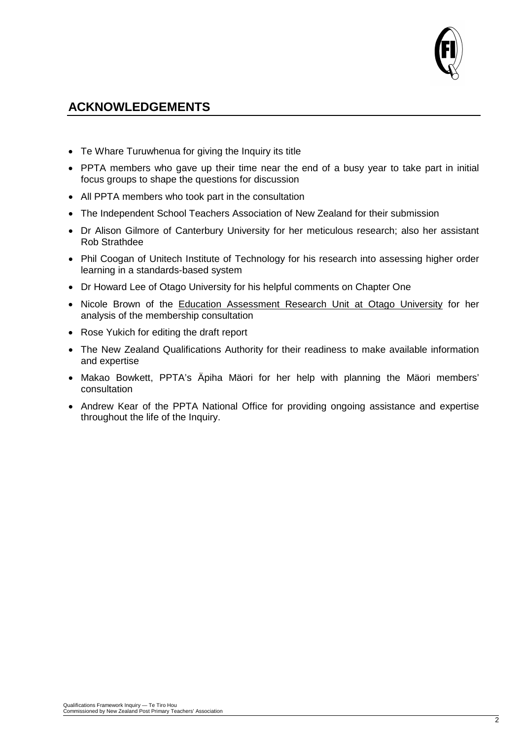## ACKNOWLEDGEMENTS

- Te Whare Turuwhenua for giving the Inquiry its title
- PPTA members who gave up their time near the end of a busy year to take part in initial focus groups to shape the questions for discussion
- All PPTA members who took part in the consultation
- The Independent School Teachers Association of New Zealand for their submission
- Dr Alison Gilmore of Canterbury University for her meticulous research; also her assistant Rob Strathdee
- Phil Coogan of Unitech Institute of Technology for his research into assessing higher order learning in a standards-based system
- Dr Howard Lee of Otago University for his helpful comments on Chapter One
- Nicole Brown of the Education Assessment Research Unit at Otago University for her analysis of the membership consultation
- Rose Yukich for editing the draft report
- The New Zealand Qualifications Authority for their readiness to make available information and expertise
- Makao Bowkett, PPTA's Äpiha Mäori for her help with planning the Mäori members' consultation
- Andrew Kear of the PPTA National Office for providing ongoing assistance and expertise throughout the life of the Inquiry.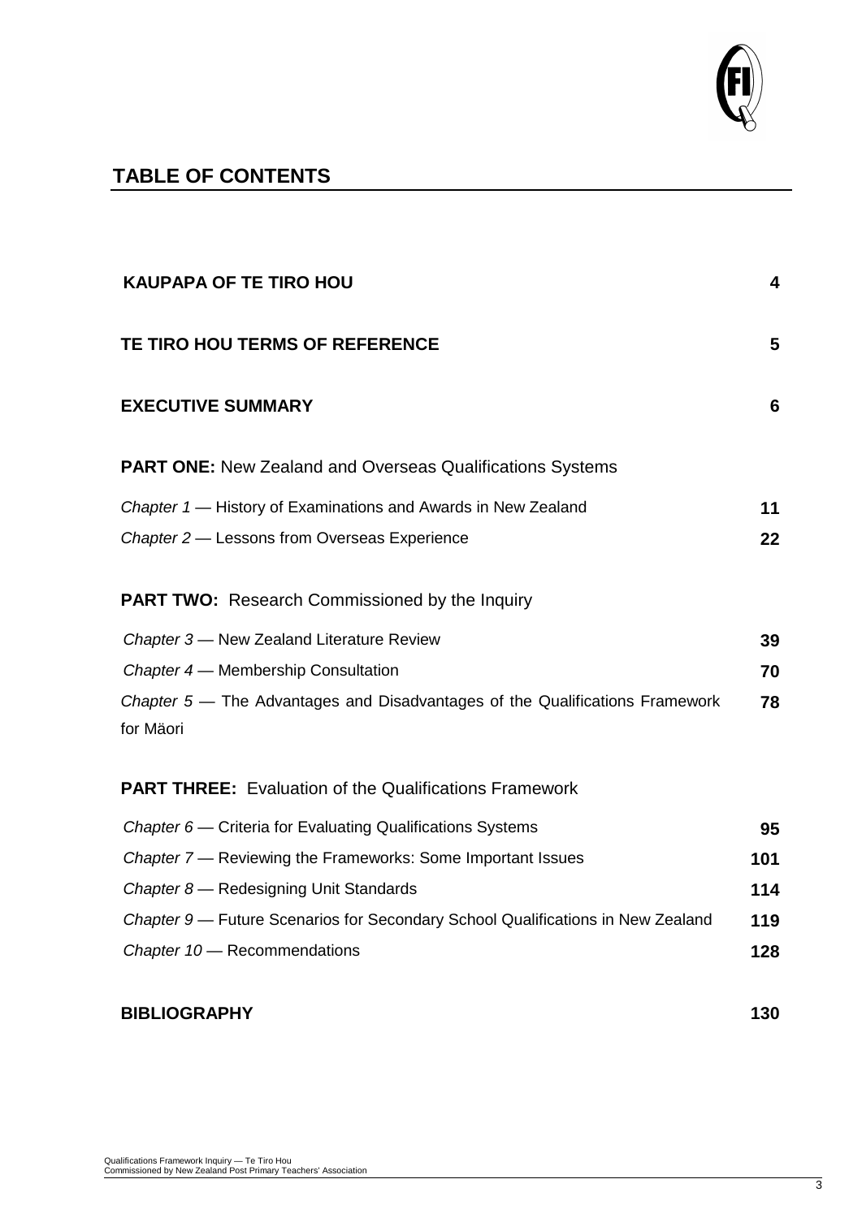# TABLE OF CONTENTS

| | |
|---|---|
| **KAUPAPA OF TE TIRO HOU** | **4** |
| **TE TIRO HOU TERMS OF REFERENCE** | **5** |
| **EXECUTIVE SUMMARY** | **6** |
| **PART ONE:** New Zealand and Overseas Qualifications Systems | |
| *Chapter 1* — History of Examinations and Awards in New Zealand | **11** |
| *Chapter 2* — Lessons from Overseas Experience | **22** |
| **PART TWO:** Research Commissioned by the Inquiry | |
| *Chapter 3* — New Zealand Literature Review | **39** |
| *Chapter 4* — Membership Consultation | **70** |
| *Chapter 5* — The Advantages and Disadvantages of the Qualifications Framework for Mäori | **78** |
| **PART THREE:** Evaluation of the Qualifications Framework | |
| *Chapter 6* — Criteria for Evaluating Qualifications Systems | **95** |
| *Chapter 7* — Reviewing the Frameworks: Some Important Issues | **101** |
| *Chapter 8* — Redesigning Unit Standards | **114** |
| *Chapter 9* — Future Scenarios for Secondary School Qualifications in New Zealand | **119** |
| *Chapter 10* — Recommendations | **128** |
| **BIBLIOGRAPHY** | **130** |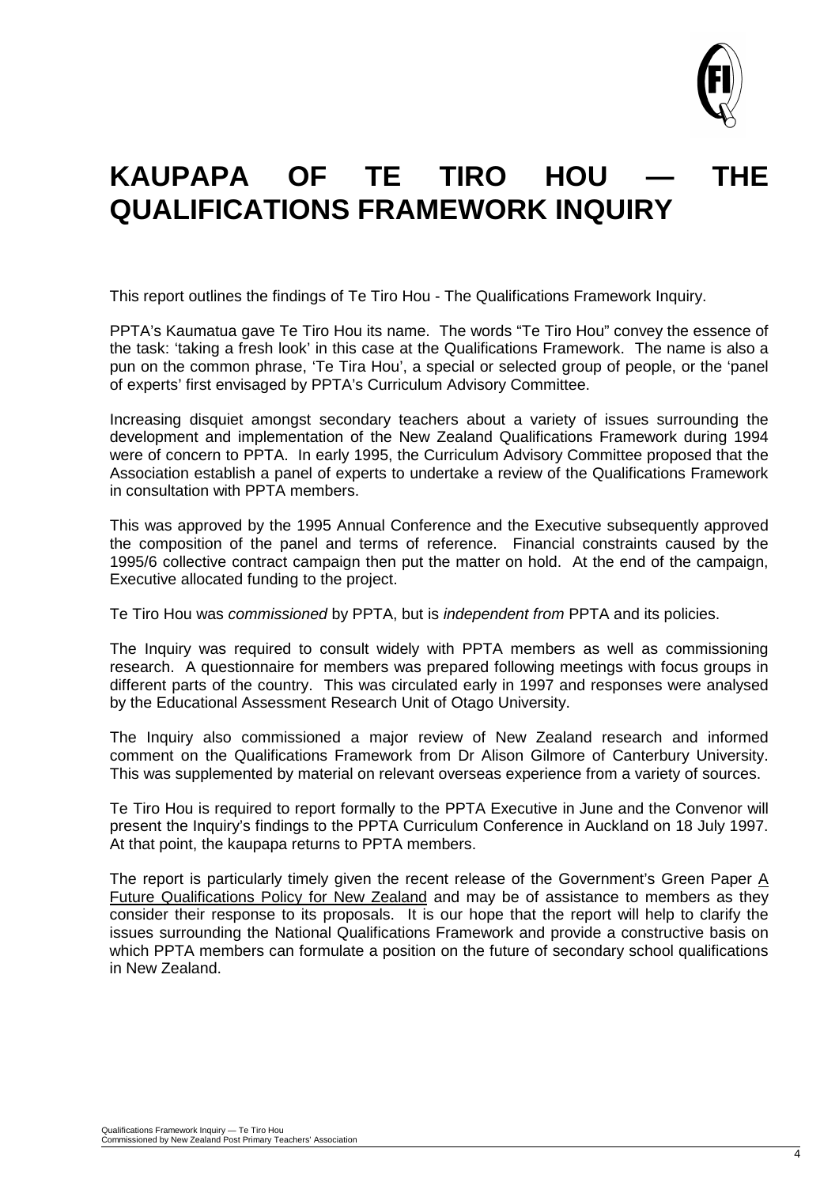# KAUPAPA OF TE TIRO HOU — THE QUALIFICATIONS FRAMEWORK INQUIRY

This report outlines the findings of Te Tiro Hou - The Qualifications Framework Inquiry.

PPTA's Kaumatua gave Te Tiro Hou its name. The words "Te Tiro Hou" convey the essence of the task: 'taking a fresh look' in this case at the Qualifications Framework. The name is also a pun on the common phrase, 'Te Tira Hou', a special or selected group of people, or the 'panel of experts' first envisaged by PPTA's Curriculum Advisory Committee.

Increasing disquiet amongst secondary teachers about a variety of issues surrounding the development and implementation of the New Zealand Qualifications Framework during 1994 were of concern to PPTA. In early 1995, the Curriculum Advisory Committee proposed that the Association establish a panel of experts to undertake a review of the Qualifications Framework in consultation with PPTA members.

This was approved by the 1995 Annual Conference and the Executive subsequently approved the composition of the panel and terms of reference. Financial constraints caused by the 1995/6 collective contract campaign then put the matter on hold. At the end of the campaign, Executive allocated funding to the project.

Te Tiro Hou was *commissioned* by PPTA, but is *independent from* PPTA and its policies.

The Inquiry was required to consult widely with PPTA members as well as commissioning research. A questionnaire for members was prepared following meetings with focus groups in different parts of the country. This was circulated early in 1997 and responses were analysed by the Educational Assessment Research Unit of Otago University.

The Inquiry also commissioned a major review of New Zealand research and informed comment on the Qualifications Framework from Dr Alison Gilmore of Canterbury University. This was supplemented by material on relevant overseas experience from a variety of sources.

Te Tiro Hou is required to report formally to the PPTA Executive in June and the Convenor will present the Inquiry's findings to the PPTA Curriculum Conference in Auckland on 18 July 1997. At that point, the kaupapa returns to PPTA members.

The report is particularly timely given the recent release of the Government's Green Paper A Future Qualifications Policy for New Zealand and may be of assistance to members as they consider their response to its proposals. It is our hope that the report will help to clarify the issues surrounding the National Qualifications Framework and provide a constructive basis on which PPTA members can formulate a position on the future of secondary school qualifications in New Zealand.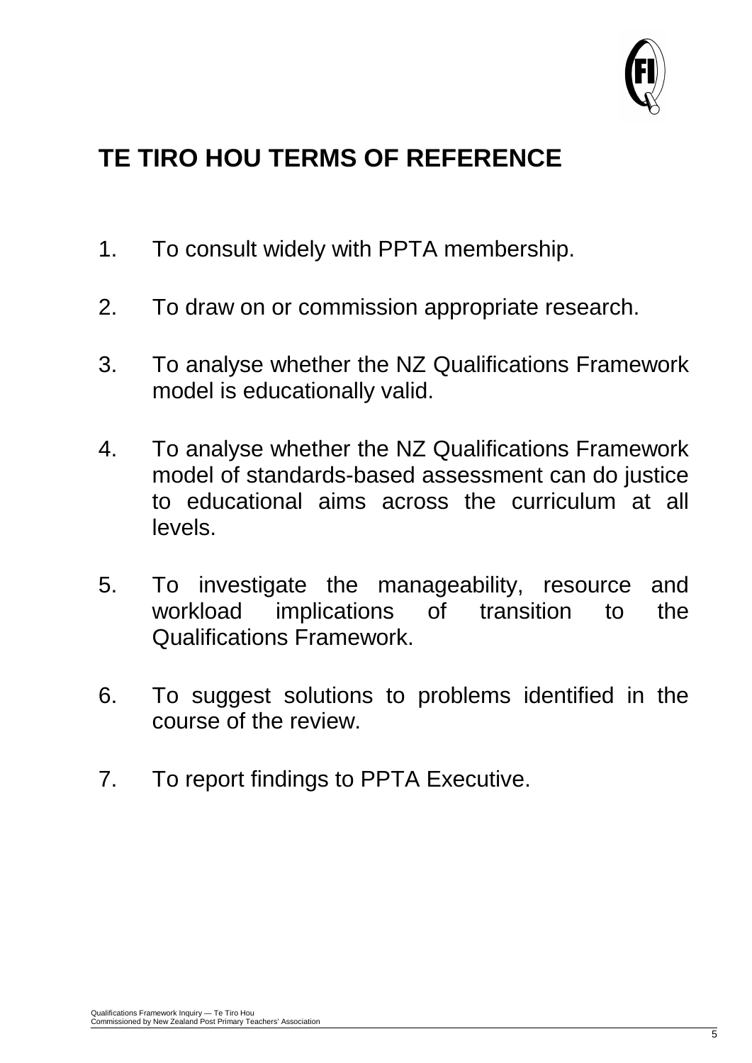# TE TIRO HOU TERMS OF REFERENCE

1. To consult widely with PPTA membership.

2. To draw on or commission appropriate research.

3. To analyse whether the NZ Qualifications Framework model is educationally valid.

4. To analyse whether the NZ Qualifications Framework model of standards-based assessment can do justice to educational aims across the curriculum at all levels.

5. To investigate the manageability, resource and workload implications of transition to the Qualifications Framework.

6. To suggest solutions to problems identified in the course of the review.

7. To report findings to PPTA Executive.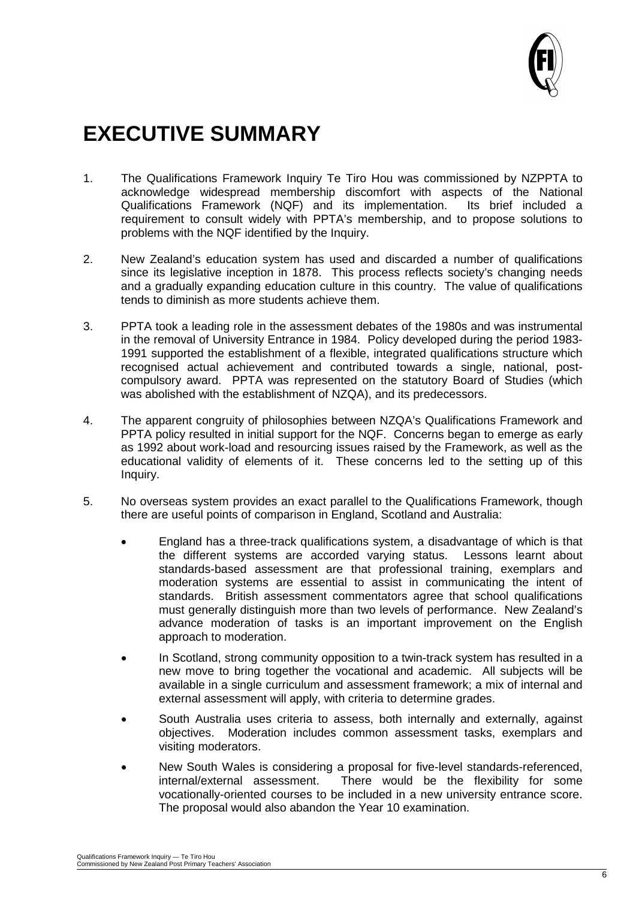# EXECUTIVE SUMMARY

1. The Qualifications Framework Inquiry Te Tiro Hou was commissioned by NZPPTA to acknowledge widespread membership discomfort with aspects of the National Qualifications Framework (NQF) and its implementation. Its brief included a requirement to consult widely with PPTA's membership, and to propose solutions to problems with the NQF identified by the Inquiry.

2. New Zealand's education system has used and discarded a number of qualifications since its legislative inception in 1878. This process reflects society's changing needs and a gradually expanding education culture in this country. The value of qualifications tends to diminish as more students achieve them.

3. PPTA took a leading role in the assessment debates of the 1980s and was instrumental in the removal of University Entrance in 1984. Policy developed during the period 1983-1991 supported the establishment of a flexible, integrated qualifications structure which recognised actual achievement and contributed towards a single, national, post-compulsory award. PPTA was represented on the statutory Board of Studies (which was abolished with the establishment of NZQA), and its predecessors.

4. The apparent congruity of philosophies between NZQA's Qualifications Framework and PPTA policy resulted in initial support for the NQF. Concerns began to emerge as early as 1992 about work-load and resourcing issues raised by the Framework, as well as the educational validity of elements of it. These concerns led to the setting up of this Inquiry.

5. No overseas system provides an exact parallel to the Qualifications Framework, though there are useful points of comparison in England, Scotland and Australia:

   - England has a three-track qualifications system, a disadvantage of which is that the different systems are accorded varying status. Lessons learnt about standards-based assessment are that professional training, exemplars and moderation systems are essential to assist in communicating the intent of standards. British assessment commentators agree that school qualifications must generally distinguish more than two levels of performance. New Zealand's advance moderation of tasks is an important improvement on the English approach to moderation.
   - In Scotland, strong community opposition to a twin-track system has resulted in a new move to bring together the vocational and academic. All subjects will be available in a single curriculum and assessment framework; a mix of internal and external assessment will apply, with criteria to determine grades.
   - South Australia uses criteria to assess, both internally and externally, against objectives. Moderation includes common assessment tasks, exemplars and visiting moderators.
   - New South Wales is considering a proposal for five-level standards-referenced, internal/external assessment. There would be the flexibility for some vocationally-oriented courses to be included in a new university entrance score. The proposal would also abandon the Year 10 examination.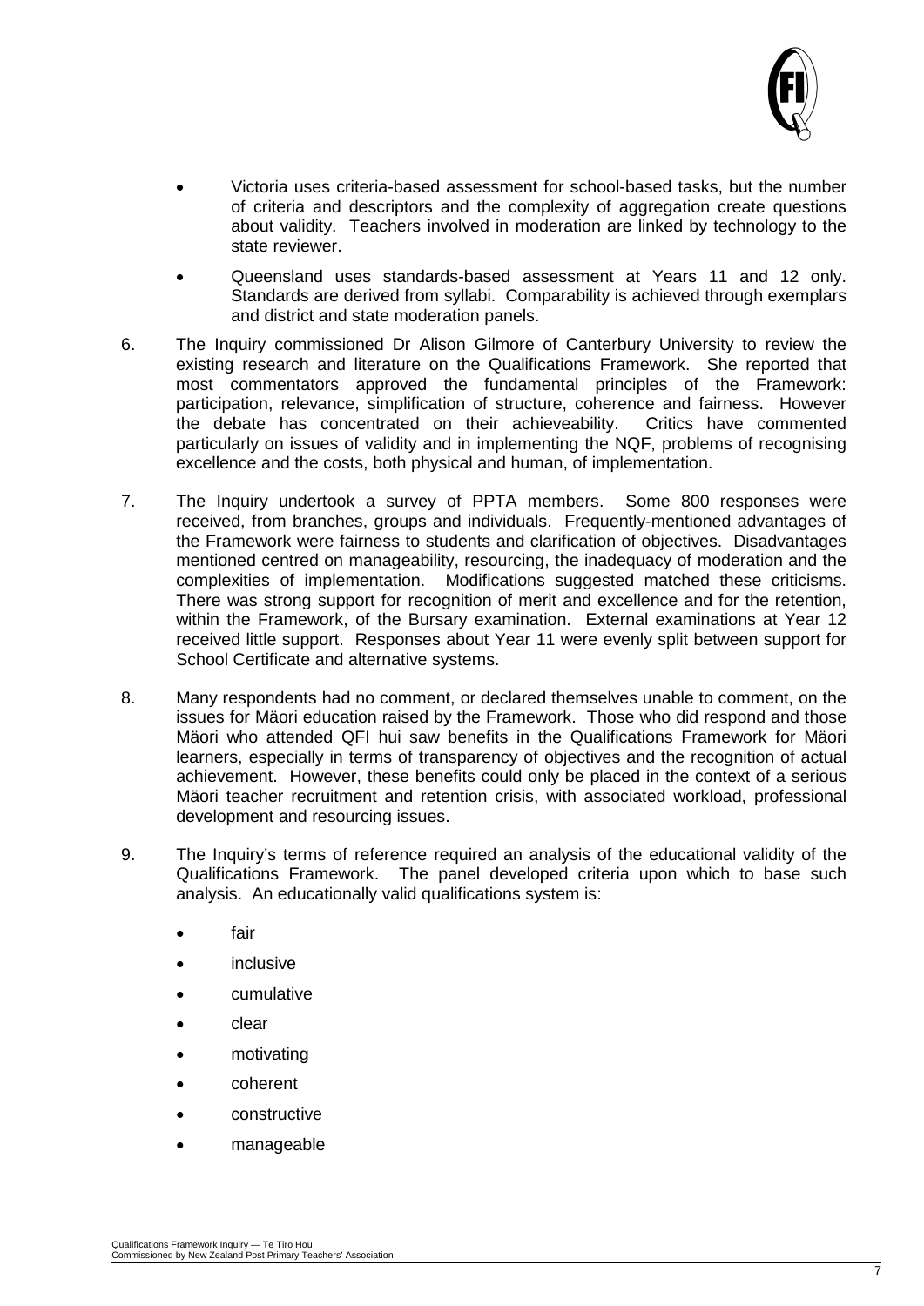- Victoria uses criteria-based assessment for school-based tasks, but the number of criteria and descriptors and the complexity of aggregation create questions about validity. Teachers involved in moderation are linked by technology to the state reviewer.
- Queensland uses standards-based assessment at Years 11 and 12 only. Standards are derived from syllabi. Comparability is achieved through exemplars and district and state moderation panels.

6. The Inquiry commissioned Dr Alison Gilmore of Canterbury University to review the existing research and literature on the Qualifications Framework. She reported that most commentators approved the fundamental principles of the Framework: participation, relevance, simplification of structure, coherence and fairness. However the debate has concentrated on their achieveability. Critics have commented particularly on issues of validity and in implementing the NQF, problems of recognising excellence and the costs, both physical and human, of implementation.

7. The Inquiry undertook a survey of PPTA members. Some 800 responses were received, from branches, groups and individuals. Frequently-mentioned advantages of the Framework were fairness to students and clarification of objectives. Disadvantages mentioned centred on manageability, resourcing, the inadequacy of moderation and the complexities of implementation. Modifications suggested matched these criticisms. There was strong support for recognition of merit and excellence and for the retention, within the Framework, of the Bursary examination. External examinations at Year 12 received little support. Responses about Year 11 were evenly split between support for School Certificate and alternative systems.

8. Many respondents had no comment, or declared themselves unable to comment, on the issues for Mäori education raised by the Framework. Those who did respond and those Mäori who attended QFI hui saw benefits in the Qualifications Framework for Mäori learners, especially in terms of transparency of objectives and the recognition of actual achievement. However, these benefits could only be placed in the context of a serious Mäori teacher recruitment and retention crisis, with associated workload, professional development and resourcing issues.

9. The Inquiry's terms of reference required an analysis of the educational validity of the Qualifications Framework. The panel developed criteria upon which to base such analysis. An educationally valid qualifications system is:

   - fair
   - inclusive
   - cumulative
   - clear
   - motivating
   - coherent
   - constructive
   - manageable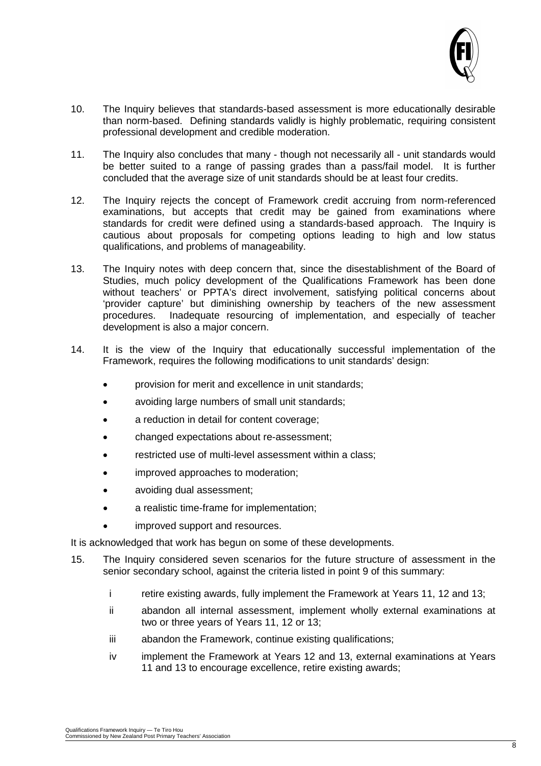10. The Inquiry believes that standards-based assessment is more educationally desirable than norm-based. Defining standards validly is highly problematic, requiring consistent professional development and credible moderation.

11. The Inquiry also concludes that many - though not necessarily all - unit standards would be better suited to a range of passing grades than a pass/fail model. It is further concluded that the average size of unit standards should be at least four credits.

12. The Inquiry rejects the concept of Framework credit accruing from norm-referenced examinations, but accepts that credit may be gained from examinations where standards for credit were defined using a standards-based approach. The Inquiry is cautious about proposals for competing options leading to high and low status qualifications, and problems of manageability.

13. The Inquiry notes with deep concern that, since the disestablishment of the Board of Studies, much policy development of the Qualifications Framework has been done without teachers' or PPTA's direct involvement, satisfying political concerns about 'provider capture' but diminishing ownership by teachers of the new assessment procedures. Inadequate resourcing of implementation, and especially of teacher development is also a major concern.

14. It is the view of the Inquiry that educationally successful implementation of the Framework, requires the following modifications to unit standards' design:

    - provision for merit and excellence in unit standards;
    - avoiding large numbers of small unit standards;
    - a reduction in detail for content coverage;
    - changed expectations about re-assessment;
    - restricted use of multi-level assessment within a class;
    - improved approaches to moderation;
    - avoiding dual assessment;
    - a realistic time-frame for implementation;
    - improved support and resources.

It is acknowledged that work has begun on some of these developments.

15. The Inquiry considered seven scenarios for the future structure of assessment in the senior secondary school, against the criteria listed in point 9 of this summary:

    i. retire existing awards, fully implement the Framework at Years 11, 12 and 13;
    ii. abandon all internal assessment, implement wholly external examinations at two or three years of Years 11, 12 or 13;
    iii. abandon the Framework, continue existing qualifications;
    iv. implement the Framework at Years 12 and 13, external examinations at Years 11 and 13 to encourage excellence, retire existing awards;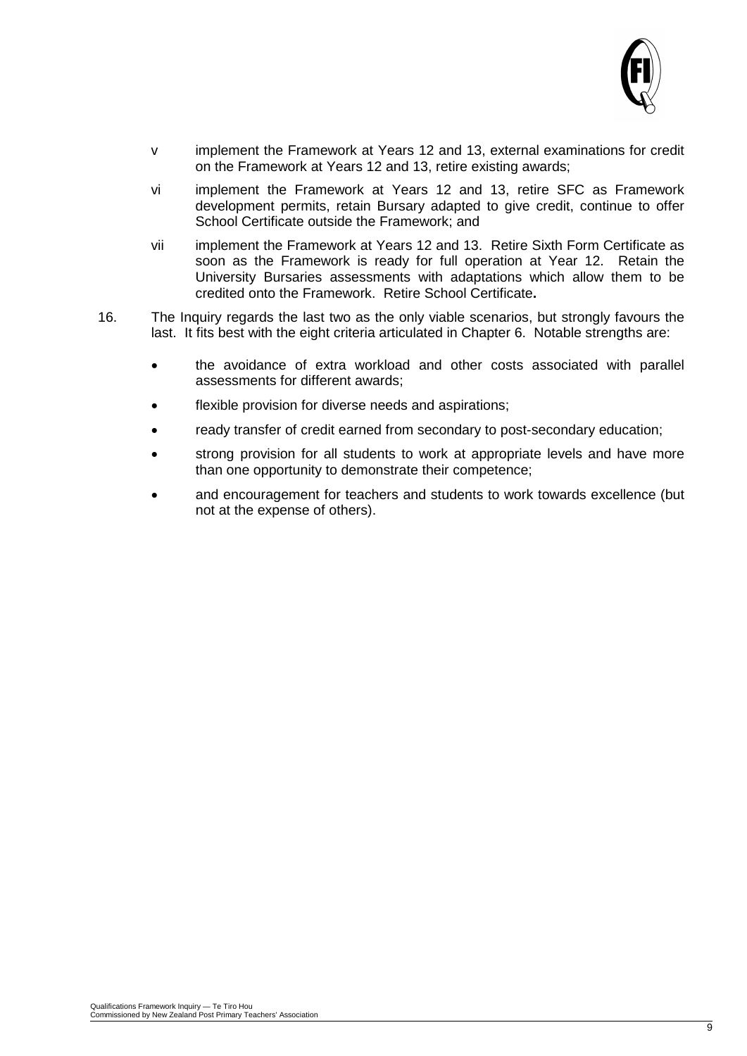v   implement the Framework at Years 12 and 13, external examinations for credit on the Framework at Years 12 and 13, retire existing awards;

vi   implement the Framework at Years 12 and 13, retire SFC as Framework development permits, retain Bursary adapted to give credit, continue to offer School Certificate outside the Framework; and

vii   implement the Framework at Years 12 and 13. Retire Sixth Form Certificate as soon as the Framework is ready for full operation at Year 12. Retain the University Bursaries assessments with adaptations which allow them to be credited onto the Framework. Retire School Certificate**.**

16. The Inquiry regards the last two as the only viable scenarios, but strongly favours the last. It fits best with the eight criteria articulated in Chapter 6. Notable strengths are:

- the avoidance of extra workload and other costs associated with parallel assessments for different awards;
- flexible provision for diverse needs and aspirations;
- ready transfer of credit earned from secondary to post-secondary education;
- strong provision for all students to work at appropriate levels and have more than one opportunity to demonstrate their competence;
- and encouragement for teachers and students to work towards excellence (but not at the expense of others).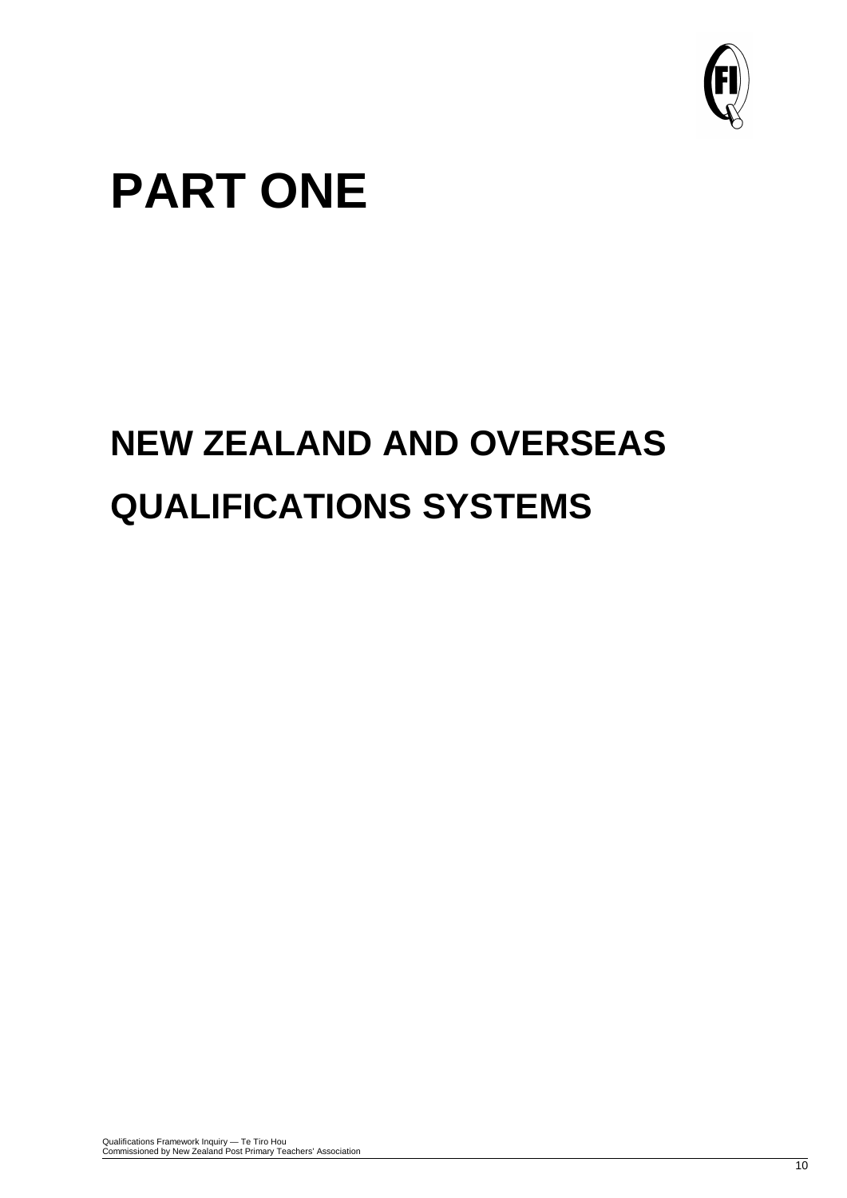# PART ONE

## NEW ZEALAND AND OVERSEAS QUALIFICATIONS SYSTEMS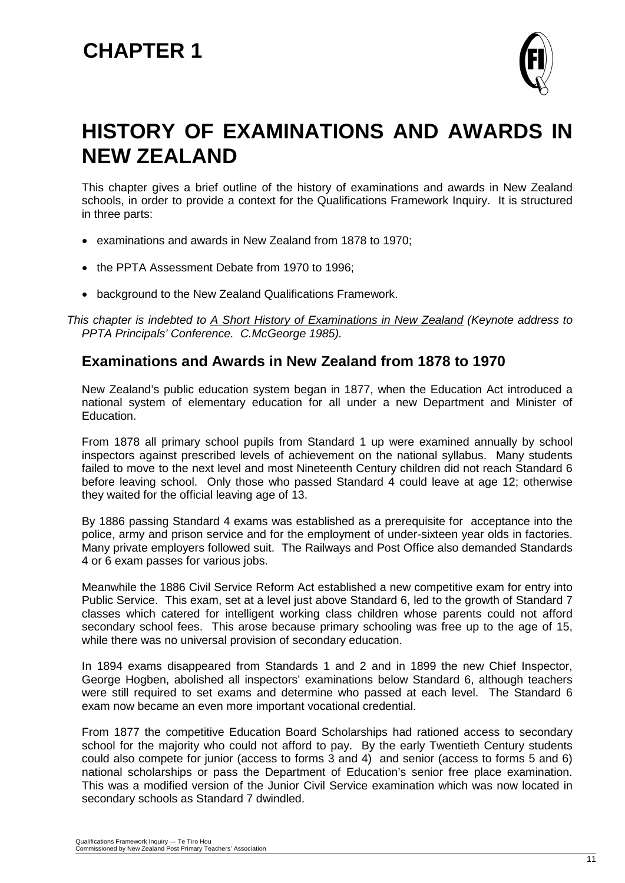# CHAPTER 1

# HISTORY OF EXAMINATIONS AND AWARDS IN NEW ZEALAND

This chapter gives a brief outline of the history of examinations and awards in New Zealand schools, in order to provide a context for the Qualifications Framework Inquiry. It is structured in three parts:

- examinations and awards in New Zealand from 1878 to 1970;
- the PPTA Assessment Debate from 1970 to 1996;
- background to the New Zealand Qualifications Framework.

*This chapter is indebted to A Short History of Examinations in New Zealand (Keynote address to PPTA Principals' Conference. C.McGeorge 1985).*

## Examinations and Awards in New Zealand from 1878 to 1970

New Zealand's public education system began in 1877, when the Education Act introduced a national system of elementary education for all under a new Department and Minister of Education.

From 1878 all primary school pupils from Standard 1 up were examined annually by school inspectors against prescribed levels of achievement on the national syllabus. Many students failed to move to the next level and most Nineteenth Century children did not reach Standard 6 before leaving school. Only those who passed Standard 4 could leave at age 12; otherwise they waited for the official leaving age of 13.

By 1886 passing Standard 4 exams was established as a prerequisite for acceptance into the police, army and prison service and for the employment of under-sixteen year olds in factories. Many private employers followed suit. The Railways and Post Office also demanded Standards 4 or 6 exam passes for various jobs.

Meanwhile the 1886 Civil Service Reform Act established a new competitive exam for entry into Public Service. This exam, set at a level just above Standard 6, led to the growth of Standard 7 classes which catered for intelligent working class children whose parents could not afford secondary school fees. This arose because primary schooling was free up to the age of 15, while there was no universal provision of secondary education.

In 1894 exams disappeared from Standards 1 and 2 and in 1899 the new Chief Inspector, George Hogben, abolished all inspectors' examinations below Standard 6, although teachers were still required to set exams and determine who passed at each level. The Standard 6 exam now became an even more important vocational credential.

From 1877 the competitive Education Board Scholarships had rationed access to secondary school for the majority who could not afford to pay. By the early Twentieth Century students could also compete for junior (access to forms 3 and 4) and senior (access to forms 5 and 6) national scholarships or pass the Department of Education's senior free place examination. This was a modified version of the Junior Civil Service examination which was now located in secondary schools as Standard 7 dwindled.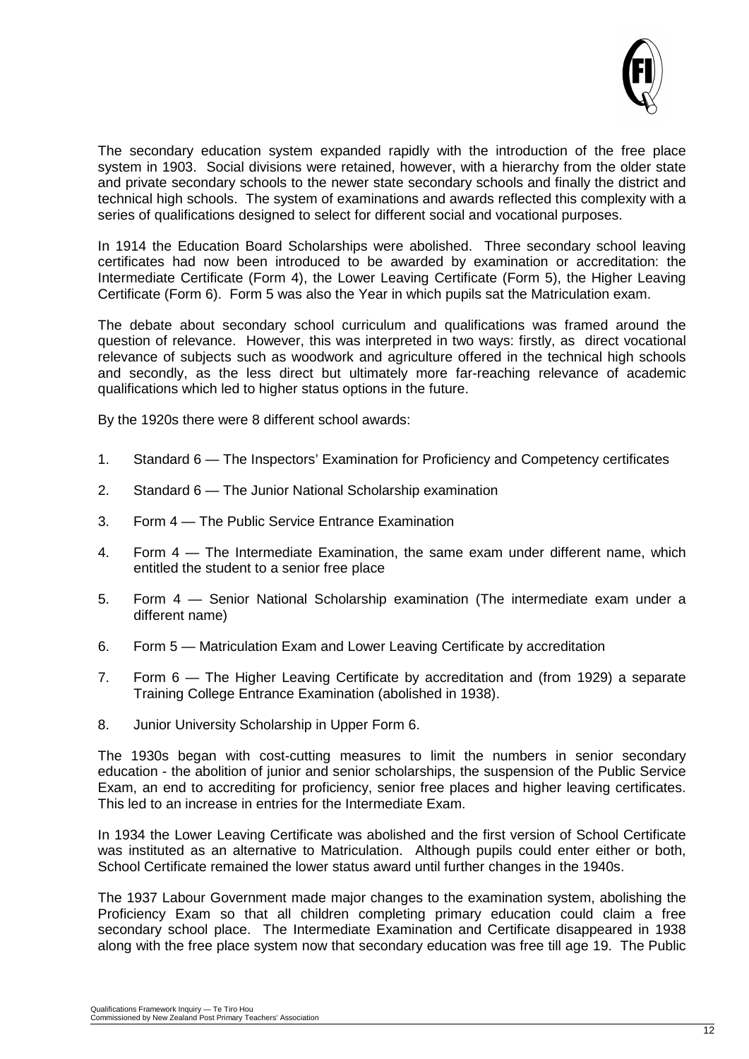The secondary education system expanded rapidly with the introduction of the free place system in 1903. Social divisions were retained, however, with a hierarchy from the older state and private secondary schools to the newer state secondary schools and finally the district and technical high schools. The system of examinations and awards reflected this complexity with a series of qualifications designed to select for different social and vocational purposes.

In 1914 the Education Board Scholarships were abolished. Three secondary school leaving certificates had now been introduced to be awarded by examination or accreditation: the Intermediate Certificate (Form 4), the Lower Leaving Certificate (Form 5), the Higher Leaving Certificate (Form 6). Form 5 was also the Year in which pupils sat the Matriculation exam.

The debate about secondary school curriculum and qualifications was framed around the question of relevance. However, this was interpreted in two ways: firstly, as direct vocational relevance of subjects such as woodwork and agriculture offered in the technical high schools and secondly, as the less direct but ultimately more far-reaching relevance of academic qualifications which led to higher status options in the future.

By the 1920s there were 8 different school awards:

1. Standard 6 — The Inspectors' Examination for Proficiency and Competency certificates
2. Standard 6 — The Junior National Scholarship examination
3. Form 4 — The Public Service Entrance Examination
4. Form 4 — The Intermediate Examination, the same exam under different name, which entitled the student to a senior free place
5. Form 4 — Senior National Scholarship examination (The intermediate exam under a different name)
6. Form 5 — Matriculation Exam and Lower Leaving Certificate by accreditation
7. Form 6 — The Higher Leaving Certificate by accreditation and (from 1929) a separate Training College Entrance Examination (abolished in 1938).
8. Junior University Scholarship in Upper Form 6.

The 1930s began with cost-cutting measures to limit the numbers in senior secondary education - the abolition of junior and senior scholarships, the suspension of the Public Service Exam, an end to accrediting for proficiency, senior free places and higher leaving certificates. This led to an increase in entries for the Intermediate Exam.

In 1934 the Lower Leaving Certificate was abolished and the first version of School Certificate was instituted as an alternative to Matriculation. Although pupils could enter either or both, School Certificate remained the lower status award until further changes in the 1940s.

The 1937 Labour Government made major changes to the examination system, abolishing the Proficiency Exam so that all children completing primary education could claim a free secondary school place. The Intermediate Examination and Certificate disappeared in 1938 along with the free place system now that secondary education was free till age 19. The Public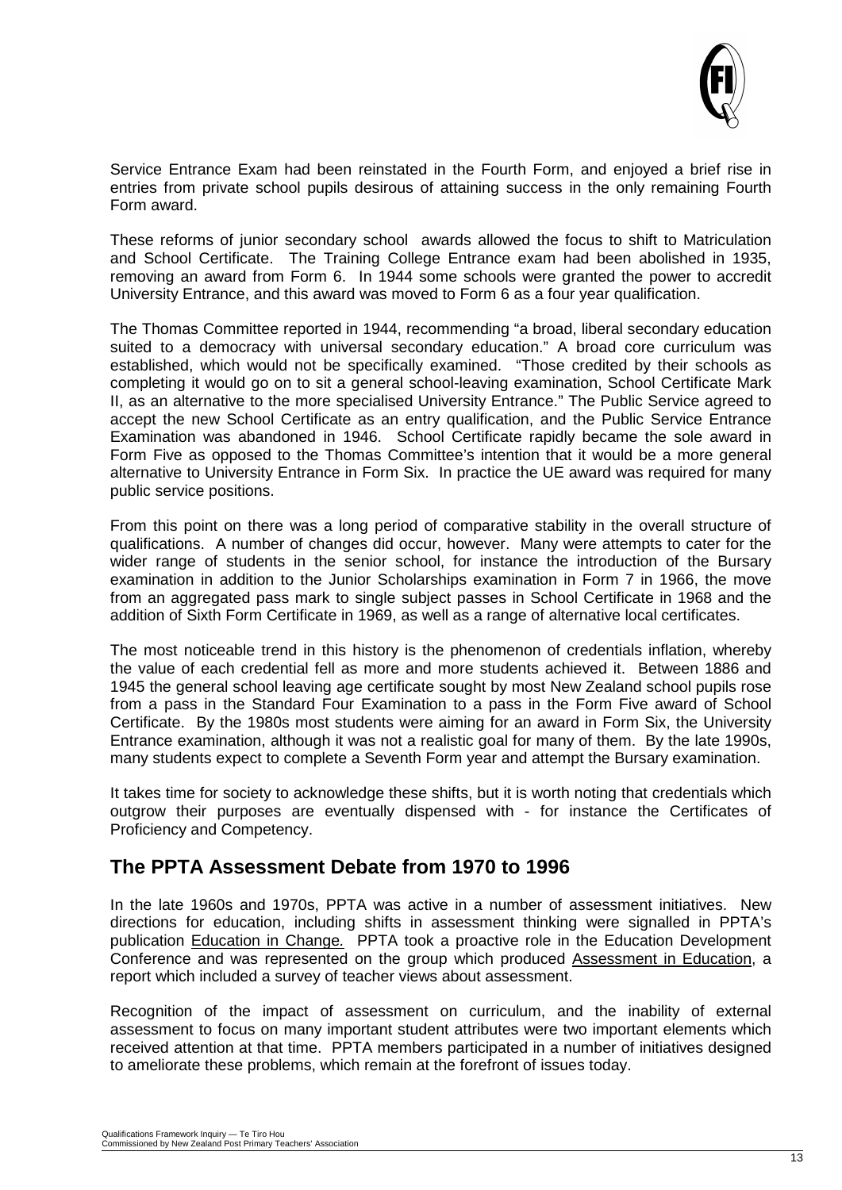Service Entrance Exam had been reinstated in the Fourth Form, and enjoyed a brief rise in entries from private school pupils desirous of attaining success in the only remaining Fourth Form award.

These reforms of junior secondary school awards allowed the focus to shift to Matriculation and School Certificate. The Training College Entrance exam had been abolished in 1935, removing an award from Form 6. In 1944 some schools were granted the power to accredit University Entrance, and this award was moved to Form 6 as a four year qualification.

The Thomas Committee reported in 1944, recommending "a broad, liberal secondary education suited to a democracy with universal secondary education." A broad core curriculum was established, which would not be specifically examined. "Those credited by their schools as completing it would go on to sit a general school-leaving examination, School Certificate Mark II, as an alternative to the more specialised University Entrance." The Public Service agreed to accept the new School Certificate as an entry qualification, and the Public Service Entrance Examination was abandoned in 1946. School Certificate rapidly became the sole award in Form Five as opposed to the Thomas Committee's intention that it would be a more general alternative to University Entrance in Form Six. In practice the UE award was required for many public service positions.

From this point on there was a long period of comparative stability in the overall structure of qualifications. A number of changes did occur, however. Many were attempts to cater for the wider range of students in the senior school, for instance the introduction of the Bursary examination in addition to the Junior Scholarships examination in Form 7 in 1966, the move from an aggregated pass mark to single subject passes in School Certificate in 1968 and the addition of Sixth Form Certificate in 1969, as well as a range of alternative local certificates.

The most noticeable trend in this history is the phenomenon of credentials inflation, whereby the value of each credential fell as more and more students achieved it. Between 1886 and 1945 the general school leaving age certificate sought by most New Zealand school pupils rose from a pass in the Standard Four Examination to a pass in the Form Five award of School Certificate. By the 1980s most students were aiming for an award in Form Six, the University Entrance examination, although it was not a realistic goal for many of them. By the late 1990s, many students expect to complete a Seventh Form year and attempt the Bursary examination.

It takes time for society to acknowledge these shifts, but it is worth noting that credentials which outgrow their purposes are eventually dispensed with - for instance the Certificates of Proficiency and Competency.

## The PPTA Assessment Debate from 1970 to 1996

In the late 1960s and 1970s, PPTA was active in a number of assessment initiatives. New directions for education, including shifts in assessment thinking were signalled in PPTA's publication Education in Change. PPTA took a proactive role in the Education Development Conference and was represented on the group which produced Assessment in Education, a report which included a survey of teacher views about assessment.

Recognition of the impact of assessment on curriculum, and the inability of external assessment to focus on many important student attributes were two important elements which received attention at that time. PPTA members participated in a number of initiatives designed to ameliorate these problems, which remain at the forefront of issues today.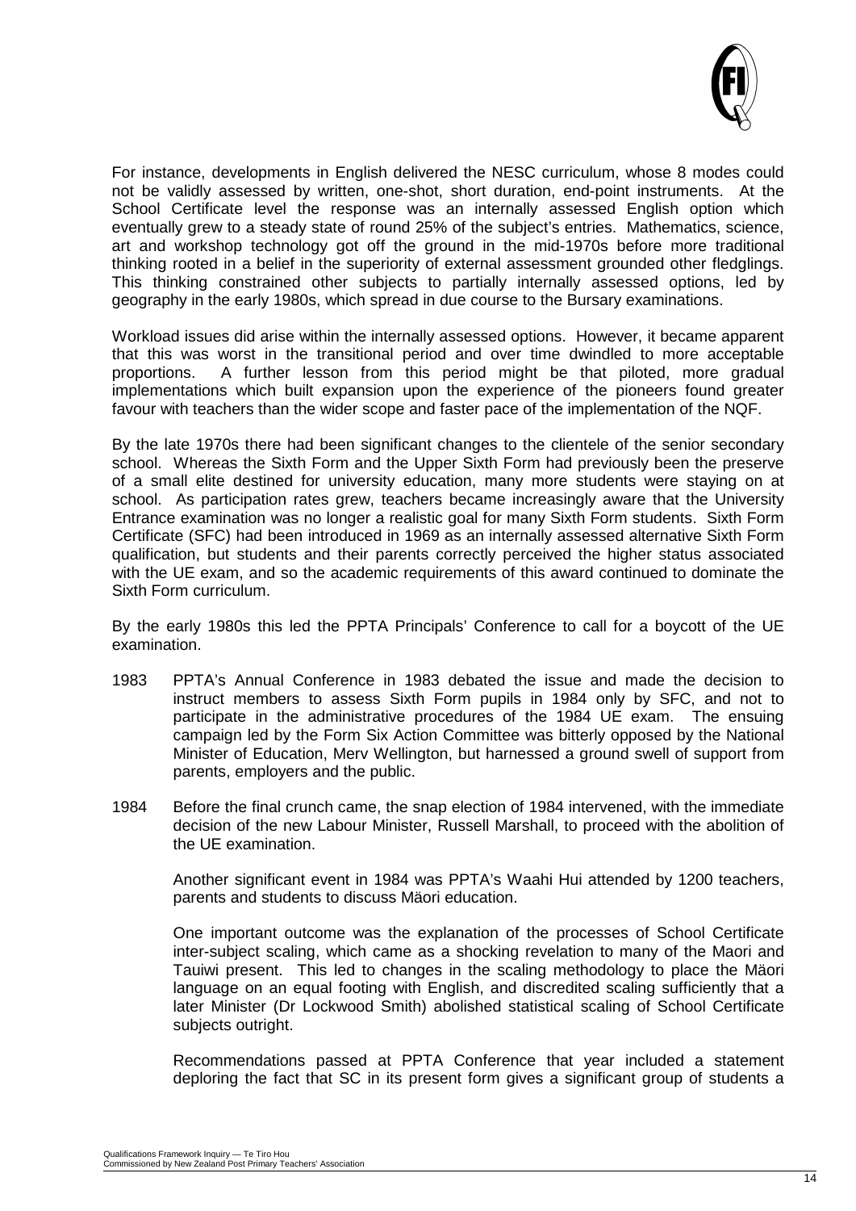For instance, developments in English delivered the NESC curriculum, whose 8 modes could not be validly assessed by written, one-shot, short duration, end-point instruments. At the School Certificate level the response was an internally assessed English option which eventually grew to a steady state of round 25% of the subject's entries. Mathematics, science, art and workshop technology got off the ground in the mid-1970s before more traditional thinking rooted in a belief in the superiority of external assessment grounded other fledglings. This thinking constrained other subjects to partially internally assessed options, led by geography in the early 1980s, which spread in due course to the Bursary examinations.

Workload issues did arise within the internally assessed options. However, it became apparent that this was worst in the transitional period and over time dwindled to more acceptable proportions. A further lesson from this period might be that piloted, more gradual implementations which built expansion upon the experience of the pioneers found greater favour with teachers than the wider scope and faster pace of the implementation of the NQF.

By the late 1970s there had been significant changes to the clientele of the senior secondary school. Whereas the Sixth Form and the Upper Sixth Form had previously been the preserve of a small elite destined for university education, many more students were staying on at school. As participation rates grew, teachers became increasingly aware that the University Entrance examination was no longer a realistic goal for many Sixth Form students. Sixth Form Certificate (SFC) had been introduced in 1969 as an internally assessed alternative Sixth Form qualification, but students and their parents correctly perceived the higher status associated with the UE exam, and so the academic requirements of this award continued to dominate the Sixth Form curriculum.

By the early 1980s this led the PPTA Principals' Conference to call for a boycott of the UE examination.

1983 PPTA's Annual Conference in 1983 debated the issue and made the decision to instruct members to assess Sixth Form pupils in 1984 only by SFC, and not to participate in the administrative procedures of the 1984 UE exam. The ensuing campaign led by the Form Six Action Committee was bitterly opposed by the National Minister of Education, Merv Wellington, but harnessed a ground swell of support from parents, employers and the public.

1984 Before the final crunch came, the snap election of 1984 intervened, with the immediate decision of the new Labour Minister, Russell Marshall, to proceed with the abolition of the UE examination.

Another significant event in 1984 was PPTA's Waahi Hui attended by 1200 teachers, parents and students to discuss Mäori education.

One important outcome was the explanation of the processes of School Certificate inter-subject scaling, which came as a shocking revelation to many of the Maori and Tauiwi present. This led to changes in the scaling methodology to place the Mäori language on an equal footing with English, and discredited scaling sufficiently that a later Minister (Dr Lockwood Smith) abolished statistical scaling of School Certificate subjects outright.

Recommendations passed at PPTA Conference that year included a statement deploring the fact that SC in its present form gives a significant group of students a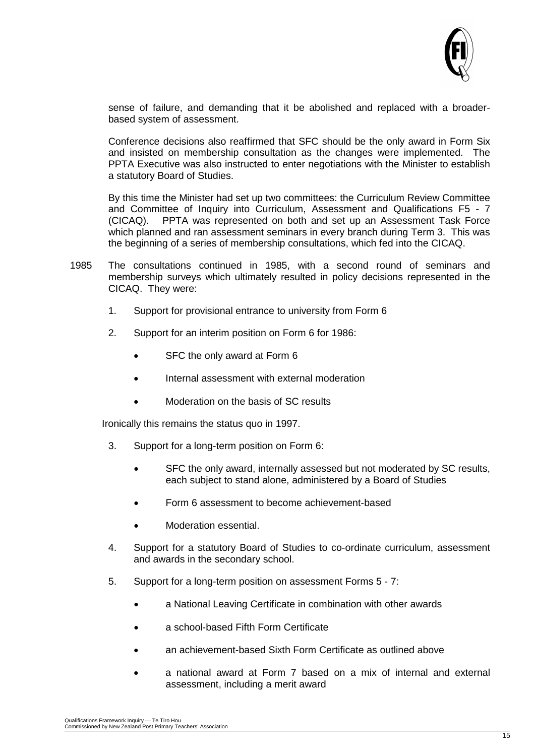sense of failure, and demanding that it be abolished and replaced with a broader-based system of assessment.

Conference decisions also reaffirmed that SFC should be the only award in Form Six and insisted on membership consultation as the changes were implemented. The PPTA Executive was also instructed to enter negotiations with the Minister to establish a statutory Board of Studies.

By this time the Minister had set up two committees: the Curriculum Review Committee and Committee of Inquiry into Curriculum, Assessment and Qualifications F5 - 7 (CICAQ). PPTA was represented on both and set up an Assessment Task Force which planned and ran assessment seminars in every branch during Term 3. This was the beginning of a series of membership consultations, which fed into the CICAQ.

1985 The consultations continued in 1985, with a second round of seminars and membership surveys which ultimately resulted in policy decisions represented in the CICAQ. They were:

1. Support for provisional entrance to university from Form 6
2. Support for an interim position on Form 6 for 1986:
    - SFC the only award at Form 6
    - Internal assessment with external moderation
    - Moderation on the basis of SC results

Ironically this remains the status quo in 1997.

3. Support for a long-term position on Form 6:
    - SFC the only award, internally assessed but not moderated by SC results, each subject to stand alone, administered by a Board of Studies
    - Form 6 assessment to become achievement-based
    - Moderation essential.
4. Support for a statutory Board of Studies to co-ordinate curriculum, assessment and awards in the secondary school.
5. Support for a long-term position on assessment Forms 5 - 7:
    - a National Leaving Certificate in combination with other awards
    - a school-based Fifth Form Certificate
    - an achievement-based Sixth Form Certificate as outlined above
    - a national award at Form 7 based on a mix of internal and external assessment, including a merit award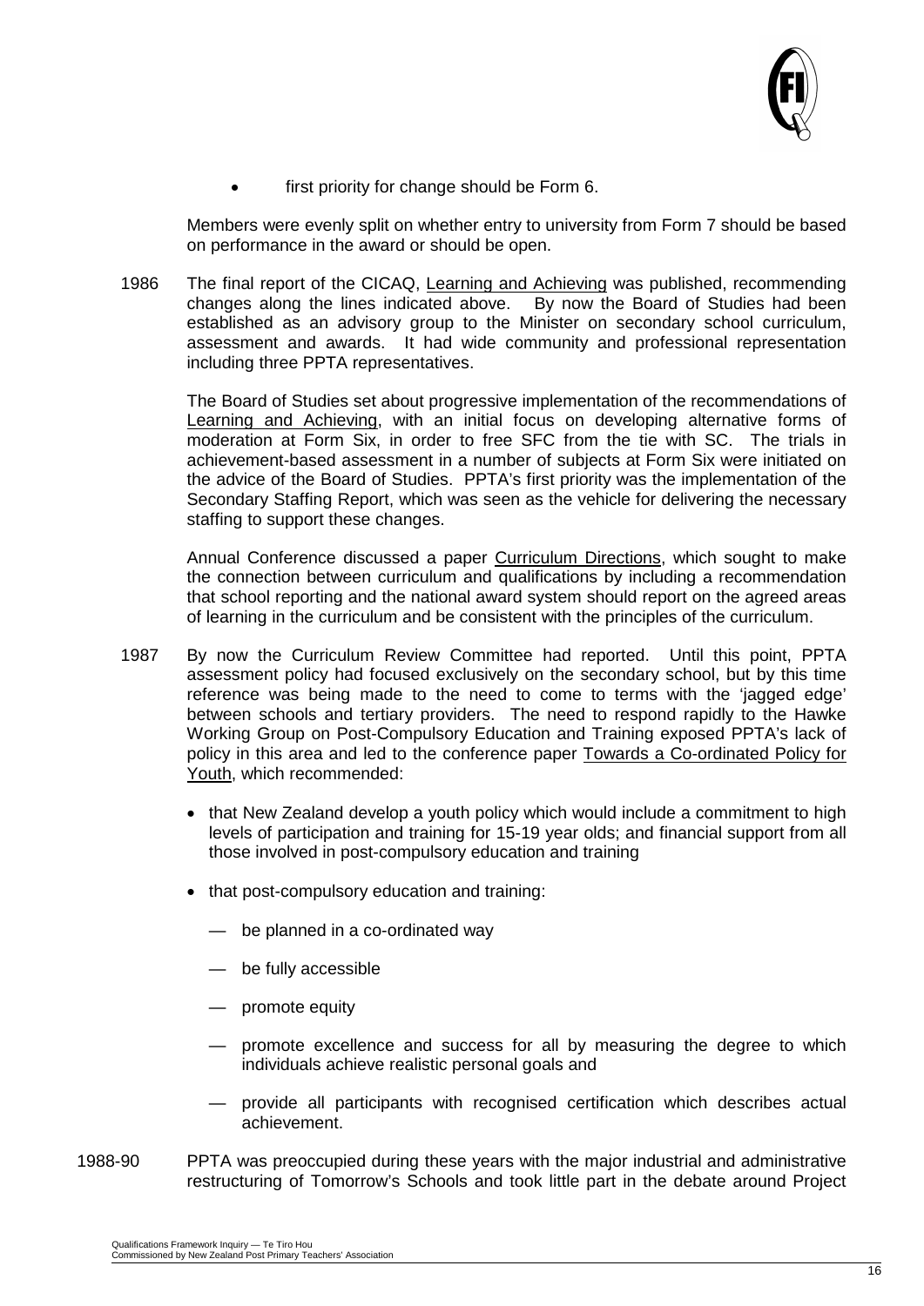- first priority for change should be Form 6.

Members were evenly split on whether entry to university from Form 7 should be based on performance in the award or should be open.

1986 The final report of the CICAQ, Learning and Achieving was published, recommending changes along the lines indicated above. By now the Board of Studies had been established as an advisory group to the Minister on secondary school curriculum, assessment and awards. It had wide community and professional representation including three PPTA representatives.

The Board of Studies set about progressive implementation of the recommendations of Learning and Achieving, with an initial focus on developing alternative forms of moderation at Form Six, in order to free SFC from the tie with SC. The trials in achievement-based assessment in a number of subjects at Form Six were initiated on the advice of the Board of Studies. PPTA's first priority was the implementation of the Secondary Staffing Report, which was seen as the vehicle for delivering the necessary staffing to support these changes.

Annual Conference discussed a paper Curriculum Directions, which sought to make the connection between curriculum and qualifications by including a recommendation that school reporting and the national award system should report on the agreed areas of learning in the curriculum and be consistent with the principles of the curriculum.

1987 By now the Curriculum Review Committee had reported. Until this point, PPTA assessment policy had focused exclusively on the secondary school, but by this time reference was being made to the need to come to terms with the 'jagged edge' between schools and tertiary providers. The need to respond rapidly to the Hawke Working Group on Post-Compulsory Education and Training exposed PPTA's lack of policy in this area and led to the conference paper Towards a Co-ordinated Policy for Youth, which recommended:

- that New Zealand develop a youth policy which would include a commitment to high levels of participation and training for 15-19 year olds; and financial support from all those involved in post-compulsory education and training
- that post-compulsory education and training:
  - be planned in a co-ordinated way
  - be fully accessible
  - promote equity
  - promote excellence and success for all by measuring the degree to which individuals achieve realistic personal goals and
  - provide all participants with recognised certification which describes actual achievement.

1988-90 PPTA was preoccupied during these years with the major industrial and administrative restructuring of Tomorrow's Schools and took little part in the debate around Project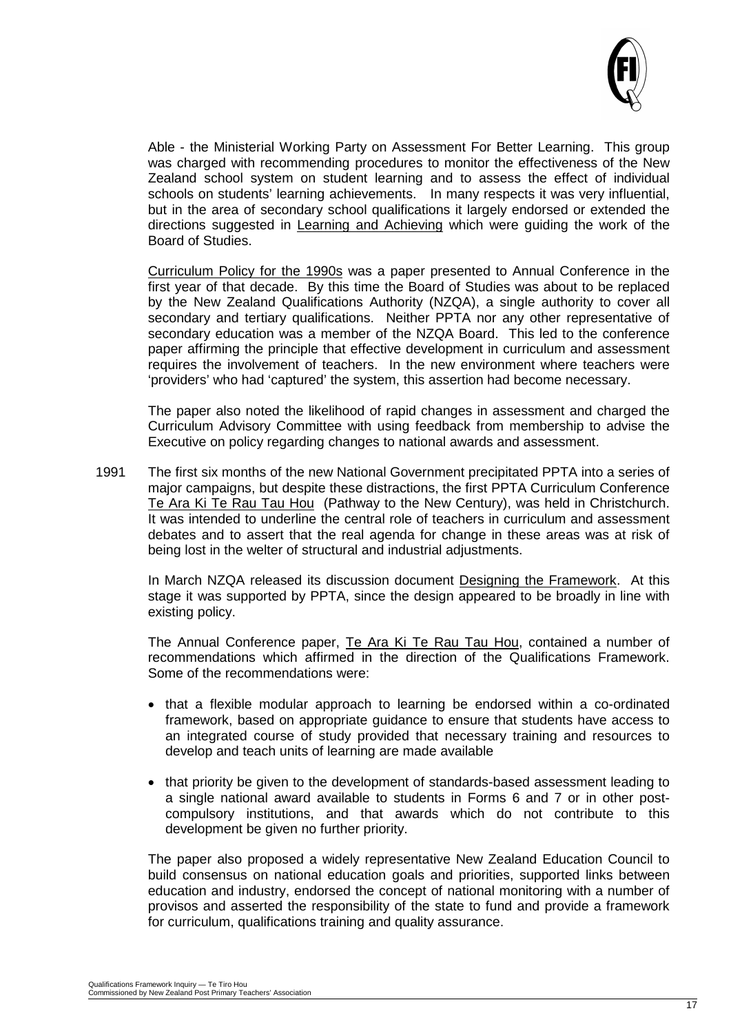Able - the Ministerial Working Party on Assessment For Better Learning. This group was charged with recommending procedures to monitor the effectiveness of the New Zealand school system on student learning and to assess the effect of individual schools on students' learning achievements. In many respects it was very influential, but in the area of secondary school qualifications it largely endorsed or extended the directions suggested in Learning and Achieving which were guiding the work of the Board of Studies.

Curriculum Policy for the 1990s was a paper presented to Annual Conference in the first year of that decade. By this time the Board of Studies was about to be replaced by the New Zealand Qualifications Authority (NZQA), a single authority to cover all secondary and tertiary qualifications. Neither PPTA nor any other representative of secondary education was a member of the NZQA Board. This led to the conference paper affirming the principle that effective development in curriculum and assessment requires the involvement of teachers. In the new environment where teachers were 'providers' who had 'captured' the system, this assertion had become necessary.

The paper also noted the likelihood of rapid changes in assessment and charged the Curriculum Advisory Committee with using feedback from membership to advise the Executive on policy regarding changes to national awards and assessment.

1991 The first six months of the new National Government precipitated PPTA into a series of major campaigns, but despite these distractions, the first PPTA Curriculum Conference Te Ara Ki Te Rau Tau Hou (Pathway to the New Century), was held in Christchurch. It was intended to underline the central role of teachers in curriculum and assessment debates and to assert that the real agenda for change in these areas was at risk of being lost in the welter of structural and industrial adjustments.

In March NZQA released its discussion document Designing the Framework. At this stage it was supported by PPTA, since the design appeared to be broadly in line with existing policy.

The Annual Conference paper, Te Ara Ki Te Rau Tau Hou, contained a number of recommendations which affirmed in the direction of the Qualifications Framework. Some of the recommendations were:

- that a flexible modular approach to learning be endorsed within a co-ordinated framework, based on appropriate guidance to ensure that students have access to an integrated course of study provided that necessary training and resources to develop and teach units of learning are made available
- that priority be given to the development of standards-based assessment leading to a single national award available to students in Forms 6 and 7 or in other post-compulsory institutions, and that awards which do not contribute to this development be given no further priority.

The paper also proposed a widely representative New Zealand Education Council to build consensus on national education goals and priorities, supported links between education and industry, endorsed the concept of national monitoring with a number of provisos and asserted the responsibility of the state to fund and provide a framework for curriculum, qualifications training and quality assurance.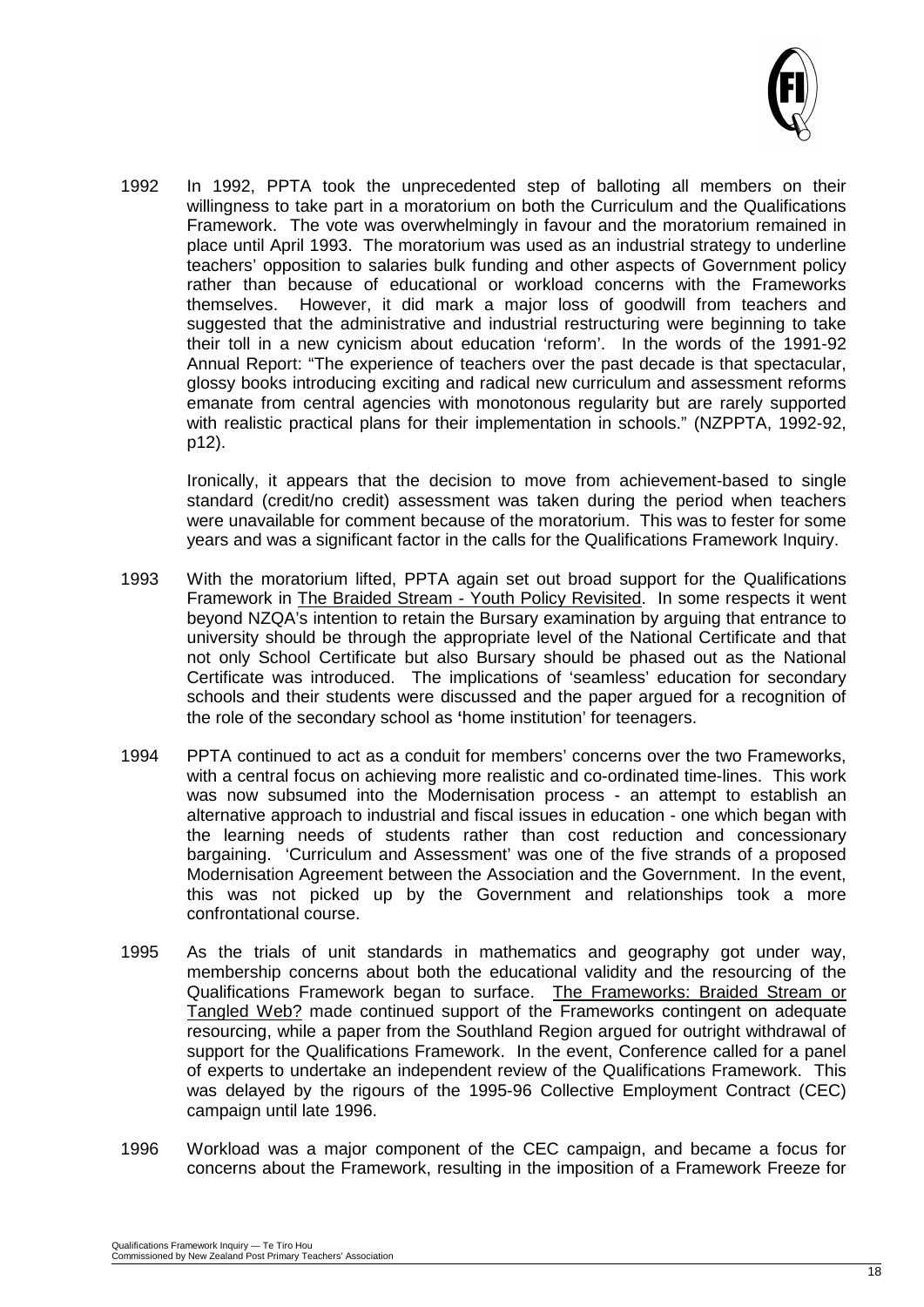1992 In 1992, PPTA took the unprecedented step of balloting all members on their willingness to take part in a moratorium on both the Curriculum and the Qualifications Framework. The vote was overwhelmingly in favour and the moratorium remained in place until April 1993. The moratorium was used as an industrial strategy to underline teachers' opposition to salaries bulk funding and other aspects of Government policy rather than because of educational or workload concerns with the Frameworks themselves. However, it did mark a major loss of goodwill from teachers and suggested that the administrative and industrial restructuring were beginning to take their toll in a new cynicism about education 'reform'. In the words of the 1991-92 Annual Report: "The experience of teachers over the past decade is that spectacular, glossy books introducing exciting and radical new curriculum and assessment reforms emanate from central agencies with monotonous regularity but are rarely supported with realistic practical plans for their implementation in schools." (NZPPTA, 1992-92, p12).

Ironically, it appears that the decision to move from achievement-based to single standard (credit/no credit) assessment was taken during the period when teachers were unavailable for comment because of the moratorium. This was to fester for some years and was a significant factor in the calls for the Qualifications Framework Inquiry.

1993 With the moratorium lifted, PPTA again set out broad support for the Qualifications Framework in <u>The Braided Stream - Youth Policy Revisited</u>. In some respects it went beyond NZQA's intention to retain the Bursary examination by arguing that entrance to university should be through the appropriate level of the National Certificate and that not only School Certificate but also Bursary should be phased out as the National Certificate was introduced. The implications of 'seamless' education for secondary schools and their students were discussed and the paper argued for a recognition of the role of the secondary school as 'home institution' for teenagers.

1994 PPTA continued to act as a conduit for members' concerns over the two Frameworks, with a central focus on achieving more realistic and co-ordinated time-lines. This work was now subsumed into the Modernisation process - an attempt to establish an alternative approach to industrial and fiscal issues in education - one which began with the learning needs of students rather than cost reduction and concessionary bargaining. 'Curriculum and Assessment' was one of the five strands of a proposed Modernisation Agreement between the Association and the Government. In the event, this was not picked up by the Government and relationships took a more confrontational course.

1995 As the trials of unit standards in mathematics and geography got under way, membership concerns about both the educational validity and the resourcing of the Qualifications Framework began to surface. <u>The Frameworks: Braided Stream or Tangled Web?</u> made continued support of the Frameworks contingent on adequate resourcing, while a paper from the Southland Region argued for outright withdrawal of support for the Qualifications Framework. In the event, Conference called for a panel of experts to undertake an independent review of the Qualifications Framework. This was delayed by the rigours of the 1995-96 Collective Employment Contract (CEC) campaign until late 1996.

1996 Workload was a major component of the CEC campaign, and became a focus for concerns about the Framework, resulting in the imposition of a Framework Freeze for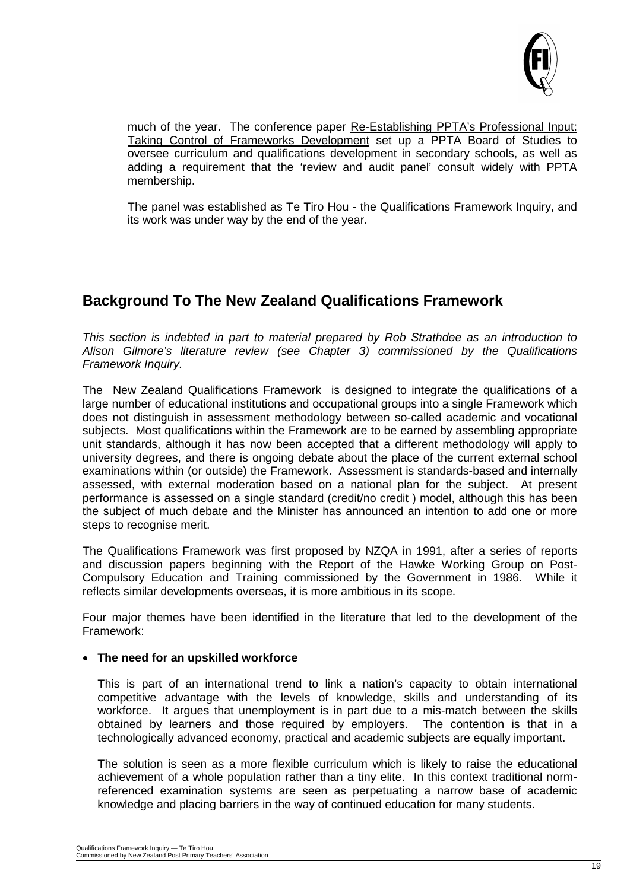much of the year. The conference paper Re-Establishing PPTA's Professional Input: Taking Control of Frameworks Development set up a PPTA Board of Studies to oversee curriculum and qualifications development in secondary schools, as well as adding a requirement that the 'review and audit panel' consult widely with PPTA membership.

The panel was established as Te Tiro Hou - the Qualifications Framework Inquiry, and its work was under way by the end of the year.

## Background To The New Zealand Qualifications Framework

*This section is indebted in part to material prepared by Rob Strathdee as an introduction to Alison Gilmore's literature review (see Chapter 3) commissioned by the Qualifications Framework Inquiry.*

The New Zealand Qualifications Framework is designed to integrate the qualifications of a large number of educational institutions and occupational groups into a single Framework which does not distinguish in assessment methodology between so-called academic and vocational subjects. Most qualifications within the Framework are to be earned by assembling appropriate unit standards, although it has now been accepted that a different methodology will apply to university degrees, and there is ongoing debate about the place of the current external school examinations within (or outside) the Framework. Assessment is standards-based and internally assessed, with external moderation based on a national plan for the subject. At present performance is assessed on a single standard (credit/no credit ) model, although this has been the subject of much debate and the Minister has announced an intention to add one or more steps to recognise merit.

The Qualifications Framework was first proposed by NZQA in 1991, after a series of reports and discussion papers beginning with the Report of the Hawke Working Group on Post-Compulsory Education and Training commissioned by the Government in 1986. While it reflects similar developments overseas, it is more ambitious in its scope.

Four major themes have been identified in the literature that led to the development of the Framework:

- **The need for an upskilled workforce**

  This is part of an international trend to link a nation's capacity to obtain international competitive advantage with the levels of knowledge, skills and understanding of its workforce. It argues that unemployment is in part due to a mis-match between the skills obtained by learners and those required by employers. The contention is that in a technologically advanced economy, practical and academic subjects are equally important.

  The solution is seen as a more flexible curriculum which is likely to raise the educational achievement of a whole population rather than a tiny elite. In this context traditional norm-referenced examination systems are seen as perpetuating a narrow base of academic knowledge and placing barriers in the way of continued education for many students.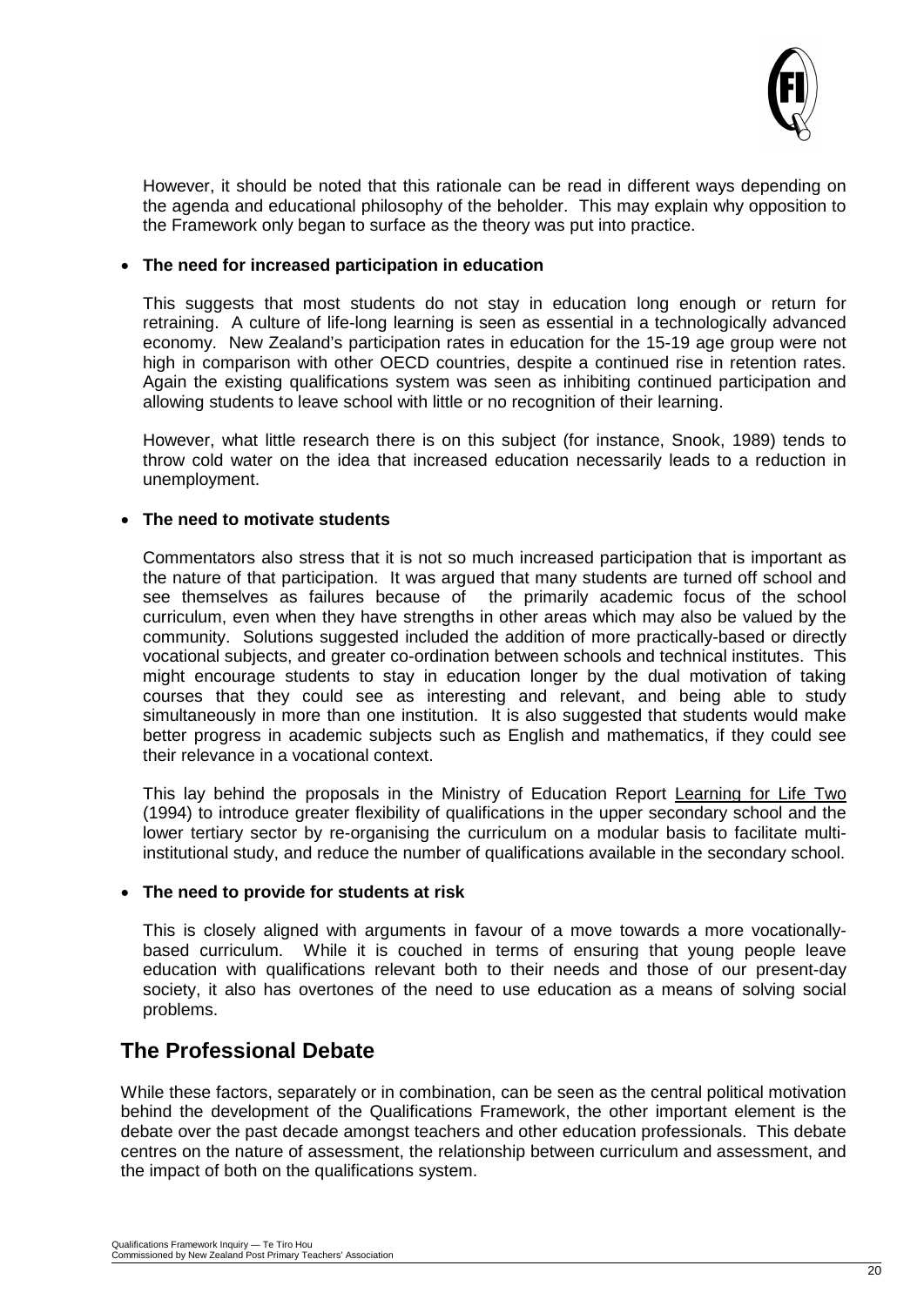However, it should be noted that this rationale can be read in different ways depending on the agenda and educational philosophy of the beholder. This may explain why opposition to the Framework only began to surface as the theory was put into practice.

- **The need for increased participation in education**

  This suggests that most students do not stay in education long enough or return for retraining. A culture of life-long learning is seen as essential in a technologically advanced economy. New Zealand's participation rates in education for the 15-19 age group were not high in comparison with other OECD countries, despite a continued rise in retention rates. Again the existing qualifications system was seen as inhibiting continued participation and allowing students to leave school with little or no recognition of their learning.

  However, what little research there is on this subject (for instance, Snook, 1989) tends to throw cold water on the idea that increased education necessarily leads to a reduction in unemployment.

- **The need to motivate students**

  Commentators also stress that it is not so much increased participation that is important as the nature of that participation. It was argued that many students are turned off school and see themselves as failures because of the primarily academic focus of the school curriculum, even when they have strengths in other areas which may also be valued by the community. Solutions suggested included the addition of more practically-based or directly vocational subjects, and greater co-ordination between schools and technical institutes. This might encourage students to stay in education longer by the dual motivation of taking courses that they could see as interesting and relevant, and being able to study simultaneously in more than one institution. It is also suggested that students would make better progress in academic subjects such as English and mathematics, if they could see their relevance in a vocational context.

  This lay behind the proposals in the Ministry of Education Report Learning for Life Two (1994) to introduce greater flexibility of qualifications in the upper secondary school and the lower tertiary sector by re-organising the curriculum on a modular basis to facilitate multi-institutional study, and reduce the number of qualifications available in the secondary school.

- **The need to provide for students at risk**

  This is closely aligned with arguments in favour of a move towards a more vocationally-based curriculum. While it is couched in terms of ensuring that young people leave education with qualifications relevant both to their needs and those of our present-day society, it also has overtones of the need to use education as a means of solving social problems.

## The Professional Debate

While these factors, separately or in combination, can be seen as the central political motivation behind the development of the Qualifications Framework, the other important element is the debate over the past decade amongst teachers and other education professionals. This debate centres on the nature of assessment, the relationship between curriculum and assessment, and the impact of both on the qualifications system.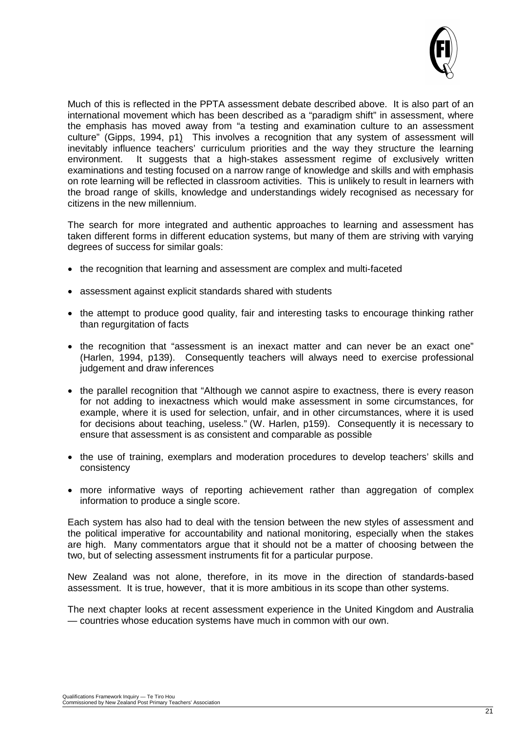Much of this is reflected in the PPTA assessment debate described above. It is also part of an international movement which has been described as a "paradigm shift" in assessment, where the emphasis has moved away from "a testing and examination culture to an assessment culture" (Gipps, 1994, p1) This involves a recognition that any system of assessment will inevitably influence teachers' curriculum priorities and the way they structure the learning environment. It suggests that a high-stakes assessment regime of exclusively written examinations and testing focused on a narrow range of knowledge and skills and with emphasis on rote learning will be reflected in classroom activities. This is unlikely to result in learners with the broad range of skills, knowledge and understandings widely recognised as necessary for citizens in the new millennium.

The search for more integrated and authentic approaches to learning and assessment has taken different forms in different education systems, but many of them are striving with varying degrees of success for similar goals:

- the recognition that learning and assessment are complex and multi-faceted
- assessment against explicit standards shared with students
- the attempt to produce good quality, fair and interesting tasks to encourage thinking rather than regurgitation of facts
- the recognition that "assessment is an inexact matter and can never be an exact one" (Harlen, 1994, p139). Consequently teachers will always need to exercise professional judgement and draw inferences
- the parallel recognition that "Although we cannot aspire to exactness, there is every reason for not adding to inexactness which would make assessment in some circumstances, for example, where it is used for selection, unfair, and in other circumstances, where it is used for decisions about teaching, useless." (W. Harlen, p159). Consequently it is necessary to ensure that assessment is as consistent and comparable as possible
- the use of training, exemplars and moderation procedures to develop teachers' skills and consistency
- more informative ways of reporting achievement rather than aggregation of complex information to produce a single score.

Each system has also had to deal with the tension between the new styles of assessment and the political imperative for accountability and national monitoring, especially when the stakes are high. Many commentators argue that it should not be a matter of choosing between the two, but of selecting assessment instruments fit for a particular purpose.

New Zealand was not alone, therefore, in its move in the direction of standards-based assessment. It is true, however, that it is more ambitious in its scope than other systems.

The next chapter looks at recent assessment experience in the United Kingdom and Australia — countries whose education systems have much in common with our own.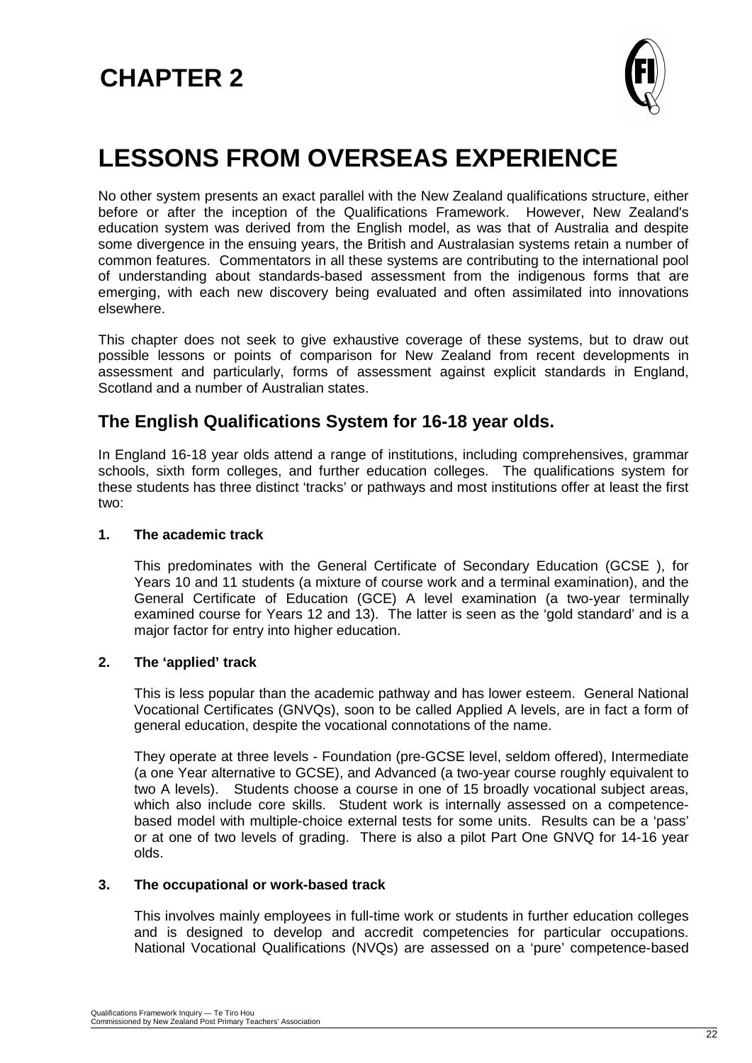# CHAPTER 2

# LESSONS FROM OVERSEAS EXPERIENCE

No other system presents an exact parallel with the New Zealand qualifications structure, either before or after the inception of the Qualifications Framework. However, New Zealand's education system was derived from the English model, as was that of Australia and despite some divergence in the ensuing years, the British and Australasian systems retain a number of common features. Commentators in all these systems are contributing to the international pool of understanding about standards-based assessment from the indigenous forms that are emerging, with each new discovery being evaluated and often assimilated into innovations elsewhere.

This chapter does not seek to give exhaustive coverage of these systems, but to draw out possible lessons or points of comparison for New Zealand from recent developments in assessment and particularly, forms of assessment against explicit standards in England, Scotland and a number of Australian states.

## The English Qualifications System for 16-18 year olds.

In England 16-18 year olds attend a range of institutions, including comprehensives, grammar schools, sixth form colleges, and further education colleges. The qualifications system for these students has three distinct 'tracks' or pathways and most institutions offer at least the first two:

**1. The academic track**

This predominates with the General Certificate of Secondary Education (GCSE ), for Years 10 and 11 students (a mixture of course work and a terminal examination), and the General Certificate of Education (GCE) A level examination (a two-year terminally examined course for Years 12 and 13). The latter is seen as the 'gold standard' and is a major factor for entry into higher education.

**2. The 'applied' track**

This is less popular than the academic pathway and has lower esteem. General National Vocational Certificates (GNVQs), soon to be called Applied A levels, are in fact a form of general education, despite the vocational connotations of the name.

They operate at three levels - Foundation (pre-GCSE level, seldom offered), Intermediate (a one Year alternative to GCSE), and Advanced (a two-year course roughly equivalent to two A levels). Students choose a course in one of 15 broadly vocational subject areas, which also include core skills. Student work is internally assessed on a competence-based model with multiple-choice external tests for some units. Results can be a 'pass' or at one of two levels of grading. There is also a pilot Part One GNVQ for 14-16 year olds.

**3. The occupational or work-based track**

This involves mainly employees in full-time work or students in further education colleges and is designed to develop and accredit competencies for particular occupations. National Vocational Qualifications (NVQs) are assessed on a 'pure' competence-based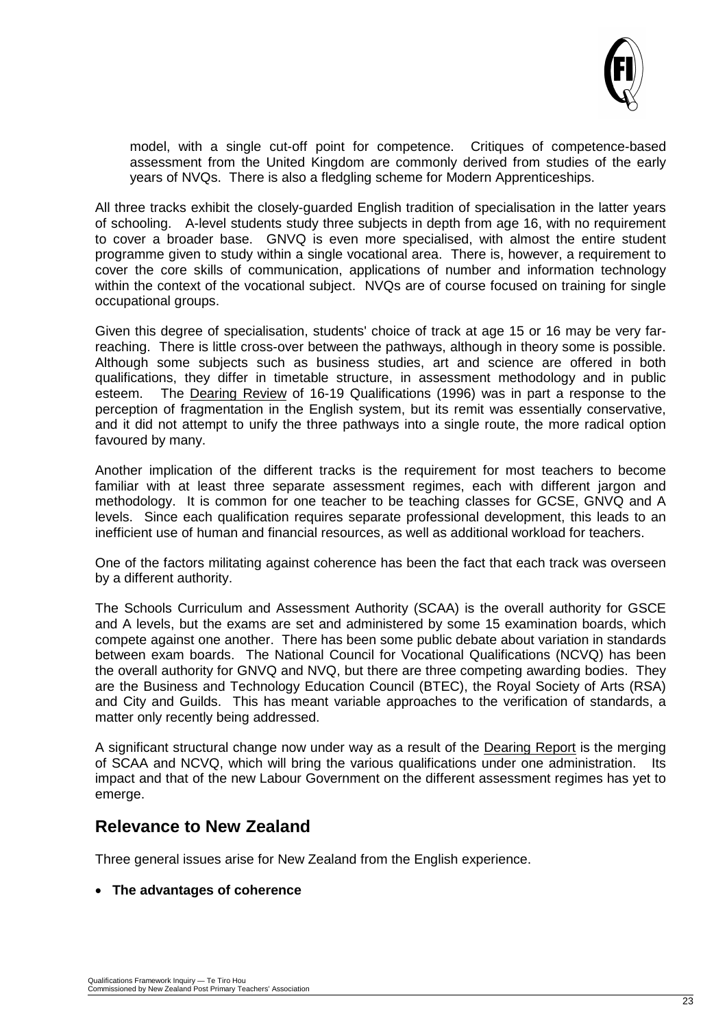model, with a single cut-off point for competence. Critiques of competence-based assessment from the United Kingdom are commonly derived from studies of the early years of NVQs. There is also a fledgling scheme for Modern Apprenticeships.

All three tracks exhibit the closely-guarded English tradition of specialisation in the latter years of schooling. A-level students study three subjects in depth from age 16, with no requirement to cover a broader base. GNVQ is even more specialised, with almost the entire student programme given to study within a single vocational area. There is, however, a requirement to cover the core skills of communication, applications of number and information technology within the context of the vocational subject. NVQs are of course focused on training for single occupational groups.

Given this degree of specialisation, students' choice of track at age 15 or 16 may be very far-reaching. There is little cross-over between the pathways, although in theory some is possible. Although some subjects such as business studies, art and science are offered in both qualifications, they differ in timetable structure, in assessment methodology and in public esteem. The Dearing Review of 16-19 Qualifications (1996) was in part a response to the perception of fragmentation in the English system, but its remit was essentially conservative, and it did not attempt to unify the three pathways into a single route, the more radical option favoured by many.

Another implication of the different tracks is the requirement for most teachers to become familiar with at least three separate assessment regimes, each with different jargon and methodology. It is common for one teacher to be teaching classes for GCSE, GNVQ and A levels. Since each qualification requires separate professional development, this leads to an inefficient use of human and financial resources, as well as additional workload for teachers.

One of the factors militating against coherence has been the fact that each track was overseen by a different authority.

The Schools Curriculum and Assessment Authority (SCAA) is the overall authority for GSCE and A levels, but the exams are set and administered by some 15 examination boards, which compete against one another. There has been some public debate about variation in standards between exam boards. The National Council for Vocational Qualifications (NCVQ) has been the overall authority for GNVQ and NVQ, but there are three competing awarding bodies. They are the Business and Technology Education Council (BTEC), the Royal Society of Arts (RSA) and City and Guilds. This has meant variable approaches to the verification of standards, a matter only recently being addressed.

A significant structural change now under way as a result of the Dearing Report is the merging of SCAA and NCVQ, which will bring the various qualifications under one administration. Its impact and that of the new Labour Government on the different assessment regimes has yet to emerge.

## Relevance to New Zealand

Three general issues arise for New Zealand from the English experience.

- **The advantages of coherence**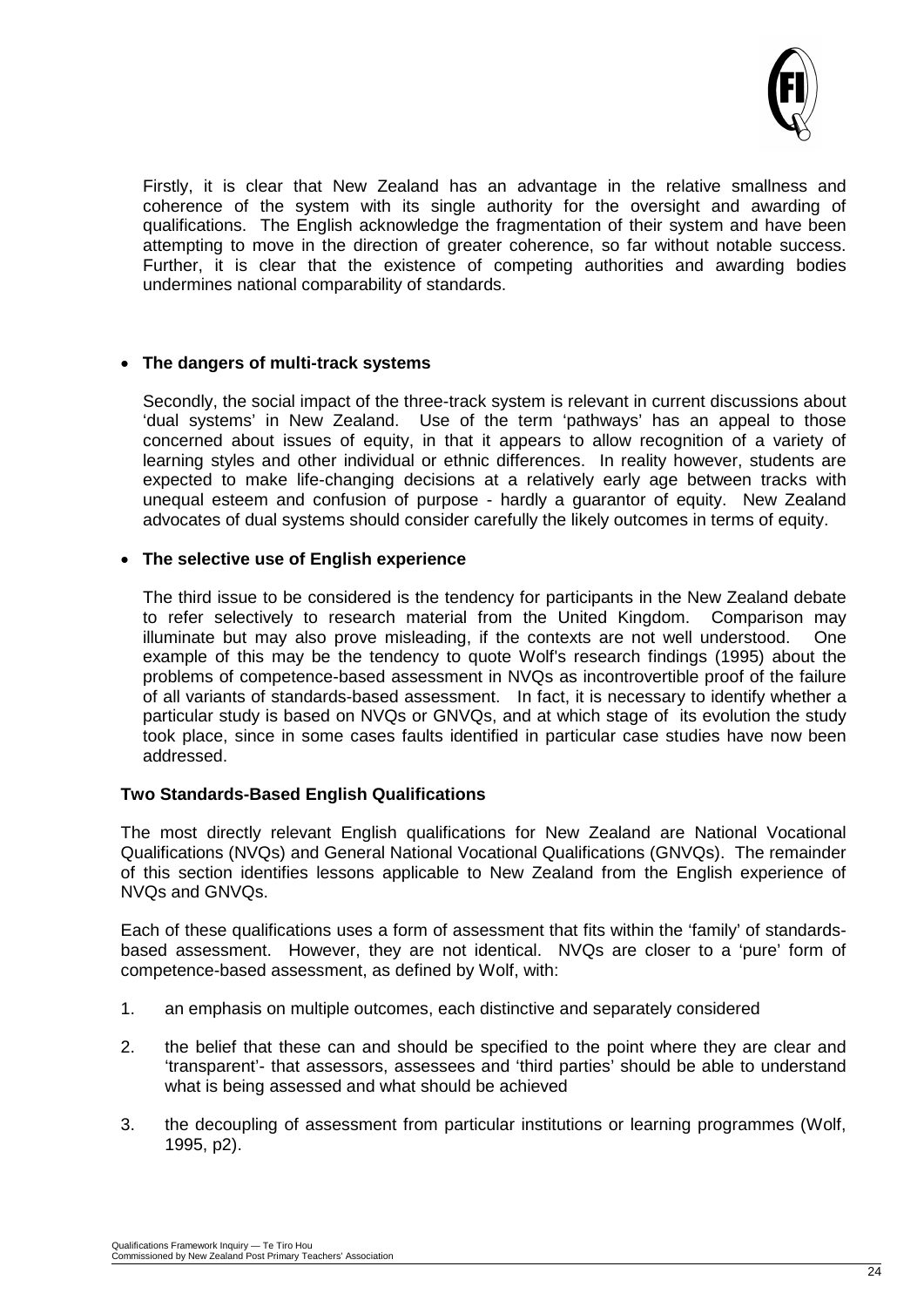Firstly, it is clear that New Zealand has an advantage in the relative smallness and coherence of the system with its single authority for the oversight and awarding of qualifications. The English acknowledge the fragmentation of their system and have been attempting to move in the direction of greater coherence, so far without notable success. Further, it is clear that the existence of competing authorities and awarding bodies undermines national comparability of standards.

- **The dangers of multi-track systems**

  Secondly, the social impact of the three-track system is relevant in current discussions about 'dual systems' in New Zealand. Use of the term 'pathways' has an appeal to those concerned about issues of equity, in that it appears to allow recognition of a variety of learning styles and other individual or ethnic differences. In reality however, students are expected to make life-changing decisions at a relatively early age between tracks with unequal esteem and confusion of purpose - hardly a guarantor of equity. New Zealand advocates of dual systems should consider carefully the likely outcomes in terms of equity.

- **The selective use of English experience**

  The third issue to be considered is the tendency for participants in the New Zealand debate to refer selectively to research material from the United Kingdom. Comparison may illuminate but may also prove misleading, if the contexts are not well understood. One example of this may be the tendency to quote Wolf's research findings (1995) about the problems of competence-based assessment in NVQs as incontrovertible proof of the failure of all variants of standards-based assessment. In fact, it is necessary to identify whether a particular study is based on NVQs or GNVQs, and at which stage of its evolution the study took place, since in some cases faults identified in particular case studies have now been addressed.

### Two Standards-Based English Qualifications

The most directly relevant English qualifications for New Zealand are National Vocational Qualifications (NVQs) and General National Vocational Qualifications (GNVQs). The remainder of this section identifies lessons applicable to New Zealand from the English experience of NVQs and GNVQs.

Each of these qualifications uses a form of assessment that fits within the 'family' of standards-based assessment. However, they are not identical. NVQs are closer to a 'pure' form of competence-based assessment, as defined by Wolf, with:

1. an emphasis on multiple outcomes, each distinctive and separately considered
2. the belief that these can and should be specified to the point where they are clear and 'transparent'- that assessors, assessees and 'third parties' should be able to understand what is being assessed and what should be achieved
3. the decoupling of assessment from particular institutions or learning programmes (Wolf, 1995, p2).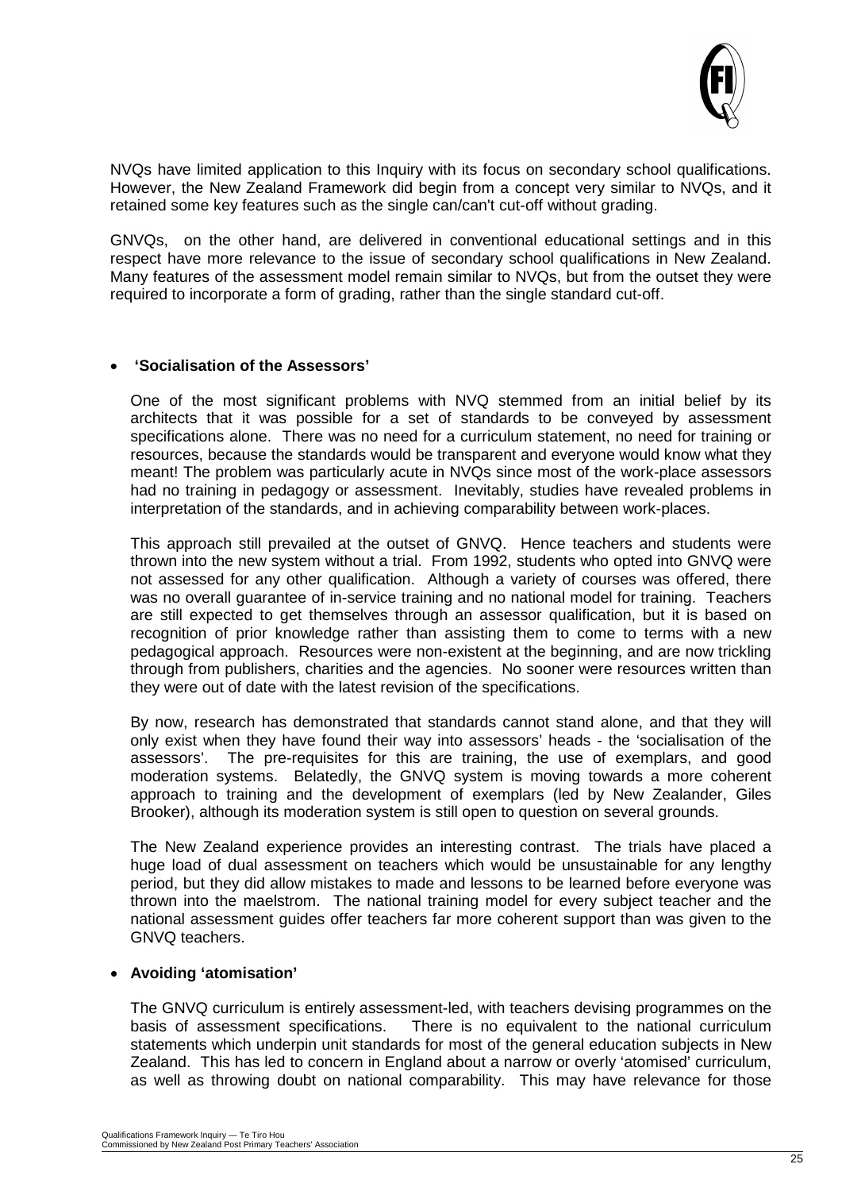NVQs have limited application to this Inquiry with its focus on secondary school qualifications. However, the New Zealand Framework did begin from a concept very similar to NVQs, and it retained some key features such as the single can/can't cut-off without grading.

GNVQs, on the other hand, are delivered in conventional educational settings and in this respect have more relevance to the issue of secondary school qualifications in New Zealand. Many features of the assessment model remain similar to NVQs, but from the outset they were required to incorporate a form of grading, rather than the single standard cut-off.

- **'Socialisation of the Assessors'**

  One of the most significant problems with NVQ stemmed from an initial belief by its architects that it was possible for a set of standards to be conveyed by assessment specifications alone. There was no need for a curriculum statement, no need for training or resources, because the standards would be transparent and everyone would know what they meant! The problem was particularly acute in NVQs since most of the work-place assessors had no training in pedagogy or assessment. Inevitably, studies have revealed problems in interpretation of the standards, and in achieving comparability between work-places.

  This approach still prevailed at the outset of GNVQ. Hence teachers and students were thrown into the new system without a trial. From 1992, students who opted into GNVQ were not assessed for any other qualification. Although a variety of courses was offered, there was no overall guarantee of in-service training and no national model for training. Teachers are still expected to get themselves through an assessor qualification, but it is based on recognition of prior knowledge rather than assisting them to come to terms with a new pedagogical approach. Resources were non-existent at the beginning, and are now trickling through from publishers, charities and the agencies. No sooner were resources written than they were out of date with the latest revision of the specifications.

  By now, research has demonstrated that standards cannot stand alone, and that they will only exist when they have found their way into assessors' heads - the 'socialisation of the assessors'. The pre-requisites for this are training, the use of exemplars, and good moderation systems. Belatedly, the GNVQ system is moving towards a more coherent approach to training and the development of exemplars (led by New Zealander, Giles Brooker), although its moderation system is still open to question on several grounds.

  The New Zealand experience provides an interesting contrast. The trials have placed a huge load of dual assessment on teachers which would be unsustainable for any lengthy period, but they did allow mistakes to made and lessons to be learned before everyone was thrown into the maelstrom. The national training model for every subject teacher and the national assessment guides offer teachers far more coherent support than was given to the GNVQ teachers.

- **Avoiding 'atomisation'**

  The GNVQ curriculum is entirely assessment-led, with teachers devising programmes on the basis of assessment specifications. There is no equivalent to the national curriculum statements which underpin unit standards for most of the general education subjects in New Zealand. This has led to concern in England about a narrow or overly 'atomised' curriculum, as well as throwing doubt on national comparability. This may have relevance for those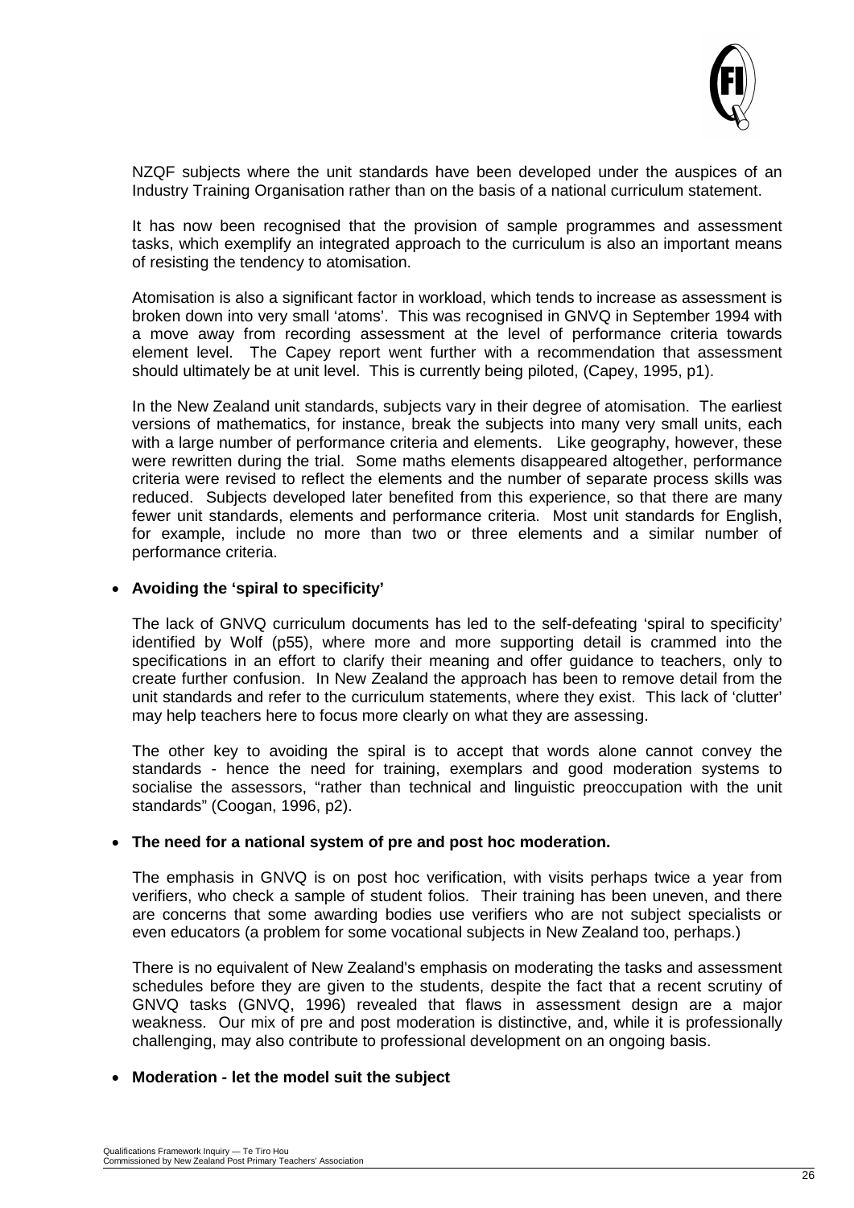NZQF subjects where the unit standards have been developed under the auspices of an Industry Training Organisation rather than on the basis of a national curriculum statement.

It has now been recognised that the provision of sample programmes and assessment tasks, which exemplify an integrated approach to the curriculum is also an important means of resisting the tendency to atomisation.

Atomisation is also a significant factor in workload, which tends to increase as assessment is broken down into very small 'atoms'. This was recognised in GNVQ in September 1994 with a move away from recording assessment at the level of performance criteria towards element level. The Capey report went further with a recommendation that assessment should ultimately be at unit level. This is currently being piloted, (Capey, 1995, p1).

In the New Zealand unit standards, subjects vary in their degree of atomisation. The earliest versions of mathematics, for instance, break the subjects into many very small units, each with a large number of performance criteria and elements. Like geography, however, these were rewritten during the trial. Some maths elements disappeared altogether, performance criteria were revised to reflect the elements and the number of separate process skills was reduced. Subjects developed later benefited from this experience, so that there are many fewer unit standards, elements and performance criteria. Most unit standards for English, for example, include no more than two or three elements and a similar number of performance criteria.

- **Avoiding the 'spiral to specificity'**

The lack of GNVQ curriculum documents has led to the self-defeating 'spiral to specificity' identified by Wolf (p55), where more and more supporting detail is crammed into the specifications in an effort to clarify their meaning and offer guidance to teachers, only to create further confusion. In New Zealand the approach has been to remove detail from the unit standards and refer to the curriculum statements, where they exist. This lack of 'clutter' may help teachers here to focus more clearly on what they are assessing.

The other key to avoiding the spiral is to accept that words alone cannot convey the standards - hence the need for training, exemplars and good moderation systems to socialise the assessors, "rather than technical and linguistic preoccupation with the unit standards" (Coogan, 1996, p2).

- **The need for a national system of pre and post hoc moderation.**

The emphasis in GNVQ is on post hoc verification, with visits perhaps twice a year from verifiers, who check a sample of student folios. Their training has been uneven, and there are concerns that some awarding bodies use verifiers who are not subject specialists or even educators (a problem for some vocational subjects in New Zealand too, perhaps.)

There is no equivalent of New Zealand's emphasis on moderating the tasks and assessment schedules before they are given to the students, despite the fact that a recent scrutiny of GNVQ tasks (GNVQ, 1996) revealed that flaws in assessment design are a major weakness. Our mix of pre and post moderation is distinctive, and, while it is professionally challenging, may also contribute to professional development on an ongoing basis.

- **Moderation - let the model suit the subject**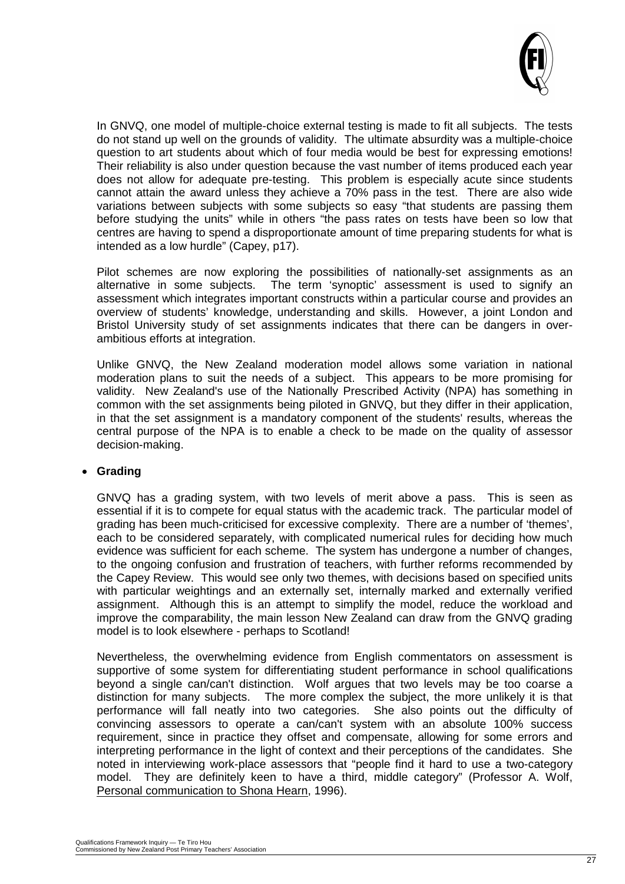In GNVQ, one model of multiple-choice external testing is made to fit all subjects. The tests do not stand up well on the grounds of validity. The ultimate absurdity was a multiple-choice question to art students about which of four media would be best for expressing emotions! Their reliability is also under question because the vast number of items produced each year does not allow for adequate pre-testing. This problem is especially acute since students cannot attain the award unless they achieve a 70% pass in the test. There are also wide variations between subjects with some subjects so easy "that students are passing them before studying the units" while in others "the pass rates on tests have been so low that centres are having to spend a disproportionate amount of time preparing students for what is intended as a low hurdle" (Capey, p17).

Pilot schemes are now exploring the possibilities of nationally-set assignments as an alternative in some subjects. The term 'synoptic' assessment is used to signify an assessment which integrates important constructs within a particular course and provides an overview of students' knowledge, understanding and skills. However, a joint London and Bristol University study of set assignments indicates that there can be dangers in over-ambitious efforts at integration.

Unlike GNVQ, the New Zealand moderation model allows some variation in national moderation plans to suit the needs of a subject. This appears to be more promising for validity. New Zealand's use of the Nationally Prescribed Activity (NPA) has something in common with the set assignments being piloted in GNVQ, but they differ in their application, in that the set assignment is a mandatory component of the students' results, whereas the central purpose of the NPA is to enable a check to be made on the quality of assessor decision-making.

- **Grading**

GNVQ has a grading system, with two levels of merit above a pass. This is seen as essential if it is to compete for equal status with the academic track. The particular model of grading has been much-criticised for excessive complexity. There are a number of 'themes', each to be considered separately, with complicated numerical rules for deciding how much evidence was sufficient for each scheme. The system has undergone a number of changes, to the ongoing confusion and frustration of teachers, with further reforms recommended by the Capey Review. This would see only two themes, with decisions based on specified units with particular weightings and an externally set, internally marked and externally verified assignment. Although this is an attempt to simplify the model, reduce the workload and improve the comparability, the main lesson New Zealand can draw from the GNVQ grading model is to look elsewhere - perhaps to Scotland!

Nevertheless, the overwhelming evidence from English commentators on assessment is supportive of some system for differentiating student performance in school qualifications beyond a single can/can't distinction. Wolf argues that two levels may be too coarse a distinction for many subjects. The more complex the subject, the more unlikely it is that performance will fall neatly into two categories. She also points out the difficulty of convincing assessors to operate a can/can't system with an absolute 100% success requirement, since in practice they offset and compensate, allowing for some errors and interpreting performance in the light of context and their perceptions of the candidates. She noted in interviewing work-place assessors that "people find it hard to use a two-category model. They are definitely keen to have a third, middle category" (Professor A. Wolf, Personal communication to Shona Hearn, 1996).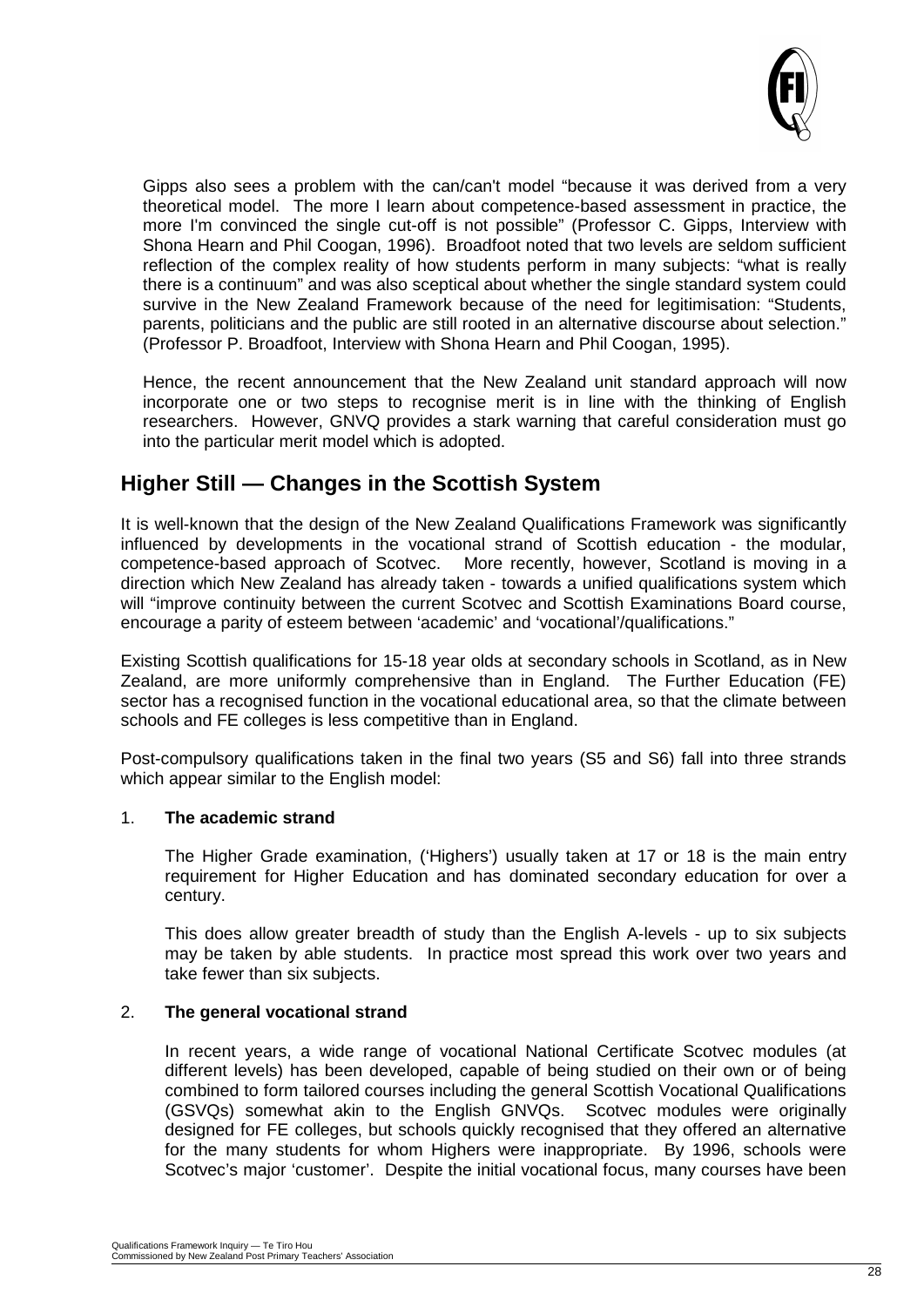Gipps also sees a problem with the can/can't model "because it was derived from a very theoretical model. The more I learn about competence-based assessment in practice, the more I'm convinced the single cut-off is not possible" (Professor C. Gipps, Interview with Shona Hearn and Phil Coogan, 1996). Broadfoot noted that two levels are seldom sufficient reflection of the complex reality of how students perform in many subjects: "what is really there is a continuum" and was also sceptical about whether the single standard system could survive in the New Zealand Framework because of the need for legitimisation: "Students, parents, politicians and the public are still rooted in an alternative discourse about selection." (Professor P. Broadfoot, Interview with Shona Hearn and Phil Coogan, 1995).

Hence, the recent announcement that the New Zealand unit standard approach will now incorporate one or two steps to recognise merit is in line with the thinking of English researchers. However, GNVQ provides a stark warning that careful consideration must go into the particular merit model which is adopted.

## Higher Still — Changes in the Scottish System

It is well-known that the design of the New Zealand Qualifications Framework was significantly influenced by developments in the vocational strand of Scottish education - the modular, competence-based approach of Scotvec. More recently, however, Scotland is moving in a direction which New Zealand has already taken - towards a unified qualifications system which will "improve continuity between the current Scotvec and Scottish Examinations Board course, encourage a parity of esteem between 'academic' and 'vocational'/qualifications."

Existing Scottish qualifications for 15-18 year olds at secondary schools in Scotland, as in New Zealand, are more uniformly comprehensive than in England. The Further Education (FE) sector has a recognised function in the vocational educational area, so that the climate between schools and FE colleges is less competitive than in England.

Post-compulsory qualifications taken in the final two years (S5 and S6) fall into three strands which appear similar to the English model:

1. **The academic strand**

   The Higher Grade examination, ('Highers') usually taken at 17 or 18 is the main entry requirement for Higher Education and has dominated secondary education for over a century.

   This does allow greater breadth of study than the English A-levels - up to six subjects may be taken by able students. In practice most spread this work over two years and take fewer than six subjects.

2. **The general vocational strand**

   In recent years, a wide range of vocational National Certificate Scotvec modules (at different levels) has been developed, capable of being studied on their own or of being combined to form tailored courses including the general Scottish Vocational Qualifications (GSVQs) somewhat akin to the English GNVQs. Scotvec modules were originally designed for FE colleges, but schools quickly recognised that they offered an alternative for the many students for whom Highers were inappropriate. By 1996, schools were Scotvec's major 'customer'. Despite the initial vocational focus, many courses have been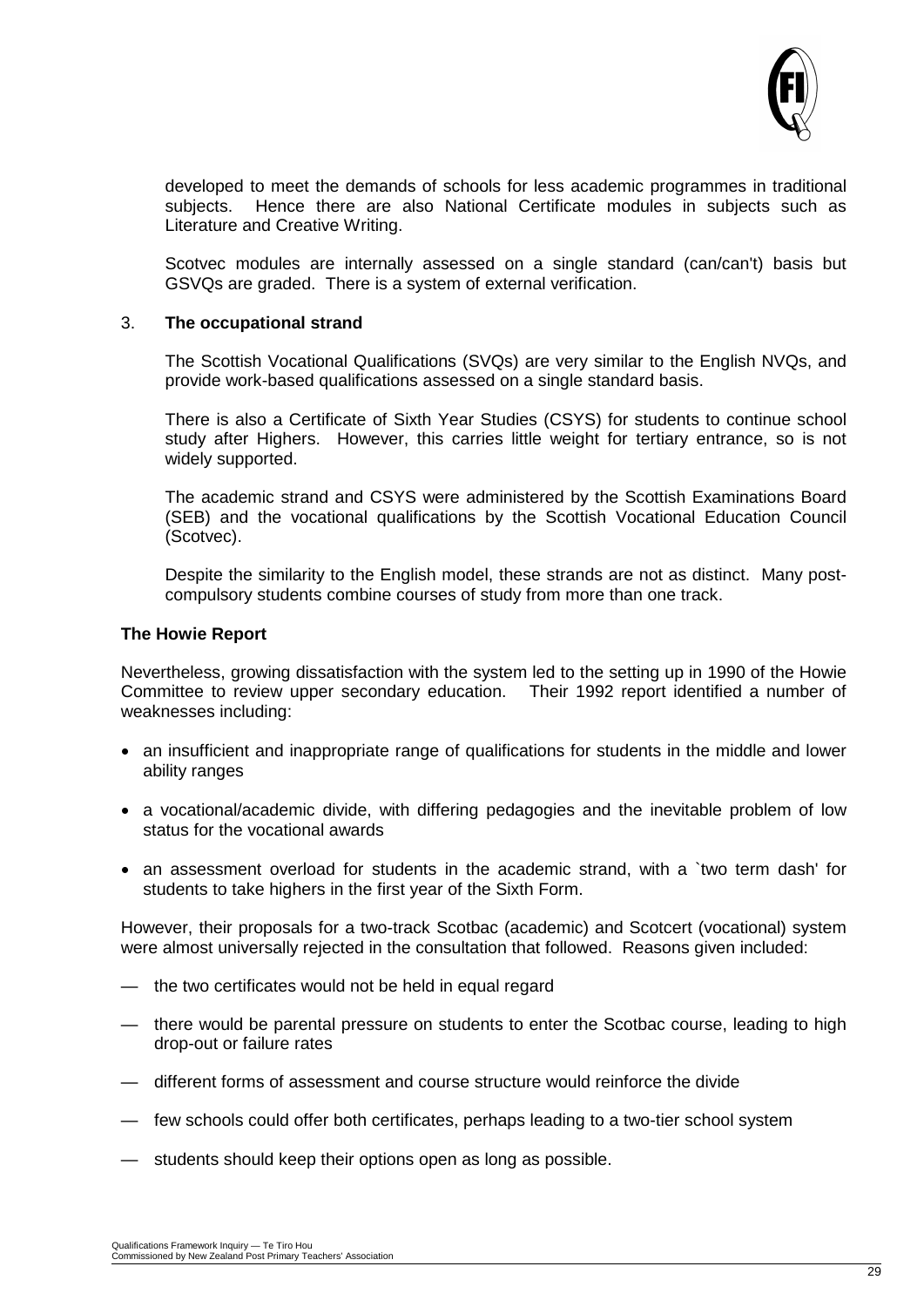developed to meet the demands of schools for less academic programmes in traditional subjects. Hence there are also National Certificate modules in subjects such as Literature and Creative Writing.

Scotvec modules are internally assessed on a single standard (can/can't) basis but GSVQs are graded. There is a system of external verification.

3. **The occupational strand**

The Scottish Vocational Qualifications (SVQs) are very similar to the English NVQs, and provide work-based qualifications assessed on a single standard basis.

There is also a Certificate of Sixth Year Studies (CSYS) for students to continue school study after Highers. However, this carries little weight for tertiary entrance, so is not widely supported.

The academic strand and CSYS were administered by the Scottish Examinations Board (SEB) and the vocational qualifications by the Scottish Vocational Education Council (Scotvec).

Despite the similarity to the English model, these strands are not as distinct. Many post-compulsory students combine courses of study from more than one track.

**The Howie Report**

Nevertheless, growing dissatisfaction with the system led to the setting up in 1990 of the Howie Committee to review upper secondary education. Their 1992 report identified a number of weaknesses including:

- an insufficient and inappropriate range of qualifications for students in the middle and lower ability ranges
- a vocational/academic divide, with differing pedagogies and the inevitable problem of low status for the vocational awards
- an assessment overload for students in the academic strand, with a `two term dash' for students to take highers in the first year of the Sixth Form.

However, their proposals for a two-track Scotbac (academic) and Scotcert (vocational) system were almost universally rejected in the consultation that followed. Reasons given included:

— the two certificates would not be held in equal regard

— there would be parental pressure on students to enter the Scotbac course, leading to high drop-out or failure rates

— different forms of assessment and course structure would reinforce the divide

— few schools could offer both certificates, perhaps leading to a two-tier school system

— students should keep their options open as long as possible.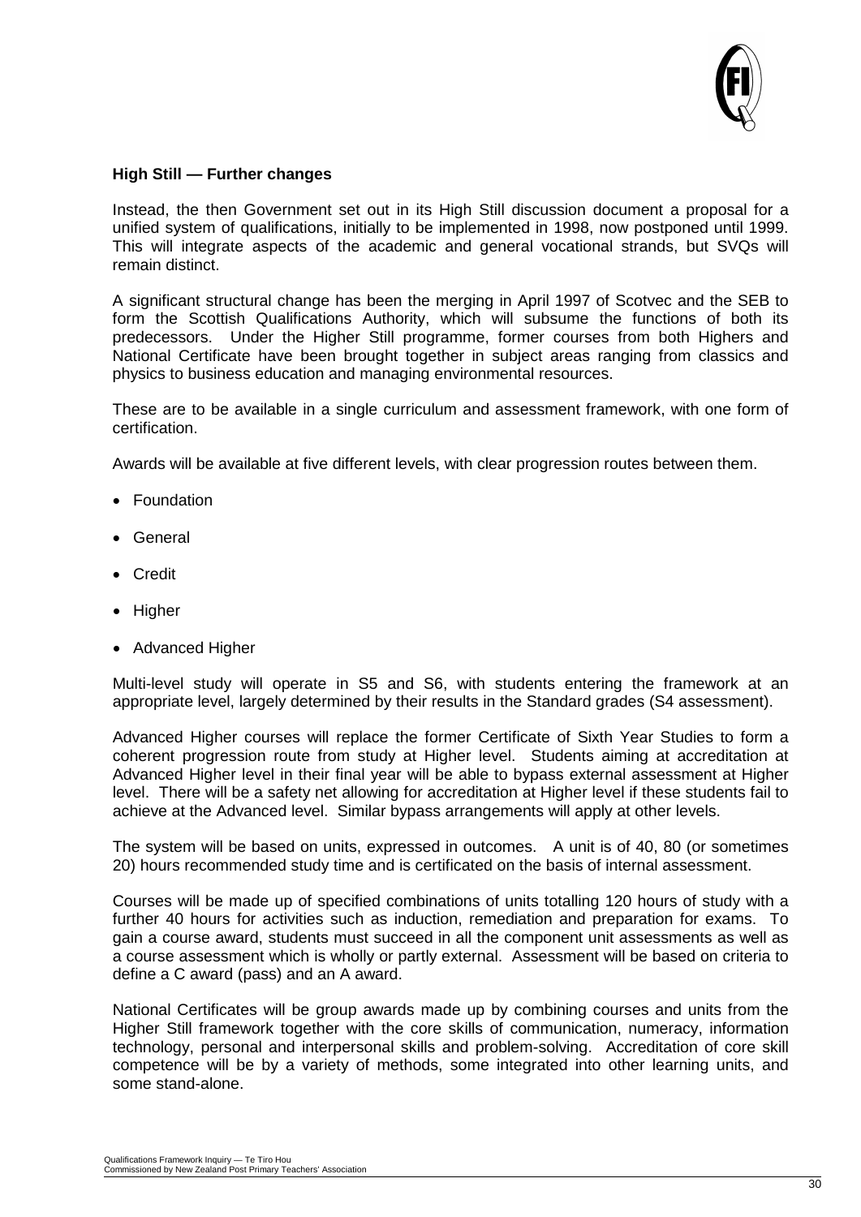**High Still — Further changes**

Instead, the then Government set out in its High Still discussion document a proposal for a unified system of qualifications, initially to be implemented in 1998, now postponed until 1999. This will integrate aspects of the academic and general vocational strands, but SVQs will remain distinct.

A significant structural change has been the merging in April 1997 of Scotvec and the SEB to form the Scottish Qualifications Authority, which will subsume the functions of both its predecessors. Under the Higher Still programme, former courses from both Highers and National Certificate have been brought together in subject areas ranging from classics and physics to business education and managing environmental resources.

These are to be available in a single curriculum and assessment framework, with one form of certification.

Awards will be available at five different levels, with clear progression routes between them.

- Foundation
- General
- Credit
- Higher
- Advanced Higher

Multi-level study will operate in S5 and S6, with students entering the framework at an appropriate level, largely determined by their results in the Standard grades (S4 assessment).

Advanced Higher courses will replace the former Certificate of Sixth Year Studies to form a coherent progression route from study at Higher level. Students aiming at accreditation at Advanced Higher level in their final year will be able to bypass external assessment at Higher level. There will be a safety net allowing for accreditation at Higher level if these students fail to achieve at the Advanced level. Similar bypass arrangements will apply at other levels.

The system will be based on units, expressed in outcomes. A unit is of 40, 80 (or sometimes 20) hours recommended study time and is certificated on the basis of internal assessment.

Courses will be made up of specified combinations of units totalling 120 hours of study with a further 40 hours for activities such as induction, remediation and preparation for exams. To gain a course award, students must succeed in all the component unit assessments as well as a course assessment which is wholly or partly external. Assessment will be based on criteria to define a C award (pass) and an A award.

National Certificates will be group awards made up by combining courses and units from the Higher Still framework together with the core skills of communication, numeracy, information technology, personal and interpersonal skills and problem-solving. Accreditation of core skill competence will be by a variety of methods, some integrated into other learning units, and some stand-alone.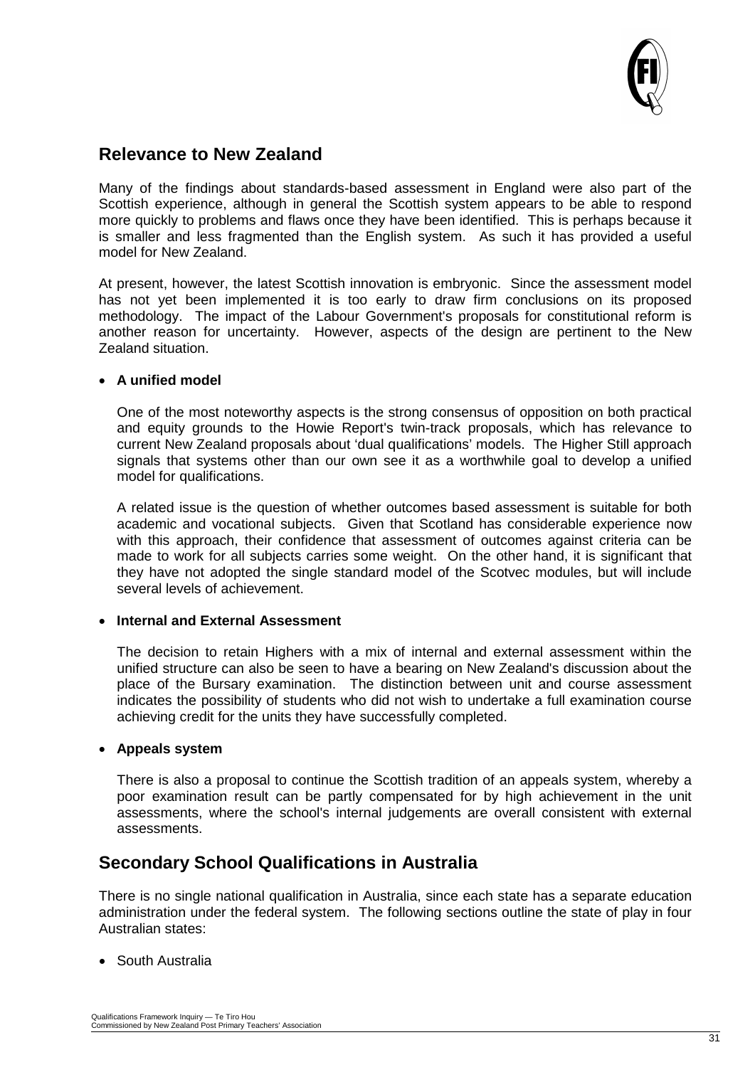## Relevance to New Zealand

Many of the findings about standards-based assessment in England were also part of the Scottish experience, although in general the Scottish system appears to be able to respond more quickly to problems and flaws once they have been identified. This is perhaps because it is smaller and less fragmented than the English system. As such it has provided a useful model for New Zealand.

At present, however, the latest Scottish innovation is embryonic. Since the assessment model has not yet been implemented it is too early to draw firm conclusions on its proposed methodology. The impact of the Labour Government's proposals for constitutional reform is another reason for uncertainty. However, aspects of the design are pertinent to the New Zealand situation.

- **A unified model**

  One of the most noteworthy aspects is the strong consensus of opposition on both practical and equity grounds to the Howie Report's twin-track proposals, which has relevance to current New Zealand proposals about 'dual qualifications' models. The Higher Still approach signals that systems other than our own see it as a worthwhile goal to develop a unified model for qualifications.

  A related issue is the question of whether outcomes based assessment is suitable for both academic and vocational subjects. Given that Scotland has considerable experience now with this approach, their confidence that assessment of outcomes against criteria can be made to work for all subjects carries some weight. On the other hand, it is significant that they have not adopted the single standard model of the Scotvec modules, but will include several levels of achievement.

- **Internal and External Assessment**

  The decision to retain Highers with a mix of internal and external assessment within the unified structure can also be seen to have a bearing on New Zealand's discussion about the place of the Bursary examination. The distinction between unit and course assessment indicates the possibility of students who did not wish to undertake a full examination course achieving credit for the units they have successfully completed.

- **Appeals system**

  There is also a proposal to continue the Scottish tradition of an appeals system, whereby a poor examination result can be partly compensated for by high achievement in the unit assessments, where the school's internal judgements are overall consistent with external assessments.

## Secondary School Qualifications in Australia

There is no single national qualification in Australia, since each state has a separate education administration under the federal system. The following sections outline the state of play in four Australian states:

- South Australia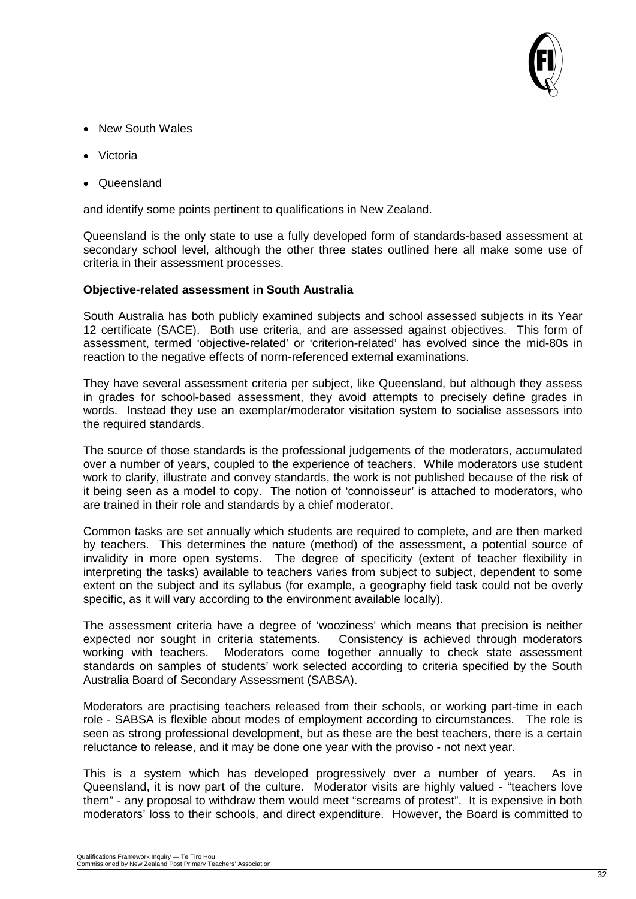- New South Wales
- Victoria
- Queensland

and identify some points pertinent to qualifications in New Zealand.

Queensland is the only state to use a fully developed form of standards-based assessment at secondary school level, although the other three states outlined here all make some use of criteria in their assessment processes.

**Objective-related assessment in South Australia**

South Australia has both publicly examined subjects and school assessed subjects in its Year 12 certificate (SACE). Both use criteria, and are assessed against objectives. This form of assessment, termed 'objective-related' or 'criterion-related' has evolved since the mid-80s in reaction to the negative effects of norm-referenced external examinations.

They have several assessment criteria per subject, like Queensland, but although they assess in grades for school-based assessment, they avoid attempts to precisely define grades in words. Instead they use an exemplar/moderator visitation system to socialise assessors into the required standards.

The source of those standards is the professional judgements of the moderators, accumulated over a number of years, coupled to the experience of teachers. While moderators use student work to clarify, illustrate and convey standards, the work is not published because of the risk of it being seen as a model to copy. The notion of 'connoisseur' is attached to moderators, who are trained in their role and standards by a chief moderator.

Common tasks are set annually which students are required to complete, and are then marked by teachers. This determines the nature (method) of the assessment, a potential source of invalidity in more open systems. The degree of specificity (extent of teacher flexibility in interpreting the tasks) available to teachers varies from subject to subject, dependent to some extent on the subject and its syllabus (for example, a geography field task could not be overly specific, as it will vary according to the environment available locally).

The assessment criteria have a degree of 'wooziness' which means that precision is neither expected nor sought in criteria statements. Consistency is achieved through moderators working with teachers. Moderators come together annually to check state assessment standards on samples of students' work selected according to criteria specified by the South Australia Board of Secondary Assessment (SABSA).

Moderators are practising teachers released from their schools, or working part-time in each role - SABSA is flexible about modes of employment according to circumstances. The role is seen as strong professional development, but as these are the best teachers, there is a certain reluctance to release, and it may be done one year with the proviso - not next year.

This is a system which has developed progressively over a number of years. As in Queensland, it is now part of the culture. Moderator visits are highly valued - "teachers love them" - any proposal to withdraw them would meet "screams of protest". It is expensive in both moderators' loss to their schools, and direct expenditure. However, the Board is committed to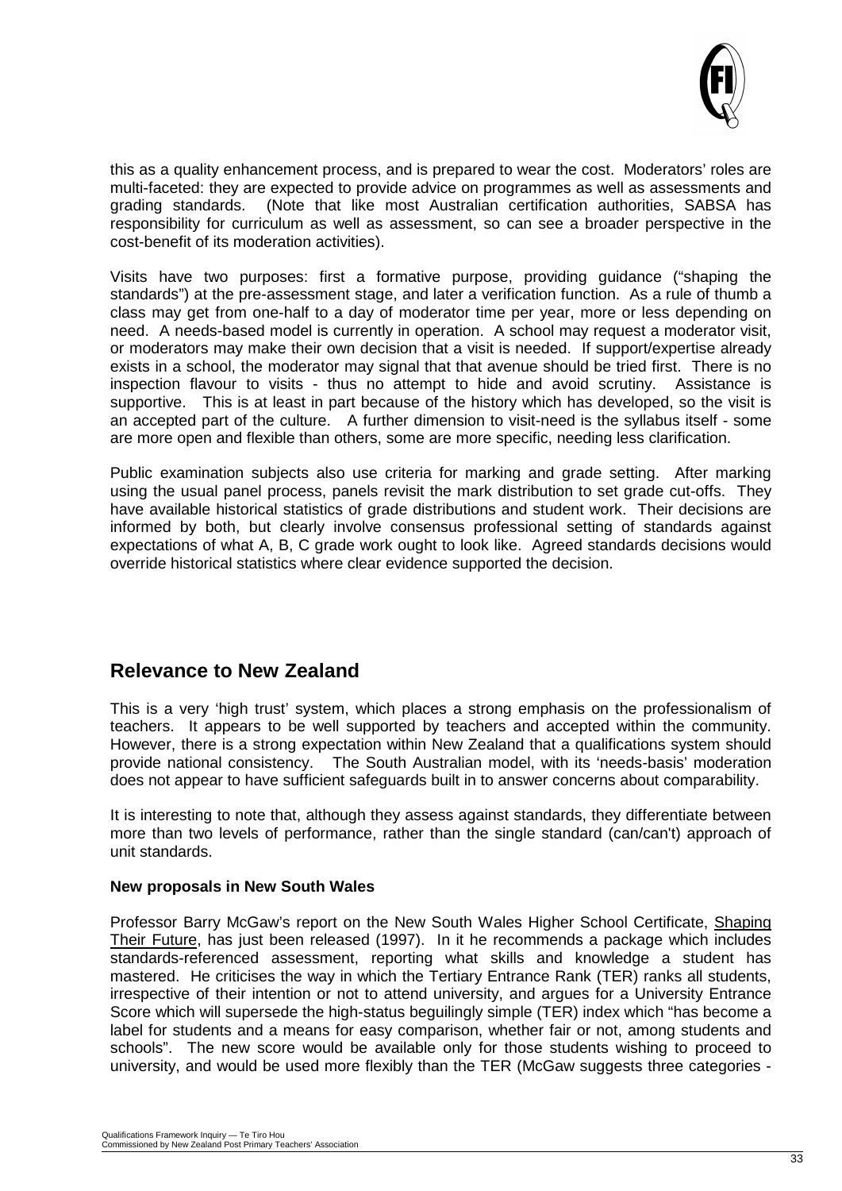this as a quality enhancement process, and is prepared to wear the cost. Moderators' roles are multi-faceted: they are expected to provide advice on programmes as well as assessments and grading standards. (Note that like most Australian certification authorities, SABSA has responsibility for curriculum as well as assessment, so can see a broader perspective in the cost-benefit of its moderation activities).

Visits have two purposes: first a formative purpose, providing guidance ("shaping the standards") at the pre-assessment stage, and later a verification function. As a rule of thumb a class may get from one-half to a day of moderator time per year, more or less depending on need. A needs-based model is currently in operation. A school may request a moderator visit, or moderators may make their own decision that a visit is needed. If support/expertise already exists in a school, the moderator may signal that that avenue should be tried first. There is no inspection flavour to visits - thus no attempt to hide and avoid scrutiny. Assistance is supportive. This is at least in part because of the history which has developed, so the visit is an accepted part of the culture. A further dimension to visit-need is the syllabus itself - some are more open and flexible than others, some are more specific, needing less clarification.

Public examination subjects also use criteria for marking and grade setting. After marking using the usual panel process, panels revisit the mark distribution to set grade cut-offs. They have available historical statistics of grade distributions and student work. Their decisions are informed by both, but clearly involve consensus professional setting of standards against expectations of what A, B, C grade work ought to look like. Agreed standards decisions would override historical statistics where clear evidence supported the decision.

## Relevance to New Zealand

This is a very 'high trust' system, which places a strong emphasis on the professionalism of teachers. It appears to be well supported by teachers and accepted within the community. However, there is a strong expectation within New Zealand that a qualifications system should provide national consistency. The South Australian model, with its 'needs-basis' moderation does not appear to have sufficient safeguards built in to answer concerns about comparability.

It is interesting to note that, although they assess against standards, they differentiate between more than two levels of performance, rather than the single standard (can/can't) approach of unit standards.

**New proposals in New South Wales**

Professor Barry McGaw's report on the New South Wales Higher School Certificate, Shaping Their Future, has just been released (1997). In it he recommends a package which includes standards-referenced assessment, reporting what skills and knowledge a student has mastered. He criticises the way in which the Tertiary Entrance Rank (TER) ranks all students, irrespective of their intention or not to attend university, and argues for a University Entrance Score which will supersede the high-status beguilingly simple (TER) index which "has become a label for students and a means for easy comparison, whether fair or not, among students and schools". The new score would be available only for those students wishing to proceed to university, and would be used more flexibly than the TER (McGaw suggests three categories -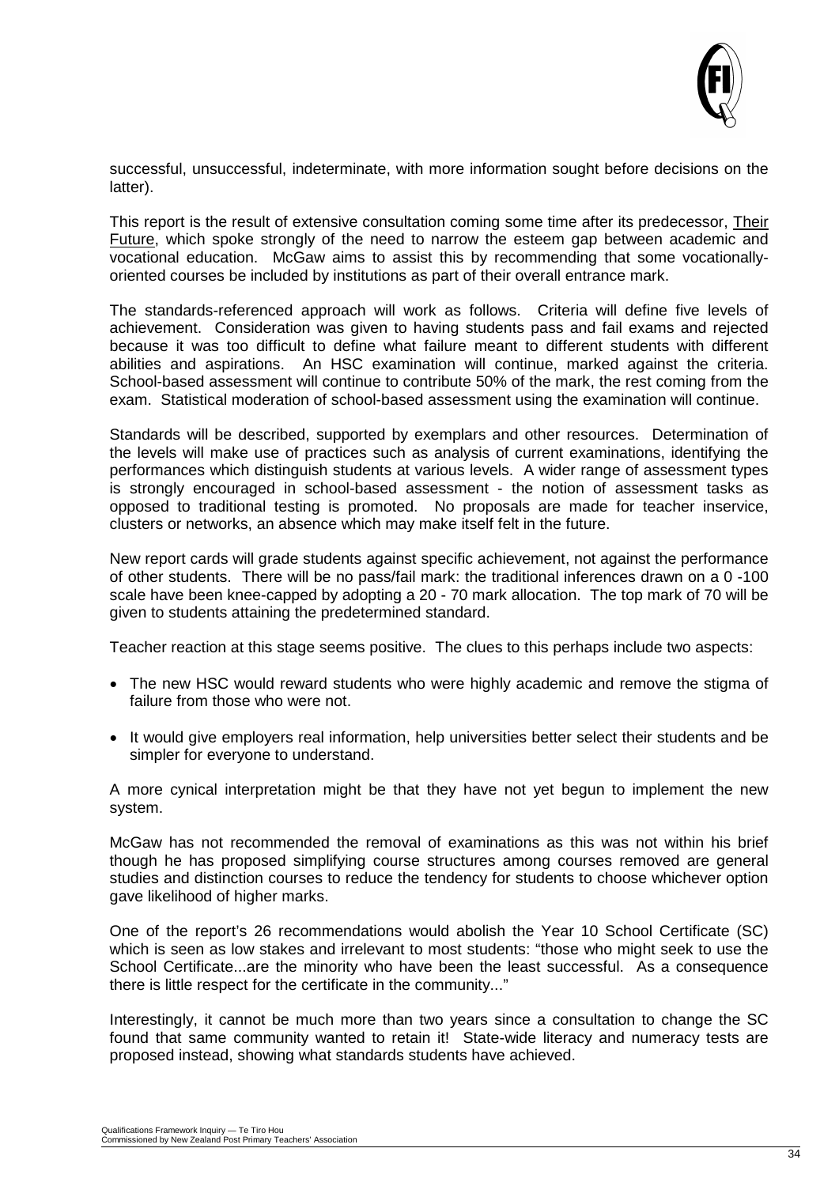successful, unsuccessful, indeterminate, with more information sought before decisions on the latter).

This report is the result of extensive consultation coming some time after its predecessor, Their Future, which spoke strongly of the need to narrow the esteem gap between academic and vocational education. McGaw aims to assist this by recommending that some vocationally-oriented courses be included by institutions as part of their overall entrance mark.

The standards-referenced approach will work as follows. Criteria will define five levels of achievement. Consideration was given to having students pass and fail exams and rejected because it was too difficult to define what failure meant to different students with different abilities and aspirations. An HSC examination will continue, marked against the criteria. School-based assessment will continue to contribute 50% of the mark, the rest coming from the exam. Statistical moderation of school-based assessment using the examination will continue.

Standards will be described, supported by exemplars and other resources. Determination of the levels will make use of practices such as analysis of current examinations, identifying the performances which distinguish students at various levels. A wider range of assessment types is strongly encouraged in school-based assessment - the notion of assessment tasks as opposed to traditional testing is promoted. No proposals are made for teacher inservice, clusters or networks, an absence which may make itself felt in the future.

New report cards will grade students against specific achievement, not against the performance of other students. There will be no pass/fail mark: the traditional inferences drawn on a 0 -100 scale have been knee-capped by adopting a 20 - 70 mark allocation. The top mark of 70 will be given to students attaining the predetermined standard.

Teacher reaction at this stage seems positive. The clues to this perhaps include two aspects:

- The new HSC would reward students who were highly academic and remove the stigma of failure from those who were not.
- It would give employers real information, help universities better select their students and be simpler for everyone to understand.

A more cynical interpretation might be that they have not yet begun to implement the new system.

McGaw has not recommended the removal of examinations as this was not within his brief though he has proposed simplifying course structures among courses removed are general studies and distinction courses to reduce the tendency for students to choose whichever option gave likelihood of higher marks.

One of the report's 26 recommendations would abolish the Year 10 School Certificate (SC) which is seen as low stakes and irrelevant to most students: "those who might seek to use the School Certificate...are the minority who have been the least successful. As a consequence there is little respect for the certificate in the community..."

Interestingly, it cannot be much more than two years since a consultation to change the SC found that same community wanted to retain it! State-wide literacy and numeracy tests are proposed instead, showing what standards students have achieved.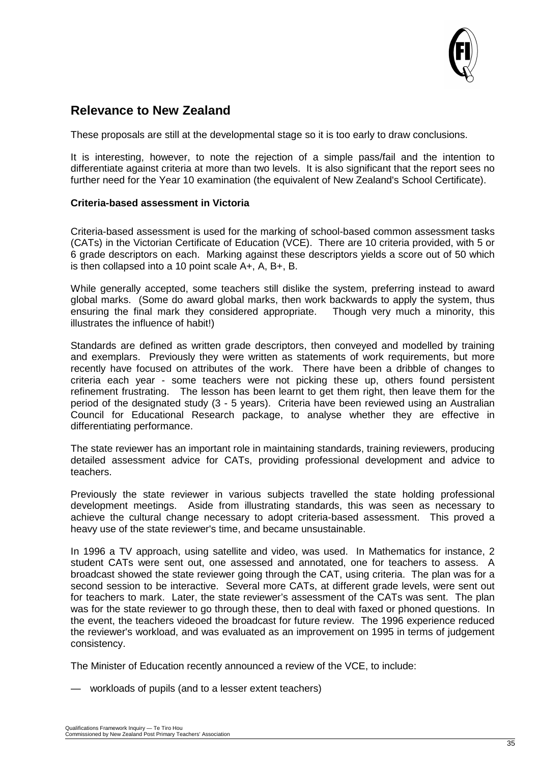## Relevance to New Zealand

These proposals are still at the developmental stage so it is too early to draw conclusions.

It is interesting, however, to note the rejection of a simple pass/fail and the intention to differentiate against criteria at more than two levels. It is also significant that the report sees no further need for the Year 10 examination (the equivalent of New Zealand's School Certificate).

**Criteria-based assessment in Victoria**

Criteria-based assessment is used for the marking of school-based common assessment tasks (CATs) in the Victorian Certificate of Education (VCE). There are 10 criteria provided, with 5 or 6 grade descriptors on each. Marking against these descriptors yields a score out of 50 which is then collapsed into a 10 point scale A+, A, B+, B.

While generally accepted, some teachers still dislike the system, preferring instead to award global marks. (Some do award global marks, then work backwards to apply the system, thus ensuring the final mark they considered appropriate. Though very much a minority, this illustrates the influence of habit!)

Standards are defined as written grade descriptors, then conveyed and modelled by training and exemplars. Previously they were written as statements of work requirements, but more recently have focused on attributes of the work. There have been a dribble of changes to criteria each year - some teachers were not picking these up, others found persistent refinement frustrating. The lesson has been learnt to get them right, then leave them for the period of the designated study (3 - 5 years). Criteria have been reviewed using an Australian Council for Educational Research package, to analyse whether they are effective in differentiating performance.

The state reviewer has an important role in maintaining standards, training reviewers, producing detailed assessment advice for CATs, providing professional development and advice to teachers.

Previously the state reviewer in various subjects travelled the state holding professional development meetings. Aside from illustrating standards, this was seen as necessary to achieve the cultural change necessary to adopt criteria-based assessment. This proved a heavy use of the state reviewer's time, and became unsustainable.

In 1996 a TV approach, using satellite and video, was used. In Mathematics for instance, 2 student CATs were sent out, one assessed and annotated, one for teachers to assess. A broadcast showed the state reviewer going through the CAT, using criteria. The plan was for a second session to be interactive. Several more CATs, at different grade levels, were sent out for teachers to mark. Later, the state reviewer's assessment of the CATs was sent. The plan was for the state reviewer to go through these, then to deal with faxed or phoned questions. In the event, the teachers videoed the broadcast for future review. The 1996 experience reduced the reviewer's workload, and was evaluated as an improvement on 1995 in terms of judgement consistency.

The Minister of Education recently announced a review of the VCE, to include:

— workloads of pupils (and to a lesser extent teachers)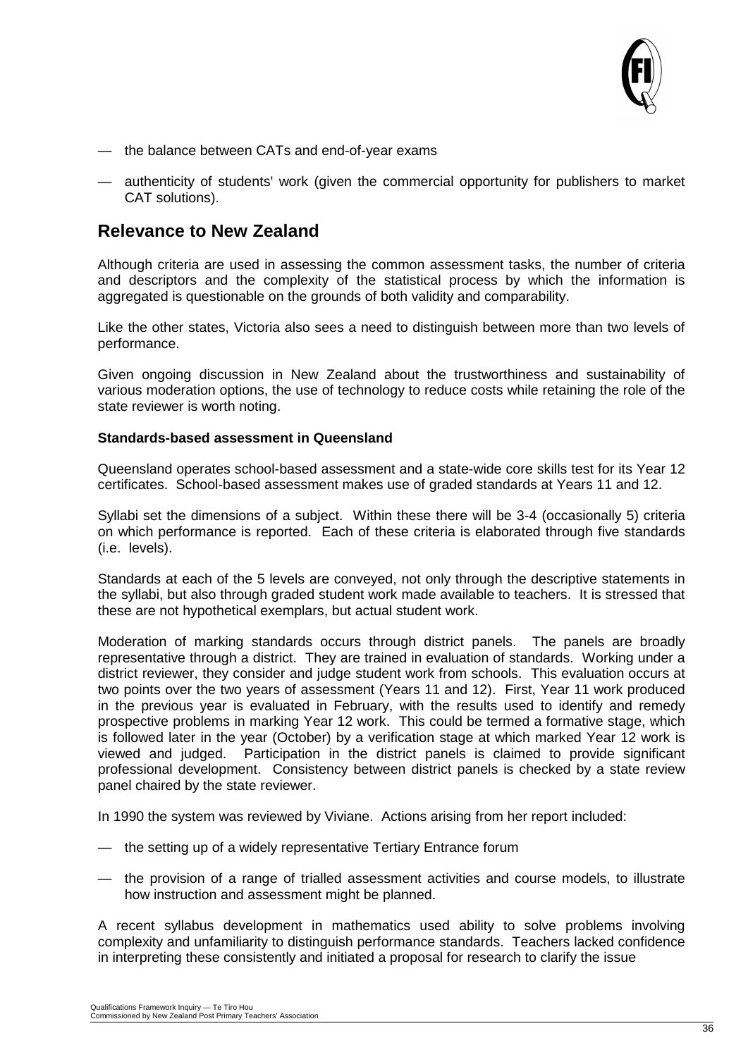— the balance between CATs and end-of-year exams

— authenticity of students' work (given the commercial opportunity for publishers to market CAT solutions).

## Relevance to New Zealand

Although criteria are used in assessing the common assessment tasks, the number of criteria and descriptors and the complexity of the statistical process by which the information is aggregated is questionable on the grounds of both validity and comparability.

Like the other states, Victoria also sees a need to distinguish between more than two levels of performance.

Given ongoing discussion in New Zealand about the trustworthiness and sustainability of various moderation options, the use of technology to reduce costs while retaining the role of the state reviewer is worth noting.

**Standards-based assessment in Queensland**

Queensland operates school-based assessment and a state-wide core skills test for its Year 12 certificates. School-based assessment makes use of graded standards at Years 11 and 12.

Syllabi set the dimensions of a subject. Within these there will be 3-4 (occasionally 5) criteria on which performance is reported. Each of these criteria is elaborated through five standards (i.e. levels).

Standards at each of the 5 levels are conveyed, not only through the descriptive statements in the syllabi, but also through graded student work made available to teachers. It is stressed that these are not hypothetical exemplars, but actual student work.

Moderation of marking standards occurs through district panels. The panels are broadly representative through a district. They are trained in evaluation of standards. Working under a district reviewer, they consider and judge student work from schools. This evaluation occurs at two points over the two years of assessment (Years 11 and 12). First, Year 11 work produced in the previous year is evaluated in February, with the results used to identify and remedy prospective problems in marking Year 12 work. This could be termed a formative stage, which is followed later in the year (October) by a verification stage at which marked Year 12 work is viewed and judged. Participation in the district panels is claimed to provide significant professional development. Consistency between district panels is checked by a state review panel chaired by the state reviewer.

In 1990 the system was reviewed by Viviane. Actions arising from her report included:

— the setting up of a widely representative Tertiary Entrance forum

— the provision of a range of trialled assessment activities and course models, to illustrate how instruction and assessment might be planned.

A recent syllabus development in mathematics used ability to solve problems involving complexity and unfamiliarity to distinguish performance standards. Teachers lacked confidence in interpreting these consistently and initiated a proposal for research to clarify the issue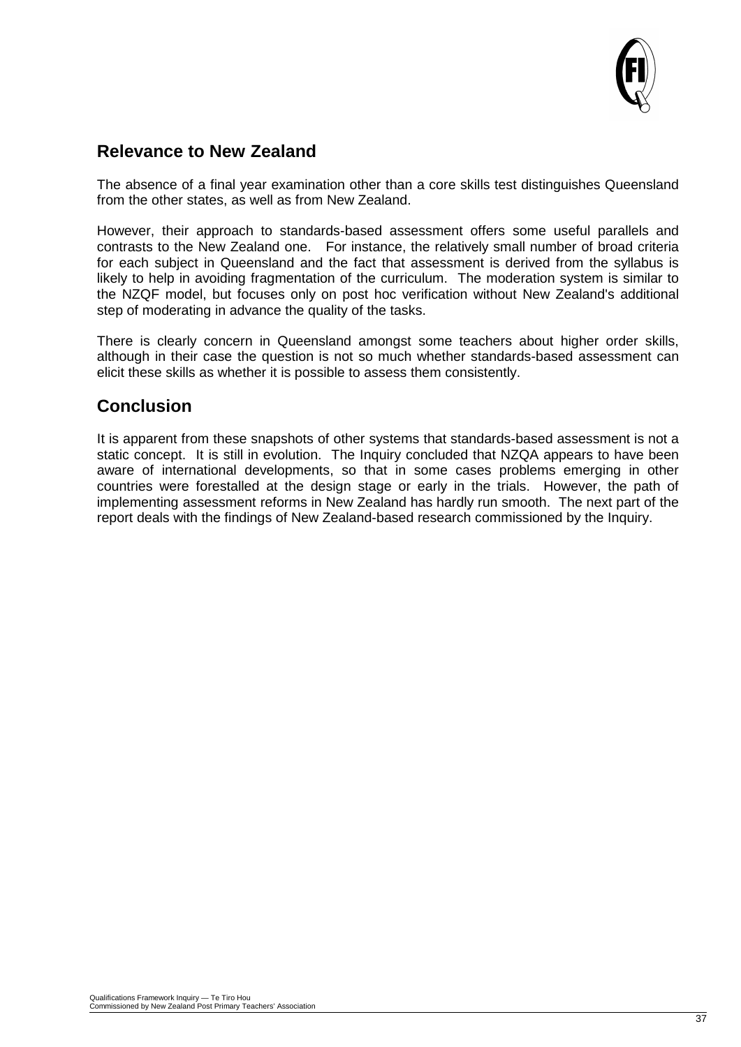## Relevance to New Zealand

The absence of a final year examination other than a core skills test distinguishes Queensland from the other states, as well as from New Zealand.

However, their approach to standards-based assessment offers some useful parallels and contrasts to the New Zealand one. For instance, the relatively small number of broad criteria for each subject in Queensland and the fact that assessment is derived from the syllabus is likely to help in avoiding fragmentation of the curriculum. The moderation system is similar to the NZQF model, but focuses only on post hoc verification without New Zealand's additional step of moderating in advance the quality of the tasks.

There is clearly concern in Queensland amongst some teachers about higher order skills, although in their case the question is not so much whether standards-based assessment can elicit these skills as whether it is possible to assess them consistently.

## Conclusion

It is apparent from these snapshots of other systems that standards-based assessment is not a static concept. It is still in evolution. The Inquiry concluded that NZQA appears to have been aware of international developments, so that in some cases problems emerging in other countries were forestalled at the design stage or early in the trials. However, the path of implementing assessment reforms in New Zealand has hardly run smooth. The next part of the report deals with the findings of New Zealand-based research commissioned by the Inquiry.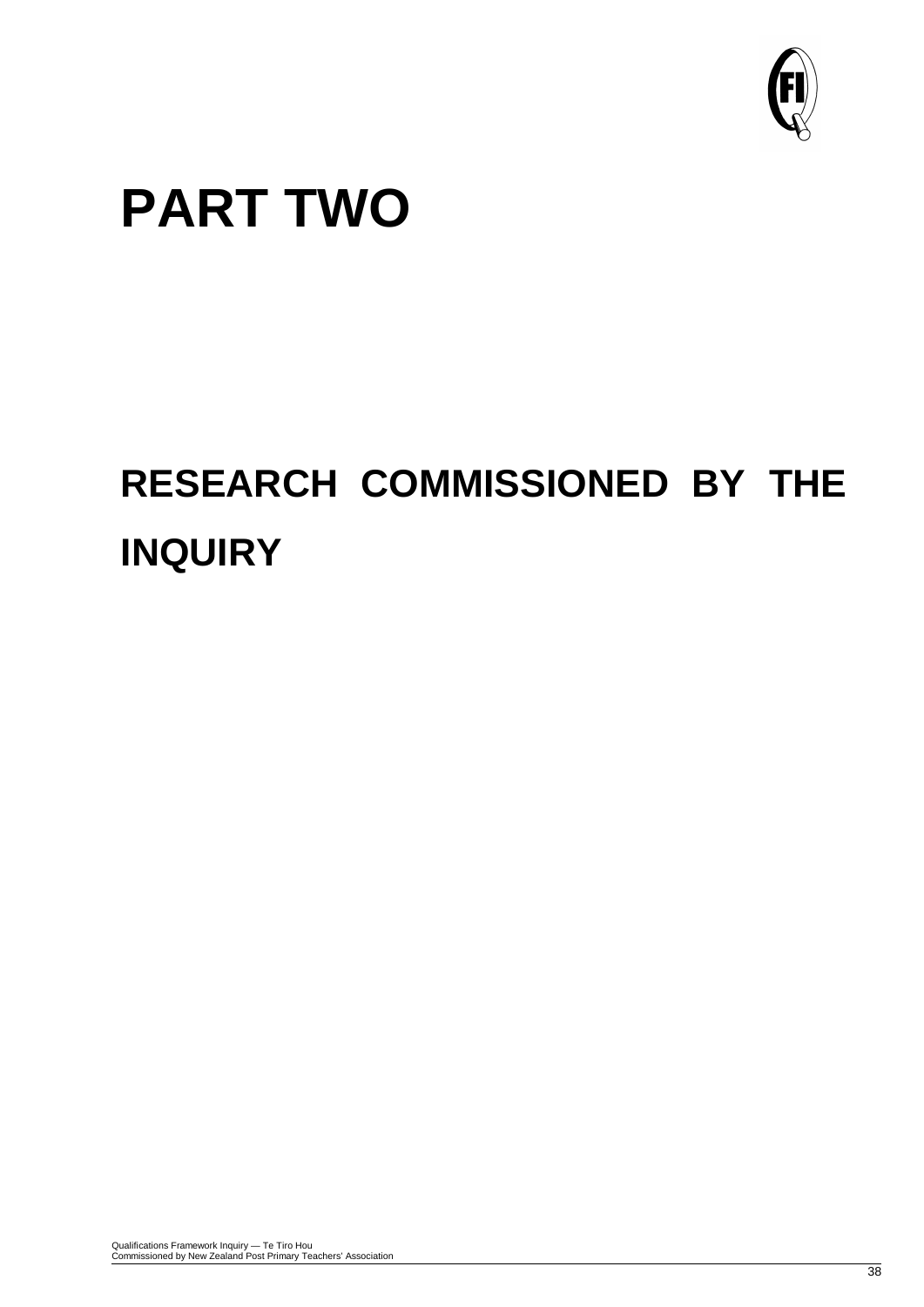# PART TWO

## RESEARCH COMMISSIONED BY THE INQUIRY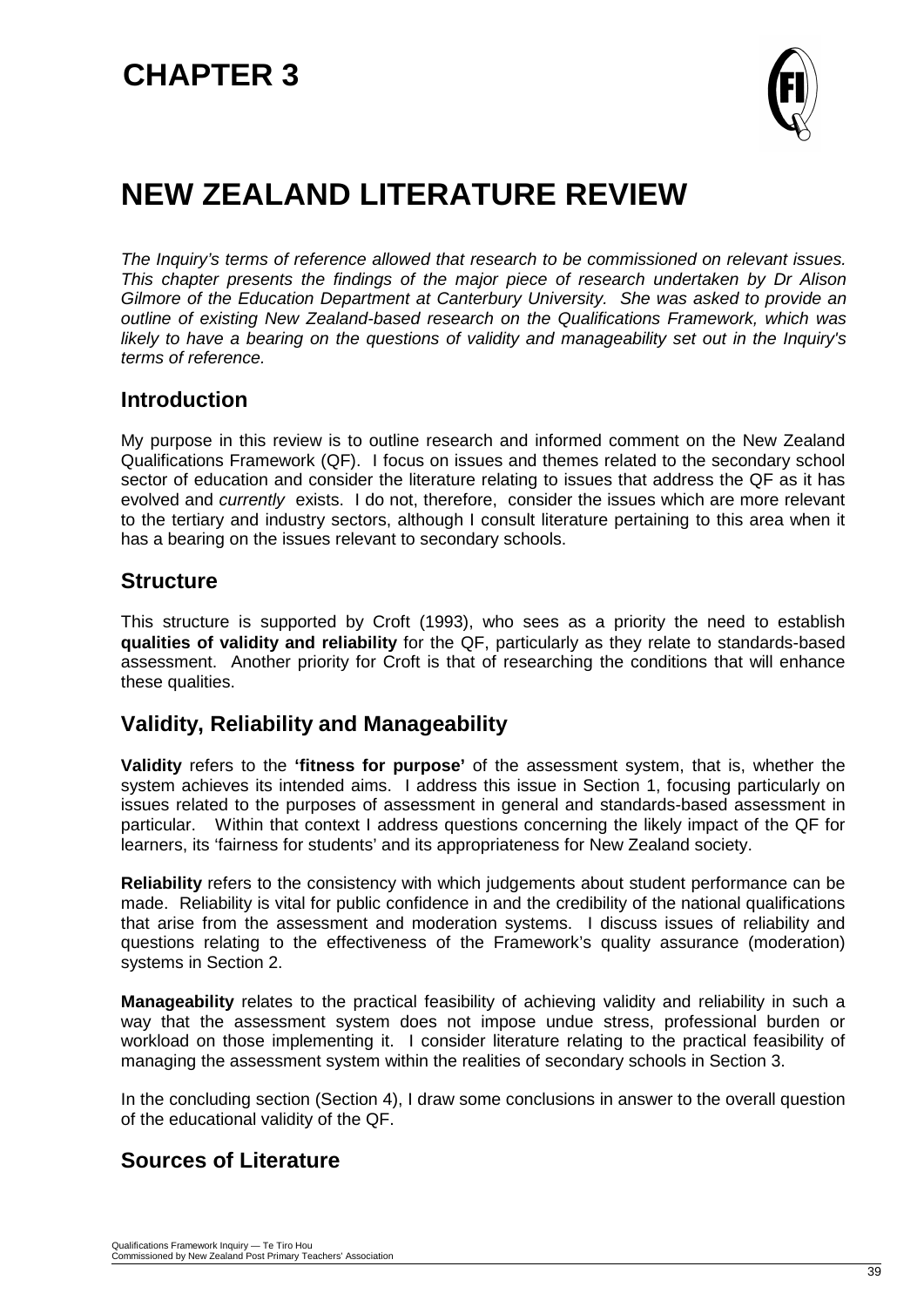# CHAPTER 3

# NEW ZEALAND LITERATURE REVIEW

*The Inquiry's terms of reference allowed that research to be commissioned on relevant issues. This chapter presents the findings of the major piece of research undertaken by Dr Alison Gilmore of the Education Department at Canterbury University. She was asked to provide an outline of existing New Zealand-based research on the Qualifications Framework, which was likely to have a bearing on the questions of validity and manageability set out in the Inquiry's terms of reference.*

## Introduction

My purpose in this review is to outline research and informed comment on the New Zealand Qualifications Framework (QF). I focus on issues and themes related to the secondary school sector of education and consider the literature relating to issues that address the QF as it has evolved and *currently* exists. I do not, therefore, consider the issues which are more relevant to the tertiary and industry sectors, although I consult literature pertaining to this area when it has a bearing on the issues relevant to secondary schools.

## Structure

This structure is supported by Croft (1993), who sees as a priority the need to establish **qualities of validity and reliability** for the QF, particularly as they relate to standards-based assessment. Another priority for Croft is that of researching the conditions that will enhance these qualities.

## Validity, Reliability and Manageability

**Validity** refers to the **'fitness for purpose'** of the assessment system, that is, whether the system achieves its intended aims. I address this issue in Section 1, focusing particularly on issues related to the purposes of assessment in general and standards-based assessment in particular. Within that context I address questions concerning the likely impact of the QF for learners, its 'fairness for students' and its appropriateness for New Zealand society.

**Reliability** refers to the consistency with which judgements about student performance can be made. Reliability is vital for public confidence in and the credibility of the national qualifications that arise from the assessment and moderation systems. I discuss issues of reliability and questions relating to the effectiveness of the Framework's quality assurance (moderation) systems in Section 2.

**Manageability** relates to the practical feasibility of achieving validity and reliability in such a way that the assessment system does not impose undue stress, professional burden or workload on those implementing it. I consider literature relating to the practical feasibility of managing the assessment system within the realities of secondary schools in Section 3.

In the concluding section (Section 4), I draw some conclusions in answer to the overall question of the educational validity of the QF.

## Sources of Literature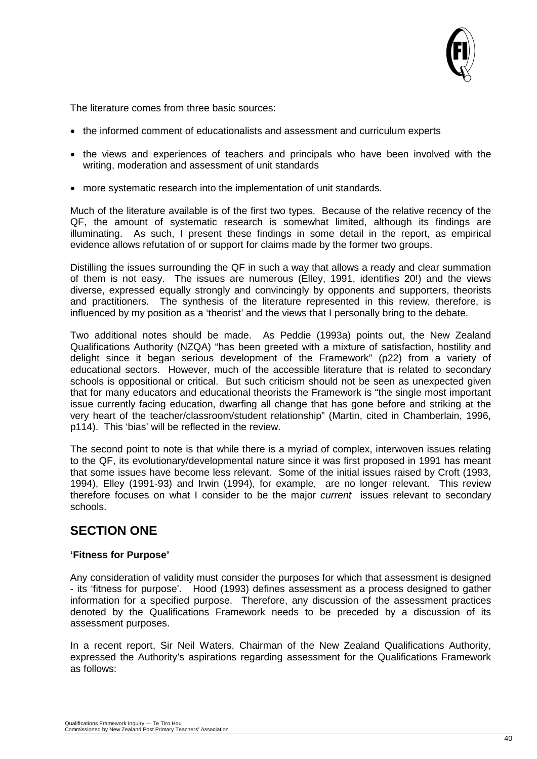The literature comes from three basic sources:

- the informed comment of educationalists and assessment and curriculum experts
- the views and experiences of teachers and principals who have been involved with the writing, moderation and assessment of unit standards
- more systematic research into the implementation of unit standards.

Much of the literature available is of the first two types. Because of the relative recency of the QF, the amount of systematic research is somewhat limited, although its findings are illuminating. As such, I present these findings in some detail in the report, as empirical evidence allows refutation of or support for claims made by the former two groups.

Distilling the issues surrounding the QF in such a way that allows a ready and clear summation of them is not easy. The issues are numerous (Elley, 1991, identifies 20!) and the views diverse, expressed equally strongly and convincingly by opponents and supporters, theorists and practitioners. The synthesis of the literature represented in this review, therefore, is influenced by my position as a 'theorist' and the views that I personally bring to the debate.

Two additional notes should be made. As Peddie (1993a) points out, the New Zealand Qualifications Authority (NZQA) "has been greeted with a mixture of satisfaction, hostility and delight since it began serious development of the Framework" (p22) from a variety of educational sectors. However, much of the accessible literature that is related to secondary schools is oppositional or critical. But such criticism should not be seen as unexpected given that for many educators and educational theorists the Framework is "the single most important issue currently facing education, dwarfing all change that has gone before and striking at the very heart of the teacher/classroom/student relationship" (Martin, cited in Chamberlain, 1996, p114). This 'bias' will be reflected in the review.

The second point to note is that while there is a myriad of complex, interwoven issues relating to the QF, its evolutionary/developmental nature since it was first proposed in 1991 has meant that some issues have become less relevant. Some of the initial issues raised by Croft (1993, 1994), Elley (1991-93) and Irwin (1994), for example, are no longer relevant. This review therefore focuses on what I consider to be the major *current* issues relevant to secondary schools.

## SECTION ONE

**'Fitness for Purpose'**

Any consideration of validity must consider the purposes for which that assessment is designed - its 'fitness for purpose'. Hood (1993) defines assessment as a process designed to gather information for a specified purpose. Therefore, any discussion of the assessment practices denoted by the Qualifications Framework needs to be preceded by a discussion of its assessment purposes.

In a recent report, Sir Neil Waters, Chairman of the New Zealand Qualifications Authority, expressed the Authority's aspirations regarding assessment for the Qualifications Framework as follows: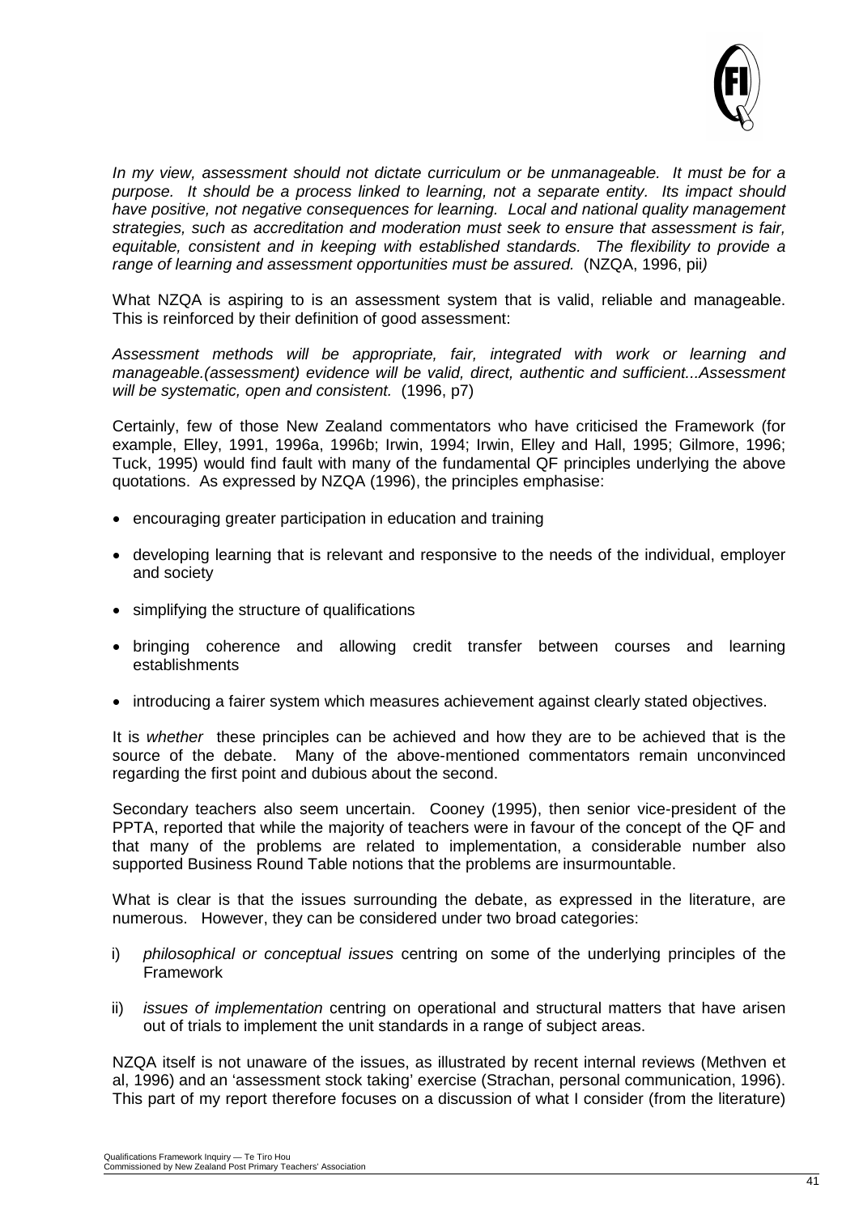*In my view, assessment should not dictate curriculum or be unmanageable. It must be for a purpose. It should be a process linked to learning, not a separate entity. Its impact should have positive, not negative consequences for learning. Local and national quality management strategies, such as accreditation and moderation must seek to ensure that assessment is fair, equitable, consistent and in keeping with established standards. The flexibility to provide a range of learning and assessment opportunities must be assured.* (NZQA, 1996, pii)

What NZQA is aspiring to is an assessment system that is valid, reliable and manageable. This is reinforced by their definition of good assessment:

*Assessment methods will be appropriate, fair, integrated with work or learning and manageable.(assessment) evidence will be valid, direct, authentic and sufficient...Assessment will be systematic, open and consistent.* (1996, p7)

Certainly, few of those New Zealand commentators who have criticised the Framework (for example, Elley, 1991, 1996a, 1996b; Irwin, 1994; Irwin, Elley and Hall, 1995; Gilmore, 1996; Tuck, 1995) would find fault with many of the fundamental QF principles underlying the above quotations. As expressed by NZQA (1996), the principles emphasise:

- encouraging greater participation in education and training
- developing learning that is relevant and responsive to the needs of the individual, employer and society
- simplifying the structure of qualifications
- bringing coherence and allowing credit transfer between courses and learning establishments
- introducing a fairer system which measures achievement against clearly stated objectives.

It is *whether* these principles can be achieved and how they are to be achieved that is the source of the debate. Many of the above-mentioned commentators remain unconvinced regarding the first point and dubious about the second.

Secondary teachers also seem uncertain. Cooney (1995), then senior vice-president of the PPTA, reported that while the majority of teachers were in favour of the concept of the QF and that many of the problems are related to implementation, a considerable number also supported Business Round Table notions that the problems are insurmountable.

What is clear is that the issues surrounding the debate, as expressed in the literature, are numerous. However, they can be considered under two broad categories:

i) *philosophical or conceptual issues* centring on some of the underlying principles of the Framework

ii) *issues of implementation* centring on operational and structural matters that have arisen out of trials to implement the unit standards in a range of subject areas.

NZQA itself is not unaware of the issues, as illustrated by recent internal reviews (Methven et al, 1996) and an 'assessment stock taking' exercise (Strachan, personal communication, 1996). This part of my report therefore focuses on a discussion of what I consider (from the literature)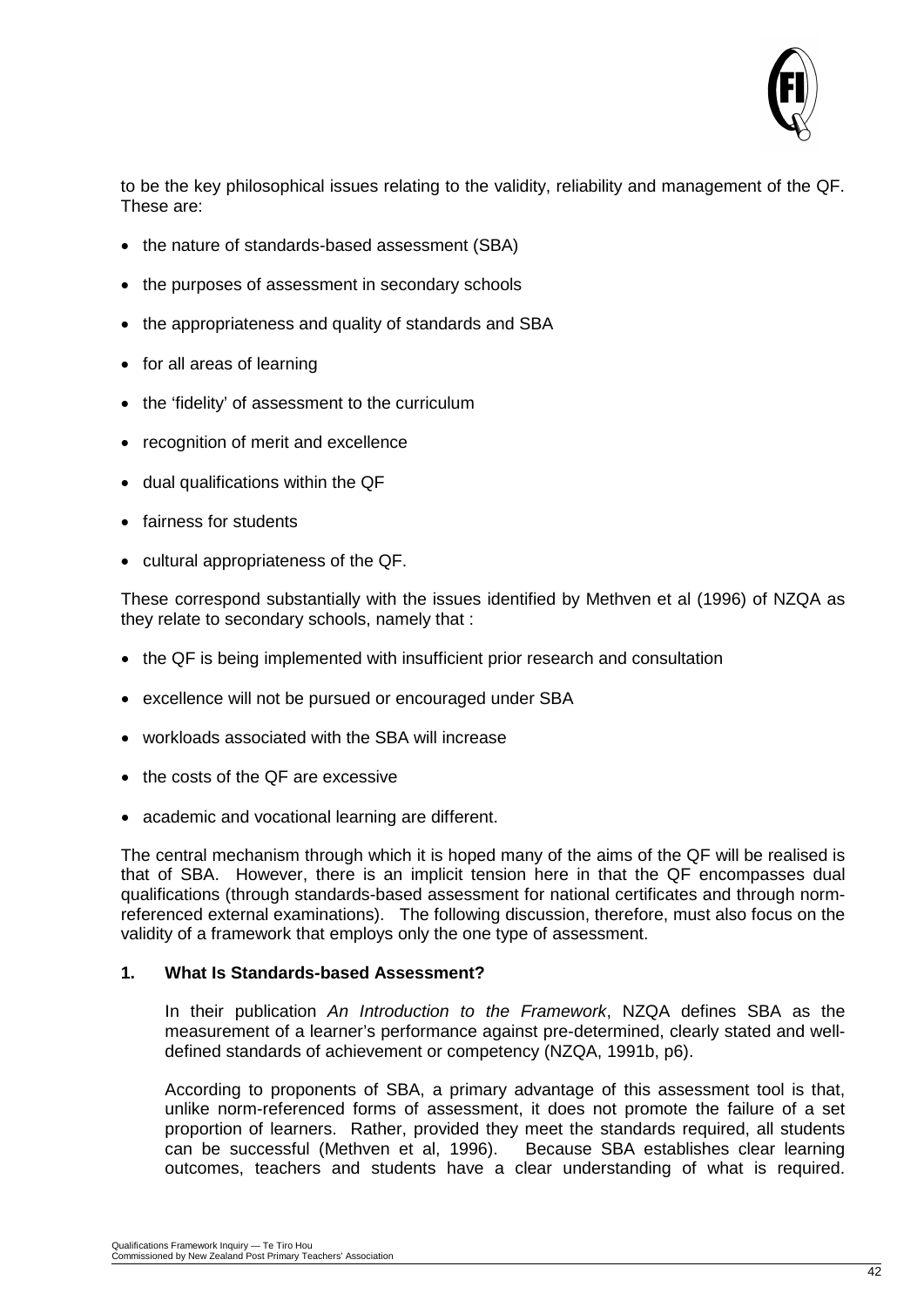to be the key philosophical issues relating to the validity, reliability and management of the QF. These are:

- the nature of standards-based assessment (SBA)
- the purposes of assessment in secondary schools
- the appropriateness and quality of standards and SBA
- for all areas of learning
- the 'fidelity' of assessment to the curriculum
- recognition of merit and excellence
- dual qualifications within the QF
- fairness for students
- cultural appropriateness of the QF.

These correspond substantially with the issues identified by Methven et al (1996) of NZQA as they relate to secondary schools, namely that :

- the QF is being implemented with insufficient prior research and consultation
- excellence will not be pursued or encouraged under SBA
- workloads associated with the SBA will increase
- the costs of the QF are excessive
- academic and vocational learning are different.

The central mechanism through which it is hoped many of the aims of the QF will be realised is that of SBA. However, there is an implicit tension here in that the QF encompasses dual qualifications (through standards-based assessment for national certificates and through norm-referenced external examinations). The following discussion, therefore, must also focus on the validity of a framework that employs only the one type of assessment.

**1. What Is Standards-based Assessment?**

In their publication *An Introduction to the Framework*, NZQA defines SBA as the measurement of a learner's performance against pre-determined, clearly stated and well-defined standards of achievement or competency (NZQA, 1991b, p6).

According to proponents of SBA, a primary advantage of this assessment tool is that, unlike norm-referenced forms of assessment, it does not promote the failure of a set proportion of learners. Rather, provided they meet the standards required, all students can be successful (Methven et al, 1996). Because SBA establishes clear learning outcomes, teachers and students have a clear understanding of what is required.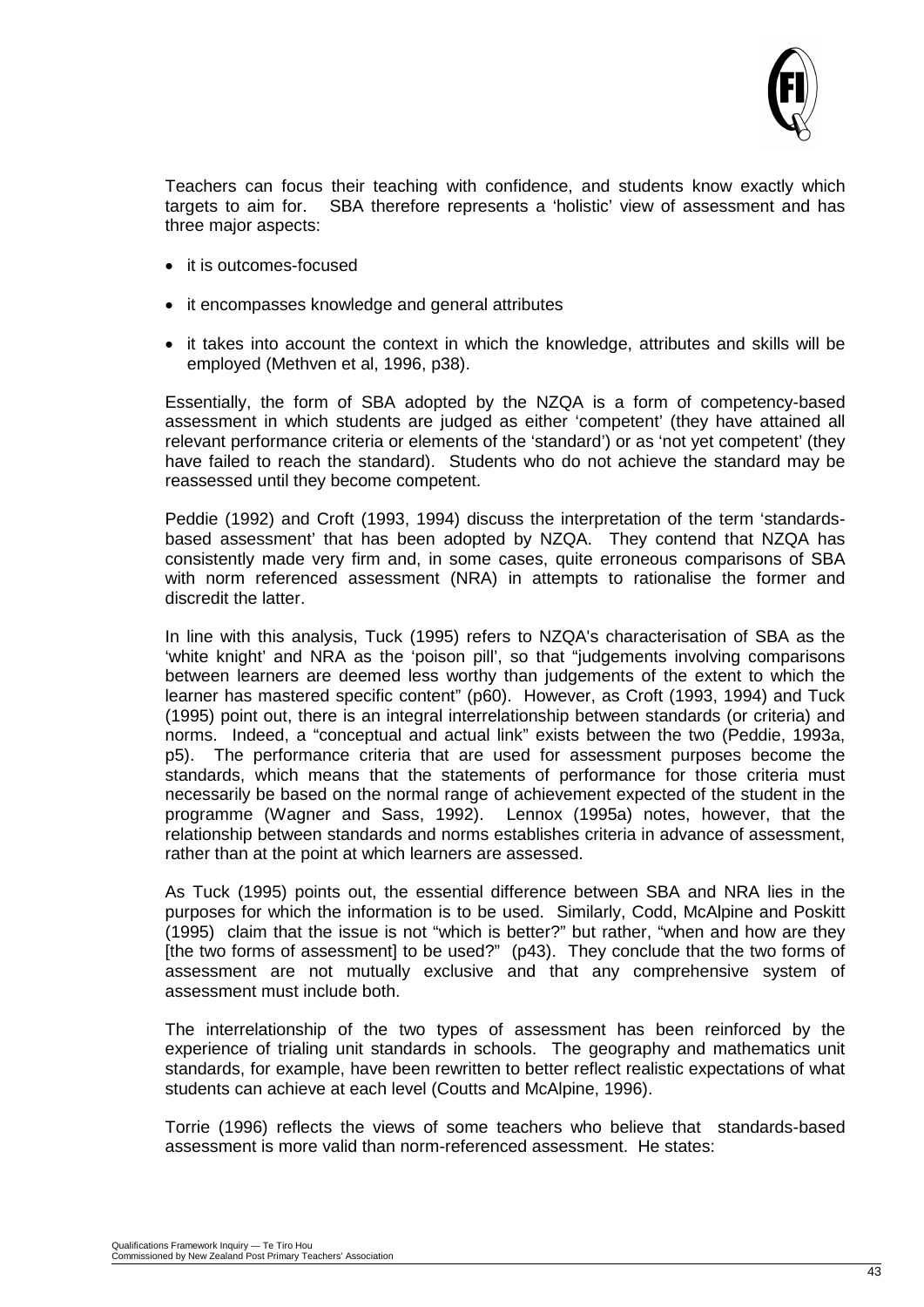Teachers can focus their teaching with confidence, and students know exactly which targets to aim for. SBA therefore represents a 'holistic' view of assessment and has three major aspects:

- it is outcomes-focused
- it encompasses knowledge and general attributes
- it takes into account the context in which the knowledge, attributes and skills will be employed (Methven et al, 1996, p38).

Essentially, the form of SBA adopted by the NZQA is a form of competency-based assessment in which students are judged as either 'competent' (they have attained all relevant performance criteria or elements of the 'standard') or as 'not yet competent' (they have failed to reach the standard). Students who do not achieve the standard may be reassessed until they become competent.

Peddie (1992) and Croft (1993, 1994) discuss the interpretation of the term 'standards-based assessment' that has been adopted by NZQA. They contend that NZQA has consistently made very firm and, in some cases, quite erroneous comparisons of SBA with norm referenced assessment (NRA) in attempts to rationalise the former and discredit the latter.

In line with this analysis, Tuck (1995) refers to NZQA's characterisation of SBA as the 'white knight' and NRA as the 'poison pill', so that "judgements involving comparisons between learners are deemed less worthy than judgements of the extent to which the learner has mastered specific content" (p60). However, as Croft (1993, 1994) and Tuck (1995) point out, there is an integral interrelationship between standards (or criteria) and norms. Indeed, a "conceptual and actual link" exists between the two (Peddie, 1993a, p5). The performance criteria that are used for assessment purposes become the standards, which means that the statements of performance for those criteria must necessarily be based on the normal range of achievement expected of the student in the programme (Wagner and Sass, 1992). Lennox (1995a) notes, however, that the relationship between standards and norms establishes criteria in advance of assessment, rather than at the point at which learners are assessed.

As Tuck (1995) points out, the essential difference between SBA and NRA lies in the purposes for which the information is to be used. Similarly, Codd, McAlpine and Poskitt (1995) claim that the issue is not "which is better?" but rather, "when and how are they [the two forms of assessment] to be used?" (p43). They conclude that the two forms of assessment are not mutually exclusive and that any comprehensive system of assessment must include both.

The interrelationship of the two types of assessment has been reinforced by the experience of trialing unit standards in schools. The geography and mathematics unit standards, for example, have been rewritten to better reflect realistic expectations of what students can achieve at each level (Coutts and McAlpine, 1996).

Torrie (1996) reflects the views of some teachers who believe that standards-based assessment is more valid than norm-referenced assessment. He states: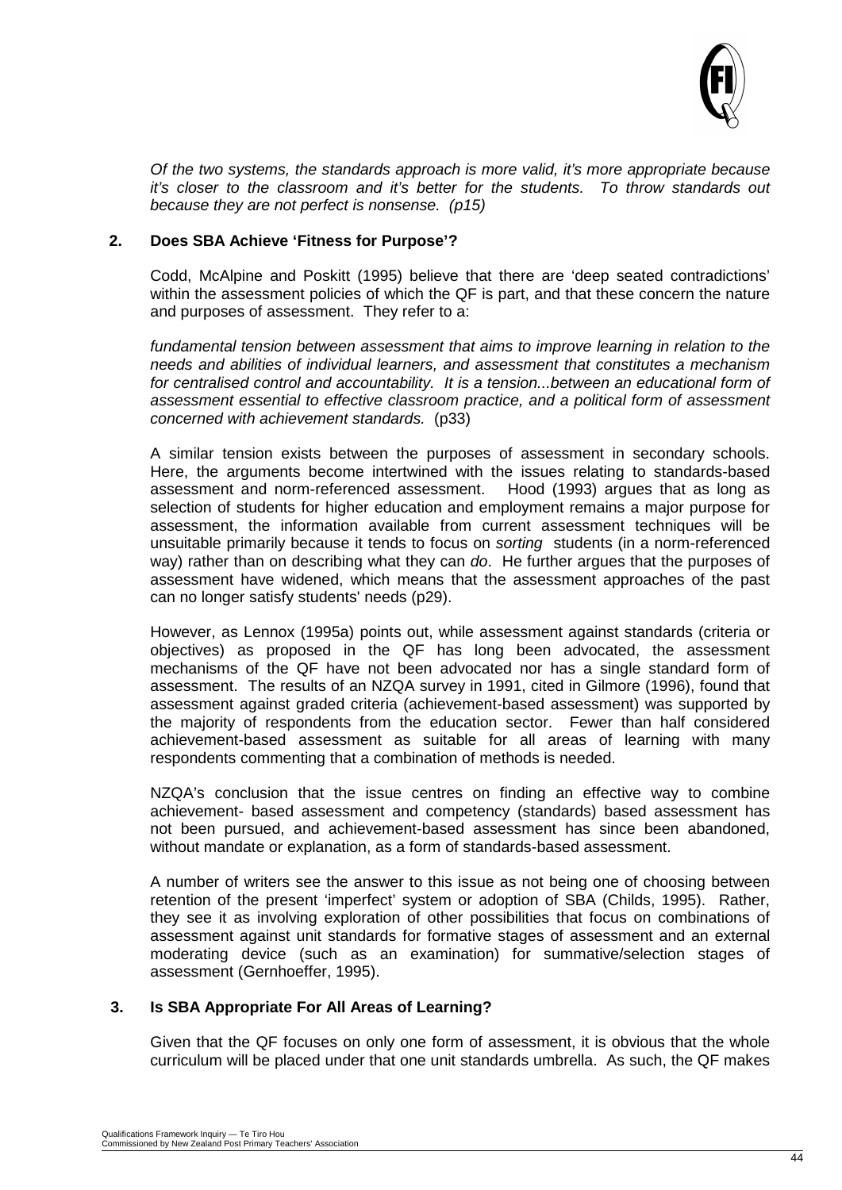*Of the two systems, the standards approach is more valid, it's more appropriate because it's closer to the classroom and it's better for the students. To throw standards out because they are not perfect is nonsense. (p15)*

## 2. Does SBA Achieve 'Fitness for Purpose'?

Codd, McAlpine and Poskitt (1995) believe that there are 'deep seated contradictions' within the assessment policies of which the QF is part, and that these concern the nature and purposes of assessment. They refer to a:

*fundamental tension between assessment that aims to improve learning in relation to the needs and abilities of individual learners, and assessment that constitutes a mechanism for centralised control and accountability. It is a tension...between an educational form of assessment essential to effective classroom practice, and a political form of assessment concerned with achievement standards.* (p33)

A similar tension exists between the purposes of assessment in secondary schools. Here, the arguments become intertwined with the issues relating to standards-based assessment and norm-referenced assessment. Hood (1993) argues that as long as selection of students for higher education and employment remains a major purpose for assessment, the information available from current assessment techniques will be unsuitable primarily because it tends to focus on *sorting* students (in a norm-referenced way) rather than on describing what they can *do*. He further argues that the purposes of assessment have widened, which means that the assessment approaches of the past can no longer satisfy students' needs (p29).

However, as Lennox (1995a) points out, while assessment against standards (criteria or objectives) as proposed in the QF has long been advocated, the assessment mechanisms of the QF have not been advocated nor has a single standard form of assessment. The results of an NZQA survey in 1991, cited in Gilmore (1996), found that assessment against graded criteria (achievement-based assessment) was supported by the majority of respondents from the education sector. Fewer than half considered achievement-based assessment as suitable for all areas of learning with many respondents commenting that a combination of methods is needed.

NZQA's conclusion that the issue centres on finding an effective way to combine achievement- based assessment and competency (standards) based assessment has not been pursued, and achievement-based assessment has since been abandoned, without mandate or explanation, as a form of standards-based assessment.

A number of writers see the answer to this issue as not being one of choosing between retention of the present 'imperfect' system or adoption of SBA (Childs, 1995). Rather, they see it as involving exploration of other possibilities that focus on combinations of assessment against unit standards for formative stages of assessment and an external moderating device (such as an examination) for summative/selection stages of assessment (Gernhoeffer, 1995).

## 3. Is SBA Appropriate For All Areas of Learning?

Given that the QF focuses on only one form of assessment, it is obvious that the whole curriculum will be placed under that one unit standards umbrella. As such, the QF makes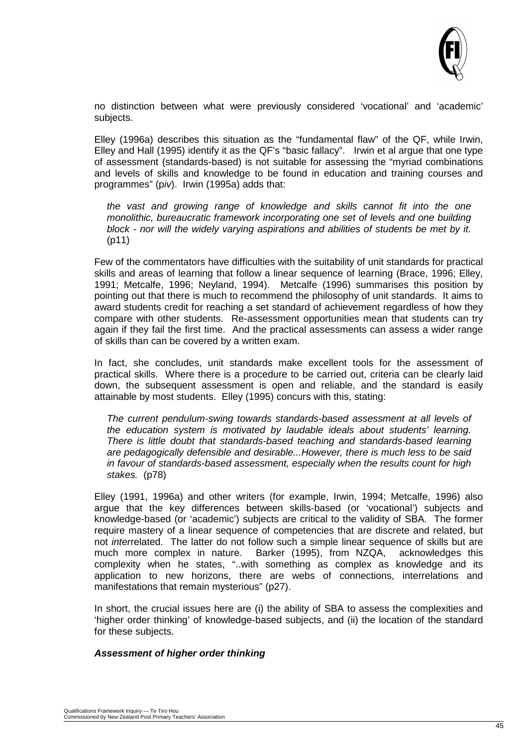no distinction between what were previously considered 'vocational' and 'academic' subjects.

Elley (1996a) describes this situation as the "fundamental flaw" of the QF, while Irwin, Elley and Hall (1995) identify it as the QF's "basic fallacy". Irwin et al argue that one type of assessment (standards-based) is not suitable for assessing the "myriad combinations and levels of skills and knowledge to be found in education and training courses and programmes" (p*iv*). Irwin (1995a) adds that:

> *the vast and growing range of knowledge and skills cannot fit into the one monolithic, bureaucratic framework incorporating one set of levels and one building block - nor will the widely varying aspirations and abilities of students be met by it.* (p11)

Few of the commentators have difficulties with the suitability of unit standards for practical skills and areas of learning that follow a linear sequence of learning (Brace, 1996; Elley, 1991; Metcalfe, 1996; Neyland, 1994). Metcalfe (1996) summarises this position by pointing out that there is much to recommend the philosophy of unit standards. It aims to award students credit for reaching a set standard of achievement regardless of how they compare with other students. Re-assessment opportunities mean that students can try again if they fail the first time. And the practical assessments can assess a wider range of skills than can be covered by a written exam.

In fact, she concludes, unit standards make excellent tools for the assessment of practical skills. Where there is a procedure to be carried out, criteria can be clearly laid down, the subsequent assessment is open and reliable, and the standard is easily attainable by most students. Elley (1995) concurs with this, stating:

> *The current pendulum-swing towards standards-based assessment at all levels of the education system is motivated by laudable ideals about students' learning. There is little doubt that standards-based teaching and standards-based learning are pedagogically defensible and desirable...However, there is much less to be said in favour of standards-based assessment, especially when the results count for high stakes.* (p78)

Elley (1991, 1996a) and other writers (for example, Irwin, 1994; Metcalfe, 1996) also argue that the key differences between skills-based (or 'vocational') subjects and knowledge-based (or 'academic') subjects are critical to the validity of SBA. The former require mastery of a linear sequence of competencies that are discrete and related, but not *inter*related. The latter do not follow such a simple linear sequence of skills but are much more complex in nature. Barker (1995), from NZQA, acknowledges this complexity when he states, "..with something as complex as knowledge and its application to new horizons, there are webs of connections, interrelations and manifestations that remain mysterious" (p27).

In short, the crucial issues here are (i) the ability of SBA to assess the complexities and 'higher order thinking' of knowledge-based subjects, and (ii) the location of the standard for these subjects.

#### ***Assessment of higher order thinking***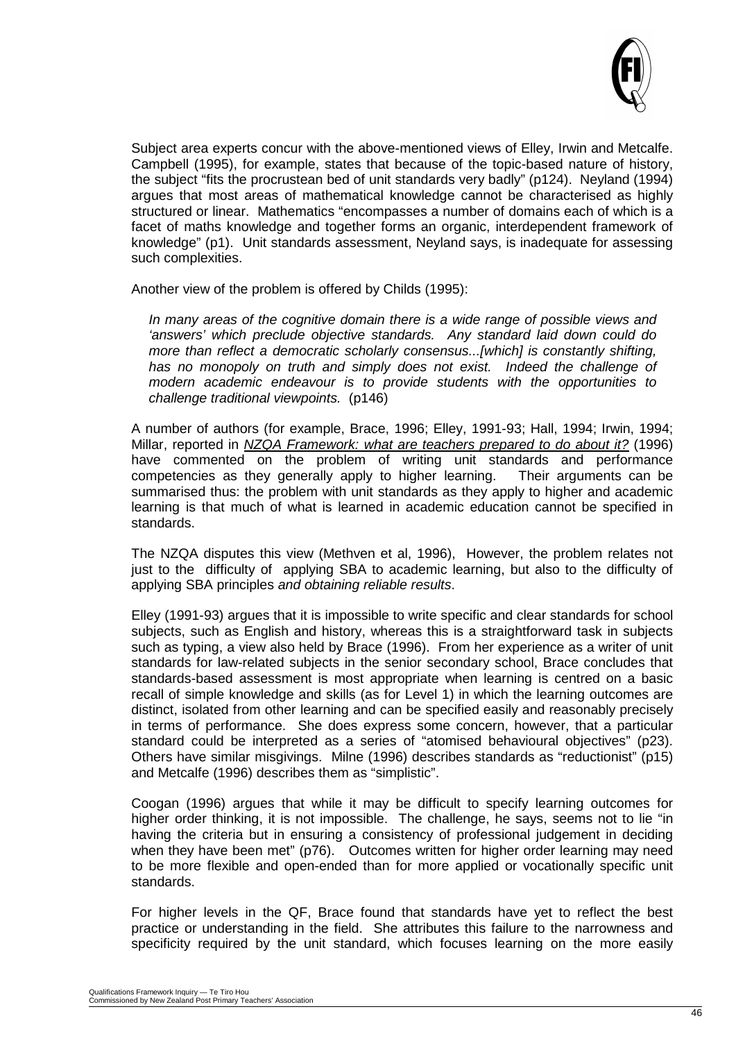Subject area experts concur with the above-mentioned views of Elley, Irwin and Metcalfe. Campbell (1995), for example, states that because of the topic-based nature of history, the subject "fits the procrustean bed of unit standards very badly" (p124). Neyland (1994) argues that most areas of mathematical knowledge cannot be characterised as highly structured or linear. Mathematics "encompasses a number of domains each of which is a facet of maths knowledge and together forms an organic, interdependent framework of knowledge" (p1). Unit standards assessment, Neyland says, is inadequate for assessing such complexities.

Another view of the problem is offered by Childs (1995):

> *In many areas of the cognitive domain there is a wide range of possible views and 'answers' which preclude objective standards. Any standard laid down could do more than reflect a democratic scholarly consensus...[which] is constantly shifting, has no monopoly on truth and simply does not exist. Indeed the challenge of modern academic endeavour is to provide students with the opportunities to challenge traditional viewpoints.* (p146)

A number of authors (for example, Brace, 1996; Elley, 1991-93; Hall, 1994; Irwin, 1994; Millar, reported in *NZQA Framework: what are teachers prepared to do about it?* (1996) have commented on the problem of writing unit standards and performance competencies as they generally apply to higher learning. Their arguments can be summarised thus: the problem with unit standards as they apply to higher and academic learning is that much of what is learned in academic education cannot be specified in standards.

The NZQA disputes this view (Methven et al, 1996), However, the problem relates not just to the difficulty of applying SBA to academic learning, but also to the difficulty of applying SBA principles *and obtaining reliable results*.

Elley (1991-93) argues that it is impossible to write specific and clear standards for school subjects, such as English and history, whereas this is a straightforward task in subjects such as typing, a view also held by Brace (1996). From her experience as a writer of unit standards for law-related subjects in the senior secondary school, Brace concludes that standards-based assessment is most appropriate when learning is centred on a basic recall of simple knowledge and skills (as for Level 1) in which the learning outcomes are distinct, isolated from other learning and can be specified easily and reasonably precisely in terms of performance. She does express some concern, however, that a particular standard could be interpreted as a series of "atomised behavioural objectives" (p23). Others have similar misgivings. Milne (1996) describes standards as "reductionist" (p15) and Metcalfe (1996) describes them as "simplistic".

Coogan (1996) argues that while it may be difficult to specify learning outcomes for higher order thinking, it is not impossible. The challenge, he says, seems not to lie "in having the criteria but in ensuring a consistency of professional judgement in deciding when they have been met" (p76). Outcomes written for higher order learning may need to be more flexible and open-ended than for more applied or vocationally specific unit standards.

For higher levels in the QF, Brace found that standards have yet to reflect the best practice or understanding in the field. She attributes this failure to the narrowness and specificity required by the unit standard, which focuses learning on the more easily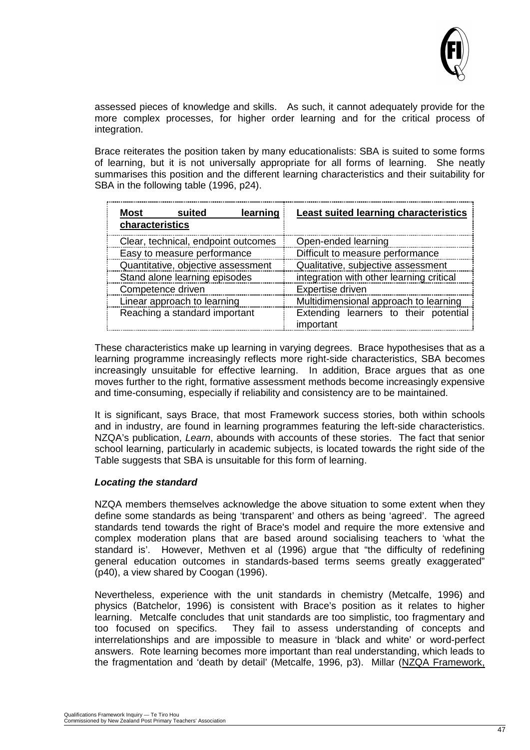assessed pieces of knowledge and skills. As such, it cannot adequately provide for the more complex processes, for higher order learning and for the critical process of integration.

Brace reiterates the position taken by many educationalists: SBA is suited to some forms of learning, but it is not universally appropriate for all forms of learning. She neatly summarises this position and the different learning characteristics and their suitability for SBA in the following table (1996, p24).

| Most suited learning characteristics | Least suited learning characteristics |
|---|---|
| Clear, technical, endpoint outcomes | Open-ended learning |
| Easy to measure performance | Difficult to measure performance |
| Quantitative, objective assessment | Qualitative, subjective assessment |
| Stand alone learning episodes | integration with other learning critical |
| Competence driven | Expertise driven |
| Linear approach to learning | Multidimensional approach to learning |
| Reaching a standard important | Extending learners to their potential important |

These characteristics make up learning in varying degrees. Brace hypothesises that as a learning programme increasingly reflects more right-side characteristics, SBA becomes increasingly unsuitable for effective learning. In addition, Brace argues that as one moves further to the right, formative assessment methods become increasingly expensive and time-consuming, especially if reliability and consistency are to be maintained.

It is significant, says Brace, that most Framework success stories, both within schools and in industry, are found in learning programmes featuring the left-side characteristics. NZQA's publication, *Learn*, abounds with accounts of these stories. The fact that senior school learning, particularly in academic subjects, is located towards the right side of the Table suggests that SBA is unsuitable for this form of learning.

***Locating the standard***

NZQA members themselves acknowledge the above situation to some extent when they define some standards as being 'transparent' and others as being 'agreed'. The agreed standards tend towards the right of Brace's model and require the more extensive and complex moderation plans that are based around socialising teachers to 'what the standard is'. However, Methven et al (1996) argue that "the difficulty of redefining general education outcomes in standards-based terms seems greatly exaggerated" (p40), a view shared by Coogan (1996).

Nevertheless, experience with the unit standards in chemistry (Metcalfe, 1996) and physics (Batchelor, 1996) is consistent with Brace's position as it relates to higher learning. Metcalfe concludes that unit standards are too simplistic, too fragmentary and too focused on specifics. They fail to assess understanding of concepts and interrelationships and are impossible to measure in 'black and white' or word-perfect answers. Rote learning becomes more important than real understanding, which leads to the fragmentation and 'death by detail' (Metcalfe, 1996, p3). Millar (NZQA Framework,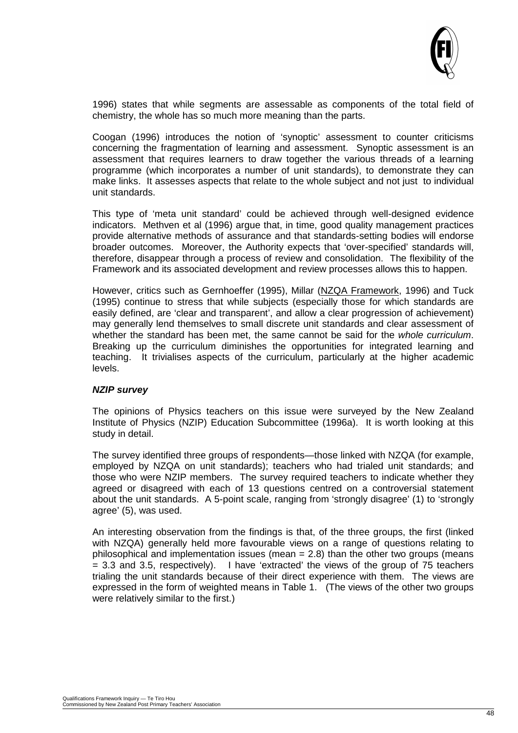1996) states that while segments are assessable as components of the total field of chemistry, the whole has so much more meaning than the parts.

Coogan (1996) introduces the notion of 'synoptic' assessment to counter criticisms concerning the fragmentation of learning and assessment. Synoptic assessment is an assessment that requires learners to draw together the various threads of a learning programme (which incorporates a number of unit standards), to demonstrate they can make links. It assesses aspects that relate to the whole subject and not just to individual unit standards.

This type of 'meta unit standard' could be achieved through well-designed evidence indicators. Methven et al (1996) argue that, in time, good quality management practices provide alternative methods of assurance and that standards-setting bodies will endorse broader outcomes. Moreover, the Authority expects that 'over-specified' standards will, therefore, disappear through a process of review and consolidation. The flexibility of the Framework and its associated development and review processes allows this to happen.

However, critics such as Gernhoeffer (1995), Millar (NZQA Framework, 1996) and Tuck (1995) continue to stress that while subjects (especially those for which standards are easily defined, are 'clear and transparent', and allow a clear progression of achievement) may generally lend themselves to small discrete unit standards and clear assessment of whether the standard has been met, the same cannot be said for the *whole curriculum*. Breaking up the curriculum diminishes the opportunities for integrated learning and teaching. It trivialises aspects of the curriculum, particularly at the higher academic levels.

***NZIP survey***

The opinions of Physics teachers on this issue were surveyed by the New Zealand Institute of Physics (NZIP) Education Subcommittee (1996a). It is worth looking at this study in detail.

The survey identified three groups of respondents—those linked with NZQA (for example, employed by NZQA on unit standards); teachers who had trialed unit standards; and those who were NZIP members. The survey required teachers to indicate whether they agreed or disagreed with each of 13 questions centred on a controversial statement about the unit standards. A 5-point scale, ranging from 'strongly disagree' (1) to 'strongly agree' (5), was used.

An interesting observation from the findings is that, of the three groups, the first (linked with NZQA) generally held more favourable views on a range of questions relating to philosophical and implementation issues (mean = 2.8) than the other two groups (means = 3.3 and 3.5, respectively). I have 'extracted' the views of the group of 75 teachers trialing the unit standards because of their direct experience with them. The views are expressed in the form of weighted means in Table 1. (The views of the other two groups were relatively similar to the first.)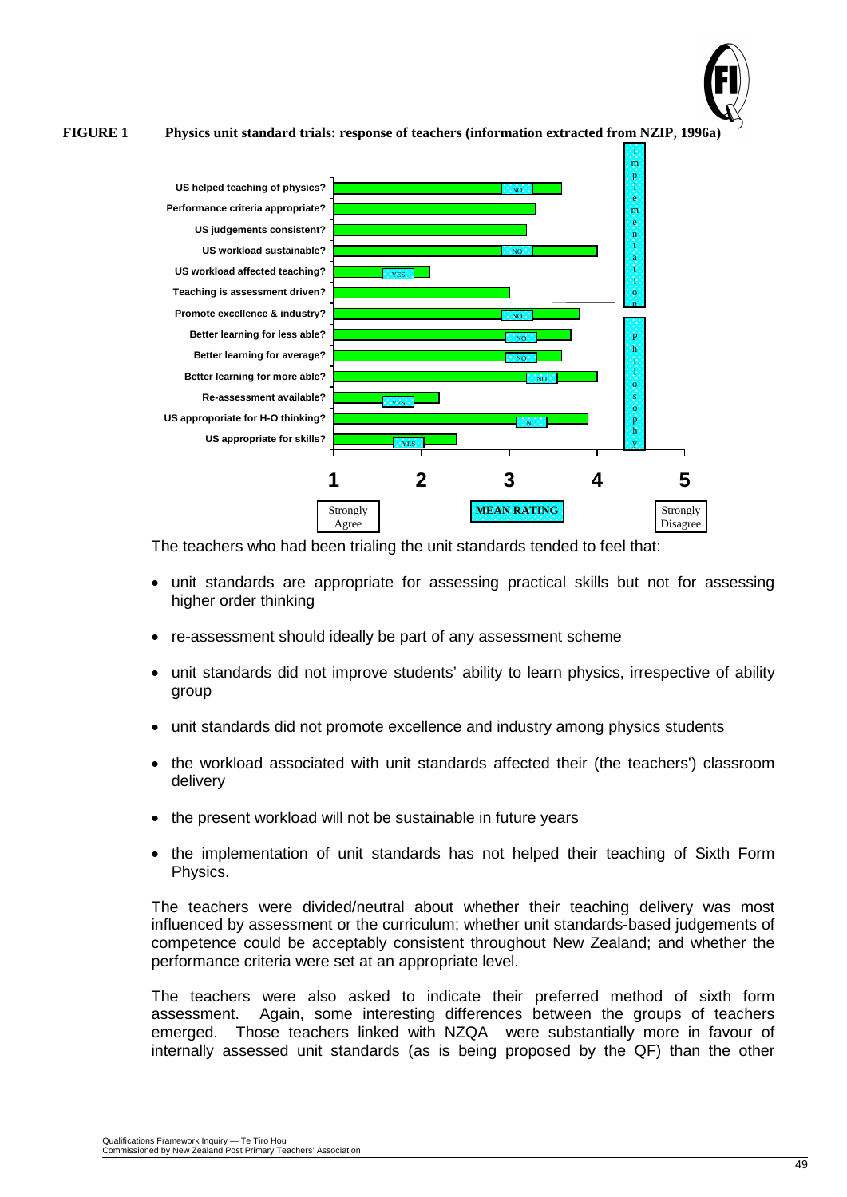**FIGURE 1 Physics unit standard trials: response of teachers (information extracted from NZIP, 1996a)**

| Item | Mean rating (approx.) | Label | Group |
| --- | --- | --- | --- |
| US helped teaching of physics? | 3.6 | NO | Implementation |
| Performance criteria appropriate? | 3.3 | | Implementation |
| US judgements consistent? | 3.2 | | Implementation |
| US workload sustainable? | 4.0 | NO | Implementation |
| US workload affected teaching? | 2.1 | YES | Implementation |
| Teaching is assessment driven? | 3.0 | | Implementation |
| Promote excellence & industry? | 3.8 | NO | Philosophy |
| Better learning for less able? | 3.7 | NO | Philosophy |
| Better learning for average? | 3.6 | NO | Philosophy |
| Better learning for more able? | 4.0 | NO | Philosophy |
| Re-assessment available? | 2.2 | YES | Philosophy |
| US approporiate for H-O thinking? | 3.9 | NO | Philosophy |
| US appropriate for skills? | 2.4 | YES | Philosophy |

MEAN RATING: 1 (Strongly Agree) – 2 – 3 – 4 – 5 (Strongly Disagree)

The teachers who had been trialing the unit standards tended to feel that:

- unit standards are appropriate for assessing practical skills but not for assessing higher order thinking
- re-assessment should ideally be part of any assessment scheme
- unit standards did not improve students' ability to learn physics, irrespective of ability group
- unit standards did not promote excellence and industry among physics students
- the workload associated with unit standards affected their (the teachers') classroom delivery
- the present workload will not be sustainable in future years
- the implementation of unit standards has not helped their teaching of Sixth Form Physics.

The teachers were divided/neutral about whether their teaching delivery was most influenced by assessment or the curriculum; whether unit standards-based judgements of competence could be acceptably consistent throughout New Zealand; and whether the performance criteria were set at an appropriate level.

The teachers were also asked to indicate their preferred method of sixth form assessment. Again, some interesting differences between the groups of teachers emerged. Those teachers linked with NZQA were substantially more in favour of internally assessed unit standards (as is being proposed by the QF) than the other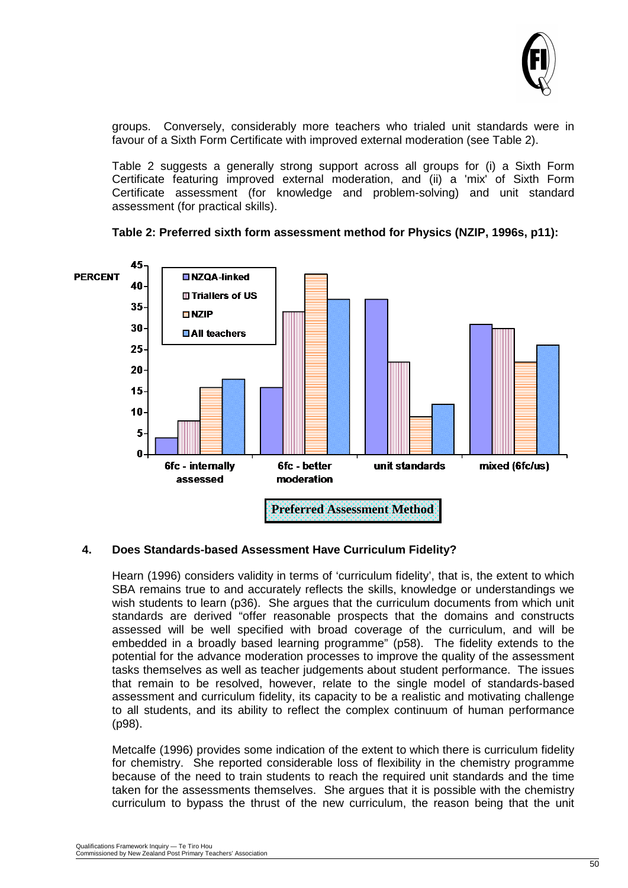groups. Conversely, considerably more teachers who trialed unit standards were in favour of a Sixth Form Certificate with improved external moderation (see Table 2).

Table 2 suggests a generally strong support across all groups for (i) a Sixth Form Certificate featuring improved external moderation, and (ii) a 'mix' of Sixth Form Certificate assessment (for knowledge and problem-solving) and unit standard assessment (for practical skills).

**Table 2: Preferred sixth form assessment method for Physics (NZIP, 1996s, p11):**

| Preferred Assessment Method (PERCENT) | NZQA-linked | Triallers of US | NZIP | All teachers |
|---|---|---|---|---|
| 6fc - internally assessed | 4 | 8 | 16 | 18 |
| 6fc - better moderation | 16 | 34 | 43 | 37 |
| unit standards | 37 | 22 | 9 | 12 |
| mixed (6fc/us) | 31 | 30 | 22 | 26 |

### 4. Does Standards-based Assessment Have Curriculum Fidelity?

Hearn (1996) considers validity in terms of 'curriculum fidelity', that is, the extent to which SBA remains true to and accurately reflects the skills, knowledge or understandings we wish students to learn (p36). She argues that the curriculum documents from which unit standards are derived "offer reasonable prospects that the domains and constructs assessed will be well specified with broad coverage of the curriculum, and will be embedded in a broadly based learning programme" (p58). The fidelity extends to the potential for the advance moderation processes to improve the quality of the assessment tasks themselves as well as teacher judgements about student performance. The issues that remain to be resolved, however, relate to the single model of standards-based assessment and curriculum fidelity, its capacity to be a realistic and motivating challenge to all students, and its ability to reflect the complex continuum of human performance (p98).

Metcalfe (1996) provides some indication of the extent to which there is curriculum fidelity for chemistry. She reported considerable loss of flexibility in the chemistry programme because of the need to train students to reach the required unit standards and the time taken for the assessments themselves. She argues that it is possible with the chemistry curriculum to bypass the thrust of the new curriculum, the reason being that the unit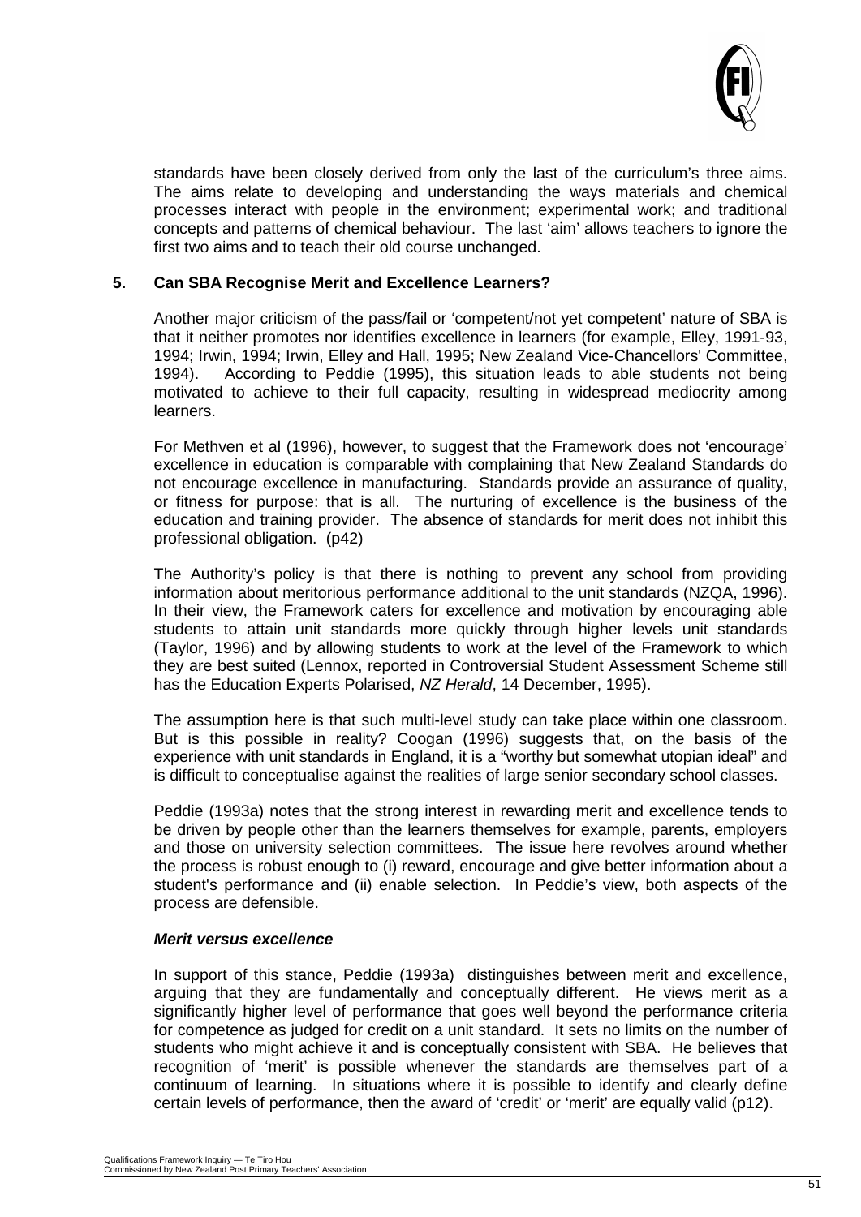standards have been closely derived from only the last of the curriculum's three aims. The aims relate to developing and understanding the ways materials and chemical processes interact with people in the environment; experimental work; and traditional concepts and patterns of chemical behaviour. The last 'aim' allows teachers to ignore the first two aims and to teach their old course unchanged.

### 5. Can SBA Recognise Merit and Excellence Learners?

Another major criticism of the pass/fail or 'competent/not yet competent' nature of SBA is that it neither promotes nor identifies excellence in learners (for example, Elley, 1991-93, 1994; Irwin, 1994; Irwin, Elley and Hall, 1995; New Zealand Vice-Chancellors' Committee, 1994). According to Peddie (1995), this situation leads to able students not being motivated to achieve to their full capacity, resulting in widespread mediocrity among learners.

For Methven et al (1996), however, to suggest that the Framework does not 'encourage' excellence in education is comparable with complaining that New Zealand Standards do not encourage excellence in manufacturing. Standards provide an assurance of quality, or fitness for purpose: that is all. The nurturing of excellence is the business of the education and training provider. The absence of standards for merit does not inhibit this professional obligation. (p42)

The Authority's policy is that there is nothing to prevent any school from providing information about meritorious performance additional to the unit standards (NZQA, 1996). In their view, the Framework caters for excellence and motivation by encouraging able students to attain unit standards more quickly through higher levels unit standards (Taylor, 1996) and by allowing students to work at the level of the Framework to which they are best suited (Lennox, reported in Controversial Student Assessment Scheme still has the Education Experts Polarised, *NZ Herald*, 14 December, 1995).

The assumption here is that such multi-level study can take place within one classroom. But is this possible in reality? Coogan (1996) suggests that, on the basis of the experience with unit standards in England, it is a "worthy but somewhat utopian ideal" and is difficult to conceptualise against the realities of large senior secondary school classes.

Peddie (1993a) notes that the strong interest in rewarding merit and excellence tends to be driven by people other than the learners themselves for example, parents, employers and those on university selection committees. The issue here revolves around whether the process is robust enough to (i) reward, encourage and give better information about a student's performance and (ii) enable selection. In Peddie's view, both aspects of the process are defensible.

#### ***Merit versus excellence***

In support of this stance, Peddie (1993a) distinguishes between merit and excellence, arguing that they are fundamentally and conceptually different. He views merit as a significantly higher level of performance that goes well beyond the performance criteria for competence as judged for credit on a unit standard. It sets no limits on the number of students who might achieve it and is conceptually consistent with SBA. He believes that recognition of 'merit' is possible whenever the standards are themselves part of a continuum of learning. In situations where it is possible to identify and clearly define certain levels of performance, then the award of 'credit' or 'merit' are equally valid (p12).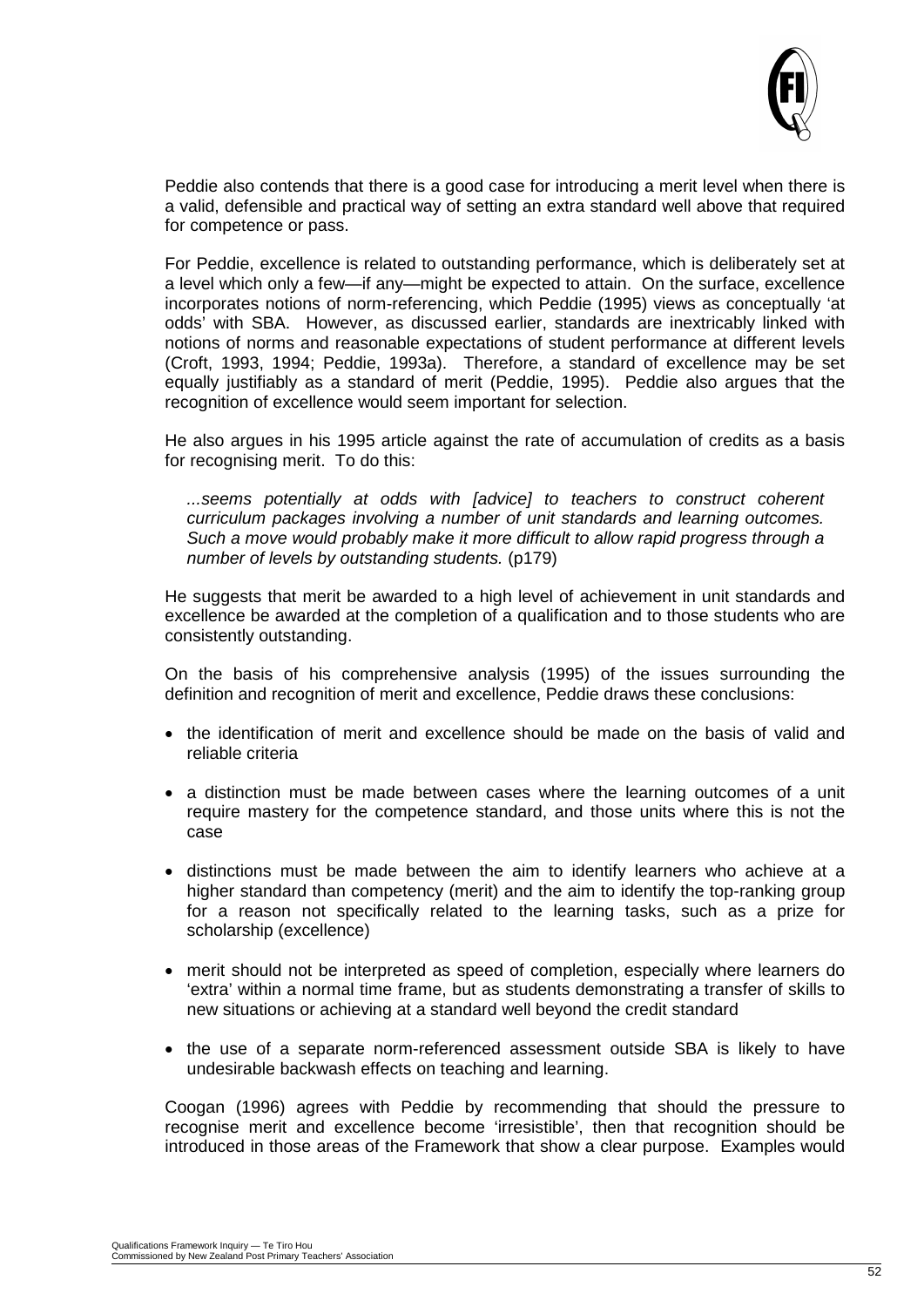Peddie also contends that there is a good case for introducing a merit level when there is a valid, defensible and practical way of setting an extra standard well above that required for competence or pass.

For Peddie, excellence is related to outstanding performance, which is deliberately set at a level which only a few—if any—might be expected to attain. On the surface, excellence incorporates notions of norm-referencing, which Peddie (1995) views as conceptually 'at odds' with SBA. However, as discussed earlier, standards are inextricably linked with notions of norms and reasonable expectations of student performance at different levels (Croft, 1993, 1994; Peddie, 1993a). Therefore, a standard of excellence may be set equally justifiably as a standard of merit (Peddie, 1995). Peddie also argues that the recognition of excellence would seem important for selection.

He also argues in his 1995 article against the rate of accumulation of credits as a basis for recognising merit. To do this:

> *...seems potentially at odds with [advice] to teachers to construct coherent curriculum packages involving a number of unit standards and learning outcomes. Such a move would probably make it more difficult to allow rapid progress through a number of levels by outstanding students.* (p179)

He suggests that merit be awarded to a high level of achievement in unit standards and excellence be awarded at the completion of a qualification and to those students who are consistently outstanding.

On the basis of his comprehensive analysis (1995) of the issues surrounding the definition and recognition of merit and excellence, Peddie draws these conclusions:

- the identification of merit and excellence should be made on the basis of valid and reliable criteria
- a distinction must be made between cases where the learning outcomes of a unit require mastery for the competence standard, and those units where this is not the case
- distinctions must be made between the aim to identify learners who achieve at a higher standard than competency (merit) and the aim to identify the top-ranking group for a reason not specifically related to the learning tasks, such as a prize for scholarship (excellence)
- merit should not be interpreted as speed of completion, especially where learners do 'extra' within a normal time frame, but as students demonstrating a transfer of skills to new situations or achieving at a standard well beyond the credit standard
- the use of a separate norm-referenced assessment outside SBA is likely to have undesirable backwash effects on teaching and learning.

Coogan (1996) agrees with Peddie by recommending that should the pressure to recognise merit and excellence become 'irresistible', then that recognition should be introduced in those areas of the Framework that show a clear purpose. Examples would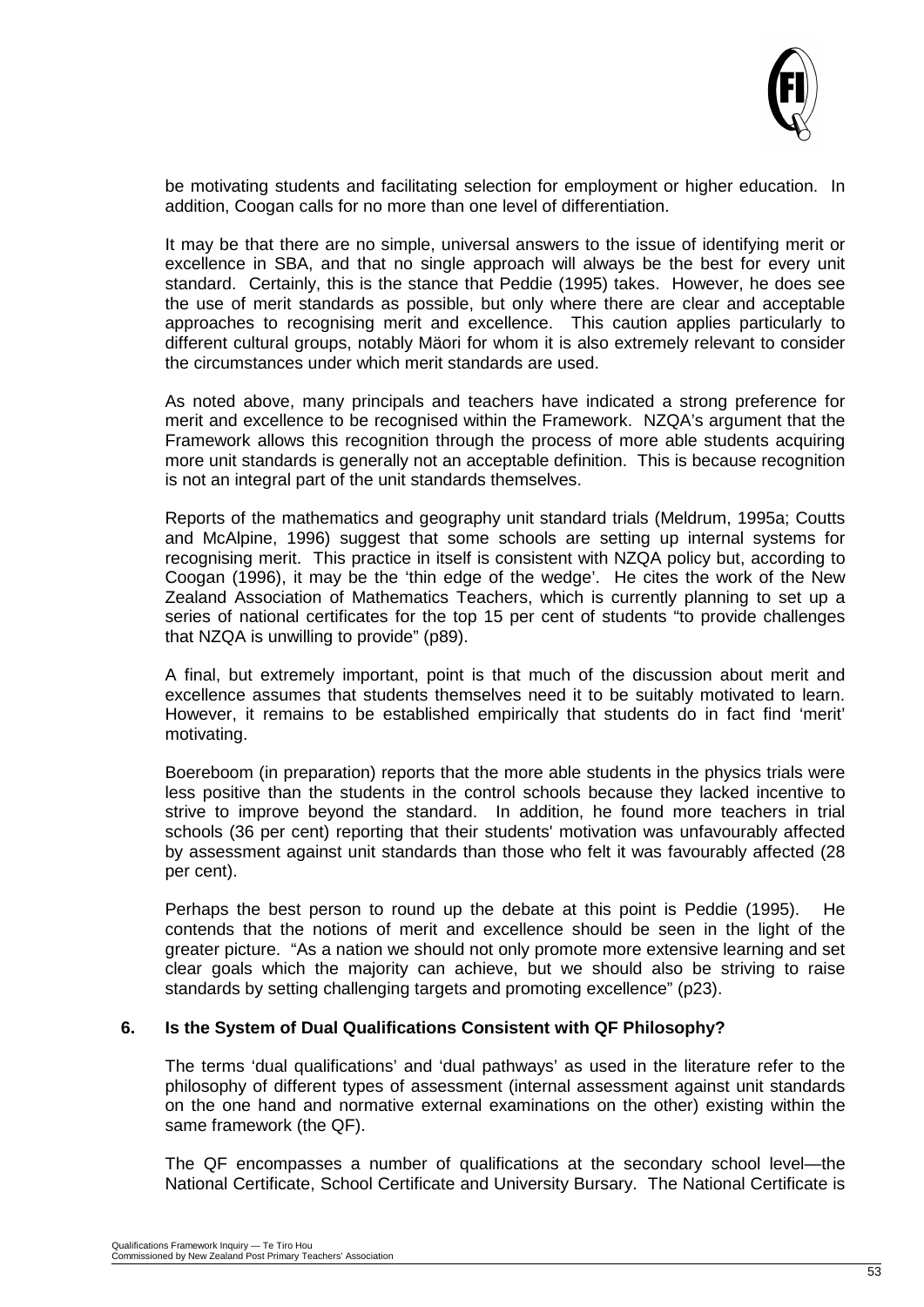be motivating students and facilitating selection for employment or higher education. In addition, Coogan calls for no more than one level of differentiation.

It may be that there are no simple, universal answers to the issue of identifying merit or excellence in SBA, and that no single approach will always be the best for every unit standard. Certainly, this is the stance that Peddie (1995) takes. However, he does see the use of merit standards as possible, but only where there are clear and acceptable approaches to recognising merit and excellence. This caution applies particularly to different cultural groups, notably Mäori for whom it is also extremely relevant to consider the circumstances under which merit standards are used.

As noted above, many principals and teachers have indicated a strong preference for merit and excellence to be recognised within the Framework. NZQA's argument that the Framework allows this recognition through the process of more able students acquiring more unit standards is generally not an acceptable definition. This is because recognition is not an integral part of the unit standards themselves.

Reports of the mathematics and geography unit standard trials (Meldrum, 1995a; Coutts and McAlpine, 1996) suggest that some schools are setting up internal systems for recognising merit. This practice in itself is consistent with NZQA policy but, according to Coogan (1996), it may be the 'thin edge of the wedge'. He cites the work of the New Zealand Association of Mathematics Teachers, which is currently planning to set up a series of national certificates for the top 15 per cent of students "to provide challenges that NZQA is unwilling to provide" (p89).

A final, but extremely important, point is that much of the discussion about merit and excellence assumes that students themselves need it to be suitably motivated to learn. However, it remains to be established empirically that students do in fact find 'merit' motivating.

Boereboom (in preparation) reports that the more able students in the physics trials were less positive than the students in the control schools because they lacked incentive to strive to improve beyond the standard. In addition, he found more teachers in trial schools (36 per cent) reporting that their students' motivation was unfavourably affected by assessment against unit standards than those who felt it was favourably affected (28 per cent).

Perhaps the best person to round up the debate at this point is Peddie (1995). He contends that the notions of merit and excellence should be seen in the light of the greater picture. "As a nation we should not only promote more extensive learning and set clear goals which the majority can achieve, but we should also be striving to raise standards by setting challenging targets and promoting excellence" (p23).

### 6. Is the System of Dual Qualifications Consistent with QF Philosophy?

The terms 'dual qualifications' and 'dual pathways' as used in the literature refer to the philosophy of different types of assessment (internal assessment against unit standards on the one hand and normative external examinations on the other) existing within the same framework (the QF).

The QF encompasses a number of qualifications at the secondary school level—the National Certificate, School Certificate and University Bursary. The National Certificate is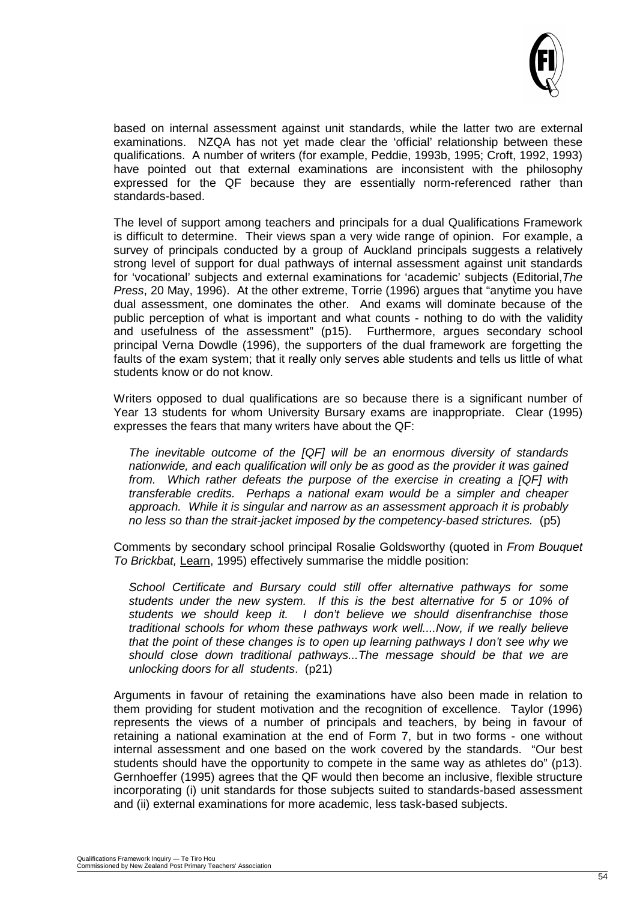based on internal assessment against unit standards, while the latter two are external examinations. NZQA has not yet made clear the 'official' relationship between these qualifications. A number of writers (for example, Peddie, 1993b, 1995; Croft, 1992, 1993) have pointed out that external examinations are inconsistent with the philosophy expressed for the QF because they are essentially norm-referenced rather than standards-based.

The level of support among teachers and principals for a dual Qualifications Framework is difficult to determine. Their views span a very wide range of opinion. For example, a survey of principals conducted by a group of Auckland principals suggests a relatively strong level of support for dual pathways of internal assessment against unit standards for 'vocational' subjects and external examinations for 'academic' subjects (Editorial, *The Press*, 20 May, 1996). At the other extreme, Torrie (1996) argues that "anytime you have dual assessment, one dominates the other. And exams will dominate because of the public perception of what is important and what counts - nothing to do with the validity and usefulness of the assessment" (p15). Furthermore, argues secondary school principal Verna Dowdle (1996), the supporters of the dual framework are forgetting the faults of the exam system; that it really only serves able students and tells us little of what students know or do not know.

Writers opposed to dual qualifications are so because there is a significant number of Year 13 students for whom University Bursary exams are inappropriate. Clear (1995) expresses the fears that many writers have about the QF:

> *The inevitable outcome of the [QF] will be an enormous diversity of standards nationwide, and each qualification will only be as good as the provider it was gained from. Which rather defeats the purpose of the exercise in creating a [QF] with transferable credits. Perhaps a national exam would be a simpler and cheaper approach. While it is singular and narrow as an assessment approach it is probably no less so than the strait-jacket imposed by the competency-based strictures.* (p5)

Comments by secondary school principal Rosalie Goldsworthy (quoted in *From Bouquet To Brickbat,* Learn, 1995) effectively summarise the middle position:

> *School Certificate and Bursary could still offer alternative pathways for some students under the new system. If this is the best alternative for 5 or 10% of students we should keep it. I don't believe we should disenfranchise those traditional schools for whom these pathways work well....Now, if we really believe that the point of these changes is to open up learning pathways I don't see why we should close down traditional pathways...The message should be that we are unlocking doors for all students*. (p21)

Arguments in favour of retaining the examinations have also been made in relation to them providing for student motivation and the recognition of excellence. Taylor (1996) represents the views of a number of principals and teachers, by being in favour of retaining a national examination at the end of Form 7, but in two forms - one without internal assessment and one based on the work covered by the standards. "Our best students should have the opportunity to compete in the same way as athletes do" (p13). Gernhoeffer (1995) agrees that the QF would then become an inclusive, flexible structure incorporating (i) unit standards for those subjects suited to standards-based assessment and (ii) external examinations for more academic, less task-based subjects.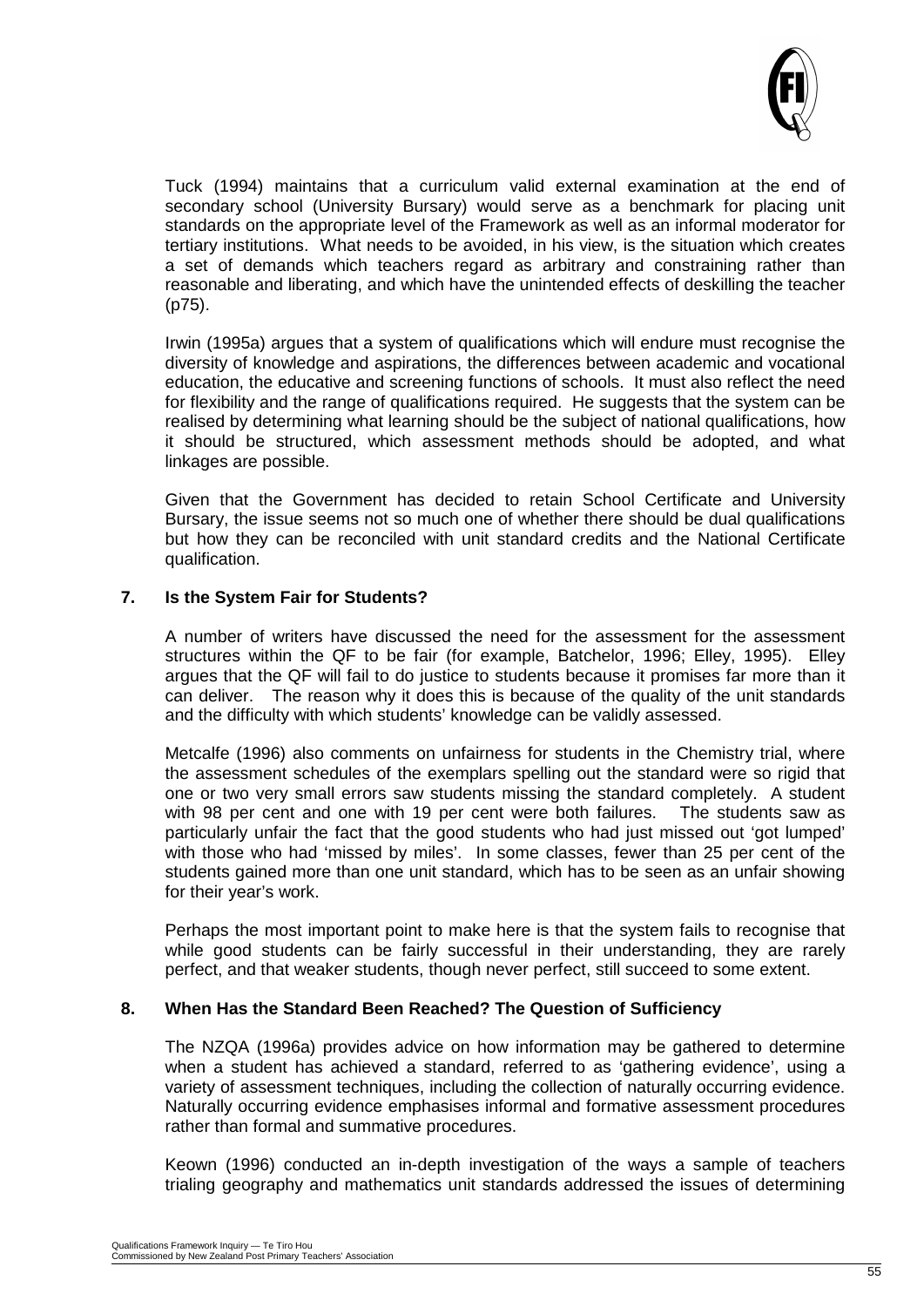Tuck (1994) maintains that a curriculum valid external examination at the end of secondary school (University Bursary) would serve as a benchmark for placing unit standards on the appropriate level of the Framework as well as an informal moderator for tertiary institutions. What needs to be avoided, in his view, is the situation which creates a set of demands which teachers regard as arbitrary and constraining rather than reasonable and liberating, and which have the unintended effects of deskilling the teacher (p75).

Irwin (1995a) argues that a system of qualifications which will endure must recognise the diversity of knowledge and aspirations, the differences between academic and vocational education, the educative and screening functions of schools. It must also reflect the need for flexibility and the range of qualifications required. He suggests that the system can be realised by determining what learning should be the subject of national qualifications, how it should be structured, which assessment methods should be adopted, and what linkages are possible.

Given that the Government has decided to retain School Certificate and University Bursary, the issue seems not so much one of whether there should be dual qualifications but how they can be reconciled with unit standard credits and the National Certificate qualification.

## 7. Is the System Fair for Students?

A number of writers have discussed the need for the assessment for the assessment structures within the QF to be fair (for example, Batchelor, 1996; Elley, 1995). Elley argues that the QF will fail to do justice to students because it promises far more than it can deliver. The reason why it does this is because of the quality of the unit standards and the difficulty with which students' knowledge can be validly assessed.

Metcalfe (1996) also comments on unfairness for students in the Chemistry trial, where the assessment schedules of the exemplars spelling out the standard were so rigid that one or two very small errors saw students missing the standard completely. A student with 98 per cent and one with 19 per cent were both failures. The students saw as particularly unfair the fact that the good students who had just missed out 'got lumped' with those who had 'missed by miles'. In some classes, fewer than 25 per cent of the students gained more than one unit standard, which has to be seen as an unfair showing for their year's work.

Perhaps the most important point to make here is that the system fails to recognise that while good students can be fairly successful in their understanding, they are rarely perfect, and that weaker students, though never perfect, still succeed to some extent.

## 8. When Has the Standard Been Reached? The Question of Sufficiency

The NZQA (1996a) provides advice on how information may be gathered to determine when a student has achieved a standard, referred to as 'gathering evidence', using a variety of assessment techniques, including the collection of naturally occurring evidence. Naturally occurring evidence emphasises informal and formative assessment procedures rather than formal and summative procedures.

Keown (1996) conducted an in-depth investigation of the ways a sample of teachers trialing geography and mathematics unit standards addressed the issues of determining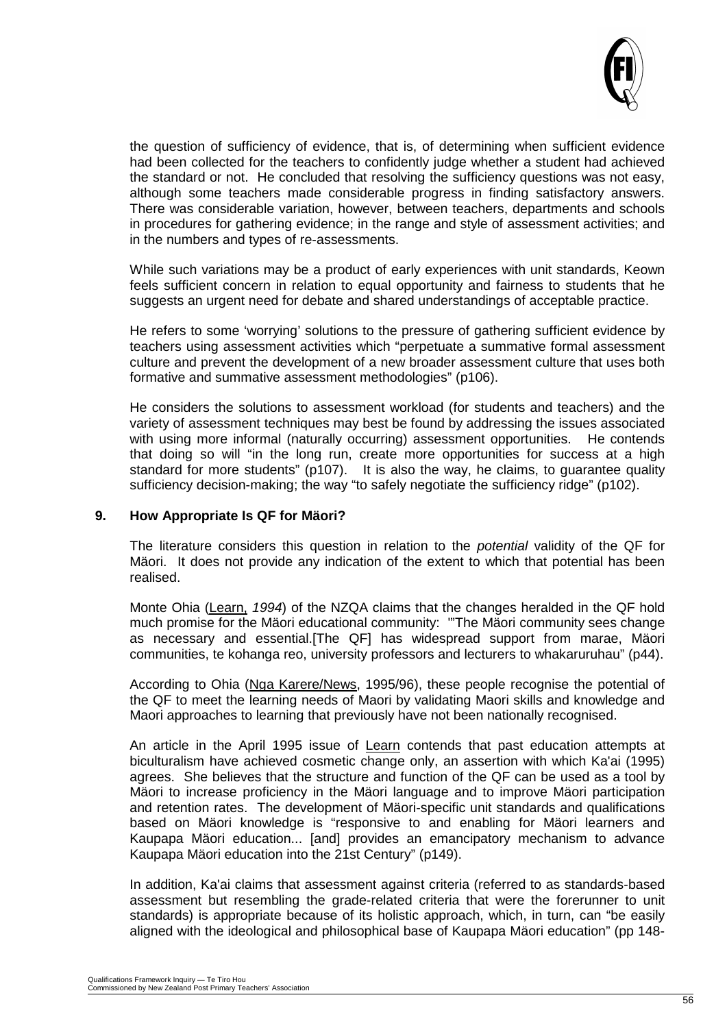the question of sufficiency of evidence, that is, of determining when sufficient evidence had been collected for the teachers to confidently judge whether a student had achieved the standard or not. He concluded that resolving the sufficiency questions was not easy, although some teachers made considerable progress in finding satisfactory answers. There was considerable variation, however, between teachers, departments and schools in procedures for gathering evidence; in the range and style of assessment activities; and in the numbers and types of re-assessments.

While such variations may be a product of early experiences with unit standards, Keown feels sufficient concern in relation to equal opportunity and fairness to students that he suggests an urgent need for debate and shared understandings of acceptable practice.

He refers to some 'worrying' solutions to the pressure of gathering sufficient evidence by teachers using assessment activities which "perpetuate a summative formal assessment culture and prevent the development of a new broader assessment culture that uses both formative and summative assessment methodologies" (p106).

He considers the solutions to assessment workload (for students and teachers) and the variety of assessment techniques may best be found by addressing the issues associated with using more informal (naturally occurring) assessment opportunities. He contends that doing so will "in the long run, create more opportunities for success at a high standard for more students" (p107). It is also the way, he claims, to guarantee quality sufficiency decision-making; the way "to safely negotiate the sufficiency ridge" (p102).

## 9. How Appropriate Is QF for Mäori?

The literature considers this question in relation to the *potential* validity of the QF for Mäori. It does not provide any indication of the extent to which that potential has been realised.

Monte Ohia (Learn, *1994*) of the NZQA claims that the changes heralded in the QF hold much promise for the Mäori educational community: '"The Mäori community sees change as necessary and essential.[The QF] has widespread support from marae, Mäori communities, te kohanga reo, university professors and lecturers to whakaruruhau" (p44).

According to Ohia (Nga Karere/News, 1995/96), these people recognise the potential of the QF to meet the learning needs of Maori by validating Maori skills and knowledge and Maori approaches to learning that previously have not been nationally recognised.

An article in the April 1995 issue of Learn contends that past education attempts at biculturalism have achieved cosmetic change only, an assertion with which Ka'ai (1995) agrees. She believes that the structure and function of the QF can be used as a tool by Mäori to increase proficiency in the Mäori language and to improve Mäori participation and retention rates. The development of Mäori-specific unit standards and qualifications based on Mäori knowledge is "responsive to and enabling for Mäori learners and Kaupapa Mäori education... [and] provides an emancipatory mechanism to advance Kaupapa Mäori education into the 21st Century" (p149).

In addition, Ka'ai claims that assessment against criteria (referred to as standards-based assessment but resembling the grade-related criteria that were the forerunner to unit standards) is appropriate because of its holistic approach, which, in turn, can "be easily aligned with the ideological and philosophical base of Kaupapa Mäori education" (pp 148-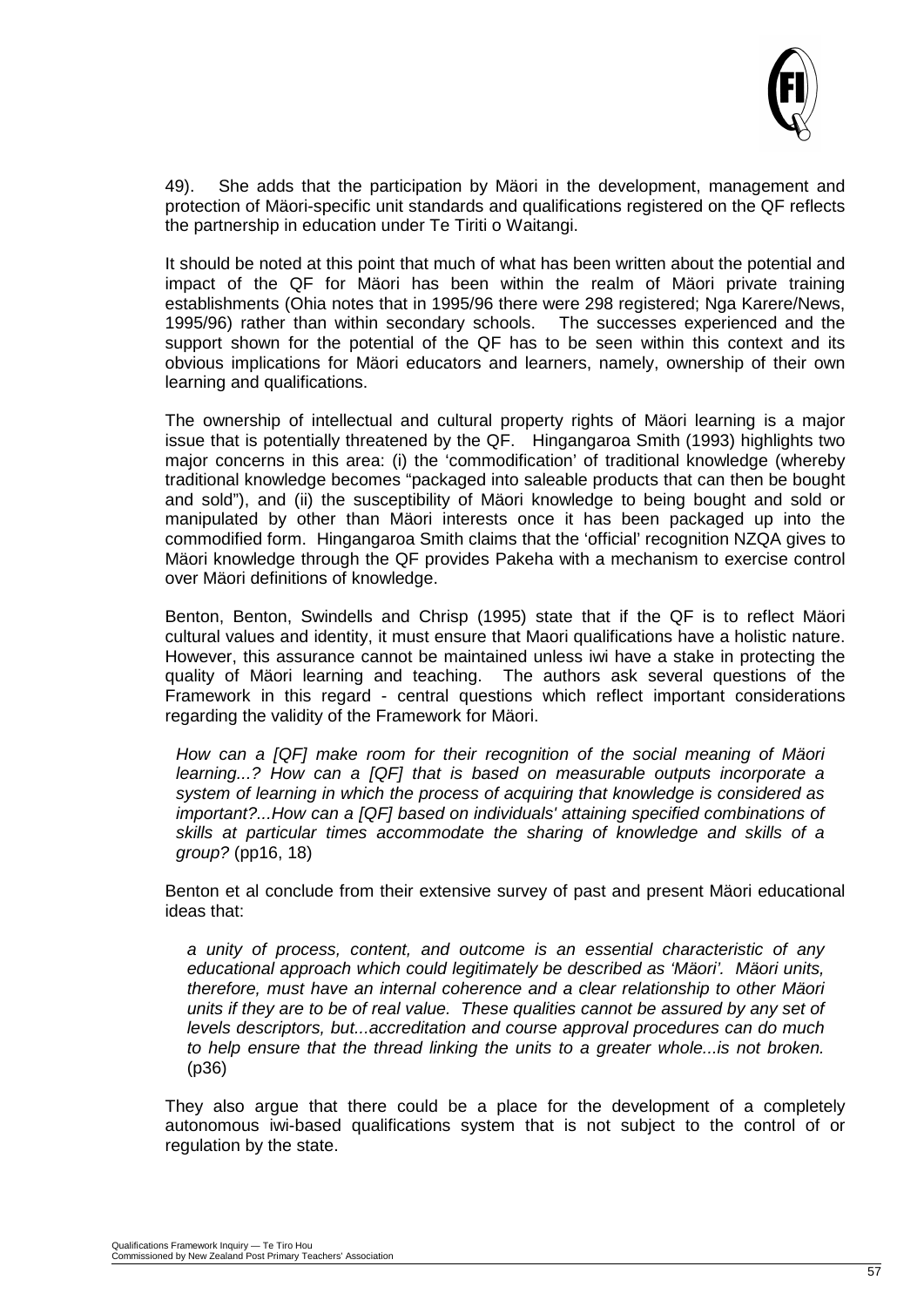49). She adds that the participation by Mäori in the development, management and protection of Mäori-specific unit standards and qualifications registered on the QF reflects the partnership in education under Te Tiriti o Waitangi.

It should be noted at this point that much of what has been written about the potential and impact of the QF for Mäori has been within the realm of Mäori private training establishments (Ohia notes that in 1995/96 there were 298 registered; Nga Karere/News, 1995/96) rather than within secondary schools. The successes experienced and the support shown for the potential of the QF has to be seen within this context and its obvious implications for Mäori educators and learners, namely, ownership of their own learning and qualifications.

The ownership of intellectual and cultural property rights of Mäori learning is a major issue that is potentially threatened by the QF. Hingangaroa Smith (1993) highlights two major concerns in this area: (i) the 'commodification' of traditional knowledge (whereby traditional knowledge becomes "packaged into saleable products that can then be bought and sold"), and (ii) the susceptibility of Mäori knowledge to being bought and sold or manipulated by other than Mäori interests once it has been packaged up into the commodified form. Hingangaroa Smith claims that the 'official' recognition NZQA gives to Mäori knowledge through the QF provides Pakeha with a mechanism to exercise control over Mäori definitions of knowledge.

Benton, Benton, Swindells and Chrisp (1995) state that if the QF is to reflect Mäori cultural values and identity, it must ensure that Maori qualifications have a holistic nature. However, this assurance cannot be maintained unless iwi have a stake in protecting the quality of Mäori learning and teaching. The authors ask several questions of the Framework in this regard - central questions which reflect important considerations regarding the validity of the Framework for Mäori.

> *How can a [QF] make room for their recognition of the social meaning of Mäori learning...? How can a [QF] that is based on measurable outputs incorporate a system of learning in which the process of acquiring that knowledge is considered as important?...How can a [QF] based on individuals' attaining specified combinations of skills at particular times accommodate the sharing of knowledge and skills of a group?* (pp16, 18)

Benton et al conclude from their extensive survey of past and present Mäori educational ideas that:

> *a unity of process, content, and outcome is an essential characteristic of any educational approach which could legitimately be described as 'Mäori'. Mäori units, therefore, must have an internal coherence and a clear relationship to other Mäori units if they are to be of real value. These qualities cannot be assured by any set of levels descriptors, but...accreditation and course approval procedures can do much to help ensure that the thread linking the units to a greater whole...is not broken.* (p36)

They also argue that there could be a place for the development of a completely autonomous iwi-based qualifications system that is not subject to the control of or regulation by the state.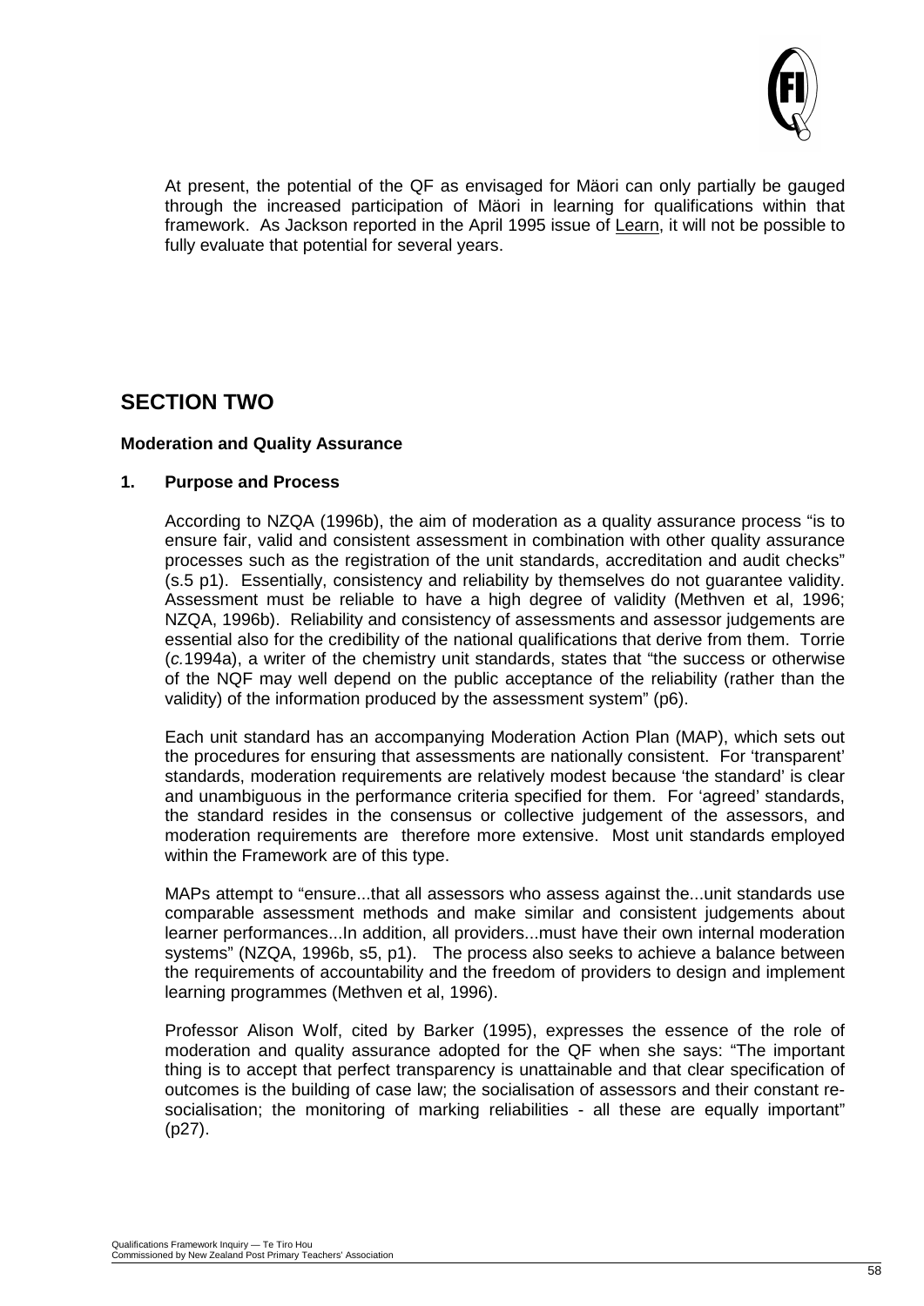At present, the potential of the QF as envisaged for Mäori can only partially be gauged through the increased participation of Mäori in learning for qualifications within that framework. As Jackson reported in the April 1995 issue of Learn, it will not be possible to fully evaluate that potential for several years.

## SECTION TWO

### Moderation and Quality Assurance

#### 1. Purpose and Process

According to NZQA (1996b), the aim of moderation as a quality assurance process "is to ensure fair, valid and consistent assessment in combination with other quality assurance processes such as the registration of the unit standards, accreditation and audit checks" (s.5 p1). Essentially, consistency and reliability by themselves do not guarantee validity. Assessment must be reliable to have a high degree of validity (Methven et al, 1996; NZQA, 1996b). Reliability and consistency of assessments and assessor judgements are essential also for the credibility of the national qualifications that derive from them. Torrie (*c.*1994a), a writer of the chemistry unit standards, states that "the success or otherwise of the NQF may well depend on the public acceptance of the reliability (rather than the validity) of the information produced by the assessment system" (p6).

Each unit standard has an accompanying Moderation Action Plan (MAP), which sets out the procedures for ensuring that assessments are nationally consistent. For 'transparent' standards, moderation requirements are relatively modest because 'the standard' is clear and unambiguous in the performance criteria specified for them. For 'agreed' standards, the standard resides in the consensus or collective judgement of the assessors, and moderation requirements are therefore more extensive. Most unit standards employed within the Framework are of this type.

MAPs attempt to "ensure...that all assessors who assess against the...unit standards use comparable assessment methods and make similar and consistent judgements about learner performances...In addition, all providers...must have their own internal moderation systems" (NZQA, 1996b, s5, p1). The process also seeks to achieve a balance between the requirements of accountability and the freedom of providers to design and implement learning programmes (Methven et al, 1996).

Professor Alison Wolf, cited by Barker (1995), expresses the essence of the role of moderation and quality assurance adopted for the QF when she says: "The important thing is to accept that perfect transparency is unattainable and that clear specification of outcomes is the building of case law; the socialisation of assessors and their constant re-socialisation; the monitoring of marking reliabilities - all these are equally important" (p27).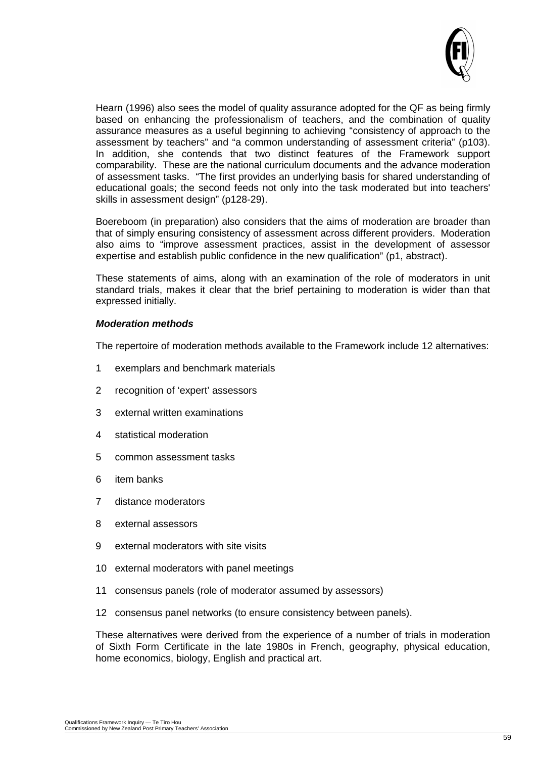Hearn (1996) also sees the model of quality assurance adopted for the QF as being firmly based on enhancing the professionalism of teachers, and the combination of quality assurance measures as a useful beginning to achieving "consistency of approach to the assessment by teachers" and "a common understanding of assessment criteria" (p103). In addition, she contends that two distinct features of the Framework support comparability. These are the national curriculum documents and the advance moderation of assessment tasks. "The first provides an underlying basis for shared understanding of educational goals; the second feeds not only into the task moderated but into teachers' skills in assessment design" (p128-29).

Boereboom (in preparation) also considers that the aims of moderation are broader than that of simply ensuring consistency of assessment across different providers. Moderation also aims to "improve assessment practices, assist in the development of assessor expertise and establish public confidence in the new qualification" (p1, abstract).

These statements of aims, along with an examination of the role of moderators in unit standard trials, makes it clear that the brief pertaining to moderation is wider than that expressed initially.

***Moderation methods***

The repertoire of moderation methods available to the Framework include 12 alternatives:

1. exemplars and benchmark materials
2. recognition of 'expert' assessors
3. external written examinations
4. statistical moderation
5. common assessment tasks
6. item banks
7. distance moderators
8. external assessors
9. external moderators with site visits
10. external moderators with panel meetings
11. consensus panels (role of moderator assumed by assessors)
12. consensus panel networks (to ensure consistency between panels).

These alternatives were derived from the experience of a number of trials in moderation of Sixth Form Certificate in the late 1980s in French, geography, physical education, home economics, biology, English and practical art.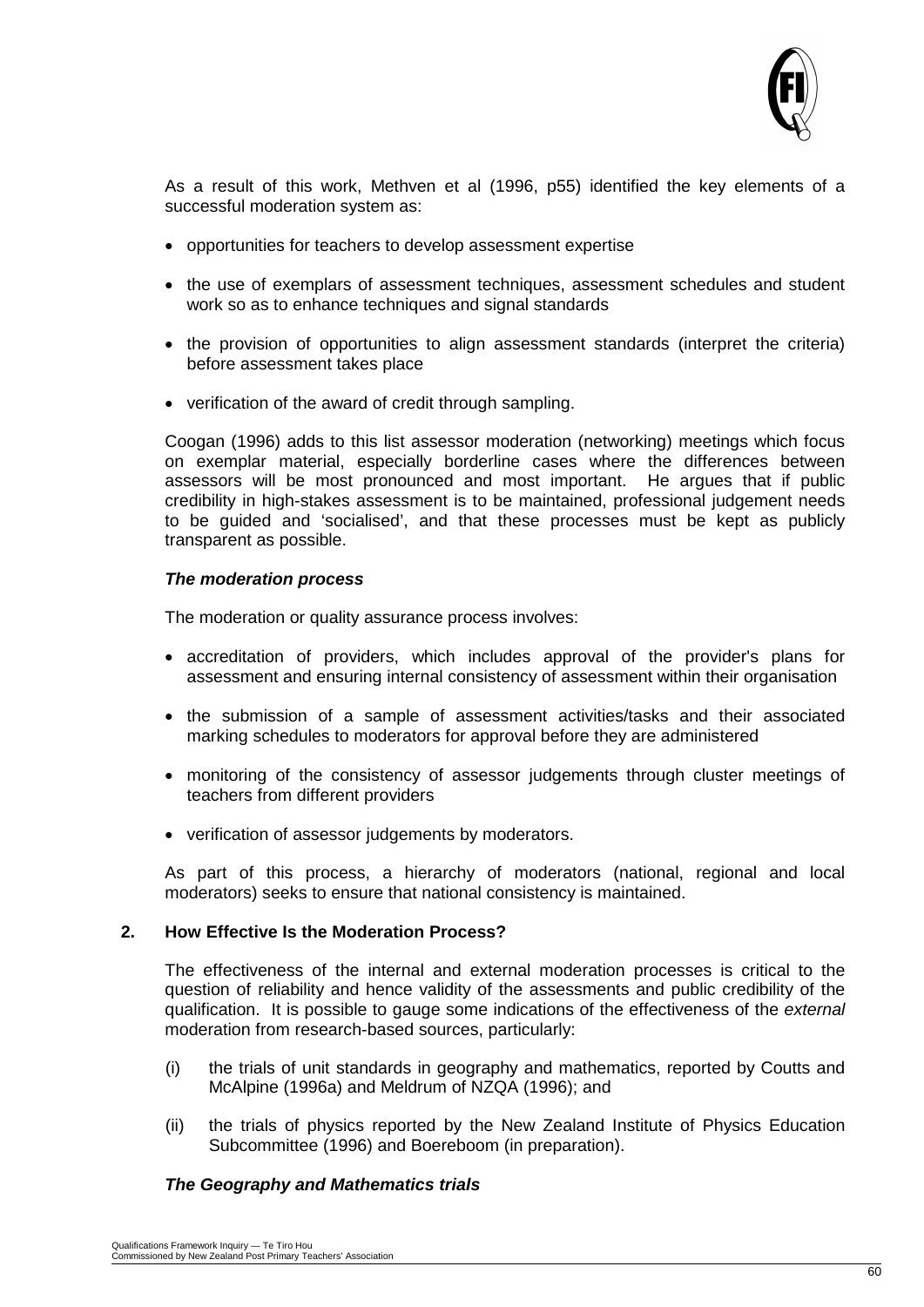As a result of this work, Methven et al (1996, p55) identified the key elements of a successful moderation system as:

- opportunities for teachers to develop assessment expertise
- the use of exemplars of assessment techniques, assessment schedules and student work so as to enhance techniques and signal standards
- the provision of opportunities to align assessment standards (interpret the criteria) before assessment takes place
- verification of the award of credit through sampling.

Coogan (1996) adds to this list assessor moderation (networking) meetings which focus on exemplar material, especially borderline cases where the differences between assessors will be most pronounced and most important. He argues that if public credibility in high-stakes assessment is to be maintained, professional judgement needs to be guided and 'socialised', and that these processes must be kept as publicly transparent as possible.

***The moderation process***

The moderation or quality assurance process involves:

- accreditation of providers, which includes approval of the provider's plans for assessment and ensuring internal consistency of assessment within their organisation
- the submission of a sample of assessment activities/tasks and their associated marking schedules to moderators for approval before they are administered
- monitoring of the consistency of assessor judgements through cluster meetings of teachers from different providers
- verification of assessor judgements by moderators.

As part of this process, a hierarchy of moderators (national, regional and local moderators) seeks to ensure that national consistency is maintained.

## 2. How Effective Is the Moderation Process?

The effectiveness of the internal and external moderation processes is critical to the question of reliability and hence validity of the assessments and public credibility of the qualification. It is possible to gauge some indications of the effectiveness of the *external* moderation from research-based sources, particularly:

(i) the trials of unit standards in geography and mathematics, reported by Coutts and McAlpine (1996a) and Meldrum of NZQA (1996); and

(ii) the trials of physics reported by the New Zealand Institute of Physics Education Subcommittee (1996) and Boereboom (in preparation).

***The Geography and Mathematics trials***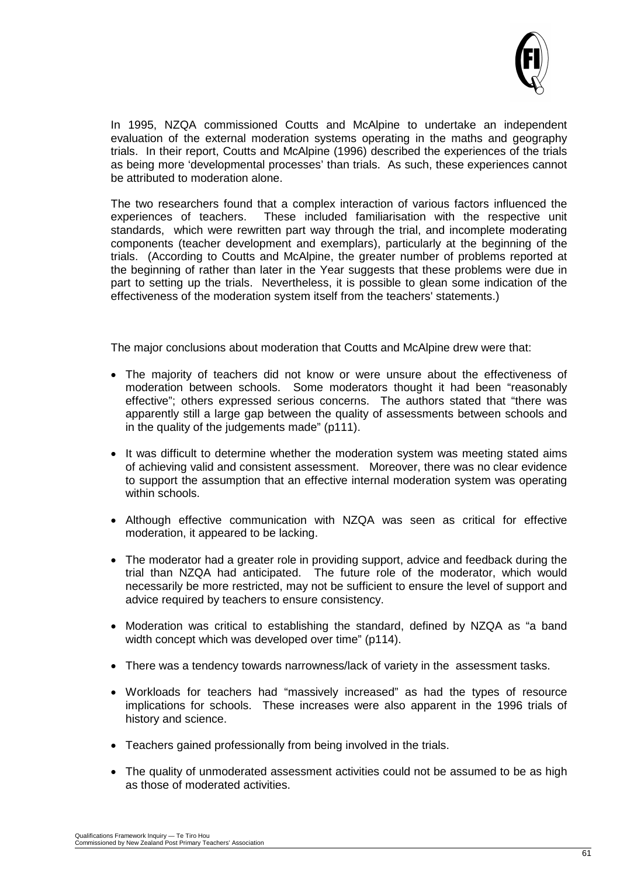In 1995, NZQA commissioned Coutts and McAlpine to undertake an independent evaluation of the external moderation systems operating in the maths and geography trials. In their report, Coutts and McAlpine (1996) described the experiences of the trials as being more 'developmental processes' than trials. As such, these experiences cannot be attributed to moderation alone.

The two researchers found that a complex interaction of various factors influenced the experiences of teachers. These included familiarisation with the respective unit standards, which were rewritten part way through the trial, and incomplete moderating components (teacher development and exemplars), particularly at the beginning of the trials. (According to Coutts and McAlpine, the greater number of problems reported at the beginning of rather than later in the Year suggests that these problems were due in part to setting up the trials. Nevertheless, it is possible to glean some indication of the effectiveness of the moderation system itself from the teachers' statements.)

The major conclusions about moderation that Coutts and McAlpine drew were that:

- The majority of teachers did not know or were unsure about the effectiveness of moderation between schools. Some moderators thought it had been "reasonably effective"; others expressed serious concerns. The authors stated that "there was apparently still a large gap between the quality of assessments between schools and in the quality of the judgements made" (p111).
- It was difficult to determine whether the moderation system was meeting stated aims of achieving valid and consistent assessment. Moreover, there was no clear evidence to support the assumption that an effective internal moderation system was operating within schools.
- Although effective communication with NZQA was seen as critical for effective moderation, it appeared to be lacking.
- The moderator had a greater role in providing support, advice and feedback during the trial than NZQA had anticipated. The future role of the moderator, which would necessarily be more restricted, may not be sufficient to ensure the level of support and advice required by teachers to ensure consistency.
- Moderation was critical to establishing the standard, defined by NZQA as "a band width concept which was developed over time" (p114).
- There was a tendency towards narrowness/lack of variety in the assessment tasks.
- Workloads for teachers had "massively increased" as had the types of resource implications for schools. These increases were also apparent in the 1996 trials of history and science.
- Teachers gained professionally from being involved in the trials.
- The quality of unmoderated assessment activities could not be assumed to be as high as those of moderated activities.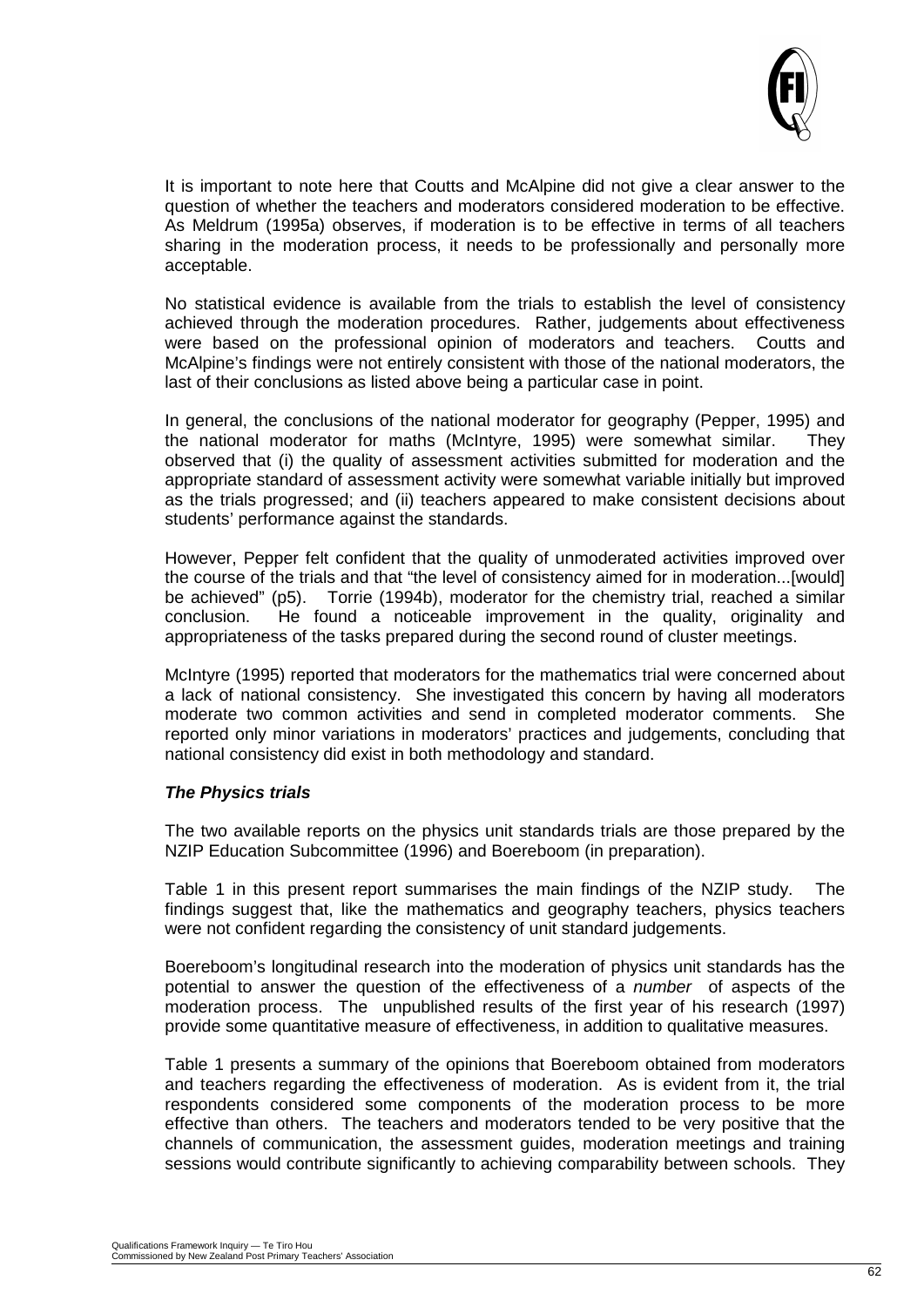It is important to note here that Coutts and McAlpine did not give a clear answer to the question of whether the teachers and moderators considered moderation to be effective. As Meldrum (1995a) observes, if moderation is to be effective in terms of all teachers sharing in the moderation process, it needs to be professionally and personally more acceptable.

No statistical evidence is available from the trials to establish the level of consistency achieved through the moderation procedures. Rather, judgements about effectiveness were based on the professional opinion of moderators and teachers. Coutts and McAlpine's findings were not entirely consistent with those of the national moderators, the last of their conclusions as listed above being a particular case in point.

In general, the conclusions of the national moderator for geography (Pepper, 1995) and the national moderator for maths (McIntyre, 1995) were somewhat similar. They observed that (i) the quality of assessment activities submitted for moderation and the appropriate standard of assessment activity were somewhat variable initially but improved as the trials progressed; and (ii) teachers appeared to make consistent decisions about students' performance against the standards.

However, Pepper felt confident that the quality of unmoderated activities improved over the course of the trials and that "the level of consistency aimed for in moderation...[would] be achieved" (p5). Torrie (1994b), moderator for the chemistry trial, reached a similar conclusion. He found a noticeable improvement in the quality, originality and appropriateness of the tasks prepared during the second round of cluster meetings.

McIntyre (1995) reported that moderators for the mathematics trial were concerned about a lack of national consistency. She investigated this concern by having all moderators moderate two common activities and send in completed moderator comments. She reported only minor variations in moderators' practices and judgements, concluding that national consistency did exist in both methodology and standard.

***The Physics trials***

The two available reports on the physics unit standards trials are those prepared by the NZIP Education Subcommittee (1996) and Boereboom (in preparation).

Table 1 in this present report summarises the main findings of the NZIP study. The findings suggest that, like the mathematics and geography teachers, physics teachers were not confident regarding the consistency of unit standard judgements.

Boereboom's longitudinal research into the moderation of physics unit standards has the potential to answer the question of the effectiveness of a *number* of aspects of the moderation process. The unpublished results of the first year of his research (1997) provide some quantitative measure of effectiveness, in addition to qualitative measures.

Table 1 presents a summary of the opinions that Boereboom obtained from moderators and teachers regarding the effectiveness of moderation. As is evident from it, the trial respondents considered some components of the moderation process to be more effective than others. The teachers and moderators tended to be very positive that the channels of communication, the assessment guides, moderation meetings and training sessions would contribute significantly to achieving comparability between schools. They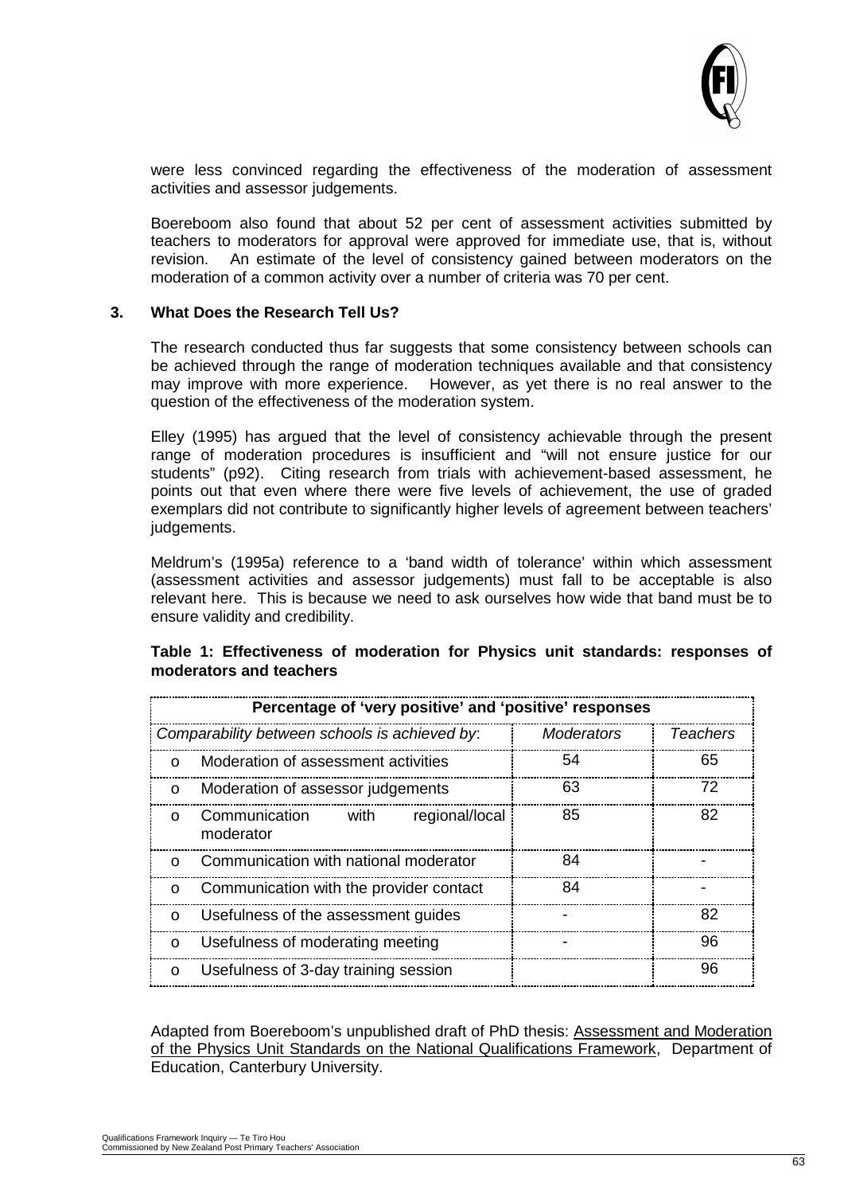were less convinced regarding the effectiveness of the moderation of assessment activities and assessor judgements.

Boereboom also found that about 52 per cent of assessment activities submitted by teachers to moderators for approval were approved for immediate use, that is, without revision. An estimate of the level of consistency gained between moderators on the moderation of a common activity over a number of criteria was 70 per cent.

## 3. What Does the Research Tell Us?

The research conducted thus far suggests that some consistency between schools can be achieved through the range of moderation techniques available and that consistency may improve with more experience. However, as yet there is no real answer to the question of the effectiveness of the moderation system.

Elley (1995) has argued that the level of consistency achievable through the present range of moderation procedures is insufficient and "will not ensure justice for our students" (p92). Citing research from trials with achievement-based assessment, he points out that even where there were five levels of achievement, the use of graded exemplars did not contribute to significantly higher levels of agreement between teachers' judgements.

Meldrum's (1995a) reference to a 'band width of tolerance' within which assessment (assessment activities and assessor judgements) must fall to be acceptable is also relevant here. This is because we need to ask ourselves how wide that band must be to ensure validity and credibility.

**Table 1: Effectiveness of moderation for Physics unit standards: responses of moderators and teachers**

| Percentage of 'very positive' and 'positive' responses | | |
|---|---|---|
| *Comparability between schools is achieved by*: | *Moderators* | *Teachers* |
| o Moderation of assessment activities | 54 | 65 |
| o Moderation of assessor judgements | 63 | 72 |
| o Communication with regional/local moderator | 85 | 82 |
| o Communication with national moderator | 84 | - |
| o Communication with the provider contact | 84 | - |
| o Usefulness of the assessment guides | - | 82 |
| o Usefulness of moderating meeting | - | 96 |
| o Usefulness of 3-day training session | | 96 |

Adapted from Boereboom's unpublished draft of PhD thesis: Assessment and Moderation of the Physics Unit Standards on the National Qualifications Framework, Department of Education, Canterbury University.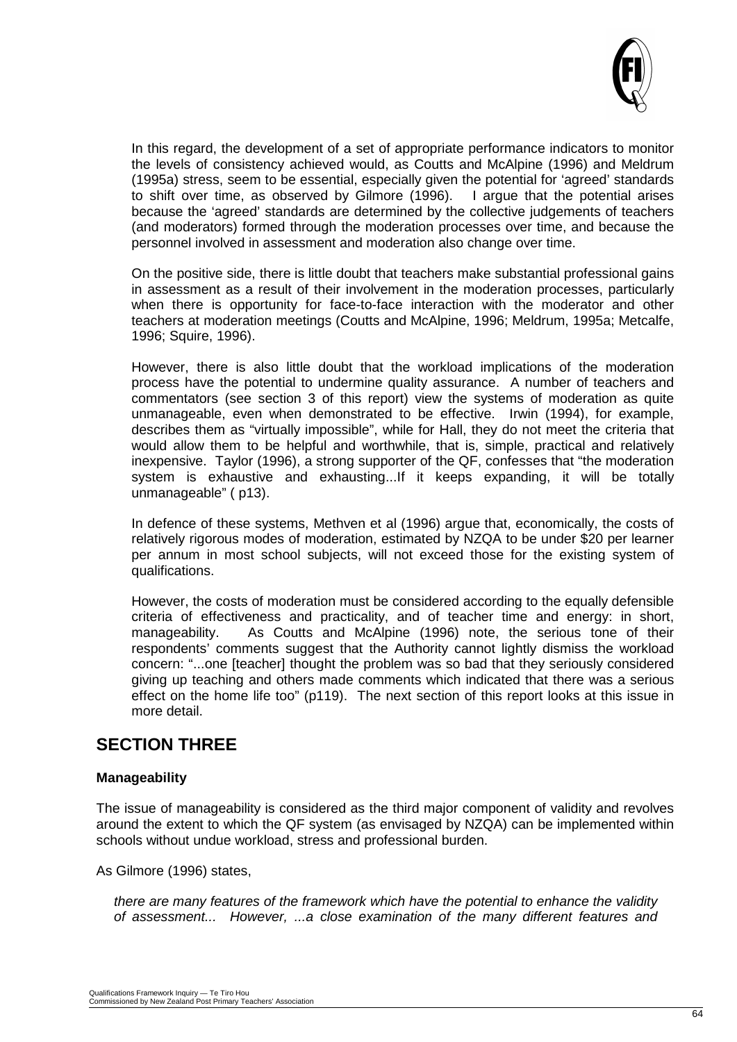In this regard, the development of a set of appropriate performance indicators to monitor the levels of consistency achieved would, as Coutts and McAlpine (1996) and Meldrum (1995a) stress, seem to be essential, especially given the potential for 'agreed' standards to shift over time, as observed by Gilmore (1996). I argue that the potential arises because the 'agreed' standards are determined by the collective judgements of teachers (and moderators) formed through the moderation processes over time, and because the personnel involved in assessment and moderation also change over time.

On the positive side, there is little doubt that teachers make substantial professional gains in assessment as a result of their involvement in the moderation processes, particularly when there is opportunity for face-to-face interaction with the moderator and other teachers at moderation meetings (Coutts and McAlpine, 1996; Meldrum, 1995a; Metcalfe, 1996; Squire, 1996).

However, there is also little doubt that the workload implications of the moderation process have the potential to undermine quality assurance. A number of teachers and commentators (see section 3 of this report) view the systems of moderation as quite unmanageable, even when demonstrated to be effective. Irwin (1994), for example, describes them as "virtually impossible", while for Hall, they do not meet the criteria that would allow them to be helpful and worthwhile, that is, simple, practical and relatively inexpensive. Taylor (1996), a strong supporter of the QF, confesses that "the moderation system is exhaustive and exhausting...If it keeps expanding, it will be totally unmanageable" ( p13).

In defence of these systems, Methven et al (1996) argue that, economically, the costs of relatively rigorous modes of moderation, estimated by NZQA to be under $20 per learner per annum in most school subjects, will not exceed those for the existing system of qualifications.

However, the costs of moderation must be considered according to the equally defensible criteria of effectiveness and practicality, and of teacher time and energy: in short, manageability. As Coutts and McAlpine (1996) note, the serious tone of their respondents' comments suggest that the Authority cannot lightly dismiss the workload concern: "...one [teacher] thought the problem was so bad that they seriously considered giving up teaching and others made comments which indicated that there was a serious effect on the home life too" (p119). The next section of this report looks at this issue in more detail.

## SECTION THREE

**Manageability**

The issue of manageability is considered as the third major component of validity and revolves around the extent to which the QF system (as envisaged by NZQA) can be implemented within schools without undue workload, stress and professional burden.

As Gilmore (1996) states,

> *there are many features of the framework which have the potential to enhance the validity of assessment... However, ...a close examination of the many different features and*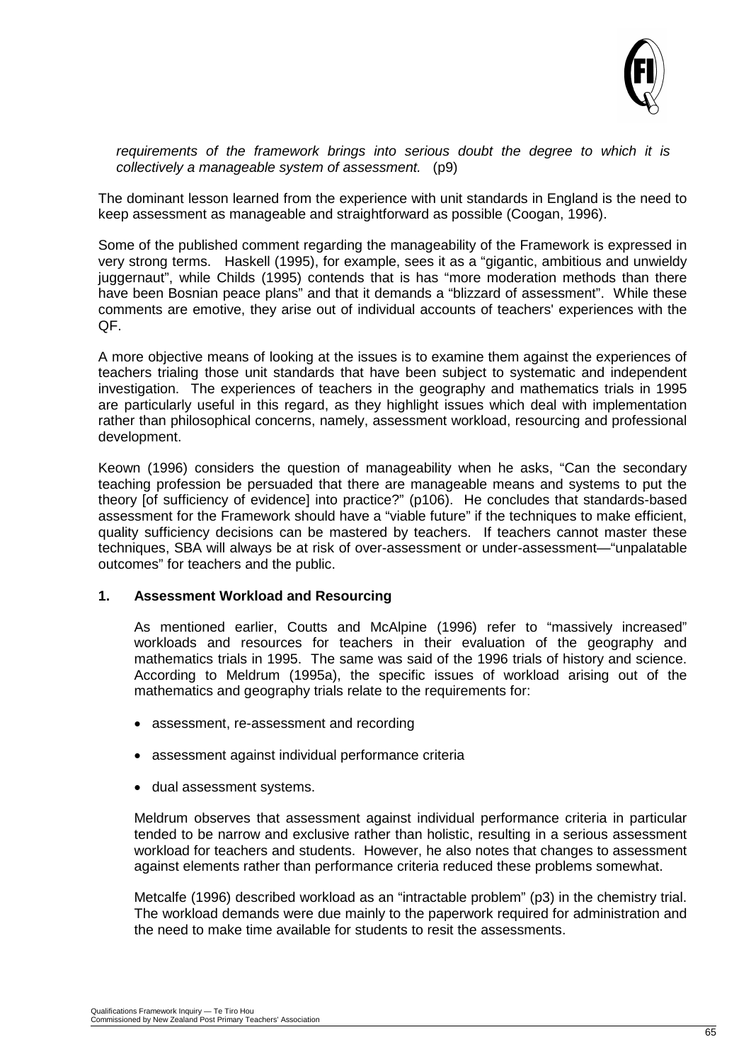*requirements of the framework brings into serious doubt the degree to which it is collectively a manageable system of assessment.* (p9)

The dominant lesson learned from the experience with unit standards in England is the need to keep assessment as manageable and straightforward as possible (Coogan, 1996).

Some of the published comment regarding the manageability of the Framework is expressed in very strong terms. Haskell (1995), for example, sees it as a "gigantic, ambitious and unwieldy juggernaut", while Childs (1995) contends that is has "more moderation methods than there have been Bosnian peace plans" and that it demands a "blizzard of assessment". While these comments are emotive, they arise out of individual accounts of teachers' experiences with the QF.

A more objective means of looking at the issues is to examine them against the experiences of teachers trialing those unit standards that have been subject to systematic and independent investigation. The experiences of teachers in the geography and mathematics trials in 1995 are particularly useful in this regard, as they highlight issues which deal with implementation rather than philosophical concerns, namely, assessment workload, resourcing and professional development.

Keown (1996) considers the question of manageability when he asks, "Can the secondary teaching profession be persuaded that there are manageable means and systems to put the theory [of sufficiency of evidence] into practice?" (p106). He concludes that standards-based assessment for the Framework should have a "viable future" if the techniques to make efficient, quality sufficiency decisions can be mastered by teachers. If teachers cannot master these techniques, SBA will always be at risk of over-assessment or under-assessment—"unpalatable outcomes" for teachers and the public.

### 1. Assessment Workload and Resourcing

As mentioned earlier, Coutts and McAlpine (1996) refer to "massively increased" workloads and resources for teachers in their evaluation of the geography and mathematics trials in 1995. The same was said of the 1996 trials of history and science. According to Meldrum (1995a), the specific issues of workload arising out of the mathematics and geography trials relate to the requirements for:

- assessment, re-assessment and recording
- assessment against individual performance criteria
- dual assessment systems.

Meldrum observes that assessment against individual performance criteria in particular tended to be narrow and exclusive rather than holistic, resulting in a serious assessment workload for teachers and students. However, he also notes that changes to assessment against elements rather than performance criteria reduced these problems somewhat.

Metcalfe (1996) described workload as an "intractable problem" (p3) in the chemistry trial. The workload demands were due mainly to the paperwork required for administration and the need to make time available for students to resit the assessments.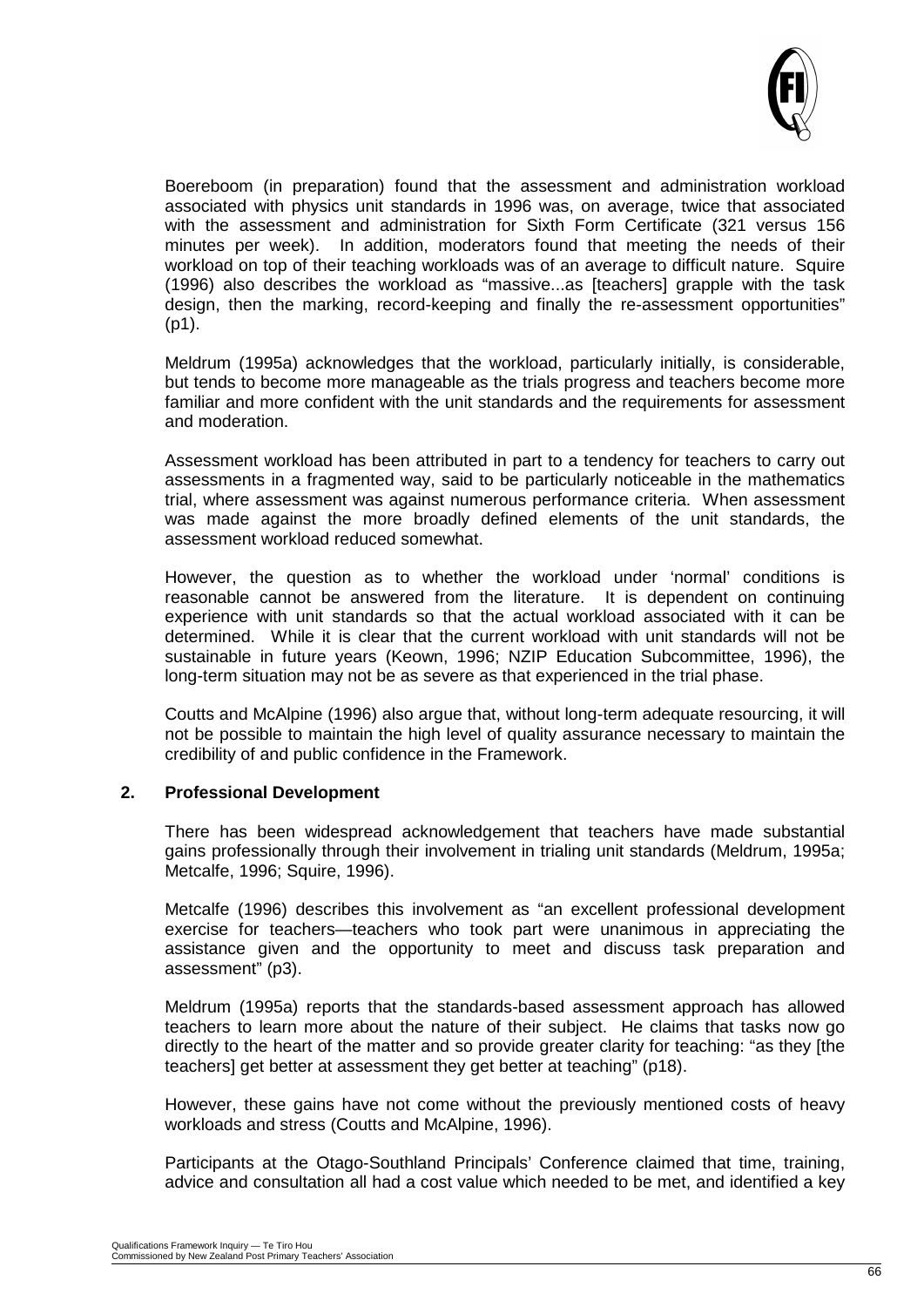Boereboom (in preparation) found that the assessment and administration workload associated with physics unit standards in 1996 was, on average, twice that associated with the assessment and administration for Sixth Form Certificate (321 versus 156 minutes per week). In addition, moderators found that meeting the needs of their workload on top of their teaching workloads was of an average to difficult nature. Squire (1996) also describes the workload as "massive...as [teachers] grapple with the task design, then the marking, record-keeping and finally the re-assessment opportunities" (p1).

Meldrum (1995a) acknowledges that the workload, particularly initially, is considerable, but tends to become more manageable as the trials progress and teachers become more familiar and more confident with the unit standards and the requirements for assessment and moderation.

Assessment workload has been attributed in part to a tendency for teachers to carry out assessments in a fragmented way, said to be particularly noticeable in the mathematics trial, where assessment was against numerous performance criteria. When assessment was made against the more broadly defined elements of the unit standards, the assessment workload reduced somewhat.

However, the question as to whether the workload under 'normal' conditions is reasonable cannot be answered from the literature. It is dependent on continuing experience with unit standards so that the actual workload associated with it can be determined. While it is clear that the current workload with unit standards will not be sustainable in future years (Keown, 1996; NZIP Education Subcommittee, 1996), the long-term situation may not be as severe as that experienced in the trial phase.

Coutts and McAlpine (1996) also argue that, without long-term adequate resourcing, it will not be possible to maintain the high level of quality assurance necessary to maintain the credibility of and public confidence in the Framework.

## 2. Professional Development

There has been widespread acknowledgement that teachers have made substantial gains professionally through their involvement in trialing unit standards (Meldrum, 1995a; Metcalfe, 1996; Squire, 1996).

Metcalfe (1996) describes this involvement as "an excellent professional development exercise for teachers—teachers who took part were unanimous in appreciating the assistance given and the opportunity to meet and discuss task preparation and assessment" (p3).

Meldrum (1995a) reports that the standards-based assessment approach has allowed teachers to learn more about the nature of their subject. He claims that tasks now go directly to the heart of the matter and so provide greater clarity for teaching: "as they [the teachers] get better at assessment they get better at teaching" (p18).

However, these gains have not come without the previously mentioned costs of heavy workloads and stress (Coutts and McAlpine, 1996).

Participants at the Otago-Southland Principals' Conference claimed that time, training, advice and consultation all had a cost value which needed to be met, and identified a key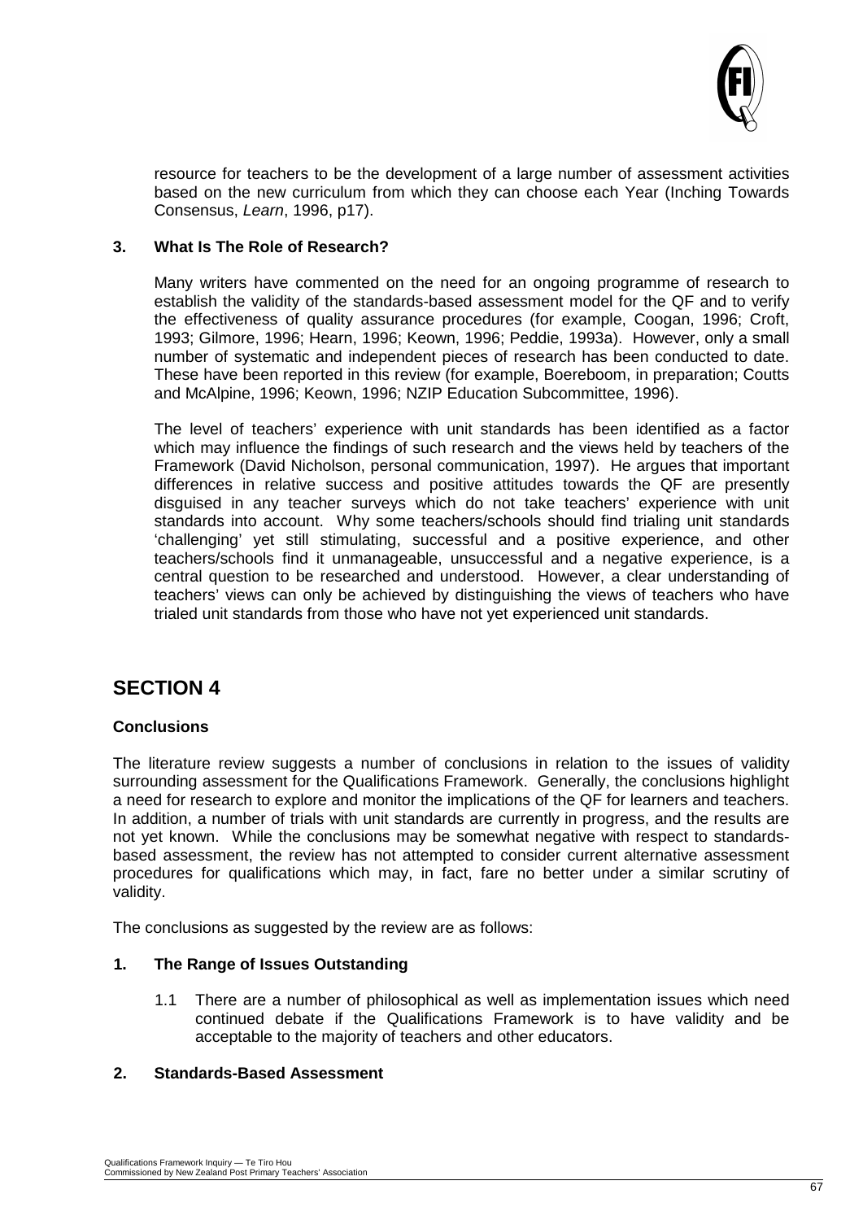resource for teachers to be the development of a large number of assessment activities based on the new curriculum from which they can choose each Year (Inching Towards Consensus, *Learn*, 1996, p17).

### 3. What Is The Role of Research?

Many writers have commented on the need for an ongoing programme of research to establish the validity of the standards-based assessment model for the QF and to verify the effectiveness of quality assurance procedures (for example, Coogan, 1996; Croft, 1993; Gilmore, 1996; Hearn, 1996; Keown, 1996; Peddie, 1993a). However, only a small number of systematic and independent pieces of research has been conducted to date. These have been reported in this review (for example, Boereboom, in preparation; Coutts and McAlpine, 1996; Keown, 1996; NZIP Education Subcommittee, 1996).

The level of teachers' experience with unit standards has been identified as a factor which may influence the findings of such research and the views held by teachers of the Framework (David Nicholson, personal communication, 1997). He argues that important differences in relative success and positive attitudes towards the QF are presently disguised in any teacher surveys which do not take teachers' experience with unit standards into account. Why some teachers/schools should find trialing unit standards 'challenging' yet still stimulating, successful and a positive experience, and other teachers/schools find it unmanageable, unsuccessful and a negative experience, is a central question to be researched and understood. However, a clear understanding of teachers' views can only be achieved by distinguishing the views of teachers who have trialed unit standards from those who have not yet experienced unit standards.

## SECTION 4

### Conclusions

The literature review suggests a number of conclusions in relation to the issues of validity surrounding assessment for the Qualifications Framework. Generally, the conclusions highlight a need for research to explore and monitor the implications of the QF for learners and teachers. In addition, a number of trials with unit standards are currently in progress, and the results are not yet known. While the conclusions may be somewhat negative with respect to standards-based assessment, the review has not attempted to consider current alternative assessment procedures for qualifications which may, in fact, fare no better under a similar scrutiny of validity.

The conclusions as suggested by the review are as follows:

### 1. The Range of Issues Outstanding

1.1 There are a number of philosophical as well as implementation issues which need continued debate if the Qualifications Framework is to have validity and be acceptable to the majority of teachers and other educators.

### 2. Standards-Based Assessment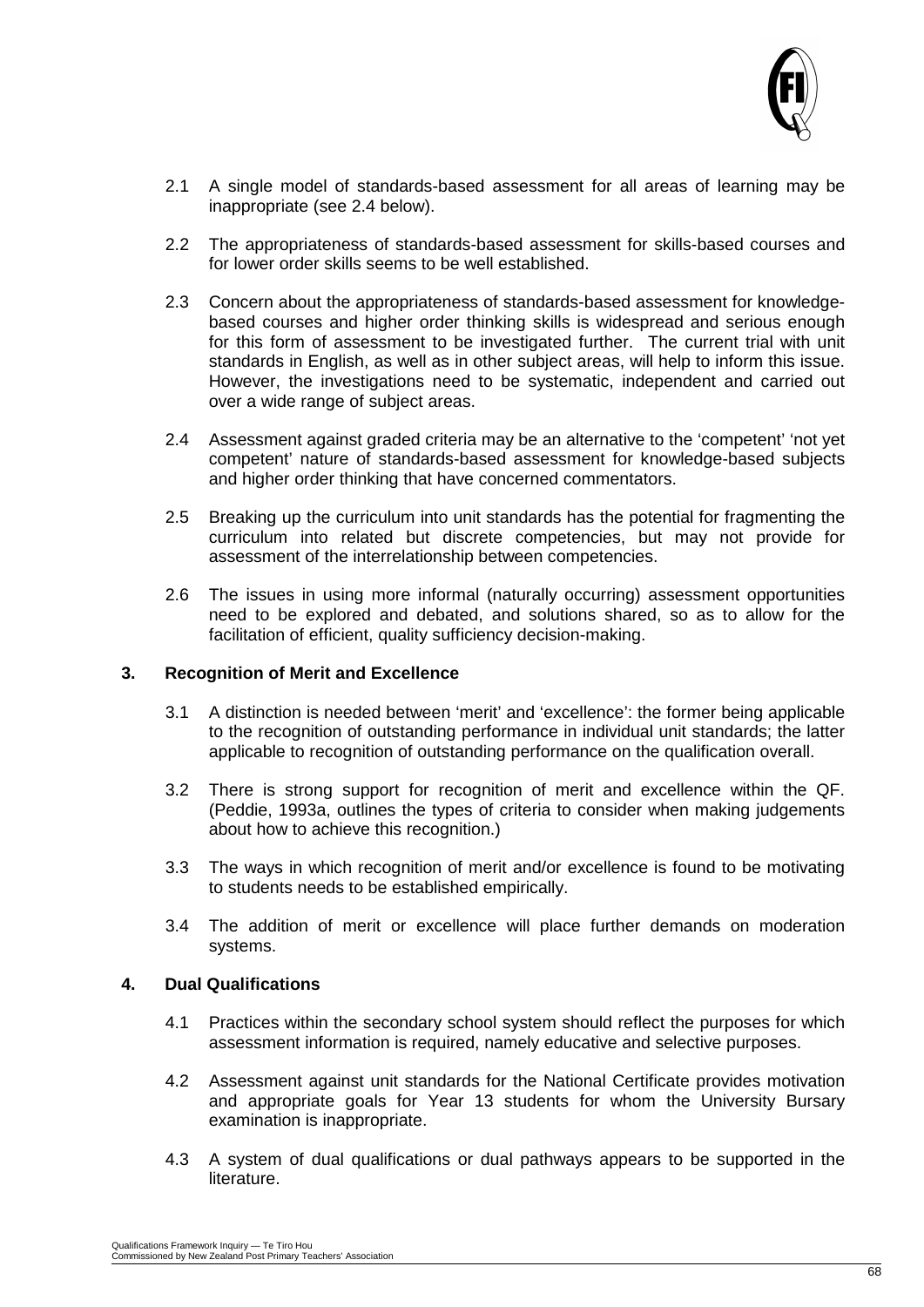2.1 A single model of standards-based assessment for all areas of learning may be inappropriate (see 2.4 below).

2.2 The appropriateness of standards-based assessment for skills-based courses and for lower order skills seems to be well established.

2.3 Concern about the appropriateness of standards-based assessment for knowledge-based courses and higher order thinking skills is widespread and serious enough for this form of assessment to be investigated further. The current trial with unit standards in English, as well as in other subject areas, will help to inform this issue. However, the investigations need to be systematic, independent and carried out over a wide range of subject areas.

2.4 Assessment against graded criteria may be an alternative to the 'competent' 'not yet competent' nature of standards-based assessment for knowledge-based subjects and higher order thinking that have concerned commentators.

2.5 Breaking up the curriculum into unit standards has the potential for fragmenting the curriculum into related but discrete competencies, but may not provide for assessment of the interrelationship between competencies.

2.6 The issues in using more informal (naturally occurring) assessment opportunities need to be explored and debated, and solutions shared, so as to allow for the facilitation of efficient, quality sufficiency decision-making.

### 3. Recognition of Merit and Excellence

3.1 A distinction is needed between 'merit' and 'excellence': the former being applicable to the recognition of outstanding performance in individual unit standards; the latter applicable to recognition of outstanding performance on the qualification overall.

3.2 There is strong support for recognition of merit and excellence within the QF. (Peddie, 1993a, outlines the types of criteria to consider when making judgements about how to achieve this recognition.)

3.3 The ways in which recognition of merit and/or excellence is found to be motivating to students needs to be established empirically.

3.4 The addition of merit or excellence will place further demands on moderation systems.

### 4. Dual Qualifications

4.1 Practices within the secondary school system should reflect the purposes for which assessment information is required, namely educative and selective purposes.

4.2 Assessment against unit standards for the National Certificate provides motivation and appropriate goals for Year 13 students for whom the University Bursary examination is inappropriate.

4.3 A system of dual qualifications or dual pathways appears to be supported in the literature.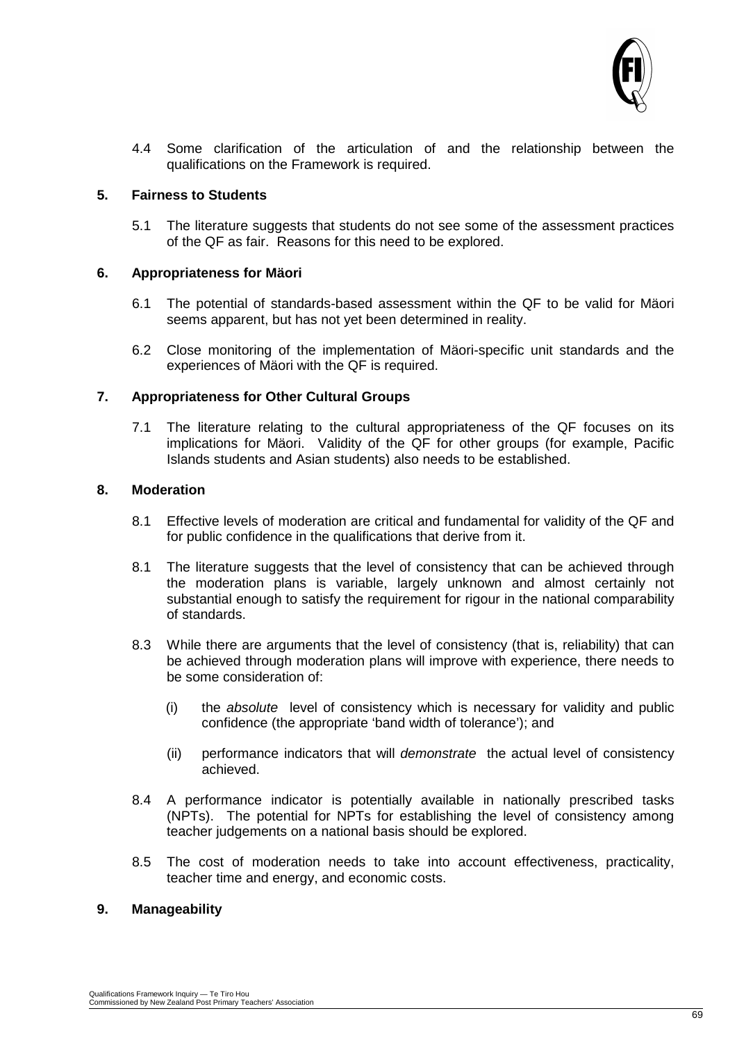4.4 Some clarification of the articulation of and the relationship between the qualifications on the Framework is required.

**5. Fairness to Students**

5.1 The literature suggests that students do not see some of the assessment practices of the QF as fair. Reasons for this need to be explored.

**6. Appropriateness for Mäori**

6.1 The potential of standards-based assessment within the QF to be valid for Mäori seems apparent, but has not yet been determined in reality.

6.2 Close monitoring of the implementation of Mäori-specific unit standards and the experiences of Mäori with the QF is required.

**7. Appropriateness for Other Cultural Groups**

7.1 The literature relating to the cultural appropriateness of the QF focuses on its implications for Mäori. Validity of the QF for other groups (for example, Pacific Islands students and Asian students) also needs to be established.

**8. Moderation**

8.1 Effective levels of moderation are critical and fundamental for validity of the QF and for public confidence in the qualifications that derive from it.

8.1 The literature suggests that the level of consistency that can be achieved through the moderation plans is variable, largely unknown and almost certainly not substantial enough to satisfy the requirement for rigour in the national comparability of standards.

8.3 While there are arguments that the level of consistency (that is, reliability) that can be achieved through moderation plans will improve with experience, there needs to be some consideration of:

(i) the *absolute* level of consistency which is necessary for validity and public confidence (the appropriate 'band width of tolerance'); and

(ii) performance indicators that will *demonstrate* the actual level of consistency achieved.

8.4 A performance indicator is potentially available in nationally prescribed tasks (NPTs). The potential for NPTs for establishing the level of consistency among teacher judgements on a national basis should be explored.

8.5 The cost of moderation needs to take into account effectiveness, practicality, teacher time and energy, and economic costs.

**9. Manageability**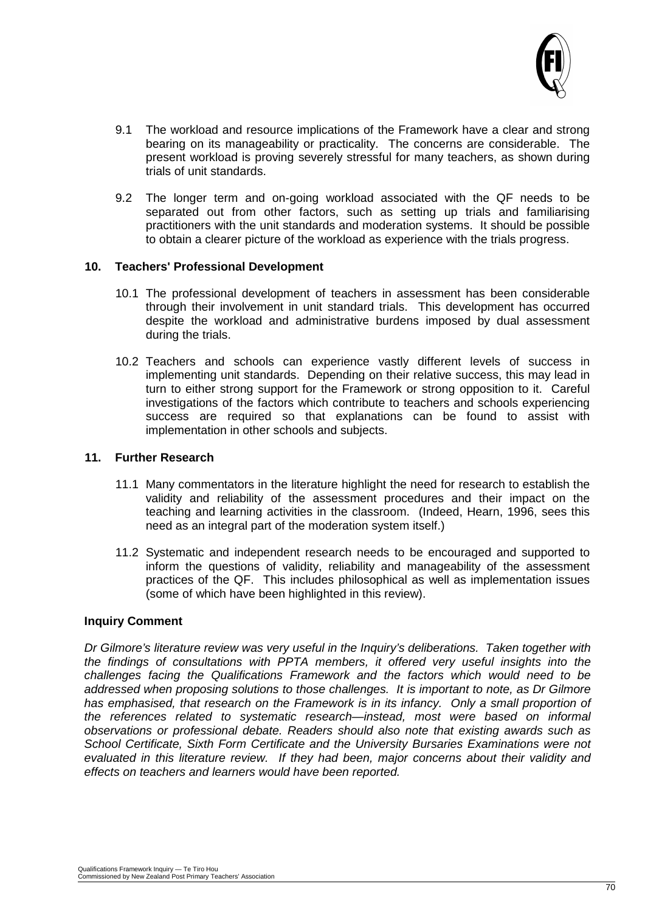9.1 The workload and resource implications of the Framework have a clear and strong bearing on its manageability or practicality. The concerns are considerable. The present workload is proving severely stressful for many teachers, as shown during trials of unit standards.

9.2 The longer term and on-going workload associated with the QF needs to be separated out from other factors, such as setting up trials and familiarising practitioners with the unit standards and moderation systems. It should be possible to obtain a clearer picture of the workload as experience with the trials progress.

### 10. Teachers' Professional Development

10.1 The professional development of teachers in assessment has been considerable through their involvement in unit standard trials. This development has occurred despite the workload and administrative burdens imposed by dual assessment during the trials.

10.2 Teachers and schools can experience vastly different levels of success in implementing unit standards. Depending on their relative success, this may lead in turn to either strong support for the Framework or strong opposition to it. Careful investigations of the factors which contribute to teachers and schools experiencing success are required so that explanations can be found to assist with implementation in other schools and subjects.

### 11. Further Research

11.1 Many commentators in the literature highlight the need for research to establish the validity and reliability of the assessment procedures and their impact on the teaching and learning activities in the classroom. (Indeed, Hearn, 1996, sees this need as an integral part of the moderation system itself.)

11.2 Systematic and independent research needs to be encouraged and supported to inform the questions of validity, reliability and manageability of the assessment practices of the QF. This includes philosophical as well as implementation issues (some of which have been highlighted in this review).

**Inquiry Comment**

*Dr Gilmore's literature review was very useful in the Inquiry's deliberations. Taken together with the findings of consultations with PPTA members, it offered very useful insights into the challenges facing the Qualifications Framework and the factors which would need to be addressed when proposing solutions to those challenges. It is important to note, as Dr Gilmore has emphasised, that research on the Framework is in its infancy. Only a small proportion of the references related to systematic research—instead, most were based on informal observations or professional debate. Readers should also note that existing awards such as School Certificate, Sixth Form Certificate and the University Bursaries Examinations were not evaluated in this literature review. If they had been, major concerns about their validity and effects on teachers and learners would have been reported.*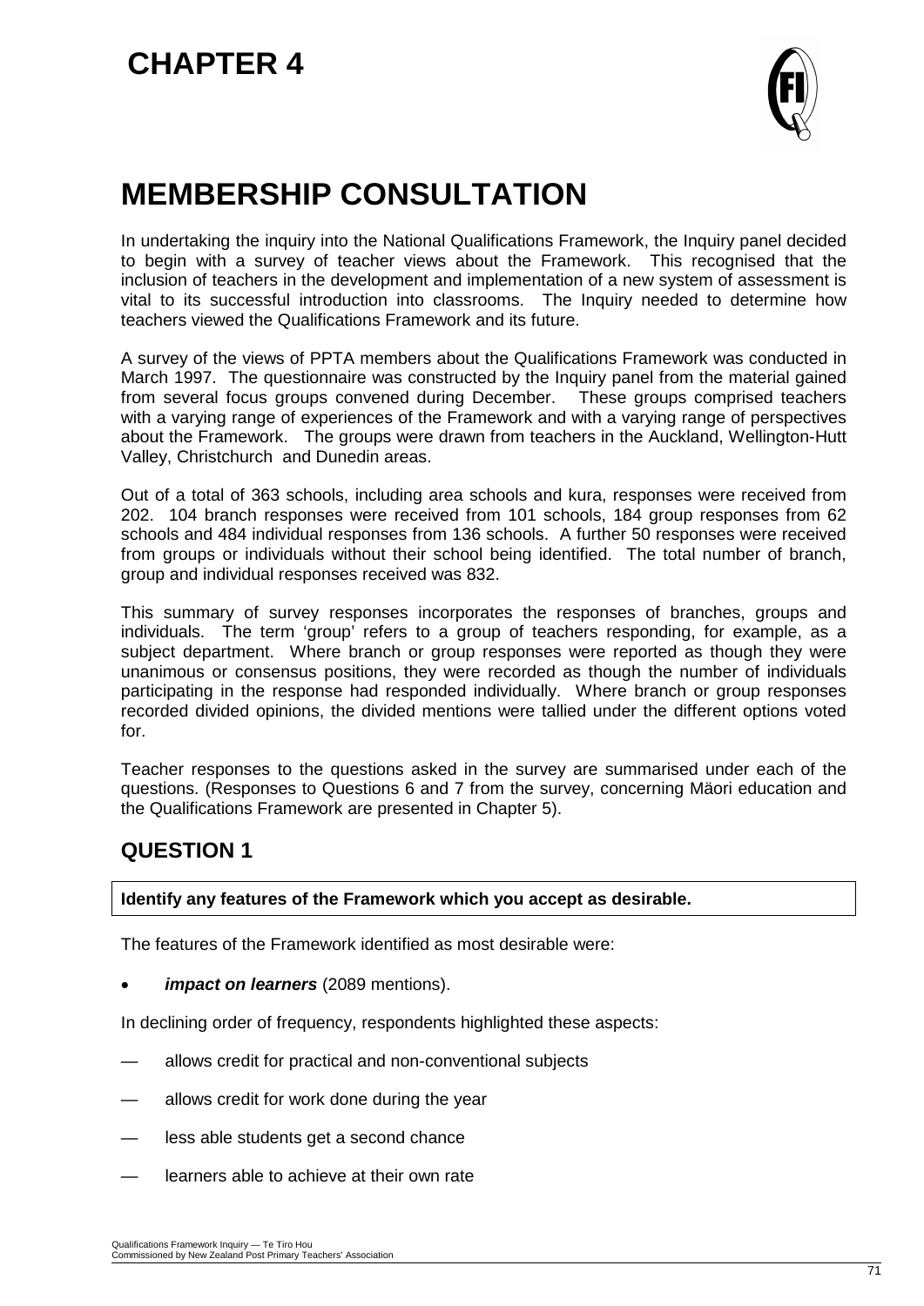# CHAPTER 4

# MEMBERSHIP CONSULTATION

In undertaking the inquiry into the National Qualifications Framework, the Inquiry panel decided to begin with a survey of teacher views about the Framework. This recognised that the inclusion of teachers in the development and implementation of a new system of assessment is vital to its successful introduction into classrooms. The Inquiry needed to determine how teachers viewed the Qualifications Framework and its future.

A survey of the views of PPTA members about the Qualifications Framework was conducted in March 1997. The questionnaire was constructed by the Inquiry panel from the material gained from several focus groups convened during December. These groups comprised teachers with a varying range of experiences of the Framework and with a varying range of perspectives about the Framework. The groups were drawn from teachers in the Auckland, Wellington-Hutt Valley, Christchurch and Dunedin areas.

Out of a total of 363 schools, including area schools and kura, responses were received from 202. 104 branch responses were received from 101 schools, 184 group responses from 62 schools and 484 individual responses from 136 schools. A further 50 responses were received from groups or individuals without their school being identified. The total number of branch, group and individual responses received was 832.

This summary of survey responses incorporates the responses of branches, groups and individuals. The term 'group' refers to a group of teachers responding, for example, as a subject department. Where branch or group responses were reported as though they were unanimous or consensus positions, they were recorded as though the number of individuals participating in the response had responded individually. Where branch or group responses recorded divided opinions, the divided mentions were tallied under the different options voted for.

Teacher responses to the questions asked in the survey are summarised under each of the questions. (Responses to Questions 6 and 7 from the survey, concerning Mäori education and the Qualifications Framework are presented in Chapter 5).

## QUESTION 1

**Identify any features of the Framework which you accept as desirable.**

The features of the Framework identified as most desirable were:

- ***impact on learners*** (2089 mentions).

In declining order of frequency, respondents highlighted these aspects:

— allows credit for practical and non-conventional subjects

— allows credit for work done during the year

— less able students get a second chance

— learners able to achieve at their own rate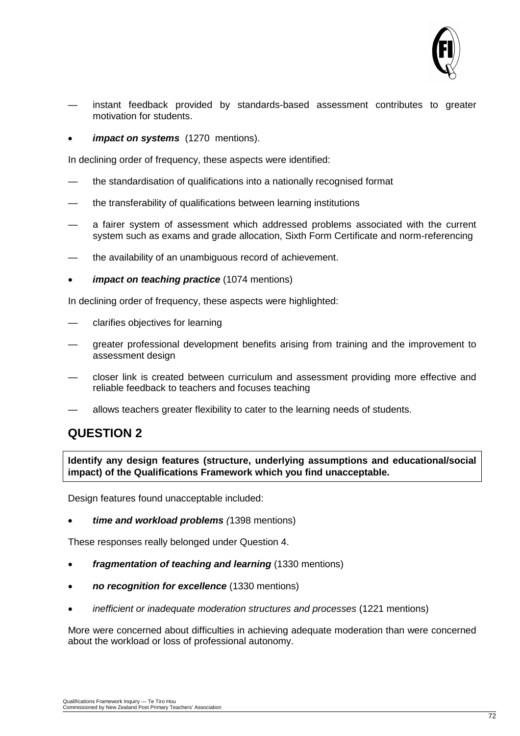— instant feedback provided by standards-based assessment contributes to greater motivation for students.

- ***impact on systems*** (1270 mentions).

In declining order of frequency, these aspects were identified:

— the standardisation of qualifications into a nationally recognised format

— the transferability of qualifications between learning institutions

— a fairer system of assessment which addressed problems associated with the current system such as exams and grade allocation, Sixth Form Certificate and norm-referencing

— the availability of an unambiguous record of achievement.

- ***impact on teaching practice*** (1074 mentions)

In declining order of frequency, these aspects were highlighted:

— clarifies objectives for learning

— greater professional development benefits arising from training and the improvement to assessment design

— closer link is created between curriculum and assessment providing more effective and reliable feedback to teachers and focuses teaching

— allows teachers greater flexibility to cater to the learning needs of students.

## QUESTION 2

**Identify any design features (structure, underlying assumptions and educational/social impact) of the Qualifications Framework which you find unacceptable.**

Design features found unacceptable included:

- ***time and workload problems*** *(*1398 mentions)

These responses really belonged under Question 4.

- ***fragmentation of teaching and learning*** (1330 mentions)

- ***no recognition for excellence*** (1330 mentions)

- *inefficient or inadequate moderation structures and processes* (1221 mentions)

More were concerned about difficulties in achieving adequate moderation than were concerned about the workload or loss of professional autonomy.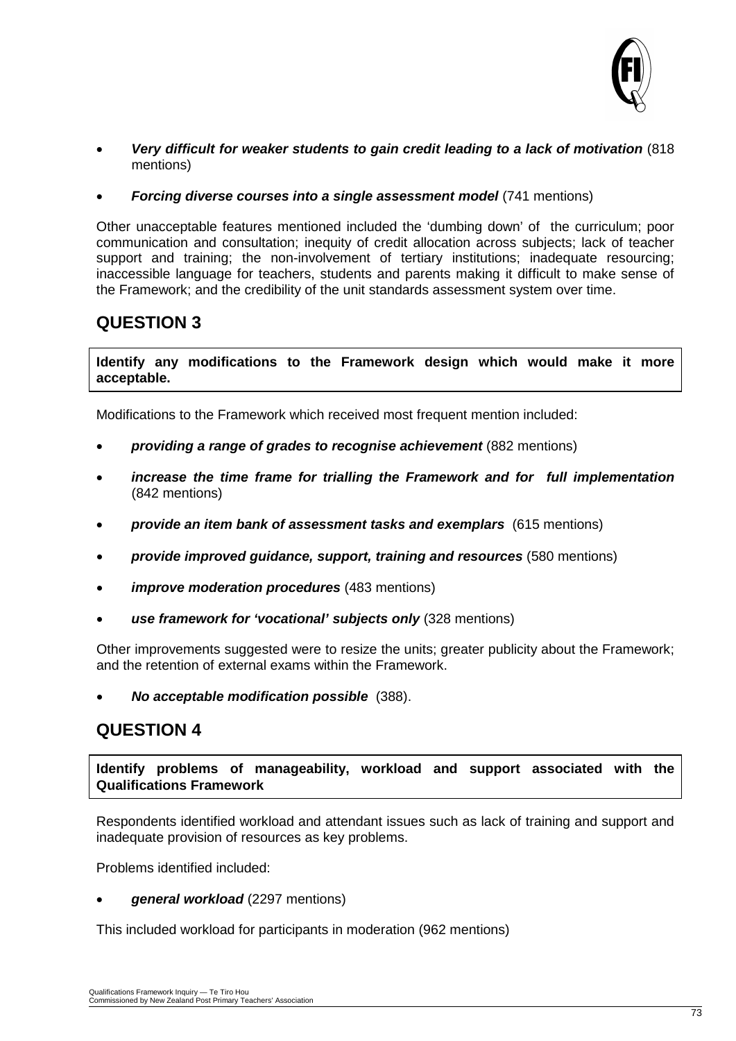- ***Very difficult for weaker students to gain credit leading to a lack of motivation*** (818 mentions)

- ***Forcing diverse courses into a single assessment model*** (741 mentions)

Other unacceptable features mentioned included the 'dumbing down' of the curriculum; poor communication and consultation; inequity of credit allocation across subjects; lack of teacher support and training; the non-involvement of tertiary institutions; inadequate resourcing; inaccessible language for teachers, students and parents making it difficult to make sense of the Framework; and the credibility of the unit standards assessment system over time.

## QUESTION 3

**Identify any modifications to the Framework design which would make it more acceptable.**

Modifications to the Framework which received most frequent mention included:

- ***providing a range of grades to recognise achievement*** (882 mentions)

- ***increase the time frame for trialling the Framework and for full implementation*** (842 mentions)

- ***provide an item bank of assessment tasks and exemplars*** (615 mentions)

- ***provide improved guidance, support, training and resources*** (580 mentions)

- ***improve moderation procedures*** (483 mentions)

- ***use framework for 'vocational' subjects only*** (328 mentions)

Other improvements suggested were to resize the units; greater publicity about the Framework; and the retention of external exams within the Framework.

- ***No acceptable modification possible*** (388).

## QUESTION 4

**Identify problems of manageability, workload and support associated with the Qualifications Framework**

Respondents identified workload and attendant issues such as lack of training and support and inadequate provision of resources as key problems.

Problems identified included:

- ***general workload*** (2297 mentions)

This included workload for participants in moderation (962 mentions)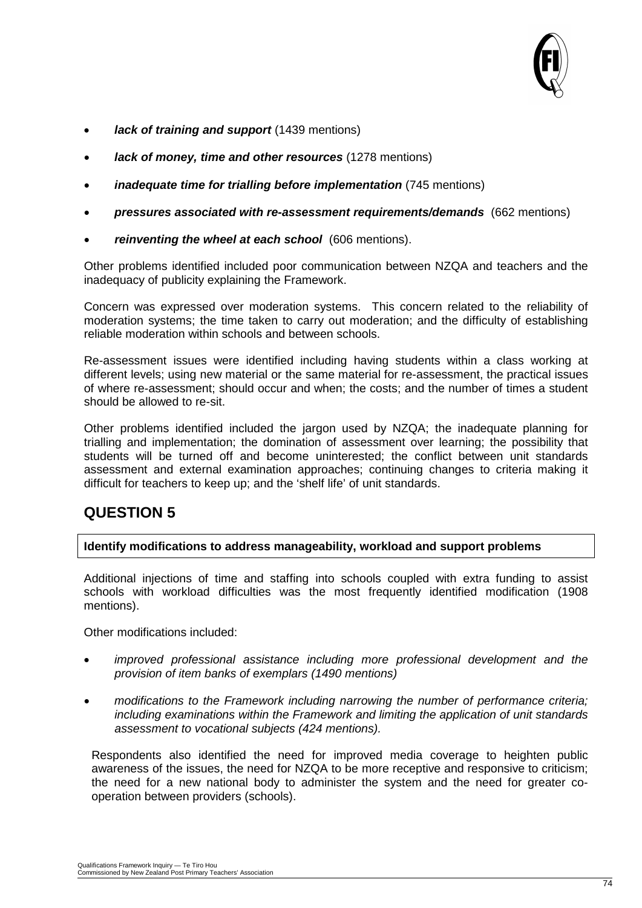- ***lack of training and support*** (1439 mentions)
- ***lack of money, time and other resources*** (1278 mentions)
- ***inadequate time for trialling before implementation*** (745 mentions)
- ***pressures associated with re-assessment requirements/demands*** (662 mentions)
- ***reinventing the wheel at each school*** (606 mentions).

Other problems identified included poor communication between NZQA and teachers and the inadequacy of publicity explaining the Framework.

Concern was expressed over moderation systems. This concern related to the reliability of moderation systems; the time taken to carry out moderation; and the difficulty of establishing reliable moderation within schools and between schools.

Re-assessment issues were identified including having students within a class working at different levels; using new material or the same material for re-assessment, the practical issues of where re-assessment; should occur and when; the costs; and the number of times a student should be allowed to re-sit.

Other problems identified included the jargon used by NZQA; the inadequate planning for trialling and implementation; the domination of assessment over learning; the possibility that students will be turned off and become uninterested; the conflict between unit standards assessment and external examination approaches; continuing changes to criteria making it difficult for teachers to keep up; and the 'shelf life' of unit standards.

## QUESTION 5

**Identify modifications to address manageability, workload and support problems**

Additional injections of time and staffing into schools coupled with extra funding to assist schools with workload difficulties was the most frequently identified modification (1908 mentions).

Other modifications included:

- *improved professional assistance including more professional development and the provision of item banks of exemplars (1490 mentions)*
- *modifications to the Framework including narrowing the number of performance criteria; including examinations within the Framework and limiting the application of unit standards assessment to vocational subjects (424 mentions).*

Respondents also identified the need for improved media coverage to heighten public awareness of the issues, the need for NZQA to be more receptive and responsive to criticism; the need for a new national body to administer the system and the need for greater co-operation between providers (schools).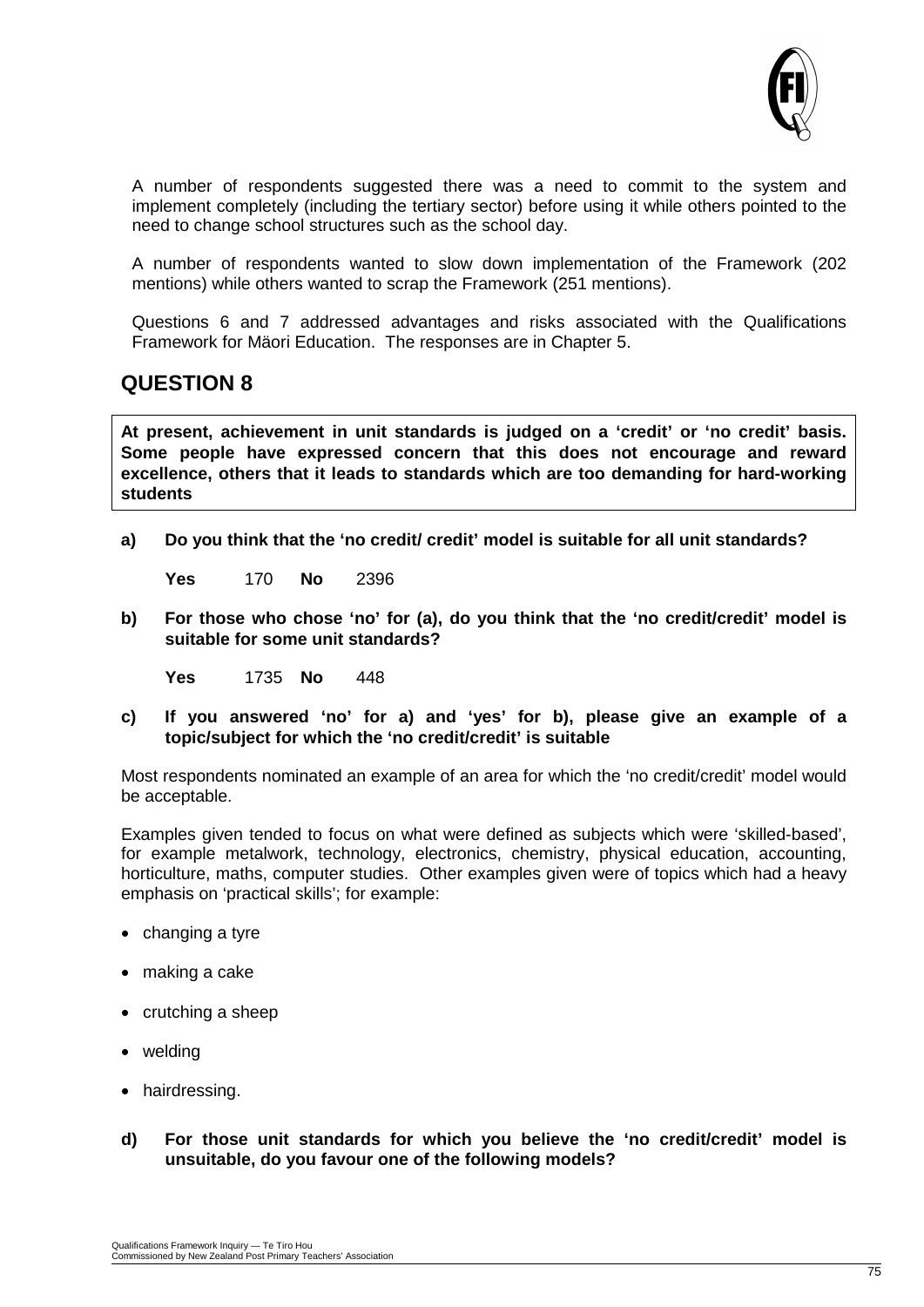A number of respondents suggested there was a need to commit to the system and implement completely (including the tertiary sector) before using it while others pointed to the need to change school structures such as the school day.

A number of respondents wanted to slow down implementation of the Framework (202 mentions) while others wanted to scrap the Framework (251 mentions).

Questions 6 and 7 addressed advantages and risks associated with the Qualifications Framework for Mäori Education. The responses are in Chapter 5.

## QUESTION 8

**At present, achievement in unit standards is judged on a 'credit' or 'no credit' basis. Some people have expressed concern that this does not encourage and reward excellence, others that it leads to standards which are too demanding for hard-working students**

**a) Do you think that the 'no credit/ credit' model is suitable for all unit standards?**

**Yes** 170 **No** 2396

**b) For those who chose 'no' for (a), do you think that the 'no credit/credit' model is suitable for some unit standards?**

**Yes** 1735 **No** 448

**c) If you answered 'no' for a) and 'yes' for b), please give an example of a topic/subject for which the 'no credit/credit' is suitable**

Most respondents nominated an example of an area for which the 'no credit/credit' model would be acceptable.

Examples given tended to focus on what were defined as subjects which were 'skilled-based', for example metalwork, technology, electronics, chemistry, physical education, accounting, horticulture, maths, computer studies. Other examples given were of topics which had a heavy emphasis on 'practical skills'; for example:

- changing a tyre
- making a cake
- crutching a sheep
- welding
- hairdressing.

**d) For those unit standards for which you believe the 'no credit/credit' model is unsuitable, do you favour one of the following models?**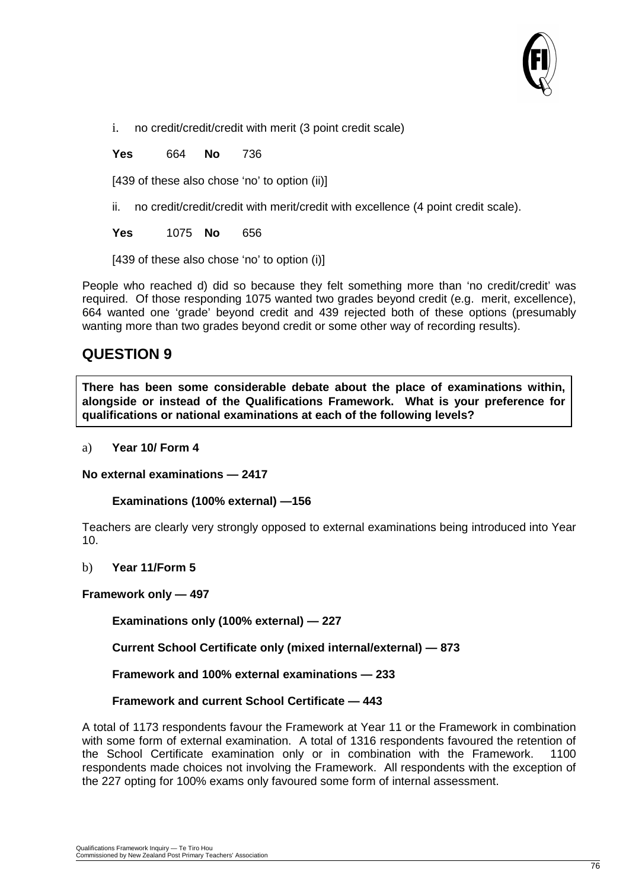i. no credit/credit/credit with merit (3 point credit scale)

**Yes** 664 **No** 736

[439 of these also chose 'no' to option (ii)]

ii. no credit/credit/credit with merit/credit with excellence (4 point credit scale).

**Yes** 1075 **No** 656

[439 of these also chose 'no' to option (i)]

People who reached d) did so because they felt something more than 'no credit/credit' was required. Of those responding 1075 wanted two grades beyond credit (e.g. merit, excellence), 664 wanted one 'grade' beyond credit and 439 rejected both of these options (presumably wanting more than two grades beyond credit or some other way of recording results).

## QUESTION 9

**There has been some considerable debate about the place of examinations within, alongside or instead of the Qualifications Framework. What is your preference for qualifications or national examinations at each of the following levels?**

a) **Year 10/ Form 4**

**No external examinations — 2417**

**Examinations (100% external) —156**

Teachers are clearly very strongly opposed to external examinations being introduced into Year 10.

b) **Year 11/Form 5**

**Framework only — 497**

**Examinations only (100% external) — 227**

**Current School Certificate only (mixed internal/external) — 873**

**Framework and 100% external examinations — 233**

**Framework and current School Certificate — 443**

A total of 1173 respondents favour the Framework at Year 11 or the Framework in combination with some form of external examination. A total of 1316 respondents favoured the retention of the School Certificate examination only or in combination with the Framework. 1100 respondents made choices not involving the Framework. All respondents with the exception of the 227 opting for 100% exams only favoured some form of internal assessment.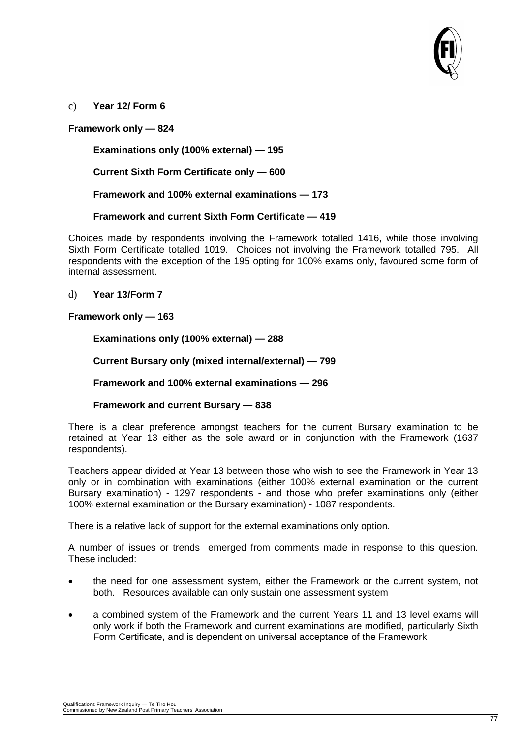c) **Year 12/ Form 6**

**Framework only — 824**

**Examinations only (100% external) — 195**

**Current Sixth Form Certificate only — 600**

**Framework and 100% external examinations — 173**

**Framework and current Sixth Form Certificate — 419**

Choices made by respondents involving the Framework totalled 1416, while those involving Sixth Form Certificate totalled 1019. Choices not involving the Framework totalled 795. All respondents with the exception of the 195 opting for 100% exams only, favoured some form of internal assessment.

d) **Year 13/Form 7**

**Framework only — 163**

**Examinations only (100% external) — 288**

**Current Bursary only (mixed internal/external) — 799**

**Framework and 100% external examinations — 296**

**Framework and current Bursary — 838**

There is a clear preference amongst teachers for the current Bursary examination to be retained at Year 13 either as the sole award or in conjunction with the Framework (1637 respondents).

Teachers appear divided at Year 13 between those who wish to see the Framework in Year 13 only or in combination with examinations (either 100% external examination or the current Bursary examination) - 1297 respondents - and those who prefer examinations only (either 100% external examination or the Bursary examination) - 1087 respondents.

There is a relative lack of support for the external examinations only option.

A number of issues or trends emerged from comments made in response to this question. These included:

- the need for one assessment system, either the Framework or the current system, not both. Resources available can only sustain one assessment system
- a combined system of the Framework and the current Years 11 and 13 level exams will only work if both the Framework and current examinations are modified, particularly Sixth Form Certificate, and is dependent on universal acceptance of the Framework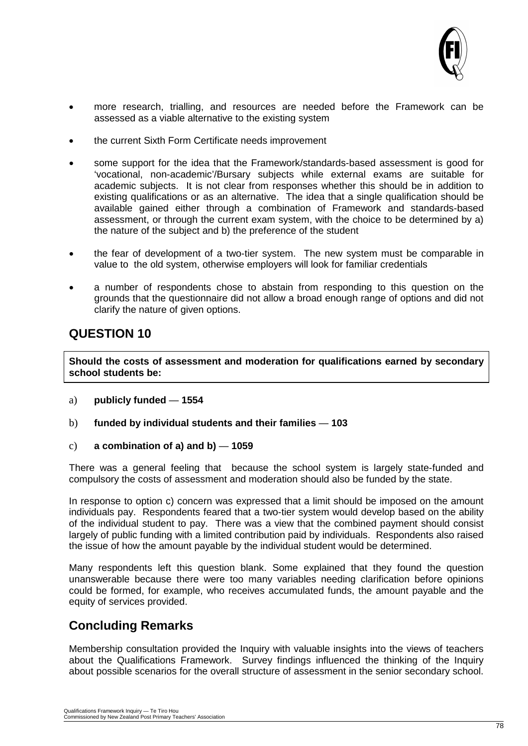- more research, trialling, and resources are needed before the Framework can be assessed as a viable alternative to the existing system

- the current Sixth Form Certificate needs improvement

- some support for the idea that the Framework/standards-based assessment is good for 'vocational, non-academic'/Bursary subjects while external exams are suitable for academic subjects. It is not clear from responses whether this should be in addition to existing qualifications or as an alternative. The idea that a single qualification should be available gained either through a combination of Framework and standards-based assessment, or through the current exam system, with the choice to be determined by a) the nature of the subject and b) the preference of the student

- the fear of development of a two-tier system. The new system must be comparable in value to the old system, otherwise employers will look for familiar credentials

- a number of respondents chose to abstain from responding to this question on the grounds that the questionnaire did not allow a broad enough range of options and did not clarify the nature of given options.

## QUESTION 10

**Should the costs of assessment and moderation for qualifications earned by secondary school students be:**

a) **publicly funded — 1554**

b) **funded by individual students and their families — 103**

c) **a combination of a) and b) — 1059**

There was a general feeling that because the school system is largely state-funded and compulsory the costs of assessment and moderation should also be funded by the state.

In response to option c) concern was expressed that a limit should be imposed on the amount individuals pay. Respondents feared that a two-tier system would develop based on the ability of the individual student to pay. There was a view that the combined payment should consist largely of public funding with a limited contribution paid by individuals. Respondents also raised the issue of how the amount payable by the individual student would be determined.

Many respondents left this question blank. Some explained that they found the question unanswerable because there were too many variables needing clarification before opinions could be formed, for example, who receives accumulated funds, the amount payable and the equity of services provided.

## Concluding Remarks

Membership consultation provided the Inquiry with valuable insights into the views of teachers about the Qualifications Framework. Survey findings influenced the thinking of the Inquiry about possible scenarios for the overall structure of assessment in the senior secondary school.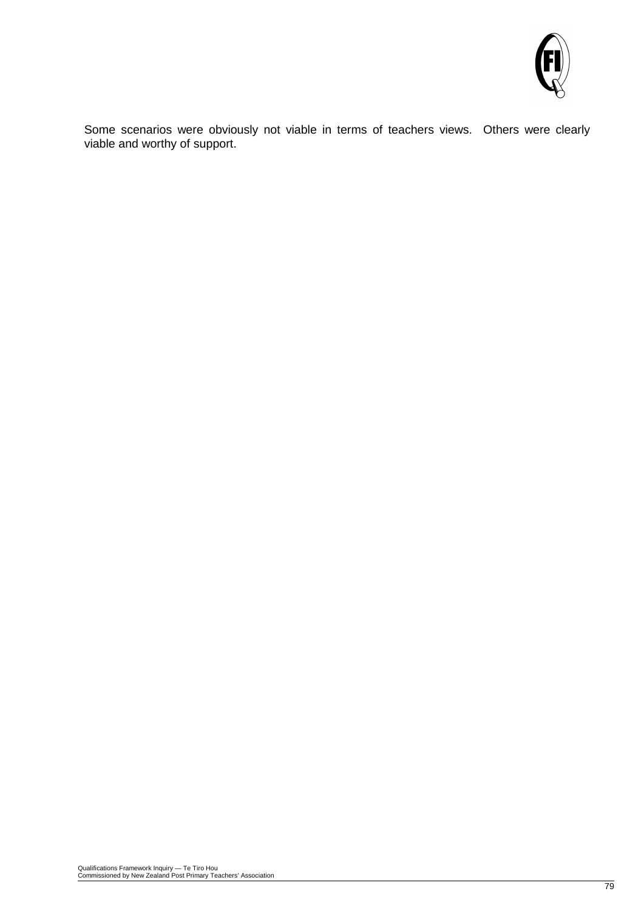Some scenarios were obviously not viable in terms of teachers views. Others were clearly viable and worthy of support.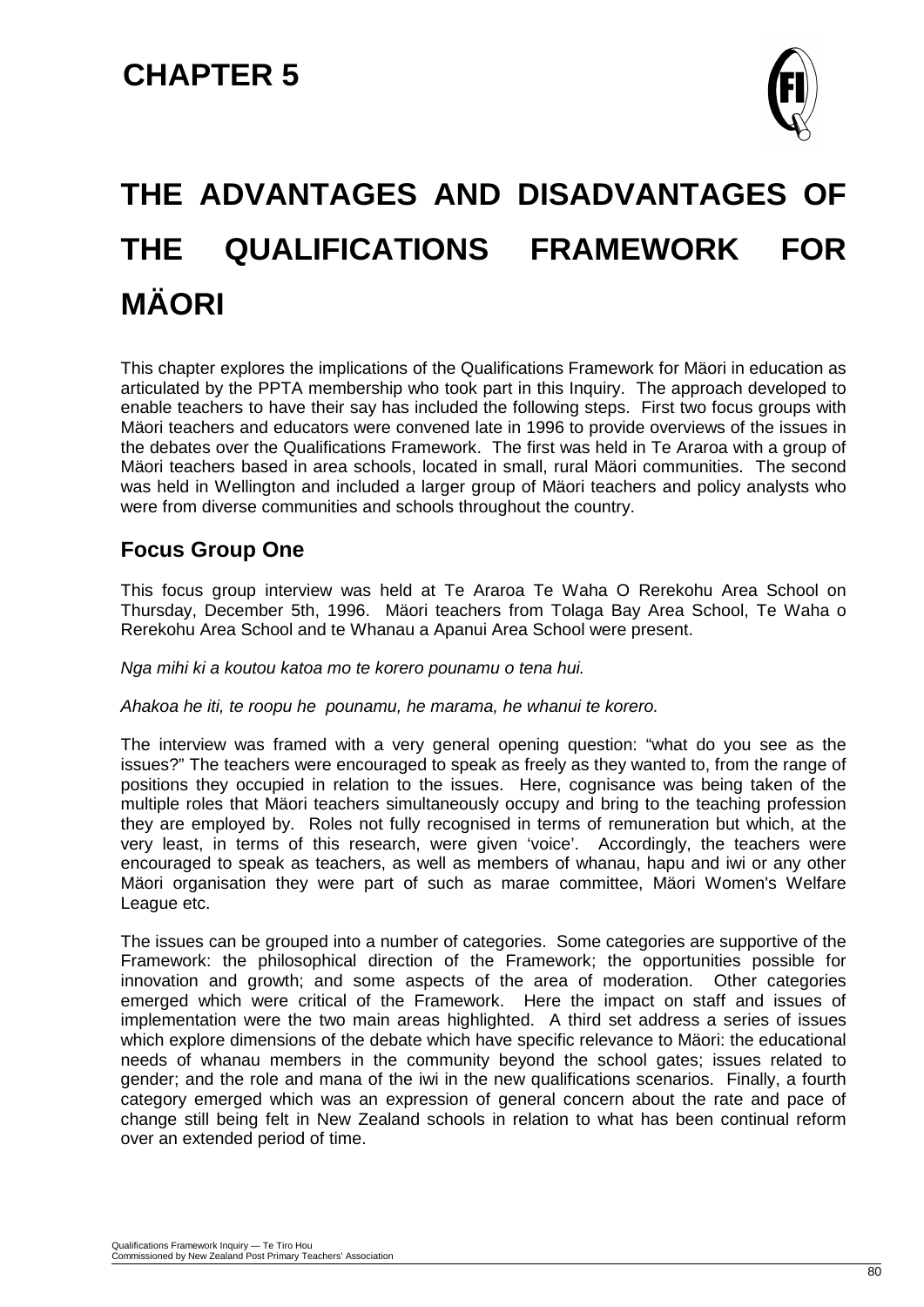# CHAPTER 5

# THE ADVANTAGES AND DISADVANTAGES OF THE QUALIFICATIONS FRAMEWORK FOR MÄORI

This chapter explores the implications of the Qualifications Framework for Mäori in education as articulated by the PPTA membership who took part in this Inquiry. The approach developed to enable teachers to have their say has included the following steps. First two focus groups with Mäori teachers and educators were convened late in 1996 to provide overviews of the issues in the debates over the Qualifications Framework. The first was held in Te Araroa with a group of Mäori teachers based in area schools, located in small, rural Mäori communities. The second was held in Wellington and included a larger group of Mäori teachers and policy analysts who were from diverse communities and schools throughout the country.

## Focus Group One

This focus group interview was held at Te Araroa Te Waha O Rerekohu Area School on Thursday, December 5th, 1996. Mäori teachers from Tolaga Bay Area School, Te Waha o Rerekohu Area School and te Whanau a Apanui Area School were present.

*Nga mihi ki a koutou katoa mo te korero pounamu o tena hui.*

*Ahakoa he iti, te roopu he pounamu, he marama, he whanui te korero.*

The interview was framed with a very general opening question: "what do you see as the issues?" The teachers were encouraged to speak as freely as they wanted to, from the range of positions they occupied in relation to the issues. Here, cognisance was being taken of the multiple roles that Mäori teachers simultaneously occupy and bring to the teaching profession they are employed by. Roles not fully recognised in terms of remuneration but which, at the very least, in terms of this research, were given 'voice'. Accordingly, the teachers were encouraged to speak as teachers, as well as members of whanau, hapu and iwi or any other Mäori organisation they were part of such as marae committee, Mäori Women's Welfare League etc.

The issues can be grouped into a number of categories. Some categories are supportive of the Framework: the philosophical direction of the Framework; the opportunities possible for innovation and growth; and some aspects of the area of moderation. Other categories emerged which were critical of the Framework. Here the impact on staff and issues of implementation were the two main areas highlighted. A third set address a series of issues which explore dimensions of the debate which have specific relevance to Mäori: the educational needs of whanau members in the community beyond the school gates; issues related to gender; and the role and mana of the iwi in the new qualifications scenarios. Finally, a fourth category emerged which was an expression of general concern about the rate and pace of change still being felt in New Zealand schools in relation to what has been continual reform over an extended period of time.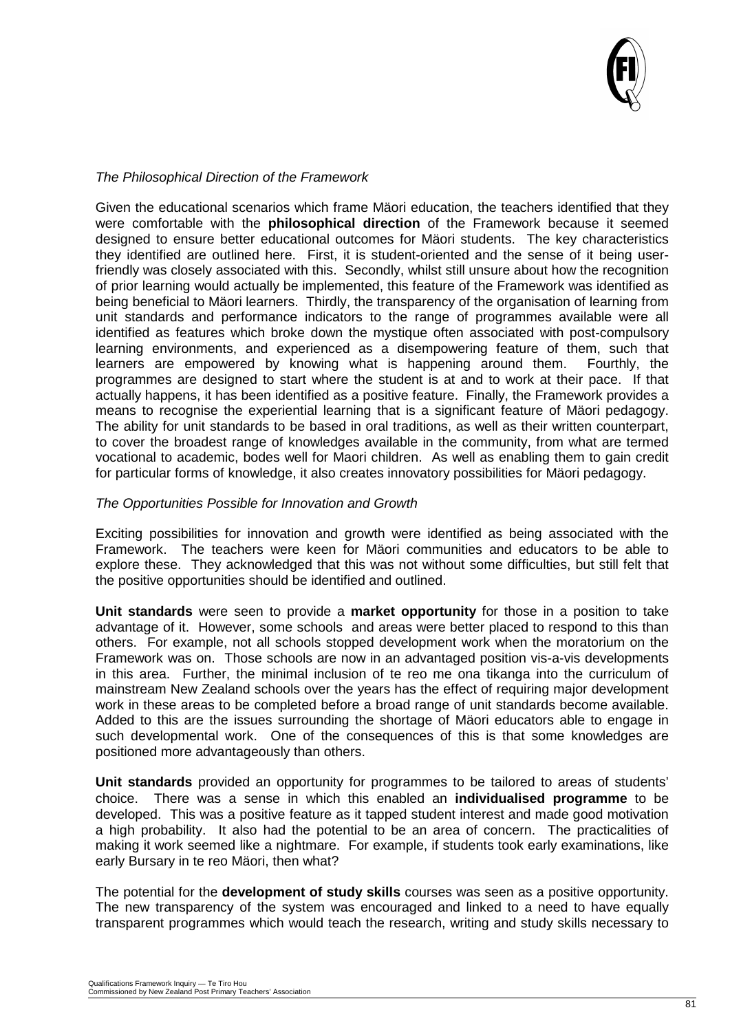*The Philosophical Direction of the Framework*

Given the educational scenarios which frame Mäori education, the teachers identified that they were comfortable with the **philosophical direction** of the Framework because it seemed designed to ensure better educational outcomes for Mäori students. The key characteristics they identified are outlined here. First, it is student-oriented and the sense of it being user-friendly was closely associated with this. Secondly, whilst still unsure about how the recognition of prior learning would actually be implemented, this feature of the Framework was identified as being beneficial to Mäori learners. Thirdly, the transparency of the organisation of learning from unit standards and performance indicators to the range of programmes available were all identified as features which broke down the mystique often associated with post-compulsory learning environments, and experienced as a disempowering feature of them, such that learners are empowered by knowing what is happening around them. Fourthly, the programmes are designed to start where the student is at and to work at their pace. If that actually happens, it has been identified as a positive feature. Finally, the Framework provides a means to recognise the experiential learning that is a significant feature of Mäori pedagogy. The ability for unit standards to be based in oral traditions, as well as their written counterpart, to cover the broadest range of knowledges available in the community, from what are termed vocational to academic, bodes well for Maori children. As well as enabling them to gain credit for particular forms of knowledge, it also creates innovatory possibilities for Mäori pedagogy.

*The Opportunities Possible for Innovation and Growth*

Exciting possibilities for innovation and growth were identified as being associated with the Framework. The teachers were keen for Mäori communities and educators to be able to explore these. They acknowledged that this was not without some difficulties, but still felt that the positive opportunities should be identified and outlined.

**Unit standards** were seen to provide a **market opportunity** for those in a position to take advantage of it. However, some schools and areas were better placed to respond to this than others. For example, not all schools stopped development work when the moratorium on the Framework was on. Those schools are now in an advantaged position vis-a-vis developments in this area. Further, the minimal inclusion of te reo me ona tikanga into the curriculum of mainstream New Zealand schools over the years has the effect of requiring major development work in these areas to be completed before a broad range of unit standards become available. Added to this are the issues surrounding the shortage of Mäori educators able to engage in such developmental work. One of the consequences of this is that some knowledges are positioned more advantageously than others.

**Unit standards** provided an opportunity for programmes to be tailored to areas of students' choice. There was a sense in which this enabled an **individualised programme** to be developed. This was a positive feature as it tapped student interest and made good motivation a high probability. It also had the potential to be an area of concern. The practicalities of making it work seemed like a nightmare. For example, if students took early examinations, like early Bursary in te reo Mäori, then what?

The potential for the **development of study skills** courses was seen as a positive opportunity. The new transparency of the system was encouraged and linked to a need to have equally transparent programmes which would teach the research, writing and study skills necessary to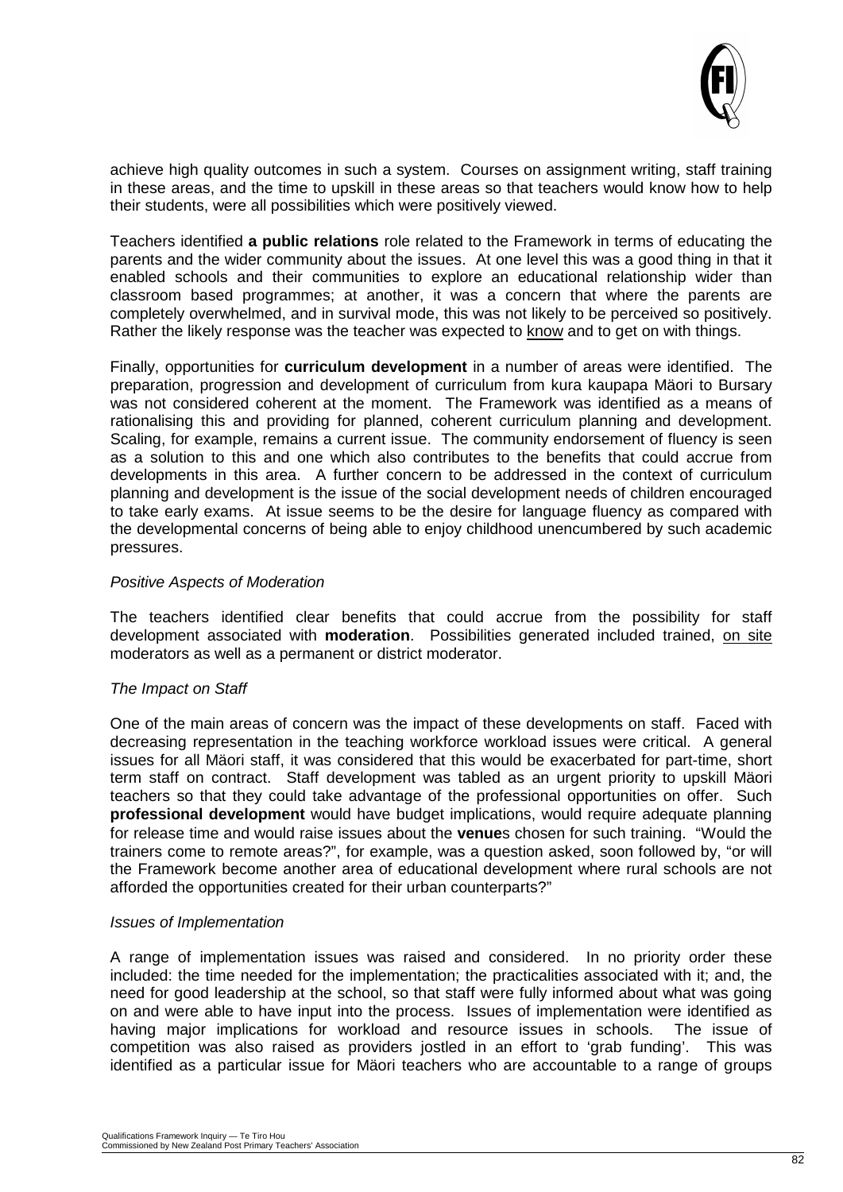achieve high quality outcomes in such a system. Courses on assignment writing, staff training in these areas, and the time to upskill in these areas so that teachers would know how to help their students, were all possibilities which were positively viewed.

Teachers identified **a public relations** role related to the Framework in terms of educating the parents and the wider community about the issues. At one level this was a good thing in that it enabled schools and their communities to explore an educational relationship wider than classroom based programmes; at another, it was a concern that where the parents are completely overwhelmed, and in survival mode, this was not likely to be perceived so positively. Rather the likely response was the teacher was expected to <u>know</u> and to get on with things.

Finally, opportunities for **curriculum development** in a number of areas were identified. The preparation, progression and development of curriculum from kura kaupapa Mäori to Bursary was not considered coherent at the moment. The Framework was identified as a means of rationalising this and providing for planned, coherent curriculum planning and development. Scaling, for example, remains a current issue. The community endorsement of fluency is seen as a solution to this and one which also contributes to the benefits that could accrue from developments in this area. A further concern to be addressed in the context of curriculum planning and development is the issue of the social development needs of children encouraged to take early exams. At issue seems to be the desire for language fluency as compared with the developmental concerns of being able to enjoy childhood unencumbered by such academic pressures.

*Positive Aspects of Moderation*

The teachers identified clear benefits that could accrue from the possibility for staff development associated with **moderation**. Possibilities generated included trained, <u>on site</u> moderators as well as a permanent or district moderator.

*The Impact on Staff*

One of the main areas of concern was the impact of these developments on staff. Faced with decreasing representation in the teaching workforce workload issues were critical. A general issues for all Mäori staff, it was considered that this would be exacerbated for part-time, short term staff on contract. Staff development was tabled as an urgent priority to upskill Mäori teachers so that they could take advantage of the professional opportunities on offer. Such **professional development** would have budget implications, would require adequate planning for release time and would raise issues about the **venue**s chosen for such training. "Would the trainers come to remote areas?", for example, was a question asked, soon followed by, "or will the Framework become another area of educational development where rural schools are not afforded the opportunities created for their urban counterparts?"

*Issues of Implementation*

A range of implementation issues was raised and considered. In no priority order these included: the time needed for the implementation; the practicalities associated with it; and, the need for good leadership at the school, so that staff were fully informed about what was going on and were able to have input into the process. Issues of implementation were identified as having major implications for workload and resource issues in schools. The issue of competition was also raised as providers jostled in an effort to 'grab funding'. This was identified as a particular issue for Mäori teachers who are accountable to a range of groups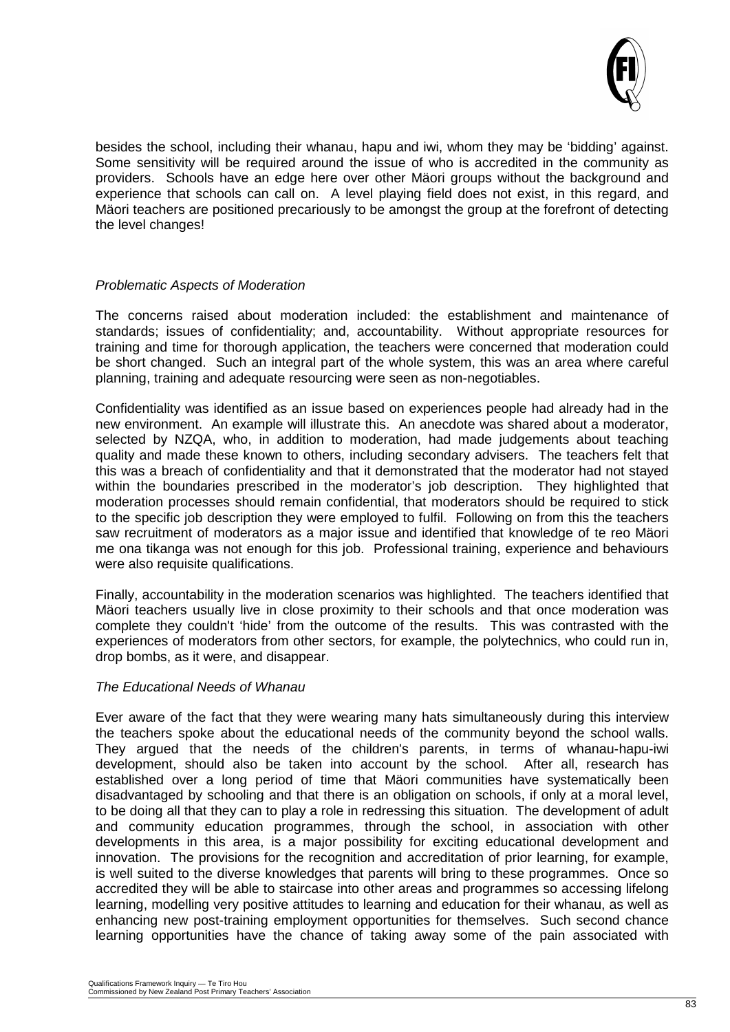besides the school, including their whanau, hapu and iwi, whom they may be 'bidding' against. Some sensitivity will be required around the issue of who is accredited in the community as providers. Schools have an edge here over other Mäori groups without the background and experience that schools can call on. A level playing field does not exist, in this regard, and Mäori teachers are positioned precariously to be amongst the group at the forefront of detecting the level changes!

*Problematic Aspects of Moderation*

The concerns raised about moderation included: the establishment and maintenance of standards; issues of confidentiality; and, accountability. Without appropriate resources for training and time for thorough application, the teachers were concerned that moderation could be short changed. Such an integral part of the whole system, this was an area where careful planning, training and adequate resourcing were seen as non-negotiables.

Confidentiality was identified as an issue based on experiences people had already had in the new environment. An example will illustrate this. An anecdote was shared about a moderator, selected by NZQA, who, in addition to moderation, had made judgements about teaching quality and made these known to others, including secondary advisers. The teachers felt that this was a breach of confidentiality and that it demonstrated that the moderator had not stayed within the boundaries prescribed in the moderator's job description. They highlighted that moderation processes should remain confidential, that moderators should be required to stick to the specific job description they were employed to fulfil. Following on from this the teachers saw recruitment of moderators as a major issue and identified that knowledge of te reo Mäori me ona tikanga was not enough for this job. Professional training, experience and behaviours were also requisite qualifications.

Finally, accountability in the moderation scenarios was highlighted. The teachers identified that Mäori teachers usually live in close proximity to their schools and that once moderation was complete they couldn't 'hide' from the outcome of the results. This was contrasted with the experiences of moderators from other sectors, for example, the polytechnics, who could run in, drop bombs, as it were, and disappear.

*The Educational Needs of Whanau*

Ever aware of the fact that they were wearing many hats simultaneously during this interview the teachers spoke about the educational needs of the community beyond the school walls. They argued that the needs of the children's parents, in terms of whanau-hapu-iwi development, should also be taken into account by the school. After all, research has established over a long period of time that Mäori communities have systematically been disadvantaged by schooling and that there is an obligation on schools, if only at a moral level, to be doing all that they can to play a role in redressing this situation. The development of adult and community education programmes, through the school, in association with other developments in this area, is a major possibility for exciting educational development and innovation. The provisions for the recognition and accreditation of prior learning, for example, is well suited to the diverse knowledges that parents will bring to these programmes. Once so accredited they will be able to staircase into other areas and programmes so accessing lifelong learning, modelling very positive attitudes to learning and education for their whanau, as well as enhancing new post-training employment opportunities for themselves. Such second chance learning opportunities have the chance of taking away some of the pain associated with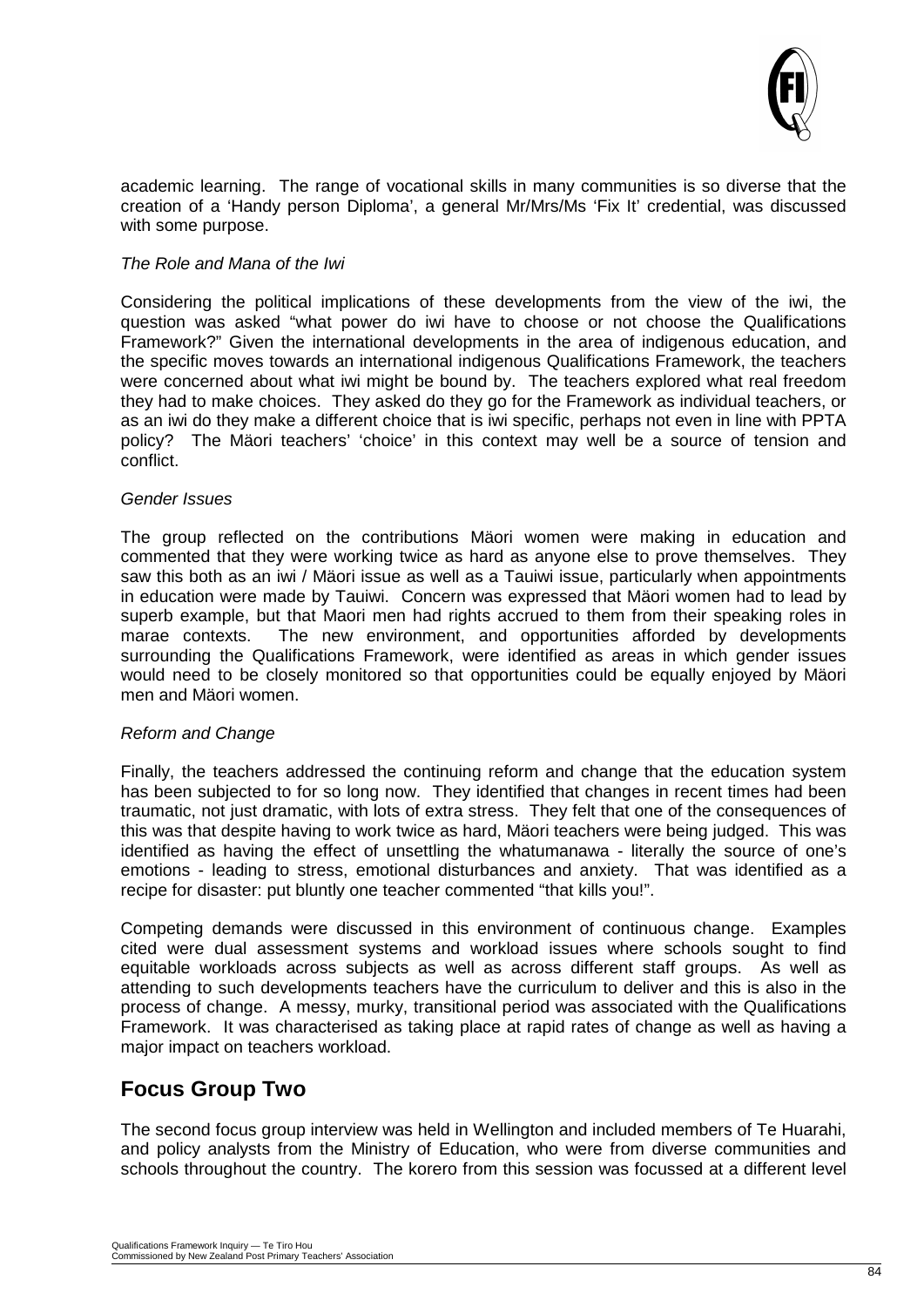academic learning. The range of vocational skills in many communities is so diverse that the creation of a 'Handy person Diploma', a general Mr/Mrs/Ms 'Fix It' credential, was discussed with some purpose.

*The Role and Mana of the Iwi*

Considering the political implications of these developments from the view of the iwi, the question was asked "what power do iwi have to choose or not choose the Qualifications Framework?" Given the international developments in the area of indigenous education, and the specific moves towards an international indigenous Qualifications Framework, the teachers were concerned about what iwi might be bound by. The teachers explored what real freedom they had to make choices. They asked do they go for the Framework as individual teachers, or as an iwi do they make a different choice that is iwi specific, perhaps not even in line with PPTA policy? The Mäori teachers' 'choice' in this context may well be a source of tension and conflict.

*Gender Issues*

The group reflected on the contributions Mäori women were making in education and commented that they were working twice as hard as anyone else to prove themselves. They saw this both as an iwi / Mäori issue as well as a Tauiwi issue, particularly when appointments in education were made by Tauiwi. Concern was expressed that Mäori women had to lead by superb example, but that Maori men had rights accrued to them from their speaking roles in marae contexts. The new environment, and opportunities afforded by developments surrounding the Qualifications Framework, were identified as areas in which gender issues would need to be closely monitored so that opportunities could be equally enjoyed by Mäori men and Mäori women.

*Reform and Change*

Finally, the teachers addressed the continuing reform and change that the education system has been subjected to for so long now. They identified that changes in recent times had been traumatic, not just dramatic, with lots of extra stress. They felt that one of the consequences of this was that despite having to work twice as hard, Mäori teachers were being judged. This was identified as having the effect of unsettling the whatumanawa - literally the source of one's emotions - leading to stress, emotional disturbances and anxiety. That was identified as a recipe for disaster: put bluntly one teacher commented "that kills you!".

Competing demands were discussed in this environment of continuous change. Examples cited were dual assessment systems and workload issues where schools sought to find equitable workloads across subjects as well as across different staff groups. As well as attending to such developments teachers have the curriculum to deliver and this is also in the process of change. A messy, murky, transitional period was associated with the Qualifications Framework. It was characterised as taking place at rapid rates of change as well as having a major impact on teachers workload.

## Focus Group Two

The second focus group interview was held in Wellington and included members of Te Huarahi, and policy analysts from the Ministry of Education, who were from diverse communities and schools throughout the country. The korero from this session was focussed at a different level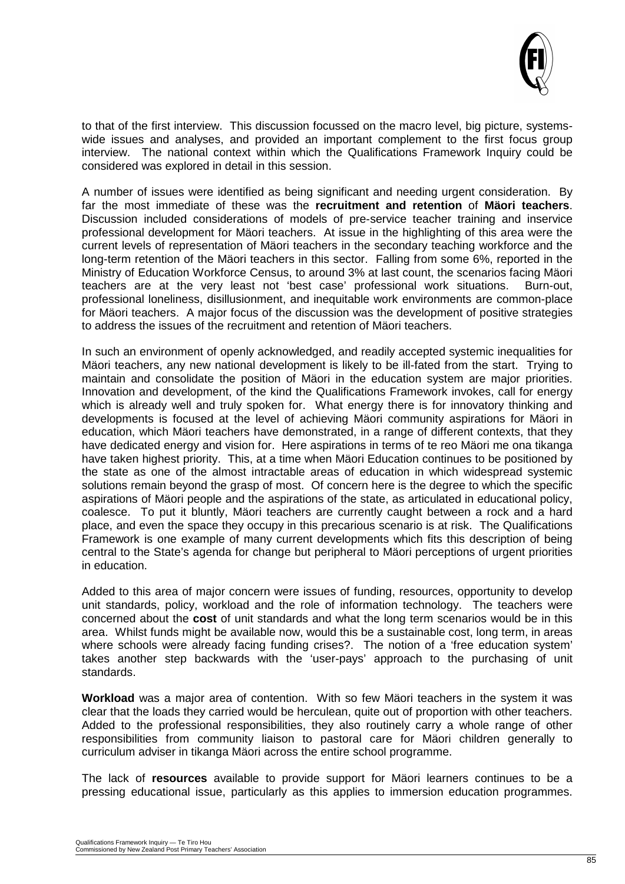to that of the first interview. This discussion focussed on the macro level, big picture, systems-wide issues and analyses, and provided an important complement to the first focus group interview. The national context within which the Qualifications Framework Inquiry could be considered was explored in detail in this session.

A number of issues were identified as being significant and needing urgent consideration. By far the most immediate of these was the **recruitment and retention** of **Mäori teachers**. Discussion included considerations of models of pre-service teacher training and inservice professional development for Mäori teachers. At issue in the highlighting of this area were the current levels of representation of Mäori teachers in the secondary teaching workforce and the long-term retention of the Mäori teachers in this sector. Falling from some 6%, reported in the Ministry of Education Workforce Census, to around 3% at last count, the scenarios facing Mäori teachers are at the very least not 'best case' professional work situations. Burn-out, professional loneliness, disillusionment, and inequitable work environments are common-place for Mäori teachers. A major focus of the discussion was the development of positive strategies to address the issues of the recruitment and retention of Mäori teachers.

In such an environment of openly acknowledged, and readily accepted systemic inequalities for Mäori teachers, any new national development is likely to be ill-fated from the start. Trying to maintain and consolidate the position of Mäori in the education system are major priorities. Innovation and development, of the kind the Qualifications Framework invokes, call for energy which is already well and truly spoken for. What energy there is for innovatory thinking and developments is focused at the level of achieving Mäori community aspirations for Mäori in education, which Mäori teachers have demonstrated, in a range of different contexts, that they have dedicated energy and vision for. Here aspirations in terms of te reo Mäori me ona tikanga have taken highest priority. This, at a time when Mäori Education continues to be positioned by the state as one of the almost intractable areas of education in which widespread systemic solutions remain beyond the grasp of most. Of concern here is the degree to which the specific aspirations of Mäori people and the aspirations of the state, as articulated in educational policy, coalesce. To put it bluntly, Mäori teachers are currently caught between a rock and a hard place, and even the space they occupy in this precarious scenario is at risk. The Qualifications Framework is one example of many current developments which fits this description of being central to the State's agenda for change but peripheral to Mäori perceptions of urgent priorities in education.

Added to this area of major concern were issues of funding, resources, opportunity to develop unit standards, policy, workload and the role of information technology. The teachers were concerned about the **cost** of unit standards and what the long term scenarios would be in this area. Whilst funds might be available now, would this be a sustainable cost, long term, in areas where schools were already facing funding crises?. The notion of a 'free education system' takes another step backwards with the 'user-pays' approach to the purchasing of unit standards.

**Workload** was a major area of contention. With so few Mäori teachers in the system it was clear that the loads they carried would be herculean, quite out of proportion with other teachers. Added to the professional responsibilities, they also routinely carry a whole range of other responsibilities from community liaison to pastoral care for Mäori children generally to curriculum adviser in tikanga Mäori across the entire school programme.

The lack of **resources** available to provide support for Mäori learners continues to be a pressing educational issue, particularly as this applies to immersion education programmes.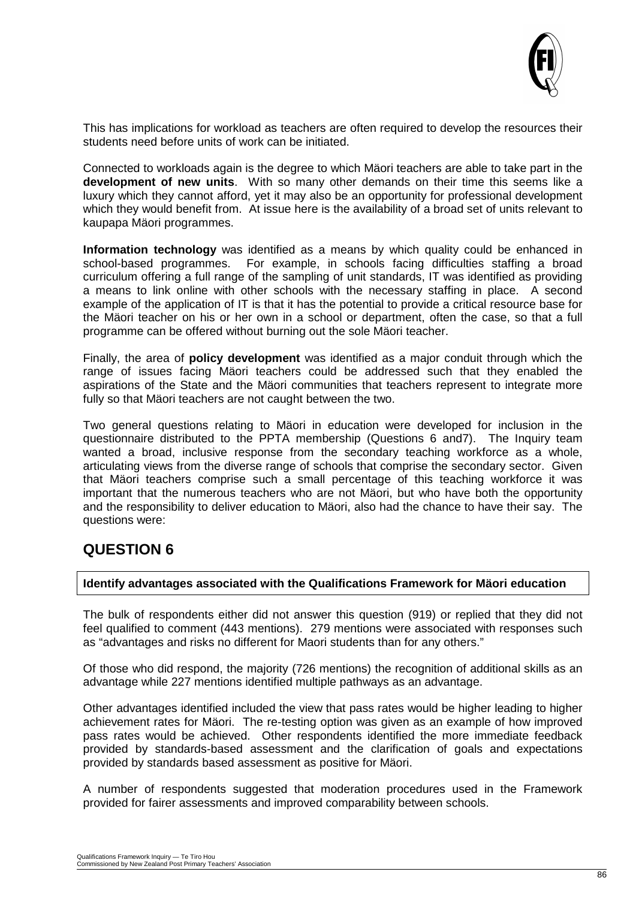This has implications for workload as teachers are often required to develop the resources their students need before units of work can be initiated.

Connected to workloads again is the degree to which Mäori teachers are able to take part in the **development of new units**. With so many other demands on their time this seems like a luxury which they cannot afford, yet it may also be an opportunity for professional development which they would benefit from. At issue here is the availability of a broad set of units relevant to kaupapa Mäori programmes.

**Information technology** was identified as a means by which quality could be enhanced in school-based programmes. For example, in schools facing difficulties staffing a broad curriculum offering a full range of the sampling of unit standards, IT was identified as providing a means to link online with other schools with the necessary staffing in place. A second example of the application of IT is that it has the potential to provide a critical resource base for the Mäori teacher on his or her own in a school or department, often the case, so that a full programme can be offered without burning out the sole Mäori teacher.

Finally, the area of **policy development** was identified as a major conduit through which the range of issues facing Mäori teachers could be addressed such that they enabled the aspirations of the State and the Mäori communities that teachers represent to integrate more fully so that Mäori teachers are not caught between the two.

Two general questions relating to Mäori in education were developed for inclusion in the questionnaire distributed to the PPTA membership (Questions 6 and7). The Inquiry team wanted a broad, inclusive response from the secondary teaching workforce as a whole, articulating views from the diverse range of schools that comprise the secondary sector. Given that Mäori teachers comprise such a small percentage of this teaching workforce it was important that the numerous teachers who are not Mäori, but who have both the opportunity and the responsibility to deliver education to Mäori, also had the chance to have their say. The questions were:

## QUESTION 6

**Identify advantages associated with the Qualifications Framework for Mäori education**

The bulk of respondents either did not answer this question (919) or replied that they did not feel qualified to comment (443 mentions). 279 mentions were associated with responses such as "advantages and risks no different for Maori students than for any others."

Of those who did respond, the majority (726 mentions) the recognition of additional skills as an advantage while 227 mentions identified multiple pathways as an advantage.

Other advantages identified included the view that pass rates would be higher leading to higher achievement rates for Mäori. The re-testing option was given as an example of how improved pass rates would be achieved. Other respondents identified the more immediate feedback provided by standards-based assessment and the clarification of goals and expectations provided by standards based assessment as positive for Mäori.

A number of respondents suggested that moderation procedures used in the Framework provided for fairer assessments and improved comparability between schools.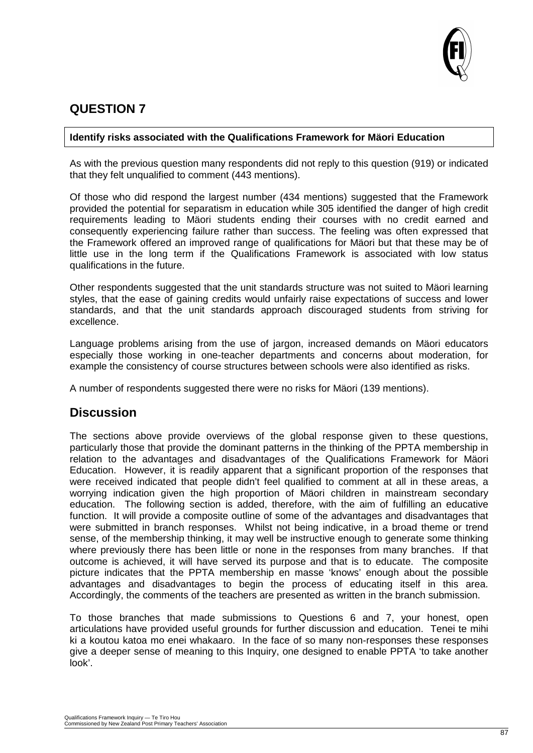## QUESTION 7

**Identify risks associated with the Qualifications Framework for Mäori Education**

As with the previous question many respondents did not reply to this question (919) or indicated that they felt unqualified to comment (443 mentions).

Of those who did respond the largest number (434 mentions) suggested that the Framework provided the potential for separatism in education while 305 identified the danger of high credit requirements leading to Mäori students ending their courses with no credit earned and consequently experiencing failure rather than success. The feeling was often expressed that the Framework offered an improved range of qualifications for Mäori but that these may be of little use in the long term if the Qualifications Framework is associated with low status qualifications in the future.

Other respondents suggested that the unit standards structure was not suited to Mäori learning styles, that the ease of gaining credits would unfairly raise expectations of success and lower standards, and that the unit standards approach discouraged students from striving for excellence.

Language problems arising from the use of jargon, increased demands on Mäori educators especially those working in one-teacher departments and concerns about moderation, for example the consistency of course structures between schools were also identified as risks.

A number of respondents suggested there were no risks for Mäori (139 mentions).

## Discussion

The sections above provide overviews of the global response given to these questions, particularly those that provide the dominant patterns in the thinking of the PPTA membership in relation to the advantages and disadvantages of the Qualifications Framework for Mäori Education. However, it is readily apparent that a significant proportion of the responses that were received indicated that people didn't feel qualified to comment at all in these areas, a worrying indication given the high proportion of Mäori children in mainstream secondary education. The following section is added, therefore, with the aim of fulfilling an educative function. It will provide a composite outline of some of the advantages and disadvantages that were submitted in branch responses. Whilst not being indicative, in a broad theme or trend sense, of the membership thinking, it may well be instructive enough to generate some thinking where previously there has been little or none in the responses from many branches. If that outcome is achieved, it will have served its purpose and that is to educate. The composite picture indicates that the PPTA membership en masse 'knows' enough about the possible advantages and disadvantages to begin the process of educating itself in this area. Accordingly, the comments of the teachers are presented as written in the branch submission.

To those branches that made submissions to Questions 6 and 7, your honest, open articulations have provided useful grounds for further discussion and education. Tenei te mihi ki a koutou katoa mo enei whakaaro. In the face of so many non-responses these responses give a deeper sense of meaning to this Inquiry, one designed to enable PPTA 'to take another look'.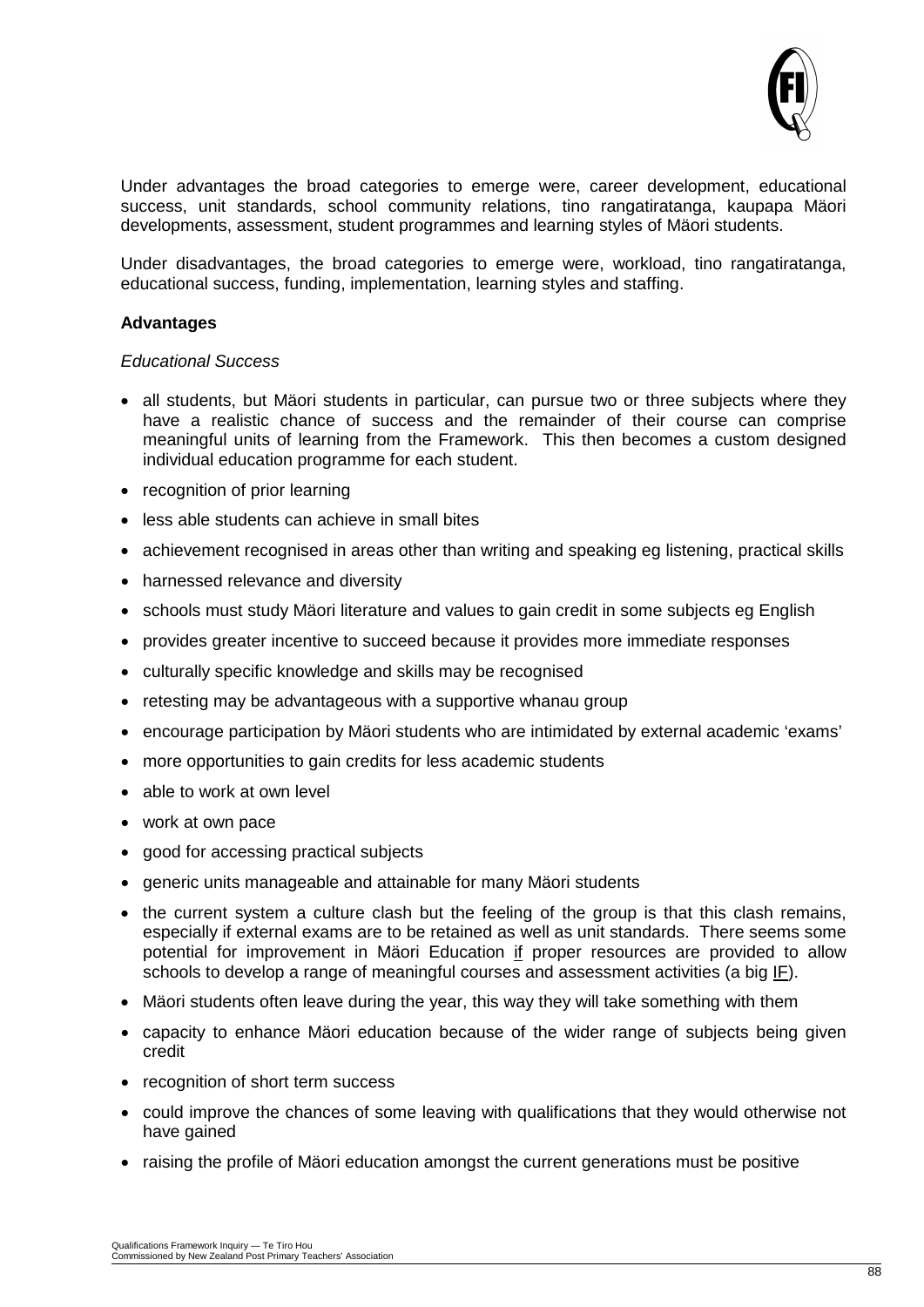Under advantages the broad categories to emerge were, career development, educational success, unit standards, school community relations, tino rangatiratanga, kaupapa Mäori developments, assessment, student programmes and learning styles of Mäori students.

Under disadvantages, the broad categories to emerge were, workload, tino rangatiratanga, educational success, funding, implementation, learning styles and staffing.

**Advantages**

*Educational Success*

- all students, but Mäori students in particular, can pursue two or three subjects where they have a realistic chance of success and the remainder of their course can comprise meaningful units of learning from the Framework. This then becomes a custom designed individual education programme for each student.
- recognition of prior learning
- less able students can achieve in small bites
- achievement recognised in areas other than writing and speaking eg listening, practical skills
- harnessed relevance and diversity
- schools must study Mäori literature and values to gain credit in some subjects eg English
- provides greater incentive to succeed because it provides more immediate responses
- culturally specific knowledge and skills may be recognised
- retesting may be advantageous with a supportive whanau group
- encourage participation by Mäori students who are intimidated by external academic 'exams'
- more opportunities to gain credits for less academic students
- able to work at own level
- work at own pace
- good for accessing practical subjects
- generic units manageable and attainable for many Mäori students
- the current system a culture clash but the feeling of the group is that this clash remains, especially if external exams are to be retained as well as unit standards. There seems some potential for improvement in Mäori Education <u>if</u> proper resources are provided to allow schools to develop a range of meaningful courses and assessment activities (a big <u>IF</u>).
- Mäori students often leave during the year, this way they will take something with them
- capacity to enhance Mäori education because of the wider range of subjects being given credit
- recognition of short term success
- could improve the chances of some leaving with qualifications that they would otherwise not have gained
- raising the profile of Mäori education amongst the current generations must be positive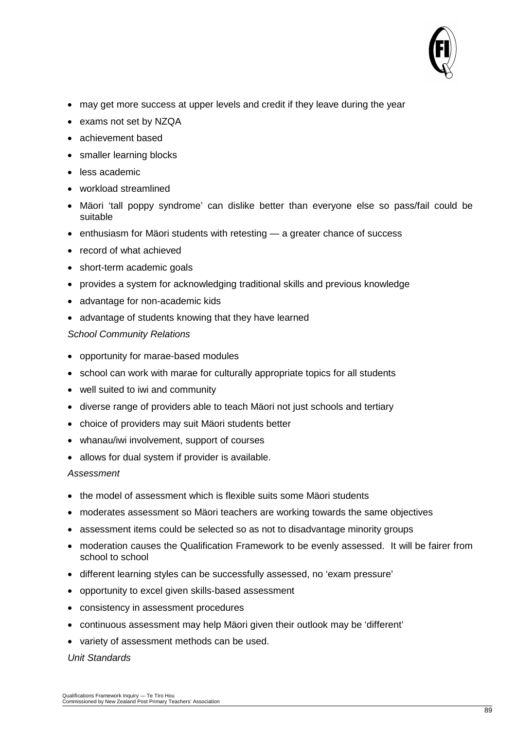- may get more success at upper levels and credit if they leave during the year
- exams not set by NZQA
- achievement based
- smaller learning blocks
- less academic
- workload streamlined
- Mäori 'tall poppy syndrome' can dislike better than everyone else so pass/fail could be suitable
- enthusiasm for Mäori students with retesting — a greater chance of success
- record of what achieved
- short-term academic goals
- provides a system for acknowledging traditional skills and previous knowledge
- advantage for non-academic kids
- advantage of students knowing that they have learned

*School Community Relations*

- opportunity for marae-based modules
- school can work with marae for culturally appropriate topics for all students
- well suited to iwi and community
- diverse range of providers able to teach Mäori not just schools and tertiary
- choice of providers may suit Mäori students better
- whanau/iwi involvement, support of courses
- allows for dual system if provider is available.

*Assessment*

- the model of assessment which is flexible suits some Mäori students
- moderates assessment so Mäori teachers are working towards the same objectives
- assessment items could be selected so as not to disadvantage minority groups
- moderation causes the Qualification Framework to be evenly assessed. It will be fairer from school to school
- different learning styles can be successfully assessed, no 'exam pressure'
- opportunity to excel given skills-based assessment
- consistency in assessment procedures
- continuous assessment may help Mäori given their outlook may be 'different'
- variety of assessment methods can be used.

*Unit Standards*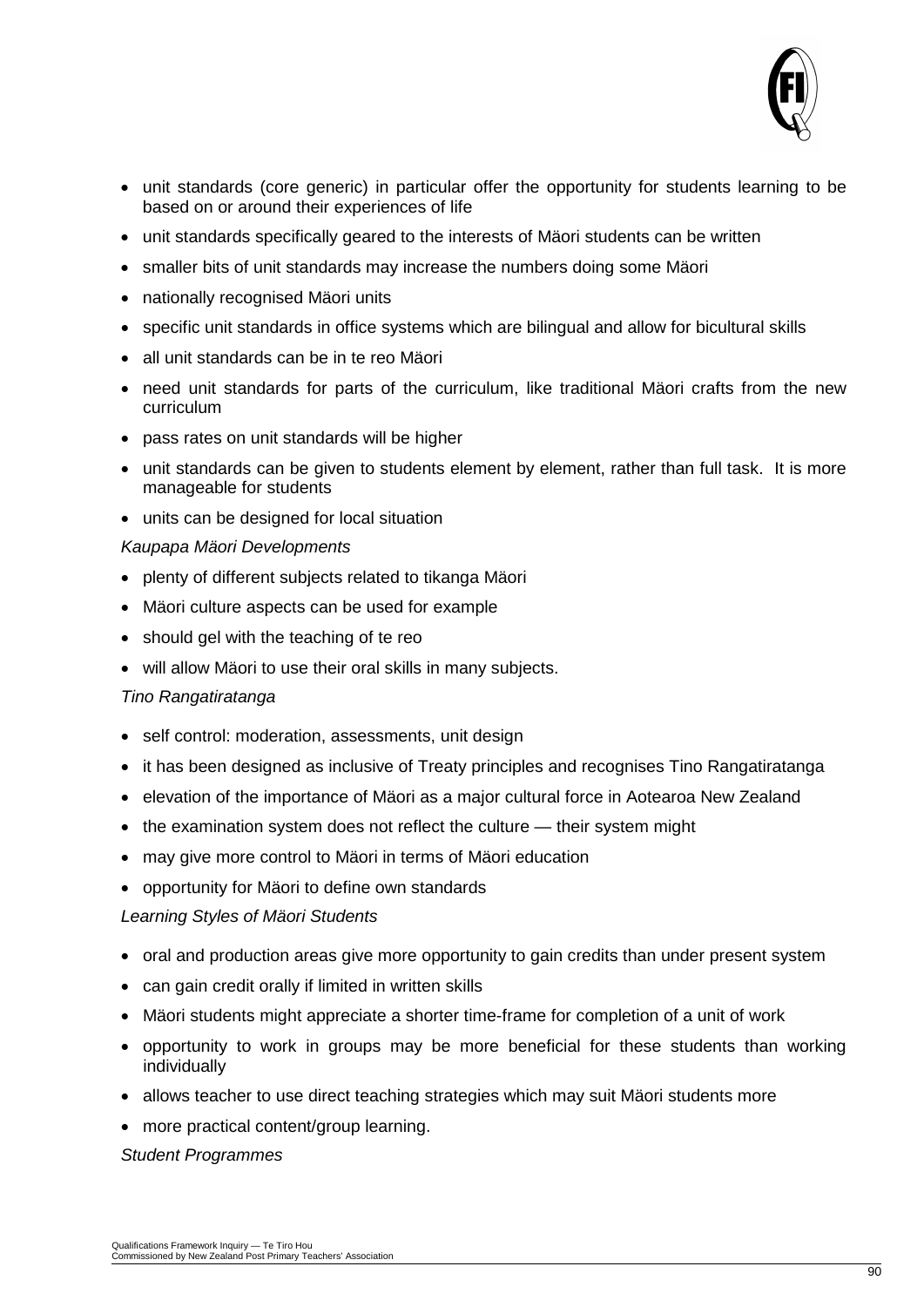- unit standards (core generic) in particular offer the opportunity for students learning to be based on or around their experiences of life
- unit standards specifically geared to the interests of Mäori students can be written
- smaller bits of unit standards may increase the numbers doing some Mäori
- nationally recognised Mäori units
- specific unit standards in office systems which are bilingual and allow for bicultural skills
- all unit standards can be in te reo Mäori
- need unit standards for parts of the curriculum, like traditional Mäori crafts from the new curriculum
- pass rates on unit standards will be higher
- unit standards can be given to students element by element, rather than full task. It is more manageable for students
- units can be designed for local situation

*Kaupapa Mäori Developments*

- plenty of different subjects related to tikanga Mäori
- Mäori culture aspects can be used for example
- should gel with the teaching of te reo
- will allow Mäori to use their oral skills in many subjects.

*Tino Rangatiratanga*

- self control: moderation, assessments, unit design
- it has been designed as inclusive of Treaty principles and recognises Tino Rangatiratanga
- elevation of the importance of Mäori as a major cultural force in Aotearoa New Zealand
- the examination system does not reflect the culture — their system might
- may give more control to Mäori in terms of Mäori education
- opportunity for Mäori to define own standards

*Learning Styles of Mäori Students*

- oral and production areas give more opportunity to gain credits than under present system
- can gain credit orally if limited in written skills
- Mäori students might appreciate a shorter time-frame for completion of a unit of work
- opportunity to work in groups may be more beneficial for these students than working individually
- allows teacher to use direct teaching strategies which may suit Mäori students more
- more practical content/group learning.

*Student Programmes*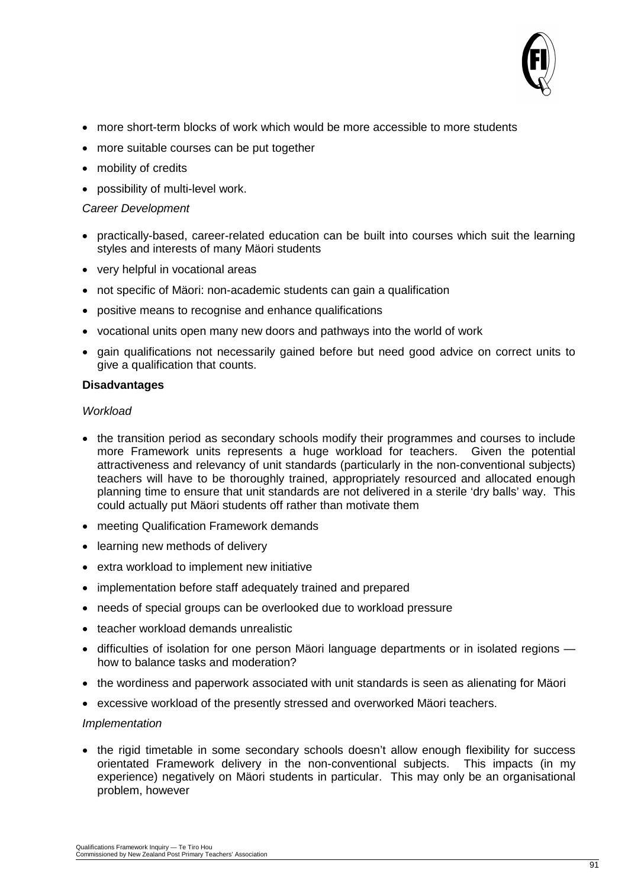- more short-term blocks of work which would be more accessible to more students
- more suitable courses can be put together
- mobility of credits
- possibility of multi-level work.

*Career Development*

- practically-based, career-related education can be built into courses which suit the learning styles and interests of many Mäori students
- very helpful in vocational areas
- not specific of Mäori: non-academic students can gain a qualification
- positive means to recognise and enhance qualifications
- vocational units open many new doors and pathways into the world of work
- gain qualifications not necessarily gained before but need good advice on correct units to give a qualification that counts.

**Disadvantages**

*Workload*

- the transition period as secondary schools modify their programmes and courses to include more Framework units represents a huge workload for teachers. Given the potential attractiveness and relevancy of unit standards (particularly in the non-conventional subjects) teachers will have to be thoroughly trained, appropriately resourced and allocated enough planning time to ensure that unit standards are not delivered in a sterile 'dry balls' way. This could actually put Mäori students off rather than motivate them
- meeting Qualification Framework demands
- learning new methods of delivery
- extra workload to implement new initiative
- implementation before staff adequately trained and prepared
- needs of special groups can be overlooked due to workload pressure
- teacher workload demands unrealistic
- difficulties of isolation for one person Mäori language departments or in isolated regions — how to balance tasks and moderation?
- the wordiness and paperwork associated with unit standards is seen as alienating for Mäori
- excessive workload of the presently stressed and overworked Mäori teachers.

*Implementation*

- the rigid timetable in some secondary schools doesn't allow enough flexibility for success orientated Framework delivery in the non-conventional subjects. This impacts (in my experience) negatively on Mäori students in particular. This may only be an organisational problem, however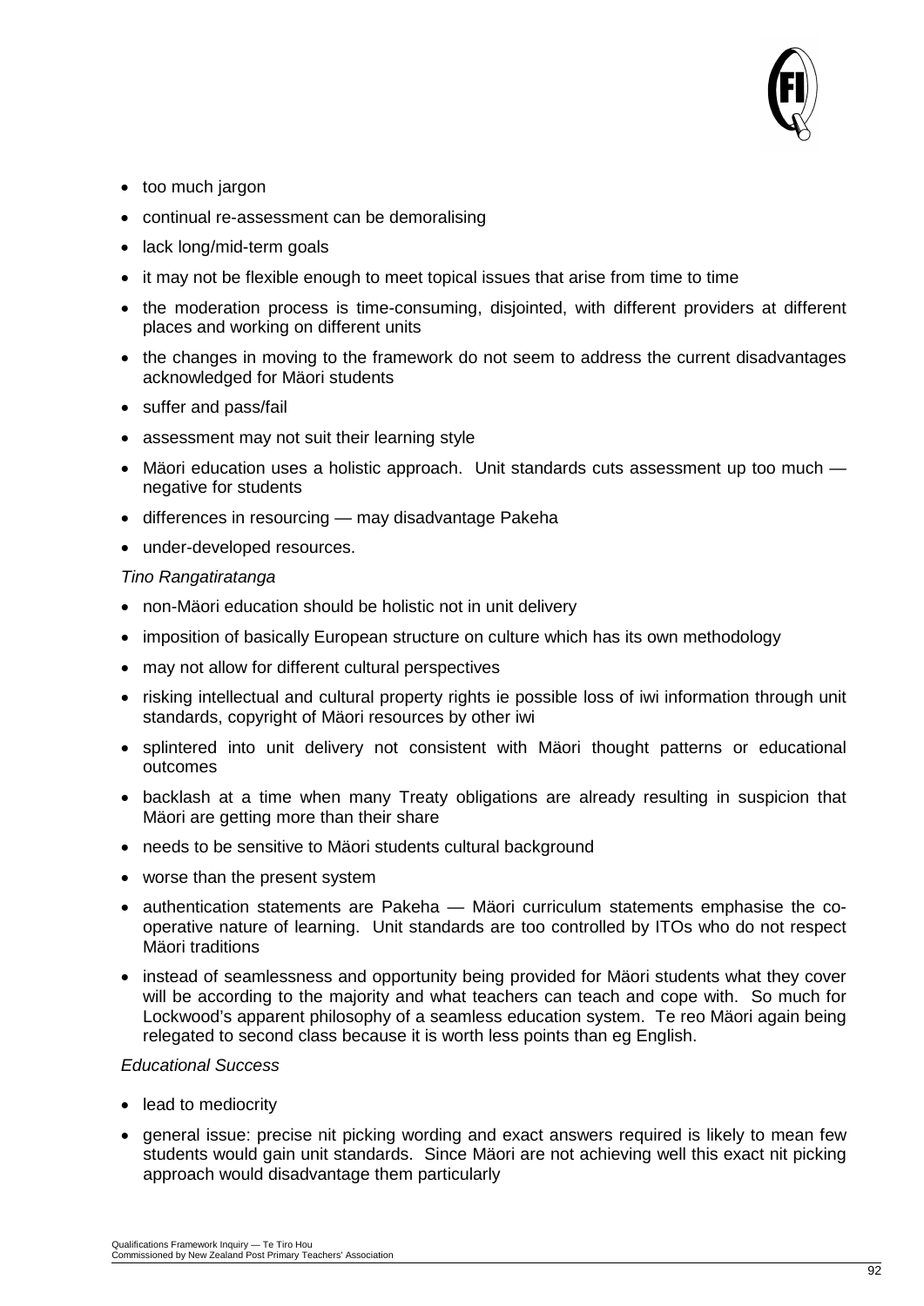- too much jargon
- continual re-assessment can be demoralising
- lack long/mid-term goals
- it may not be flexible enough to meet topical issues that arise from time to time
- the moderation process is time-consuming, disjointed, with different providers at different places and working on different units
- the changes in moving to the framework do not seem to address the current disadvantages acknowledged for Mäori students
- suffer and pass/fail
- assessment may not suit their learning style
- Mäori education uses a holistic approach. Unit standards cuts assessment up too much — negative for students
- differences in resourcing — may disadvantage Pakeha
- under-developed resources.

*Tino Rangatiratanga*

- non-Mäori education should be holistic not in unit delivery
- imposition of basically European structure on culture which has its own methodology
- may not allow for different cultural perspectives
- risking intellectual and cultural property rights ie possible loss of iwi information through unit standards, copyright of Mäori resources by other iwi
- splintered into unit delivery not consistent with Mäori thought patterns or educational outcomes
- backlash at a time when many Treaty obligations are already resulting in suspicion that Mäori are getting more than their share
- needs to be sensitive to Mäori students cultural background
- worse than the present system
- authentication statements are Pakeha — Mäori curriculum statements emphasise the co-operative nature of learning. Unit standards are too controlled by ITOs who do not respect Mäori traditions
- instead of seamlessness and opportunity being provided for Mäori students what they cover will be according to the majority and what teachers can teach and cope with. So much for Lockwood's apparent philosophy of a seamless education system. Te reo Mäori again being relegated to second class because it is worth less points than eg English.

*Educational Success*

- lead to mediocrity
- general issue: precise nit picking wording and exact answers required is likely to mean few students would gain unit standards. Since Mäori are not achieving well this exact nit picking approach would disadvantage them particularly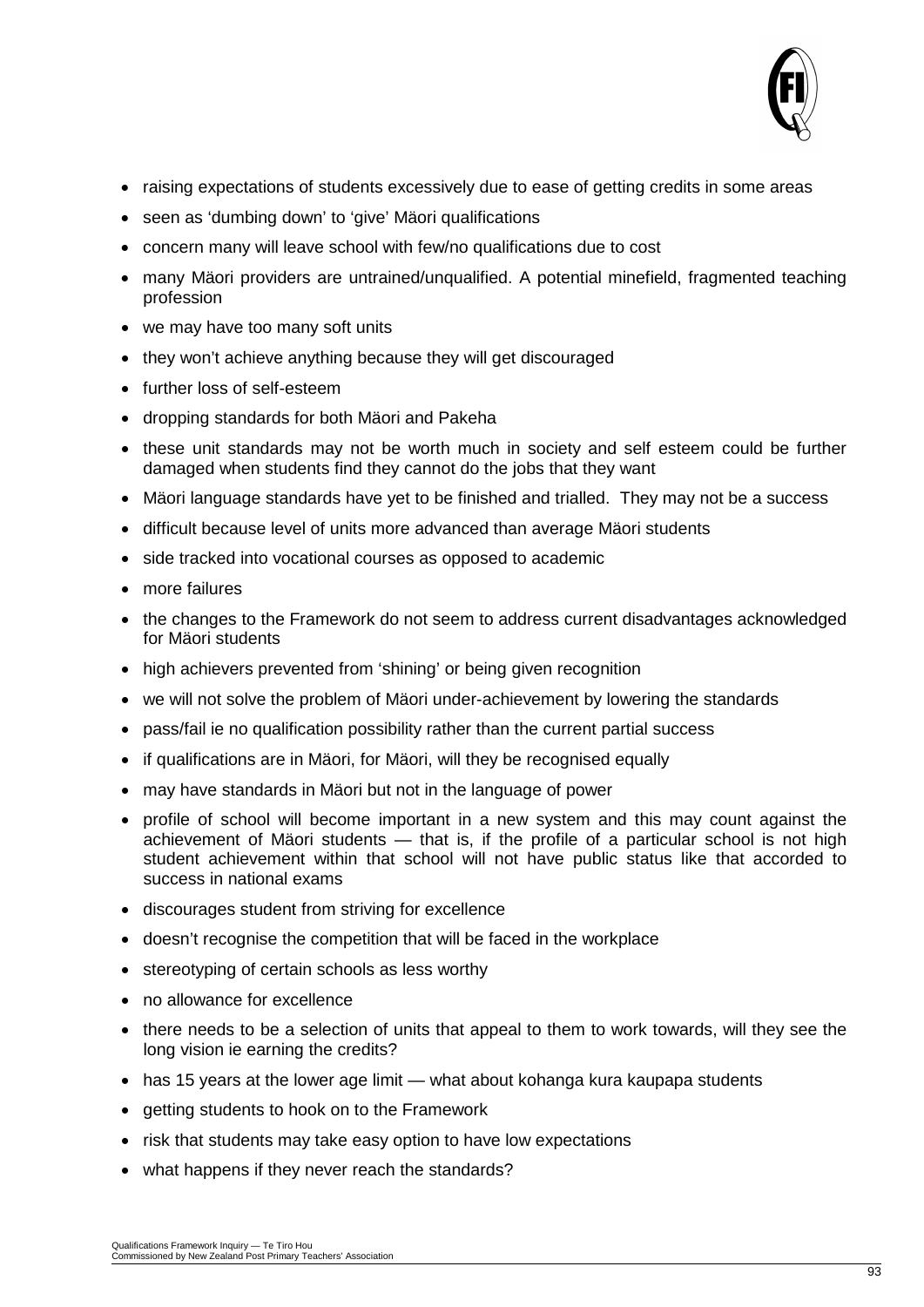- raising expectations of students excessively due to ease of getting credits in some areas
- seen as 'dumbing down' to 'give' Mäori qualifications
- concern many will leave school with few/no qualifications due to cost
- many Mäori providers are untrained/unqualified. A potential minefield, fragmented teaching profession
- we may have too many soft units
- they won't achieve anything because they will get discouraged
- further loss of self-esteem
- dropping standards for both Mäori and Pakeha
- these unit standards may not be worth much in society and self esteem could be further damaged when students find they cannot do the jobs that they want
- Mäori language standards have yet to be finished and trialled. They may not be a success
- difficult because level of units more advanced than average Mäori students
- side tracked into vocational courses as opposed to academic
- more failures
- the changes to the Framework do not seem to address current disadvantages acknowledged for Mäori students
- high achievers prevented from 'shining' or being given recognition
- we will not solve the problem of Mäori under-achievement by lowering the standards
- pass/fail ie no qualification possibility rather than the current partial success
- if qualifications are in Mäori, for Mäori, will they be recognised equally
- may have standards in Mäori but not in the language of power
- profile of school will become important in a new system and this may count against the achievement of Mäori students — that is, if the profile of a particular school is not high student achievement within that school will not have public status like that accorded to success in national exams
- discourages student from striving for excellence
- doesn't recognise the competition that will be faced in the workplace
- stereotyping of certain schools as less worthy
- no allowance for excellence
- there needs to be a selection of units that appeal to them to work towards, will they see the long vision ie earning the credits?
- has 15 years at the lower age limit — what about kohanga kura kaupapa students
- getting students to hook on to the Framework
- risk that students may take easy option to have low expectations
- what happens if they never reach the standards?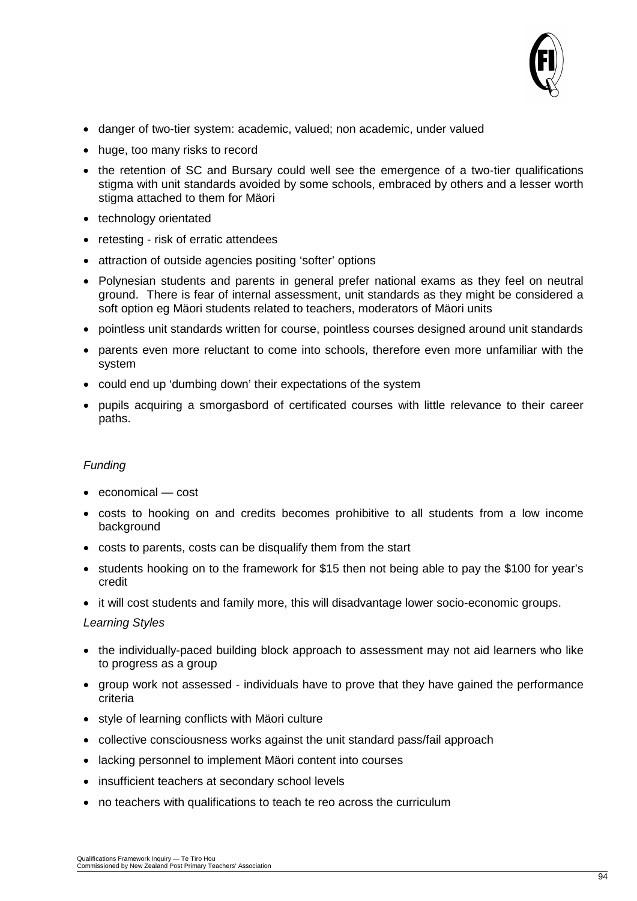- danger of two-tier system: academic, valued; non academic, under valued
- huge, too many risks to record
- the retention of SC and Bursary could well see the emergence of a two-tier qualifications stigma with unit standards avoided by some schools, embraced by others and a lesser worth stigma attached to them for Mäori
- technology orientated
- retesting - risk of erratic attendees
- attraction of outside agencies positing 'softer' options
- Polynesian students and parents in general prefer national exams as they feel on neutral ground. There is fear of internal assessment, unit standards as they might be considered a soft option eg Mäori students related to teachers, moderators of Mäori units
- pointless unit standards written for course, pointless courses designed around unit standards
- parents even more reluctant to come into schools, therefore even more unfamiliar with the system
- could end up 'dumbing down' their expectations of the system
- pupils acquiring a smorgasbord of certificated courses with little relevance to their career paths.

*Funding*

- economical — cost
- costs to hooking on and credits becomes prohibitive to all students from a low income background
- costs to parents, costs can be disqualify them from the start
- students hooking on to the framework for $15 then not being able to pay the $100 for year's credit
- it will cost students and family more, this will disadvantage lower socio-economic groups.

*Learning Styles*

- the individually-paced building block approach to assessment may not aid learners who like to progress as a group
- group work not assessed - individuals have to prove that they have gained the performance criteria
- style of learning conflicts with Mäori culture
- collective consciousness works against the unit standard pass/fail approach
- lacking personnel to implement Mäori content into courses
- insufficient teachers at secondary school levels
- no teachers with qualifications to teach te reo across the curriculum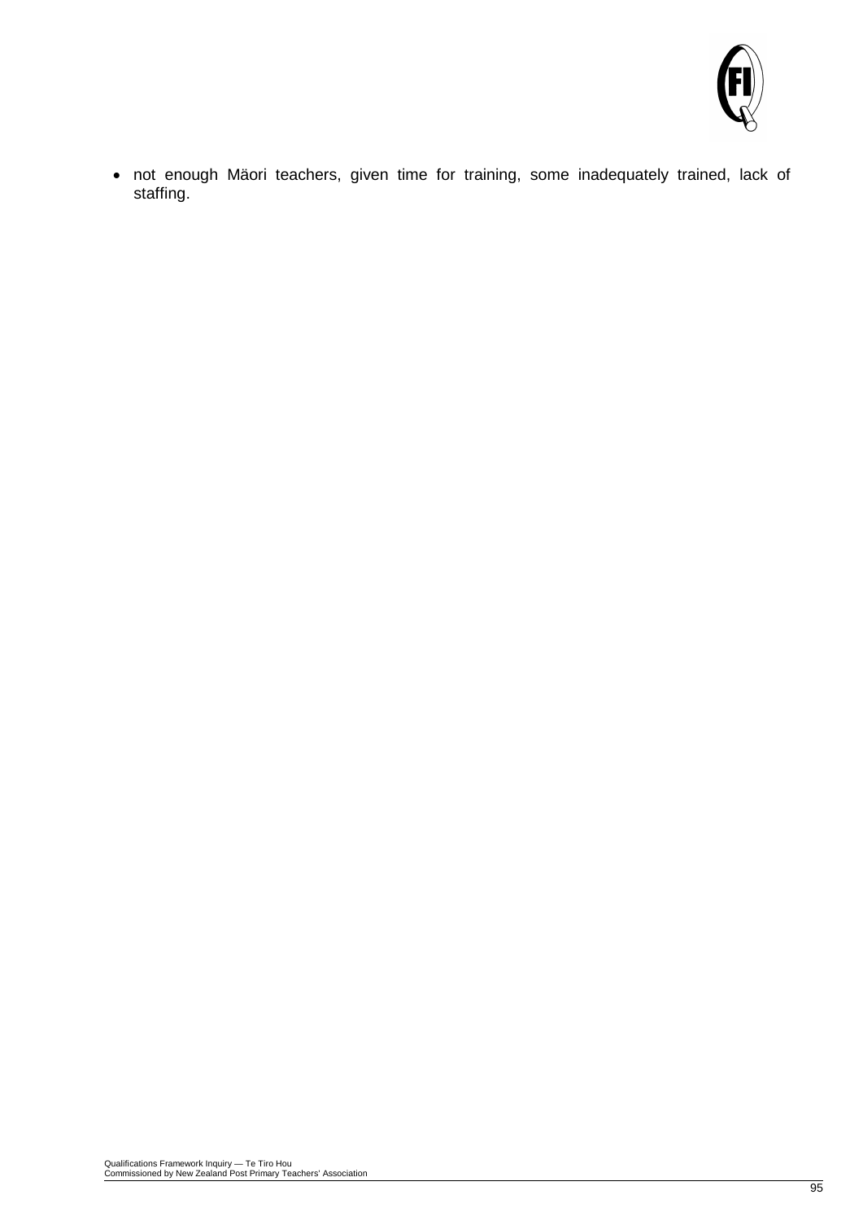- not enough Mäori teachers, given time for training, some inadequately trained, lack of staffing.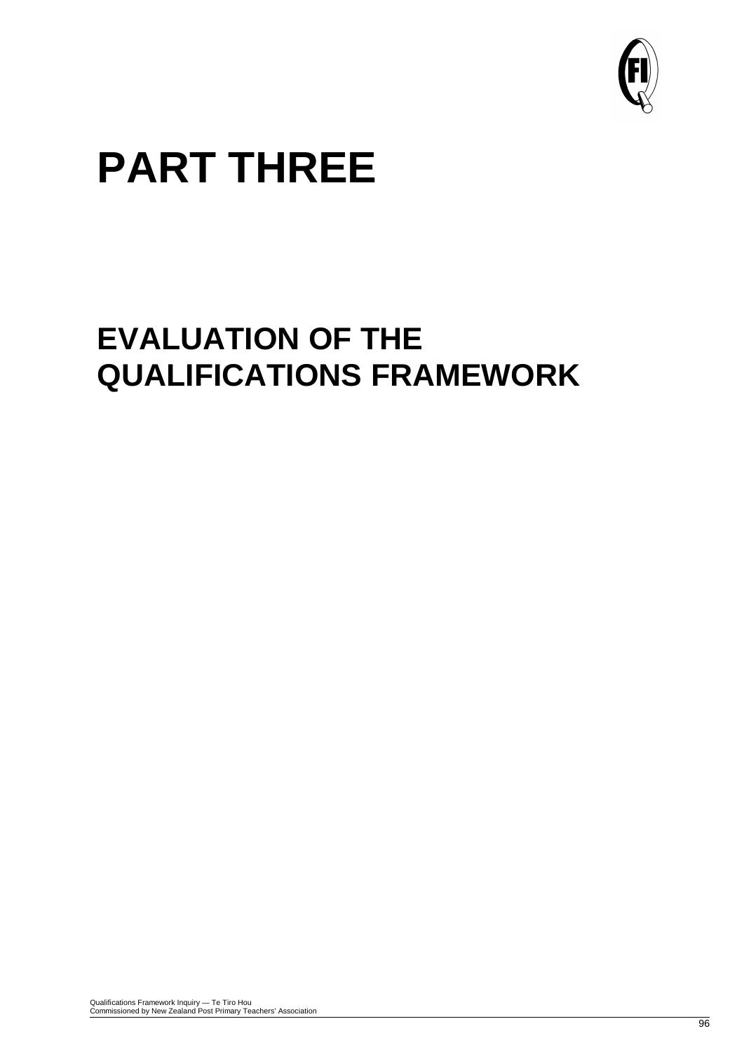# PART THREE

## EVALUATION OF THE QUALIFICATIONS FRAMEWORK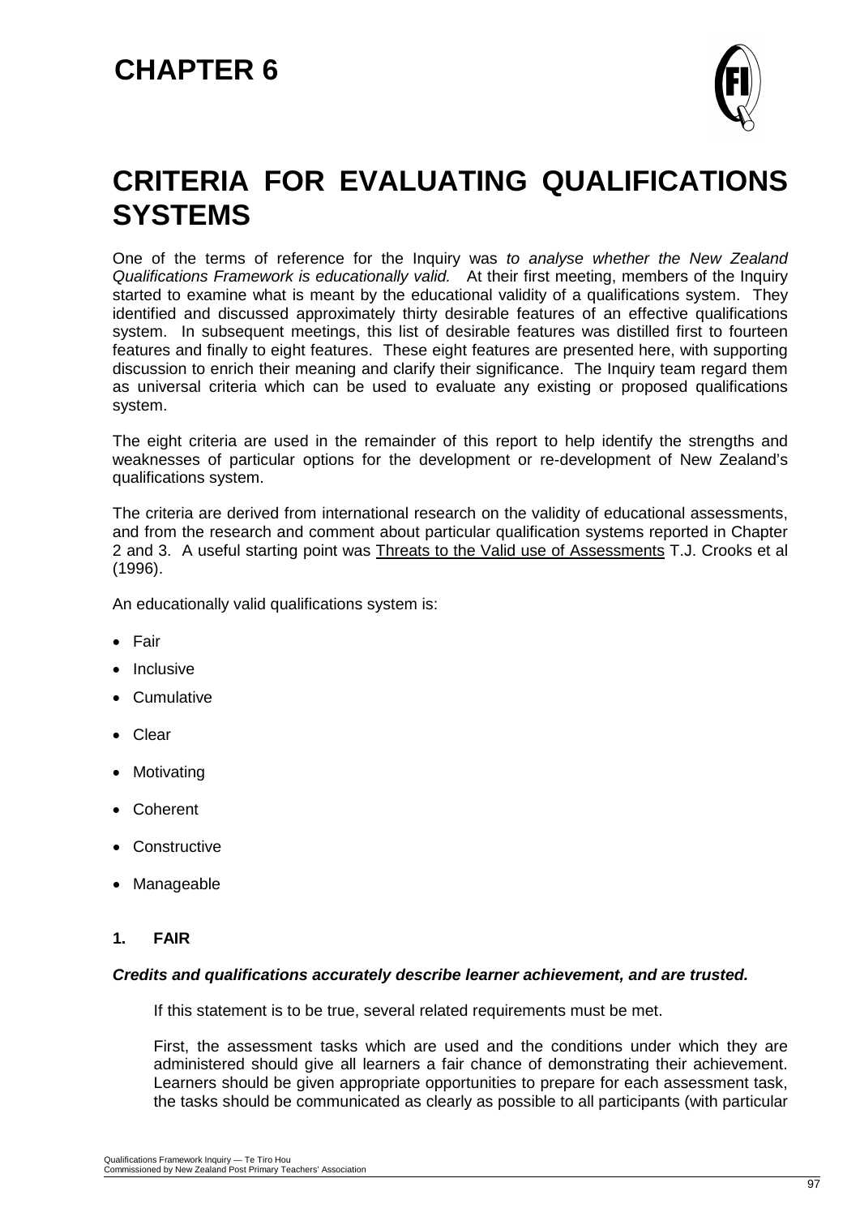# CHAPTER 6

# CRITERIA FOR EVALUATING QUALIFICATIONS SYSTEMS

One of the terms of reference for the Inquiry was *to analyse whether the New Zealand Qualifications Framework is educationally valid.* At their first meeting, members of the Inquiry started to examine what is meant by the educational validity of a qualifications system. They identified and discussed approximately thirty desirable features of an effective qualifications system. In subsequent meetings, this list of desirable features was distilled first to fourteen features and finally to eight features. These eight features are presented here, with supporting discussion to enrich their meaning and clarify their significance. The Inquiry team regard them as universal criteria which can be used to evaluate any existing or proposed qualifications system.

The eight criteria are used in the remainder of this report to help identify the strengths and weaknesses of particular options for the development or re-development of New Zealand's qualifications system.

The criteria are derived from international research on the validity of educational assessments, and from the research and comment about particular qualification systems reported in Chapter 2 and 3. A useful starting point was Threats to the Valid use of Assessments T.J. Crooks et al (1996).

An educationally valid qualifications system is:

- Fair
- Inclusive
- Cumulative
- Clear
- Motivating
- Coherent
- Constructive
- Manageable

## 1. FAIR

***Credits and qualifications accurately describe learner achievement, and are trusted.***

If this statement is to be true, several related requirements must be met.

First, the assessment tasks which are used and the conditions under which they are administered should give all learners a fair chance of demonstrating their achievement. Learners should be given appropriate opportunities to prepare for each assessment task, the tasks should be communicated as clearly as possible to all participants (with particular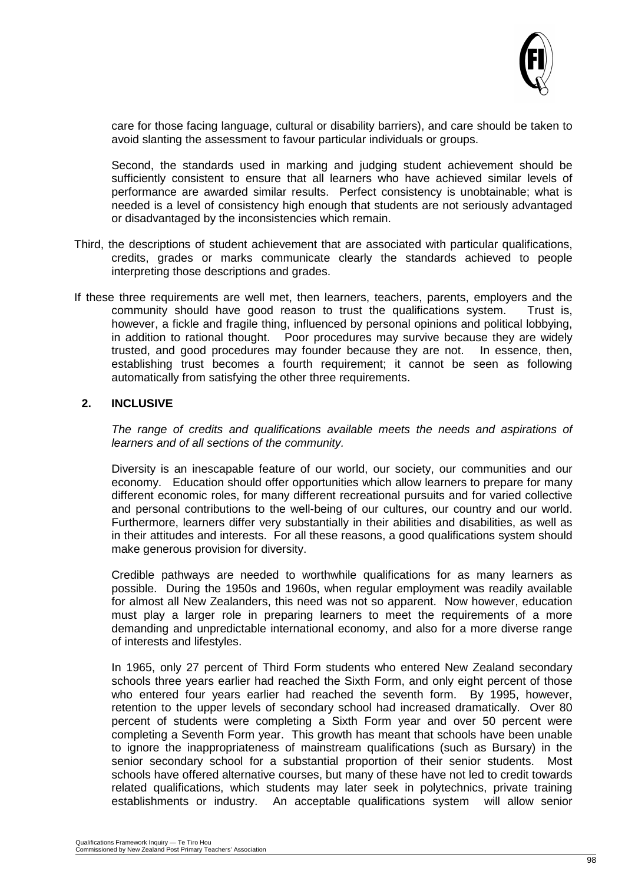care for those facing language, cultural or disability barriers), and care should be taken to avoid slanting the assessment to favour particular individuals or groups.

Second, the standards used in marking and judging student achievement should be sufficiently consistent to ensure that all learners who have achieved similar levels of performance are awarded similar results. Perfect consistency is unobtainable; what is needed is a level of consistency high enough that students are not seriously advantaged or disadvantaged by the inconsistencies which remain.

Third, the descriptions of student achievement that are associated with particular qualifications, credits, grades or marks communicate clearly the standards achieved to people interpreting those descriptions and grades.

If these three requirements are well met, then learners, teachers, parents, employers and the community should have good reason to trust the qualifications system. Trust is, however, a fickle and fragile thing, influenced by personal opinions and political lobbying, in addition to rational thought. Poor procedures may survive because they are widely trusted, and good procedures may founder because they are not. In essence, then, establishing trust becomes a fourth requirement; it cannot be seen as following automatically from satisfying the other three requirements.

## 2. INCLUSIVE

*The range of credits and qualifications available meets the needs and aspirations of learners and of all sections of the community.*

Diversity is an inescapable feature of our world, our society, our communities and our economy. Education should offer opportunities which allow learners to prepare for many different economic roles, for many different recreational pursuits and for varied collective and personal contributions to the well-being of our cultures, our country and our world. Furthermore, learners differ very substantially in their abilities and disabilities, as well as in their attitudes and interests. For all these reasons, a good qualifications system should make generous provision for diversity.

Credible pathways are needed to worthwhile qualifications for as many learners as possible. During the 1950s and 1960s, when regular employment was readily available for almost all New Zealanders, this need was not so apparent. Now however, education must play a larger role in preparing learners to meet the requirements of a more demanding and unpredictable international economy, and also for a more diverse range of interests and lifestyles.

In 1965, only 27 percent of Third Form students who entered New Zealand secondary schools three years earlier had reached the Sixth Form, and only eight percent of those who entered four years earlier had reached the seventh form. By 1995, however, retention to the upper levels of secondary school had increased dramatically. Over 80 percent of students were completing a Sixth Form year and over 50 percent were completing a Seventh Form year. This growth has meant that schools have been unable to ignore the inappropriateness of mainstream qualifications (such as Bursary) in the senior secondary school for a substantial proportion of their senior students. Most schools have offered alternative courses, but many of these have not led to credit towards related qualifications, which students may later seek in polytechnics, private training establishments or industry. An acceptable qualifications system will allow senior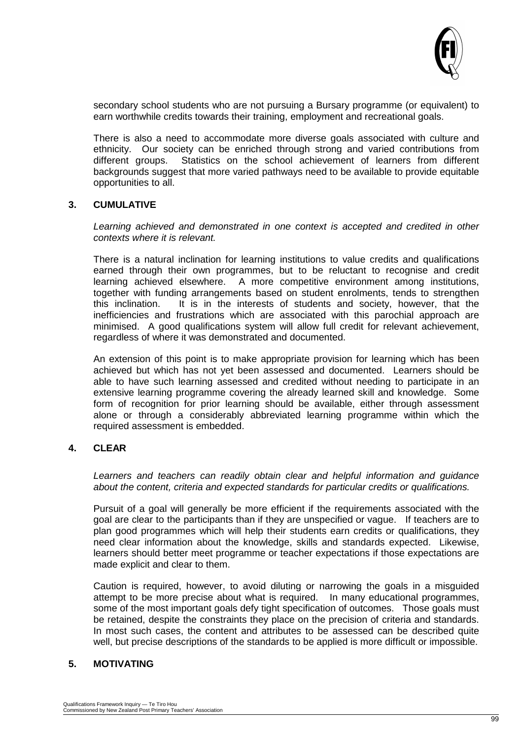secondary school students who are not pursuing a Bursary programme (or equivalent) to earn worthwhile credits towards their training, employment and recreational goals.

There is also a need to accommodate more diverse goals associated with culture and ethnicity. Our society can be enriched through strong and varied contributions from different groups. Statistics on the school achievement of learners from different backgrounds suggest that more varied pathways need to be available to provide equitable opportunities to all.

### 3. CUMULATIVE

*Learning achieved and demonstrated in one context is accepted and credited in other contexts where it is relevant.*

There is a natural inclination for learning institutions to value credits and qualifications earned through their own programmes, but to be reluctant to recognise and credit learning achieved elsewhere. A more competitive environment among institutions, together with funding arrangements based on student enrolments, tends to strengthen this inclination. It is in the interests of students and society, however, that the inefficiencies and frustrations which are associated with this parochial approach are minimised. A good qualifications system will allow full credit for relevant achievement, regardless of where it was demonstrated and documented.

An extension of this point is to make appropriate provision for learning which has been achieved but which has not yet been assessed and documented. Learners should be able to have such learning assessed and credited without needing to participate in an extensive learning programme covering the already learned skill and knowledge. Some form of recognition for prior learning should be available, either through assessment alone or through a considerably abbreviated learning programme within which the required assessment is embedded.

### 4. CLEAR

*Learners and teachers can readily obtain clear and helpful information and guidance about the content, criteria and expected standards for particular credits or qualifications.*

Pursuit of a goal will generally be more efficient if the requirements associated with the goal are clear to the participants than if they are unspecified or vague. If teachers are to plan good programmes which will help their students earn credits or qualifications, they need clear information about the knowledge, skills and standards expected. Likewise, learners should better meet programme or teacher expectations if those expectations are made explicit and clear to them.

Caution is required, however, to avoid diluting or narrowing the goals in a misguided attempt to be more precise about what is required. In many educational programmes, some of the most important goals defy tight specification of outcomes. Those goals must be retained, despite the constraints they place on the precision of criteria and standards. In most such cases, the content and attributes to be assessed can be described quite well, but precise descriptions of the standards to be applied is more difficult or impossible.

### 5. MOTIVATING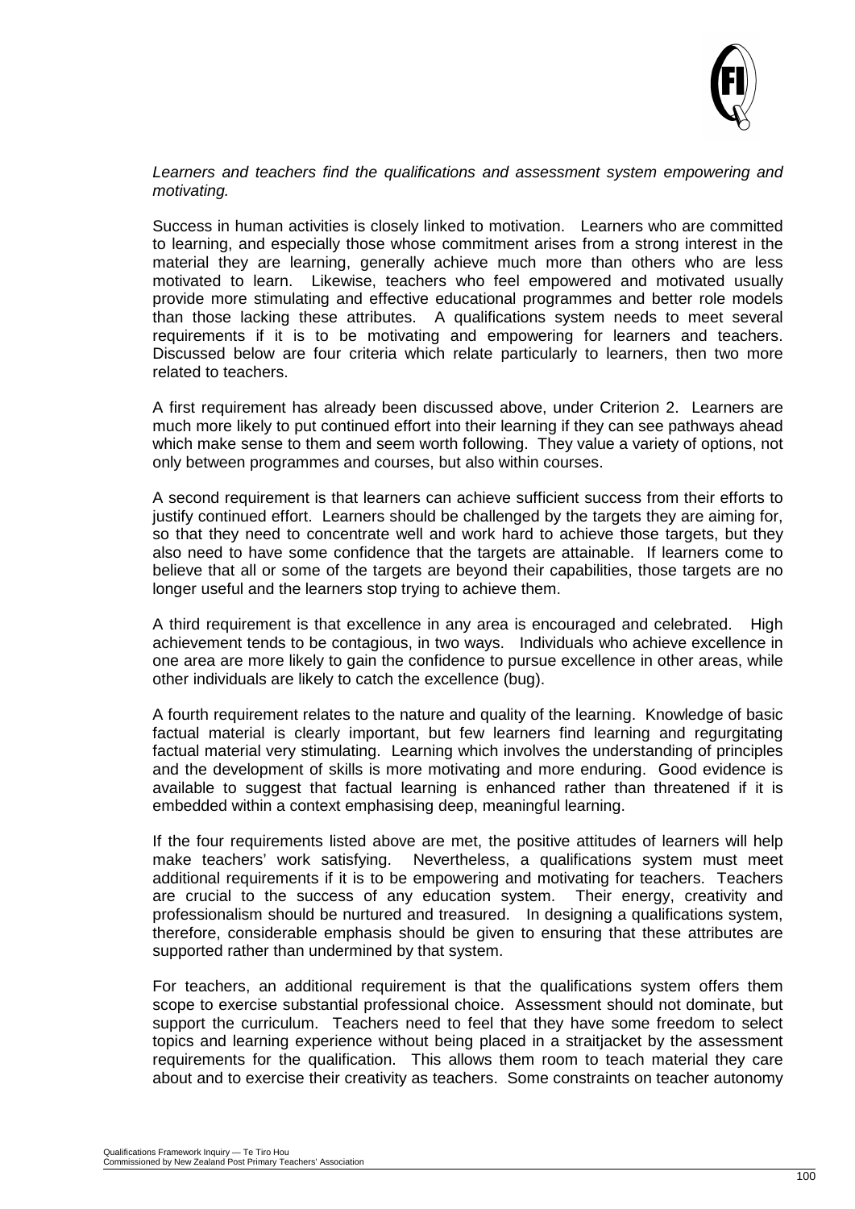*Learners and teachers find the qualifications and assessment system empowering and motivating.*

Success in human activities is closely linked to motivation. Learners who are committed to learning, and especially those whose commitment arises from a strong interest in the material they are learning, generally achieve much more than others who are less motivated to learn. Likewise, teachers who feel empowered and motivated usually provide more stimulating and effective educational programmes and better role models than those lacking these attributes. A qualifications system needs to meet several requirements if it is to be motivating and empowering for learners and teachers. Discussed below are four criteria which relate particularly to learners, then two more related to teachers.

A first requirement has already been discussed above, under Criterion 2. Learners are much more likely to put continued effort into their learning if they can see pathways ahead which make sense to them and seem worth following. They value a variety of options, not only between programmes and courses, but also within courses.

A second requirement is that learners can achieve sufficient success from their efforts to justify continued effort. Learners should be challenged by the targets they are aiming for, so that they need to concentrate well and work hard to achieve those targets, but they also need to have some confidence that the targets are attainable. If learners come to believe that all or some of the targets are beyond their capabilities, those targets are no longer useful and the learners stop trying to achieve them.

A third requirement is that excellence in any area is encouraged and celebrated. High achievement tends to be contagious, in two ways. Individuals who achieve excellence in one area are more likely to gain the confidence to pursue excellence in other areas, while other individuals are likely to catch the excellence (bug).

A fourth requirement relates to the nature and quality of the learning. Knowledge of basic factual material is clearly important, but few learners find learning and regurgitating factual material very stimulating. Learning which involves the understanding of principles and the development of skills is more motivating and more enduring. Good evidence is available to suggest that factual learning is enhanced rather than threatened if it is embedded within a context emphasising deep, meaningful learning.

If the four requirements listed above are met, the positive attitudes of learners will help make teachers' work satisfying. Nevertheless, a qualifications system must meet additional requirements if it is to be empowering and motivating for teachers. Teachers are crucial to the success of any education system. Their energy, creativity and professionalism should be nurtured and treasured. In designing a qualifications system, therefore, considerable emphasis should be given to ensuring that these attributes are supported rather than undermined by that system.

For teachers, an additional requirement is that the qualifications system offers them scope to exercise substantial professional choice. Assessment should not dominate, but support the curriculum. Teachers need to feel that they have some freedom to select topics and learning experience without being placed in a straitjacket by the assessment requirements for the qualification. This allows them room to teach material they care about and to exercise their creativity as teachers. Some constraints on teacher autonomy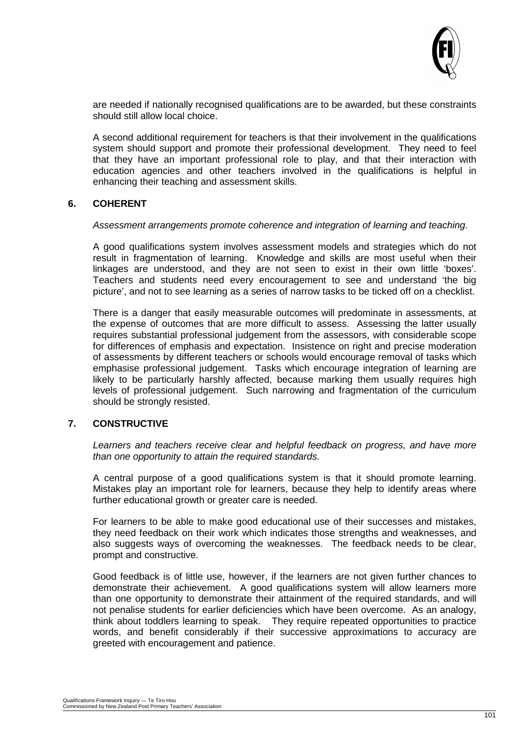are needed if nationally recognised qualifications are to be awarded, but these constraints should still allow local choice.

A second additional requirement for teachers is that their involvement in the qualifications system should support and promote their professional development. They need to feel that they have an important professional role to play, and that their interaction with education agencies and other teachers involved in the qualifications is helpful in enhancing their teaching and assessment skills.

## 6. COHERENT

*Assessment arrangements promote coherence and integration of learning and teaching.*

A good qualifications system involves assessment models and strategies which do not result in fragmentation of learning. Knowledge and skills are most useful when their linkages are understood, and they are not seen to exist in their own little 'boxes'. Teachers and students need every encouragement to see and understand 'the big picture', and not to see learning as a series of narrow tasks to be ticked off on a checklist.

There is a danger that easily measurable outcomes will predominate in assessments, at the expense of outcomes that are more difficult to assess. Assessing the latter usually requires substantial professional judgement from the assessors, with considerable scope for differences of emphasis and expectation. Insistence on right and precise moderation of assessments by different teachers or schools would encourage removal of tasks which emphasise professional judgement. Tasks which encourage integration of learning are likely to be particularly harshly affected, because marking them usually requires high levels of professional judgement. Such narrowing and fragmentation of the curriculum should be strongly resisted.

## 7. CONSTRUCTIVE

*Learners and teachers receive clear and helpful feedback on progress, and have more than one opportunity to attain the required standards.*

A central purpose of a good qualifications system is that it should promote learning. Mistakes play an important role for learners, because they help to identify areas where further educational growth or greater care is needed.

For learners to be able to make good educational use of their successes and mistakes, they need feedback on their work which indicates those strengths and weaknesses, and also suggests ways of overcoming the weaknesses. The feedback needs to be clear, prompt and constructive.

Good feedback is of little use, however, if the learners are not given further chances to demonstrate their achievement. A good qualifications system will allow learners more than one opportunity to demonstrate their attainment of the required standards, and will not penalise students for earlier deficiencies which have been overcome. As an analogy, think about toddlers learning to speak. They require repeated opportunities to practice words, and benefit considerably if their successive approximations to accuracy are greeted with encouragement and patience.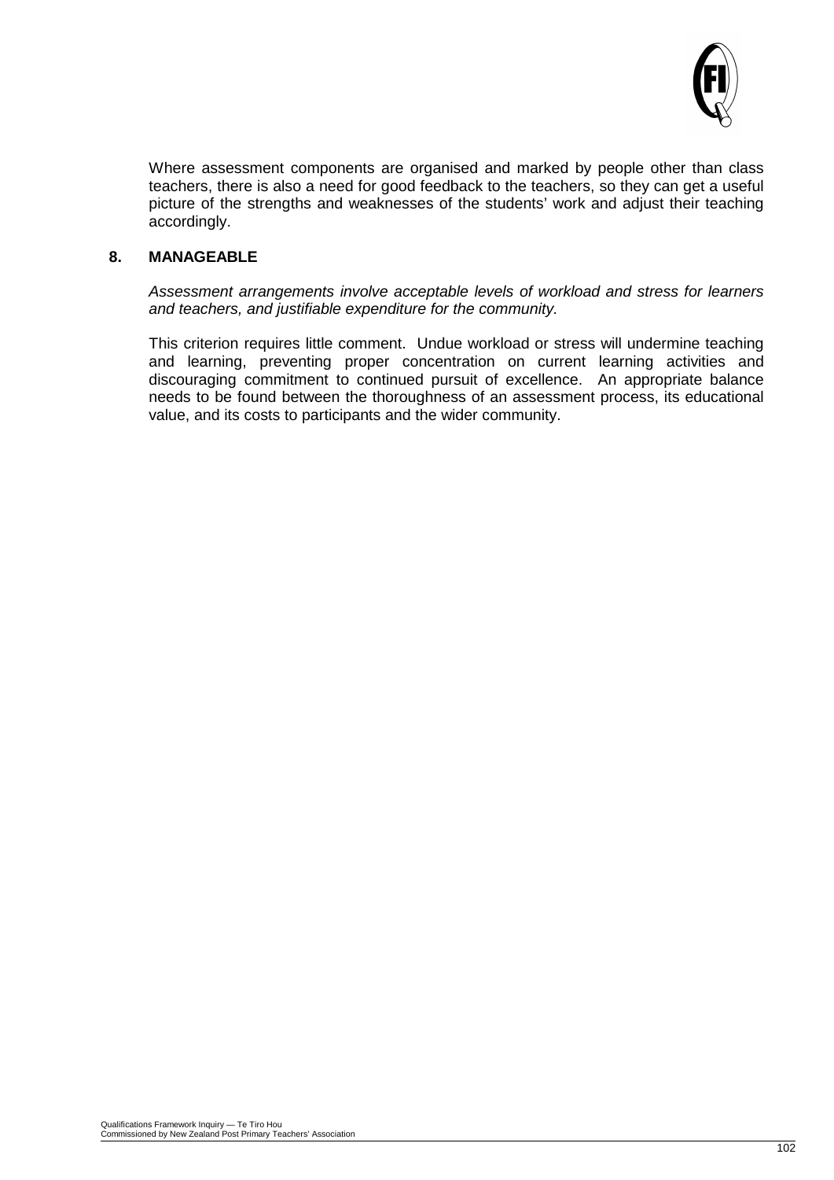Where assessment components are organised and marked by people other than class teachers, there is also a need for good feedback to the teachers, so they can get a useful picture of the strengths and weaknesses of the students' work and adjust their teaching accordingly.

## 8. MANAGEABLE

*Assessment arrangements involve acceptable levels of workload and stress for learners and teachers, and justifiable expenditure for the community.*

This criterion requires little comment. Undue workload or stress will undermine teaching and learning, preventing proper concentration on current learning activities and discouraging commitment to continued pursuit of excellence. An appropriate balance needs to be found between the thoroughness of an assessment process, its educational value, and its costs to participants and the wider community.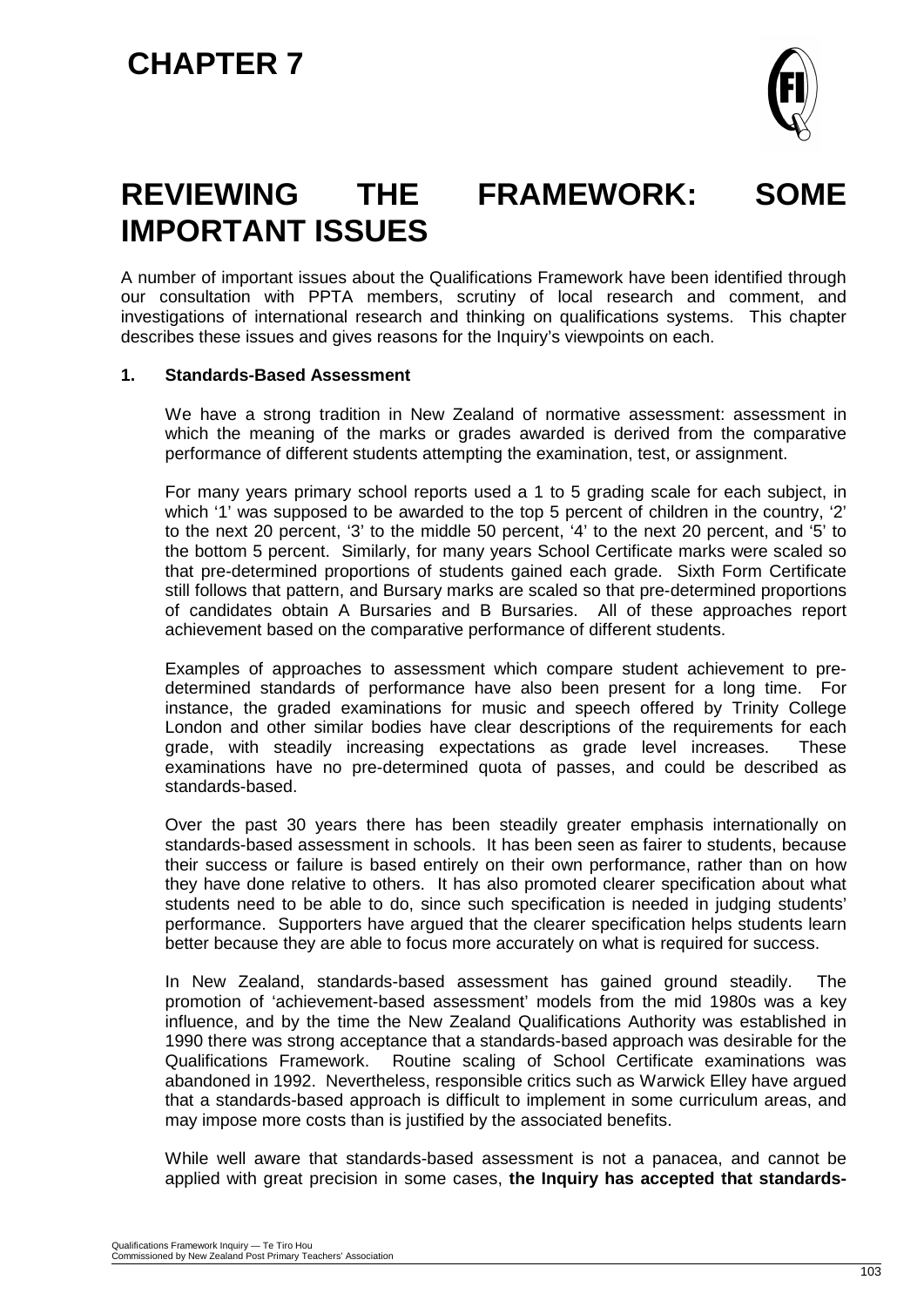# CHAPTER 7

# REVIEWING THE FRAMEWORK: SOME IMPORTANT ISSUES

A number of important issues about the Qualifications Framework have been identified through our consultation with PPTA members, scrutiny of local research and comment, and investigations of international research and thinking on qualifications systems. This chapter describes these issues and gives reasons for the Inquiry's viewpoints on each.

## 1. Standards-Based Assessment

We have a strong tradition in New Zealand of normative assessment: assessment in which the meaning of the marks or grades awarded is derived from the comparative performance of different students attempting the examination, test, or assignment.

For many years primary school reports used a 1 to 5 grading scale for each subject, in which '1' was supposed to be awarded to the top 5 percent of children in the country, '2' to the next 20 percent, '3' to the middle 50 percent, '4' to the next 20 percent, and '5' to the bottom 5 percent. Similarly, for many years School Certificate marks were scaled so that pre-determined proportions of students gained each grade. Sixth Form Certificate still follows that pattern, and Bursary marks are scaled so that pre-determined proportions of candidates obtain A Bursaries and B Bursaries. All of these approaches report achievement based on the comparative performance of different students.

Examples of approaches to assessment which compare student achievement to pre-determined standards of performance have also been present for a long time. For instance, the graded examinations for music and speech offered by Trinity College London and other similar bodies have clear descriptions of the requirements for each grade, with steadily increasing expectations as grade level increases. These examinations have no pre-determined quota of passes, and could be described as standards-based.

Over the past 30 years there has been steadily greater emphasis internationally on standards-based assessment in schools. It has been seen as fairer to students, because their success or failure is based entirely on their own performance, rather than on how they have done relative to others. It has also promoted clearer specification about what students need to be able to do, since such specification is needed in judging students' performance. Supporters have argued that the clearer specification helps students learn better because they are able to focus more accurately on what is required for success.

In New Zealand, standards-based assessment has gained ground steadily. The promotion of 'achievement-based assessment' models from the mid 1980s was a key influence, and by the time the New Zealand Qualifications Authority was established in 1990 there was strong acceptance that a standards-based approach was desirable for the Qualifications Framework. Routine scaling of School Certificate examinations was abandoned in 1992. Nevertheless, responsible critics such as Warwick Elley have argued that a standards-based approach is difficult to implement in some curriculum areas, and may impose more costs than is justified by the associated benefits.

While well aware that standards-based assessment is not a panacea, and cannot be applied with great precision in some cases, **the Inquiry has accepted that standards-**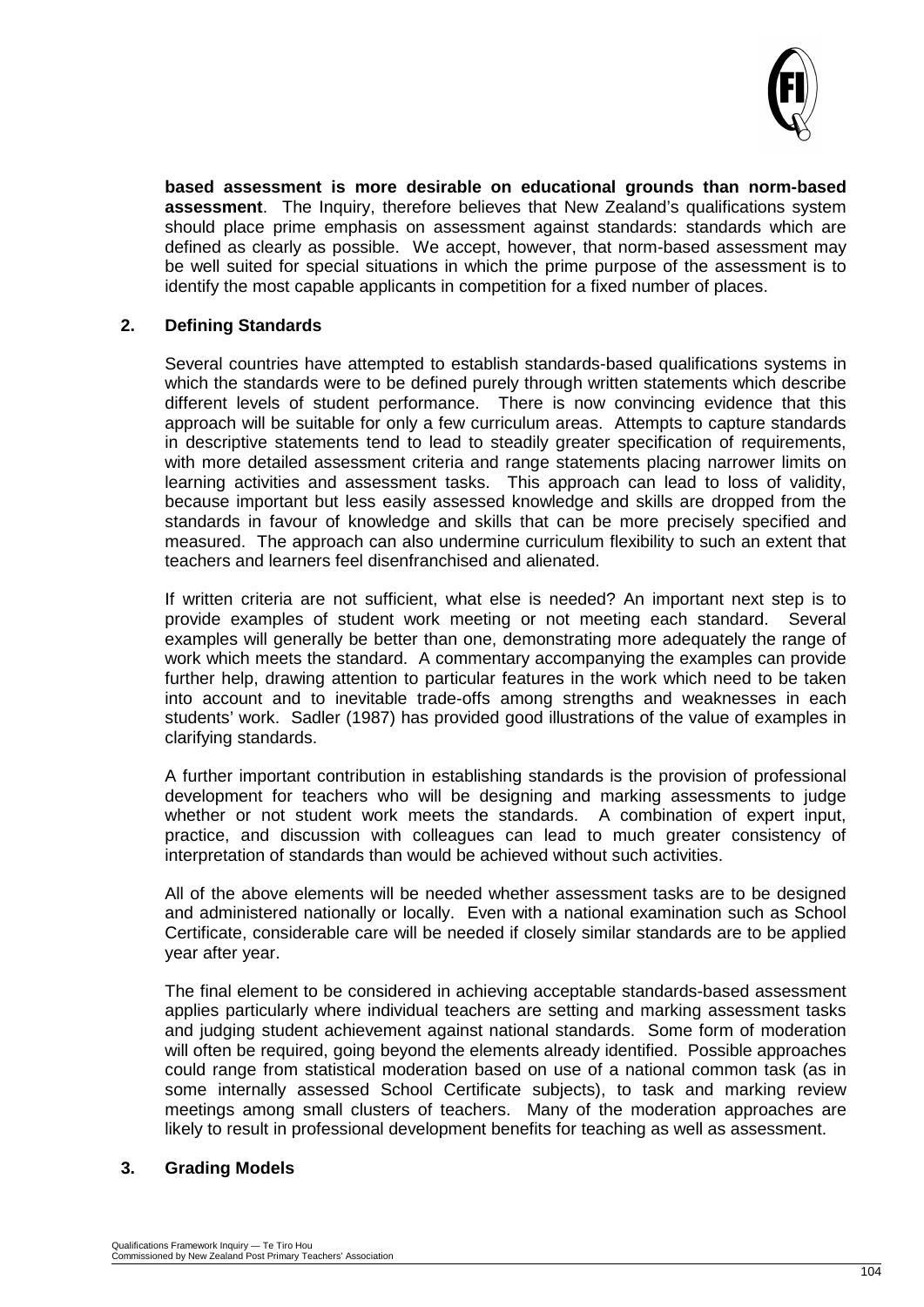**based assessment is more desirable on educational grounds than norm-based assessment**. The Inquiry, therefore believes that New Zealand's qualifications system should place prime emphasis on assessment against standards: standards which are defined as clearly as possible. We accept, however, that norm-based assessment may be well suited for special situations in which the prime purpose of the assessment is to identify the most capable applicants in competition for a fixed number of places.

## 2. Defining Standards

Several countries have attempted to establish standards-based qualifications systems in which the standards were to be defined purely through written statements which describe different levels of student performance. There is now convincing evidence that this approach will be suitable for only a few curriculum areas. Attempts to capture standards in descriptive statements tend to lead to steadily greater specification of requirements, with more detailed assessment criteria and range statements placing narrower limits on learning activities and assessment tasks. This approach can lead to loss of validity, because important but less easily assessed knowledge and skills are dropped from the standards in favour of knowledge and skills that can be more precisely specified and measured. The approach can also undermine curriculum flexibility to such an extent that teachers and learners feel disenfranchised and alienated.

If written criteria are not sufficient, what else is needed? An important next step is to provide examples of student work meeting or not meeting each standard. Several examples will generally be better than one, demonstrating more adequately the range of work which meets the standard. A commentary accompanying the examples can provide further help, drawing attention to particular features in the work which need to be taken into account and to inevitable trade-offs among strengths and weaknesses in each students' work. Sadler (1987) has provided good illustrations of the value of examples in clarifying standards.

A further important contribution in establishing standards is the provision of professional development for teachers who will be designing and marking assessments to judge whether or not student work meets the standards. A combination of expert input, practice, and discussion with colleagues can lead to much greater consistency of interpretation of standards than would be achieved without such activities.

All of the above elements will be needed whether assessment tasks are to be designed and administered nationally or locally. Even with a national examination such as School Certificate, considerable care will be needed if closely similar standards are to be applied year after year.

The final element to be considered in achieving acceptable standards-based assessment applies particularly where individual teachers are setting and marking assessment tasks and judging student achievement against national standards. Some form of moderation will often be required, going beyond the elements already identified. Possible approaches could range from statistical moderation based on use of a national common task (as in some internally assessed School Certificate subjects), to task and marking review meetings among small clusters of teachers. Many of the moderation approaches are likely to result in professional development benefits for teaching as well as assessment.

## 3. Grading Models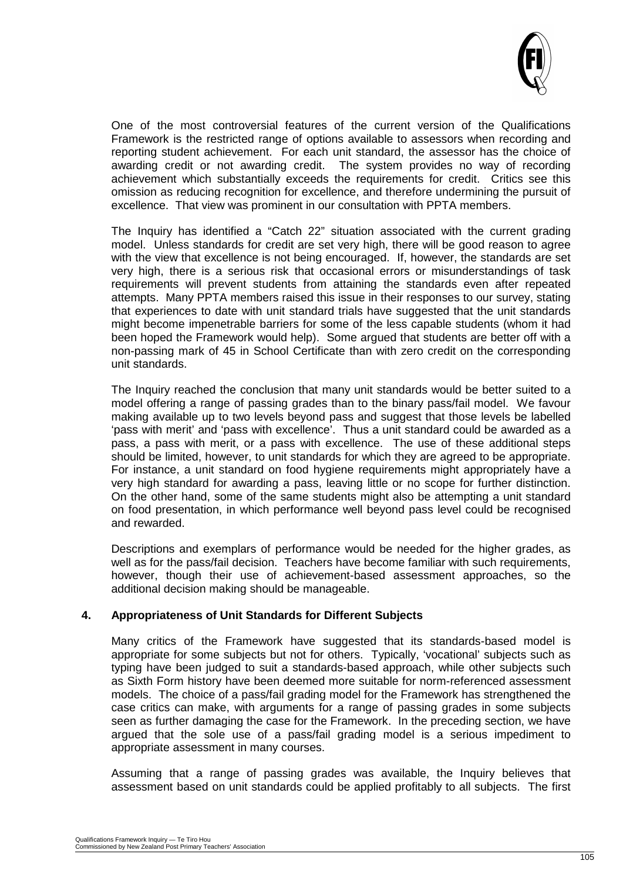One of the most controversial features of the current version of the Qualifications Framework is the restricted range of options available to assessors when recording and reporting student achievement. For each unit standard, the assessor has the choice of awarding credit or not awarding credit. The system provides no way of recording achievement which substantially exceeds the requirements for credit. Critics see this omission as reducing recognition for excellence, and therefore undermining the pursuit of excellence. That view was prominent in our consultation with PPTA members.

The Inquiry has identified a "Catch 22" situation associated with the current grading model. Unless standards for credit are set very high, there will be good reason to agree with the view that excellence is not being encouraged. If, however, the standards are set very high, there is a serious risk that occasional errors or misunderstandings of task requirements will prevent students from attaining the standards even after repeated attempts. Many PPTA members raised this issue in their responses to our survey, stating that experiences to date with unit standard trials have suggested that the unit standards might become impenetrable barriers for some of the less capable students (whom it had been hoped the Framework would help). Some argued that students are better off with a non-passing mark of 45 in School Certificate than with zero credit on the corresponding unit standards.

The Inquiry reached the conclusion that many unit standards would be better suited to a model offering a range of passing grades than to the binary pass/fail model. We favour making available up to two levels beyond pass and suggest that those levels be labelled 'pass with merit' and 'pass with excellence'. Thus a unit standard could be awarded as a pass, a pass with merit, or a pass with excellence. The use of these additional steps should be limited, however, to unit standards for which they are agreed to be appropriate. For instance, a unit standard on food hygiene requirements might appropriately have a very high standard for awarding a pass, leaving little or no scope for further distinction. On the other hand, some of the same students might also be attempting a unit standard on food presentation, in which performance well beyond pass level could be recognised and rewarded.

Descriptions and exemplars of performance would be needed for the higher grades, as well as for the pass/fail decision. Teachers have become familiar with such requirements, however, though their use of achievement-based assessment approaches, so the additional decision making should be manageable.

## 4. Appropriateness of Unit Standards for Different Subjects

Many critics of the Framework have suggested that its standards-based model is appropriate for some subjects but not for others. Typically, 'vocational' subjects such as typing have been judged to suit a standards-based approach, while other subjects such as Sixth Form history have been deemed more suitable for norm-referenced assessment models. The choice of a pass/fail grading model for the Framework has strengthened the case critics can make, with arguments for a range of passing grades in some subjects seen as further damaging the case for the Framework. In the preceding section, we have argued that the sole use of a pass/fail grading model is a serious impediment to appropriate assessment in many courses.

Assuming that a range of passing grades was available, the Inquiry believes that assessment based on unit standards could be applied profitably to all subjects. The first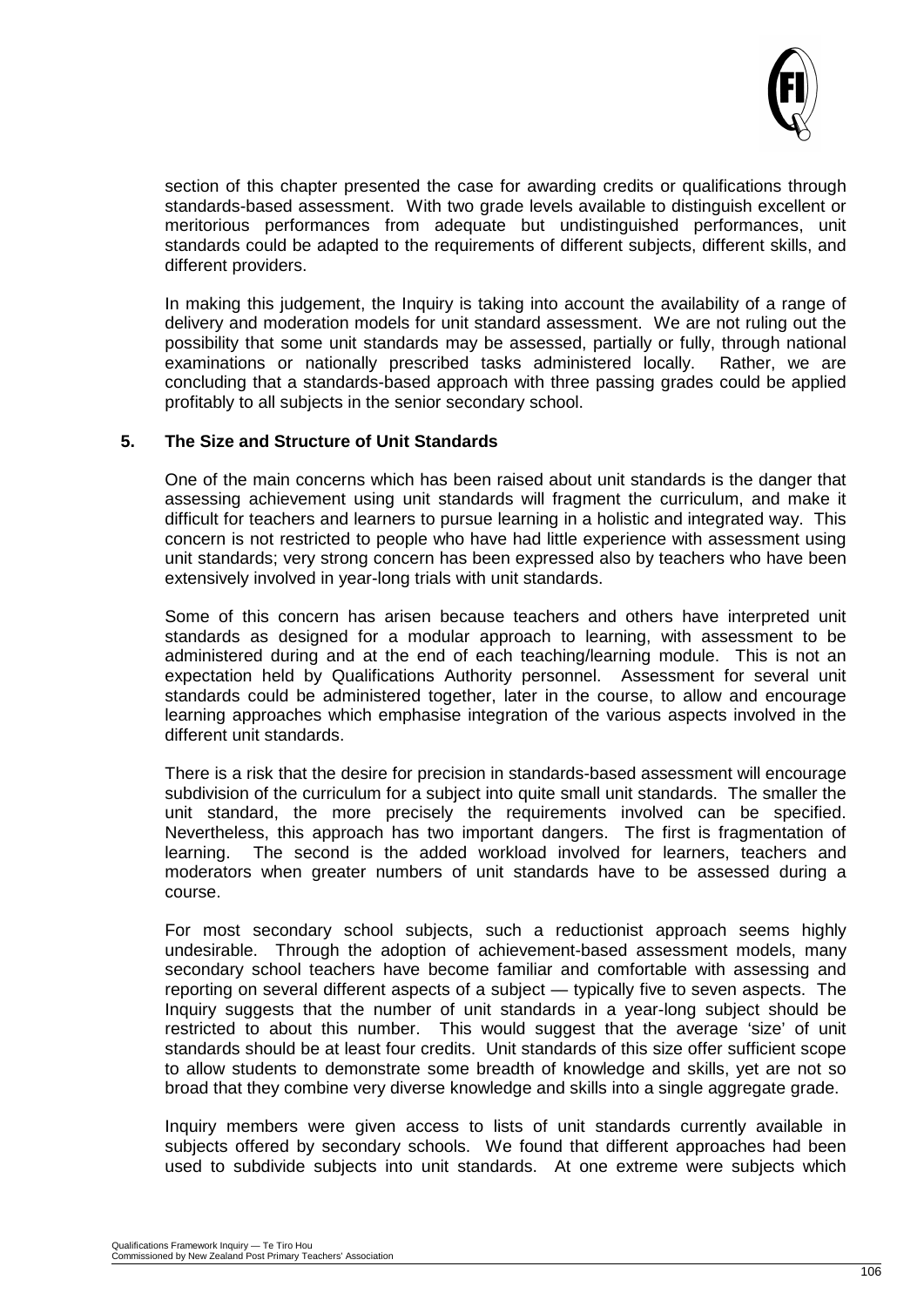section of this chapter presented the case for awarding credits or qualifications through standards-based assessment. With two grade levels available to distinguish excellent or meritorious performances from adequate but undistinguished performances, unit standards could be adapted to the requirements of different subjects, different skills, and different providers.

In making this judgement, the Inquiry is taking into account the availability of a range of delivery and moderation models for unit standard assessment. We are not ruling out the possibility that some unit standards may be assessed, partially or fully, through national examinations or nationally prescribed tasks administered locally. Rather, we are concluding that a standards-based approach with three passing grades could be applied profitably to all subjects in the senior secondary school.

## 5. The Size and Structure of Unit Standards

One of the main concerns which has been raised about unit standards is the danger that assessing achievement using unit standards will fragment the curriculum, and make it difficult for teachers and learners to pursue learning in a holistic and integrated way. This concern is not restricted to people who have had little experience with assessment using unit standards; very strong concern has been expressed also by teachers who have been extensively involved in year-long trials with unit standards.

Some of this concern has arisen because teachers and others have interpreted unit standards as designed for a modular approach to learning, with assessment to be administered during and at the end of each teaching/learning module. This is not an expectation held by Qualifications Authority personnel. Assessment for several unit standards could be administered together, later in the course, to allow and encourage learning approaches which emphasise integration of the various aspects involved in the different unit standards.

There is a risk that the desire for precision in standards-based assessment will encourage subdivision of the curriculum for a subject into quite small unit standards. The smaller the unit standard, the more precisely the requirements involved can be specified. Nevertheless, this approach has two important dangers. The first is fragmentation of learning. The second is the added workload involved for learners, teachers and moderators when greater numbers of unit standards have to be assessed during a course.

For most secondary school subjects, such a reductionist approach seems highly undesirable. Through the adoption of achievement-based assessment models, many secondary school teachers have become familiar and comfortable with assessing and reporting on several different aspects of a subject — typically five to seven aspects. The Inquiry suggests that the number of unit standards in a year-long subject should be restricted to about this number. This would suggest that the average 'size' of unit standards should be at least four credits. Unit standards of this size offer sufficient scope to allow students to demonstrate some breadth of knowledge and skills, yet are not so broad that they combine very diverse knowledge and skills into a single aggregate grade.

Inquiry members were given access to lists of unit standards currently available in subjects offered by secondary schools. We found that different approaches had been used to subdivide subjects into unit standards. At one extreme were subjects which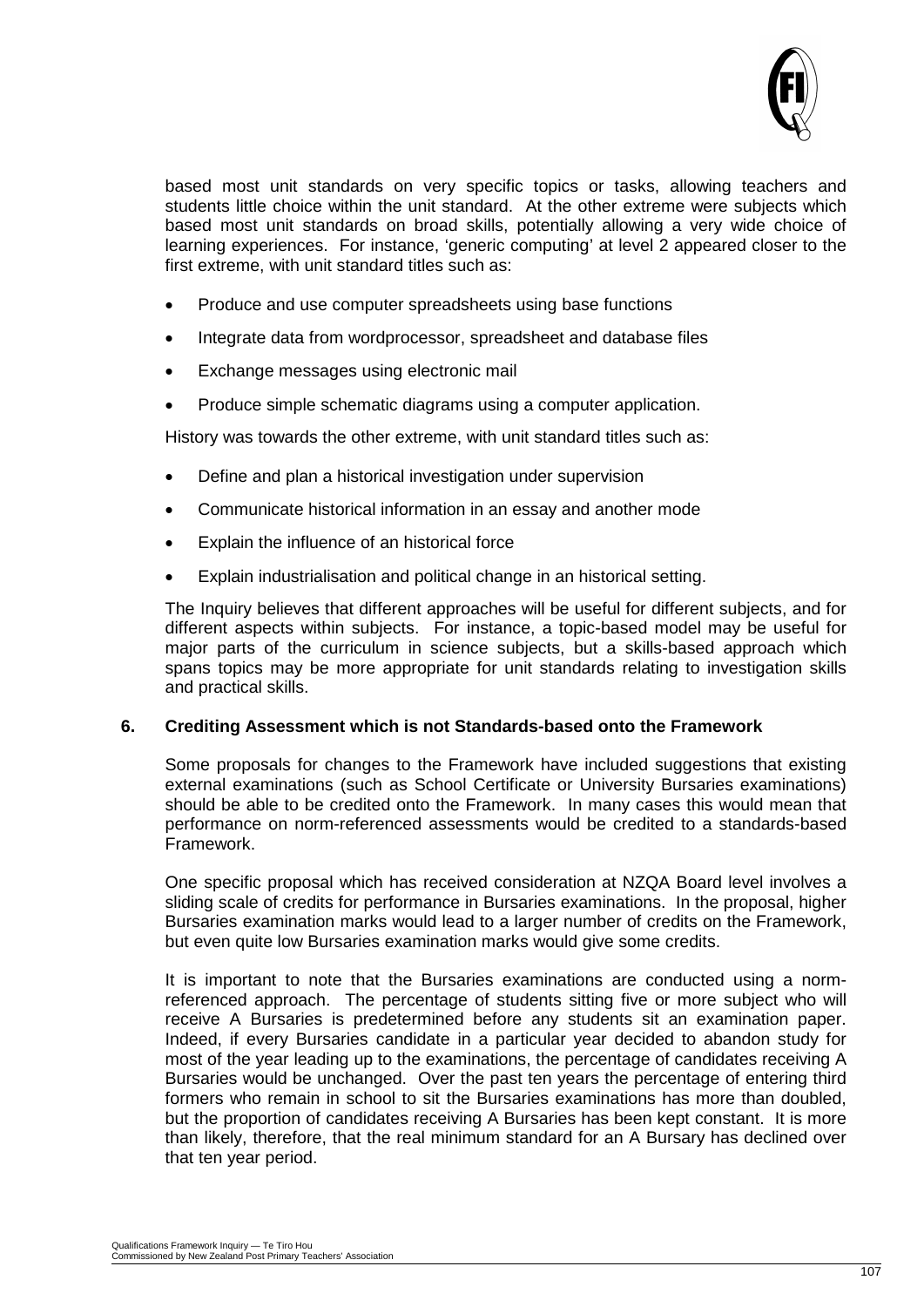based most unit standards on very specific topics or tasks, allowing teachers and students little choice within the unit standard. At the other extreme were subjects which based most unit standards on broad skills, potentially allowing a very wide choice of learning experiences. For instance, 'generic computing' at level 2 appeared closer to the first extreme, with unit standard titles such as:

- Produce and use computer spreadsheets using base functions
- Integrate data from wordprocessor, spreadsheet and database files
- Exchange messages using electronic mail
- Produce simple schematic diagrams using a computer application.

History was towards the other extreme, with unit standard titles such as:

- Define and plan a historical investigation under supervision
- Communicate historical information in an essay and another mode
- Explain the influence of an historical force
- Explain industrialisation and political change in an historical setting.

The Inquiry believes that different approaches will be useful for different subjects, and for different aspects within subjects. For instance, a topic-based model may be useful for major parts of the curriculum in science subjects, but a skills-based approach which spans topics may be more appropriate for unit standards relating to investigation skills and practical skills.

### 6. Crediting Assessment which is not Standards-based onto the Framework

Some proposals for changes to the Framework have included suggestions that existing external examinations (such as School Certificate or University Bursaries examinations) should be able to be credited onto the Framework. In many cases this would mean that performance on norm-referenced assessments would be credited to a standards-based Framework.

One specific proposal which has received consideration at NZQA Board level involves a sliding scale of credits for performance in Bursaries examinations. In the proposal, higher Bursaries examination marks would lead to a larger number of credits on the Framework, but even quite low Bursaries examination marks would give some credits.

It is important to note that the Bursaries examinations are conducted using a norm-referenced approach. The percentage of students sitting five or more subject who will receive A Bursaries is predetermined before any students sit an examination paper. Indeed, if every Bursaries candidate in a particular year decided to abandon study for most of the year leading up to the examinations, the percentage of candidates receiving A Bursaries would be unchanged. Over the past ten years the percentage of entering third formers who remain in school to sit the Bursaries examinations has more than doubled, but the proportion of candidates receiving A Bursaries has been kept constant. It is more than likely, therefore, that the real minimum standard for an A Bursary has declined over that ten year period.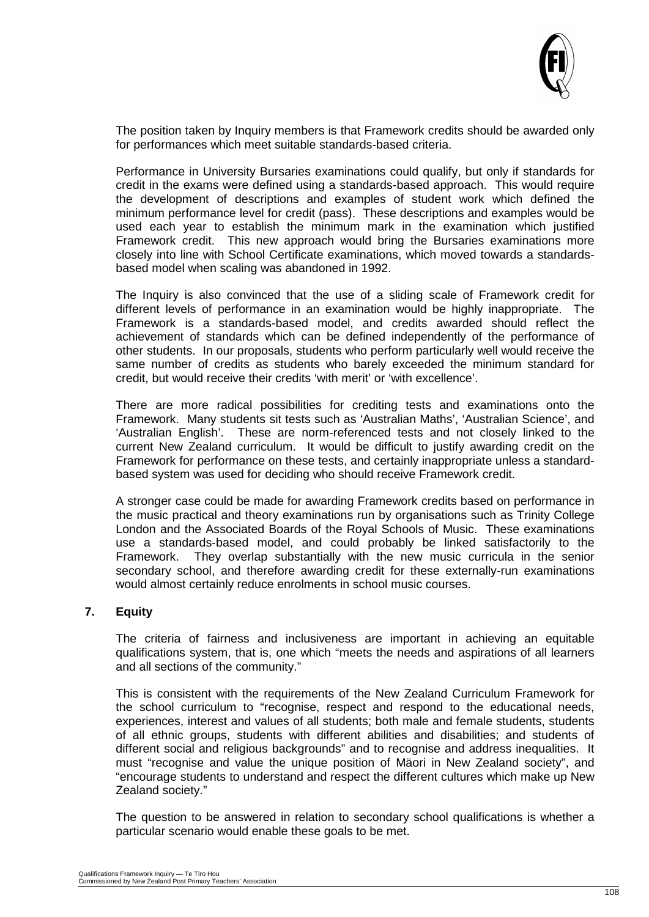The position taken by Inquiry members is that Framework credits should be awarded only for performances which meet suitable standards-based criteria.

Performance in University Bursaries examinations could qualify, but only if standards for credit in the exams were defined using a standards-based approach. This would require the development of descriptions and examples of student work which defined the minimum performance level for credit (pass). These descriptions and examples would be used each year to establish the minimum mark in the examination which justified Framework credit. This new approach would bring the Bursaries examinations more closely into line with School Certificate examinations, which moved towards a standards-based model when scaling was abandoned in 1992.

The Inquiry is also convinced that the use of a sliding scale of Framework credit for different levels of performance in an examination would be highly inappropriate. The Framework is a standards-based model, and credits awarded should reflect the achievement of standards which can be defined independently of the performance of other students. In our proposals, students who perform particularly well would receive the same number of credits as students who barely exceeded the minimum standard for credit, but would receive their credits 'with merit' or 'with excellence'.

There are more radical possibilities for crediting tests and examinations onto the Framework. Many students sit tests such as 'Australian Maths', 'Australian Science', and 'Australian English'. These are norm-referenced tests and not closely linked to the current New Zealand curriculum. It would be difficult to justify awarding credit on the Framework for performance on these tests, and certainly inappropriate unless a standard-based system was used for deciding who should receive Framework credit.

A stronger case could be made for awarding Framework credits based on performance in the music practical and theory examinations run by organisations such as Trinity College London and the Associated Boards of the Royal Schools of Music. These examinations use a standards-based model, and could probably be linked satisfactorily to the Framework. They overlap substantially with the new music curricula in the senior secondary school, and therefore awarding credit for these externally-run examinations would almost certainly reduce enrolments in school music courses.

## 7. Equity

The criteria of fairness and inclusiveness are important in achieving an equitable qualifications system, that is, one which "meets the needs and aspirations of all learners and all sections of the community."

This is consistent with the requirements of the New Zealand Curriculum Framework for the school curriculum to "recognise, respect and respond to the educational needs, experiences, interest and values of all students; both male and female students, students of all ethnic groups, students with different abilities and disabilities; and students of different social and religious backgrounds" and to recognise and address inequalities. It must "recognise and value the unique position of Mäori in New Zealand society", and "encourage students to understand and respect the different cultures which make up New Zealand society."

The question to be answered in relation to secondary school qualifications is whether a particular scenario would enable these goals to be met.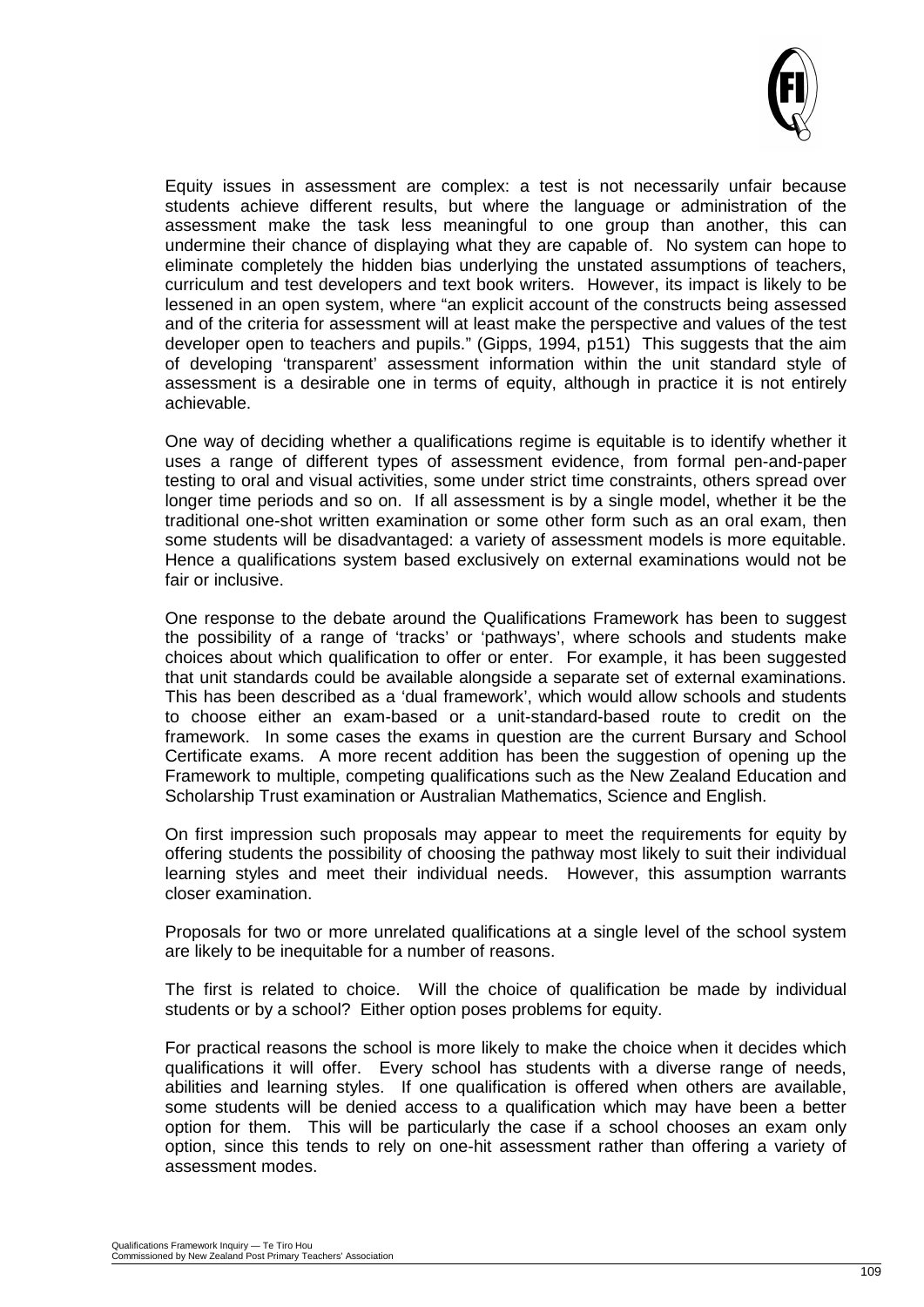Equity issues in assessment are complex: a test is not necessarily unfair because students achieve different results, but where the language or administration of the assessment make the task less meaningful to one group than another, this can undermine their chance of displaying what they are capable of. No system can hope to eliminate completely the hidden bias underlying the unstated assumptions of teachers, curriculum and test developers and text book writers. However, its impact is likely to be lessened in an open system, where "an explicit account of the constructs being assessed and of the criteria for assessment will at least make the perspective and values of the test developer open to teachers and pupils." (Gipps, 1994, p151) This suggests that the aim of developing 'transparent' assessment information within the unit standard style of assessment is a desirable one in terms of equity, although in practice it is not entirely achievable.

One way of deciding whether a qualifications regime is equitable is to identify whether it uses a range of different types of assessment evidence, from formal pen-and-paper testing to oral and visual activities, some under strict time constraints, others spread over longer time periods and so on. If all assessment is by a single model, whether it be the traditional one-shot written examination or some other form such as an oral exam, then some students will be disadvantaged: a variety of assessment models is more equitable. Hence a qualifications system based exclusively on external examinations would not be fair or inclusive.

One response to the debate around the Qualifications Framework has been to suggest the possibility of a range of 'tracks' or 'pathways', where schools and students make choices about which qualification to offer or enter. For example, it has been suggested that unit standards could be available alongside a separate set of external examinations. This has been described as a 'dual framework', which would allow schools and students to choose either an exam-based or a unit-standard-based route to credit on the framework. In some cases the exams in question are the current Bursary and School Certificate exams. A more recent addition has been the suggestion of opening up the Framework to multiple, competing qualifications such as the New Zealand Education and Scholarship Trust examination or Australian Mathematics, Science and English.

On first impression such proposals may appear to meet the requirements for equity by offering students the possibility of choosing the pathway most likely to suit their individual learning styles and meet their individual needs. However, this assumption warrants closer examination.

Proposals for two or more unrelated qualifications at a single level of the school system are likely to be inequitable for a number of reasons.

The first is related to choice. Will the choice of qualification be made by individual students or by a school? Either option poses problems for equity.

For practical reasons the school is more likely to make the choice when it decides which qualifications it will offer. Every school has students with a diverse range of needs, abilities and learning styles. If one qualification is offered when others are available, some students will be denied access to a qualification which may have been a better option for them. This will be particularly the case if a school chooses an exam only option, since this tends to rely on one-hit assessment rather than offering a variety of assessment modes.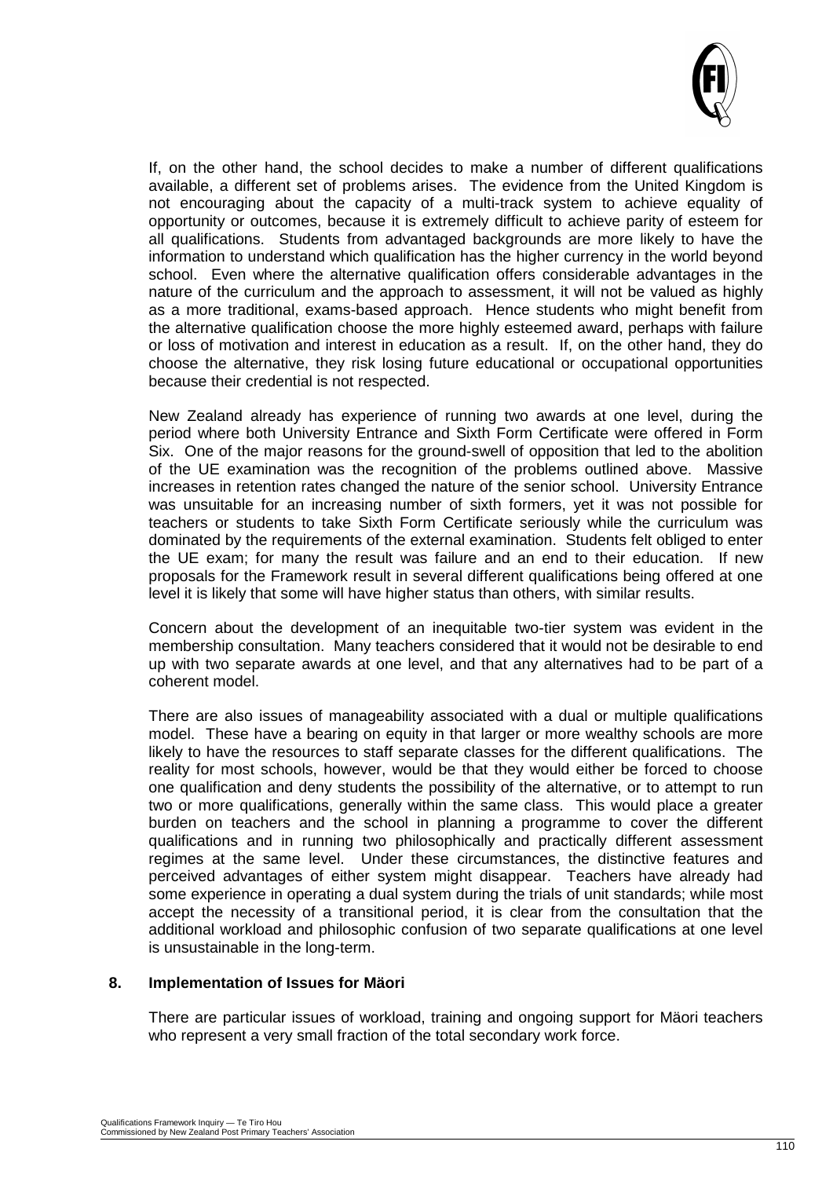If, on the other hand, the school decides to make a number of different qualifications available, a different set of problems arises. The evidence from the United Kingdom is not encouraging about the capacity of a multi-track system to achieve equality of opportunity or outcomes, because it is extremely difficult to achieve parity of esteem for all qualifications. Students from advantaged backgrounds are more likely to have the information to understand which qualification has the higher currency in the world beyond school. Even where the alternative qualification offers considerable advantages in the nature of the curriculum and the approach to assessment, it will not be valued as highly as a more traditional, exams-based approach. Hence students who might benefit from the alternative qualification choose the more highly esteemed award, perhaps with failure or loss of motivation and interest in education as a result. If, on the other hand, they do choose the alternative, they risk losing future educational or occupational opportunities because their credential is not respected.

New Zealand already has experience of running two awards at one level, during the period where both University Entrance and Sixth Form Certificate were offered in Form Six. One of the major reasons for the ground-swell of opposition that led to the abolition of the UE examination was the recognition of the problems outlined above. Massive increases in retention rates changed the nature of the senior school. University Entrance was unsuitable for an increasing number of sixth formers, yet it was not possible for teachers or students to take Sixth Form Certificate seriously while the curriculum was dominated by the requirements of the external examination. Students felt obliged to enter the UE exam; for many the result was failure and an end to their education. If new proposals for the Framework result in several different qualifications being offered at one level it is likely that some will have higher status than others, with similar results.

Concern about the development of an inequitable two-tier system was evident in the membership consultation. Many teachers considered that it would not be desirable to end up with two separate awards at one level, and that any alternatives had to be part of a coherent model.

There are also issues of manageability associated with a dual or multiple qualifications model. These have a bearing on equity in that larger or more wealthy schools are more likely to have the resources to staff separate classes for the different qualifications. The reality for most schools, however, would be that they would either be forced to choose one qualification and deny students the possibility of the alternative, or to attempt to run two or more qualifications, generally within the same class. This would place a greater burden on teachers and the school in planning a programme to cover the different qualifications and in running two philosophically and practically different assessment regimes at the same level. Under these circumstances, the distinctive features and perceived advantages of either system might disappear. Teachers have already had some experience in operating a dual system during the trials of unit standards; while most accept the necessity of a transitional period, it is clear from the consultation that the additional workload and philosophic confusion of two separate qualifications at one level is unsustainable in the long-term.

## 8. Implementation of Issues for Mäori

There are particular issues of workload, training and ongoing support for Mäori teachers who represent a very small fraction of the total secondary work force.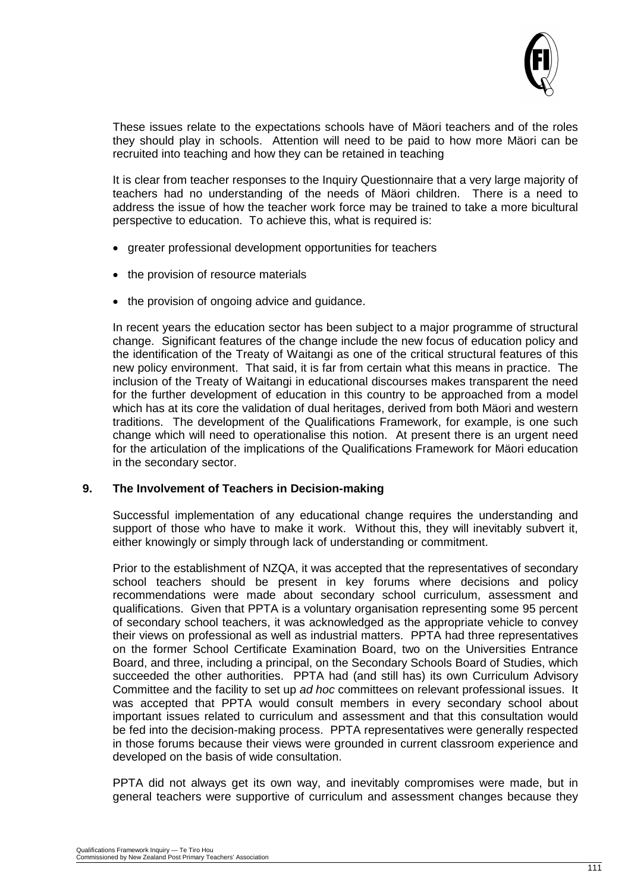These issues relate to the expectations schools have of Mäori teachers and of the roles they should play in schools. Attention will need to be paid to how more Mäori can be recruited into teaching and how they can be retained in teaching

It is clear from teacher responses to the Inquiry Questionnaire that a very large majority of teachers had no understanding of the needs of Mäori children. There is a need to address the issue of how the teacher work force may be trained to take a more bicultural perspective to education. To achieve this, what is required is:

- greater professional development opportunities for teachers
- the provision of resource materials
- the provision of ongoing advice and guidance.

In recent years the education sector has been subject to a major programme of structural change. Significant features of the change include the new focus of education policy and the identification of the Treaty of Waitangi as one of the critical structural features of this new policy environment. That said, it is far from certain what this means in practice. The inclusion of the Treaty of Waitangi in educational discourses makes transparent the need for the further development of education in this country to be approached from a model which has at its core the validation of dual heritages, derived from both Mäori and western traditions. The development of the Qualifications Framework, for example, is one such change which will need to operationalise this notion. At present there is an urgent need for the articulation of the implications of the Qualifications Framework for Mäori education in the secondary sector.

## 9. The Involvement of Teachers in Decision-making

Successful implementation of any educational change requires the understanding and support of those who have to make it work. Without this, they will inevitably subvert it, either knowingly or simply through lack of understanding or commitment.

Prior to the establishment of NZQA, it was accepted that the representatives of secondary school teachers should be present in key forums where decisions and policy recommendations were made about secondary school curriculum, assessment and qualifications. Given that PPTA is a voluntary organisation representing some 95 percent of secondary school teachers, it was acknowledged as the appropriate vehicle to convey their views on professional as well as industrial matters. PPTA had three representatives on the former School Certificate Examination Board, two on the Universities Entrance Board, and three, including a principal, on the Secondary Schools Board of Studies, which succeeded the other authorities. PPTA had (and still has) its own Curriculum Advisory Committee and the facility to set up *ad hoc* committees on relevant professional issues. It was accepted that PPTA would consult members in every secondary school about important issues related to curriculum and assessment and that this consultation would be fed into the decision-making process. PPTA representatives were generally respected in those forums because their views were grounded in current classroom experience and developed on the basis of wide consultation.

PPTA did not always get its own way, and inevitably compromises were made, but in general teachers were supportive of curriculum and assessment changes because they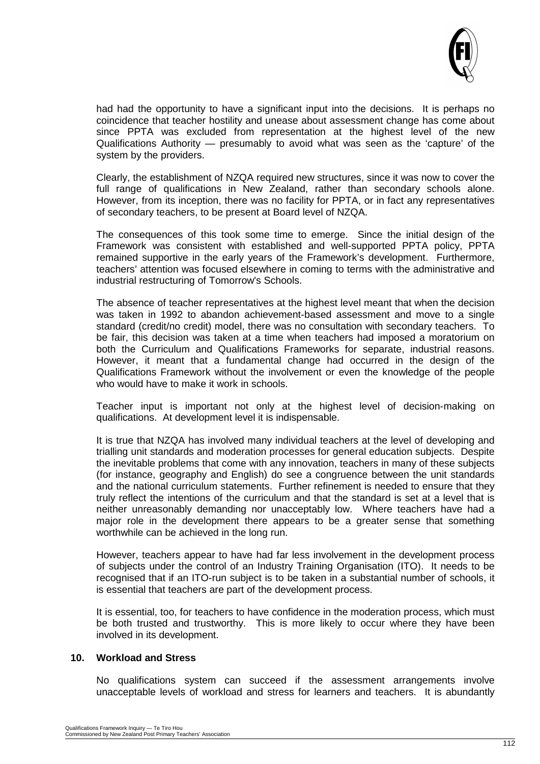had had the opportunity to have a significant input into the decisions. It is perhaps no coincidence that teacher hostility and unease about assessment change has come about since PPTA was excluded from representation at the highest level of the new Qualifications Authority — presumably to avoid what was seen as the 'capture' of the system by the providers.

Clearly, the establishment of NZQA required new structures, since it was now to cover the full range of qualifications in New Zealand, rather than secondary schools alone. However, from its inception, there was no facility for PPTA, or in fact any representatives of secondary teachers, to be present at Board level of NZQA.

The consequences of this took some time to emerge. Since the initial design of the Framework was consistent with established and well-supported PPTA policy, PPTA remained supportive in the early years of the Framework's development. Furthermore, teachers' attention was focused elsewhere in coming to terms with the administrative and industrial restructuring of Tomorrow's Schools.

The absence of teacher representatives at the highest level meant that when the decision was taken in 1992 to abandon achievement-based assessment and move to a single standard (credit/no credit) model, there was no consultation with secondary teachers. To be fair, this decision was taken at a time when teachers had imposed a moratorium on both the Curriculum and Qualifications Frameworks for separate, industrial reasons. However, it meant that a fundamental change had occurred in the design of the Qualifications Framework without the involvement or even the knowledge of the people who would have to make it work in schools.

Teacher input is important not only at the highest level of decision-making on qualifications. At development level it is indispensable.

It is true that NZQA has involved many individual teachers at the level of developing and trialling unit standards and moderation processes for general education subjects. Despite the inevitable problems that come with any innovation, teachers in many of these subjects (for instance, geography and English) do see a congruence between the unit standards and the national curriculum statements. Further refinement is needed to ensure that they truly reflect the intentions of the curriculum and that the standard is set at a level that is neither unreasonably demanding nor unacceptably low. Where teachers have had a major role in the development there appears to be a greater sense that something worthwhile can be achieved in the long run.

However, teachers appear to have had far less involvement in the development process of subjects under the control of an Industry Training Organisation (ITO). It needs to be recognised that if an ITO-run subject is to be taken in a substantial number of schools, it is essential that teachers are part of the development process.

It is essential, too, for teachers to have confidence in the moderation process, which must be both trusted and trustworthy. This is more likely to occur where they have been involved in its development.

## 10. Workload and Stress

No qualifications system can succeed if the assessment arrangements involve unacceptable levels of workload and stress for learners and teachers. It is abundantly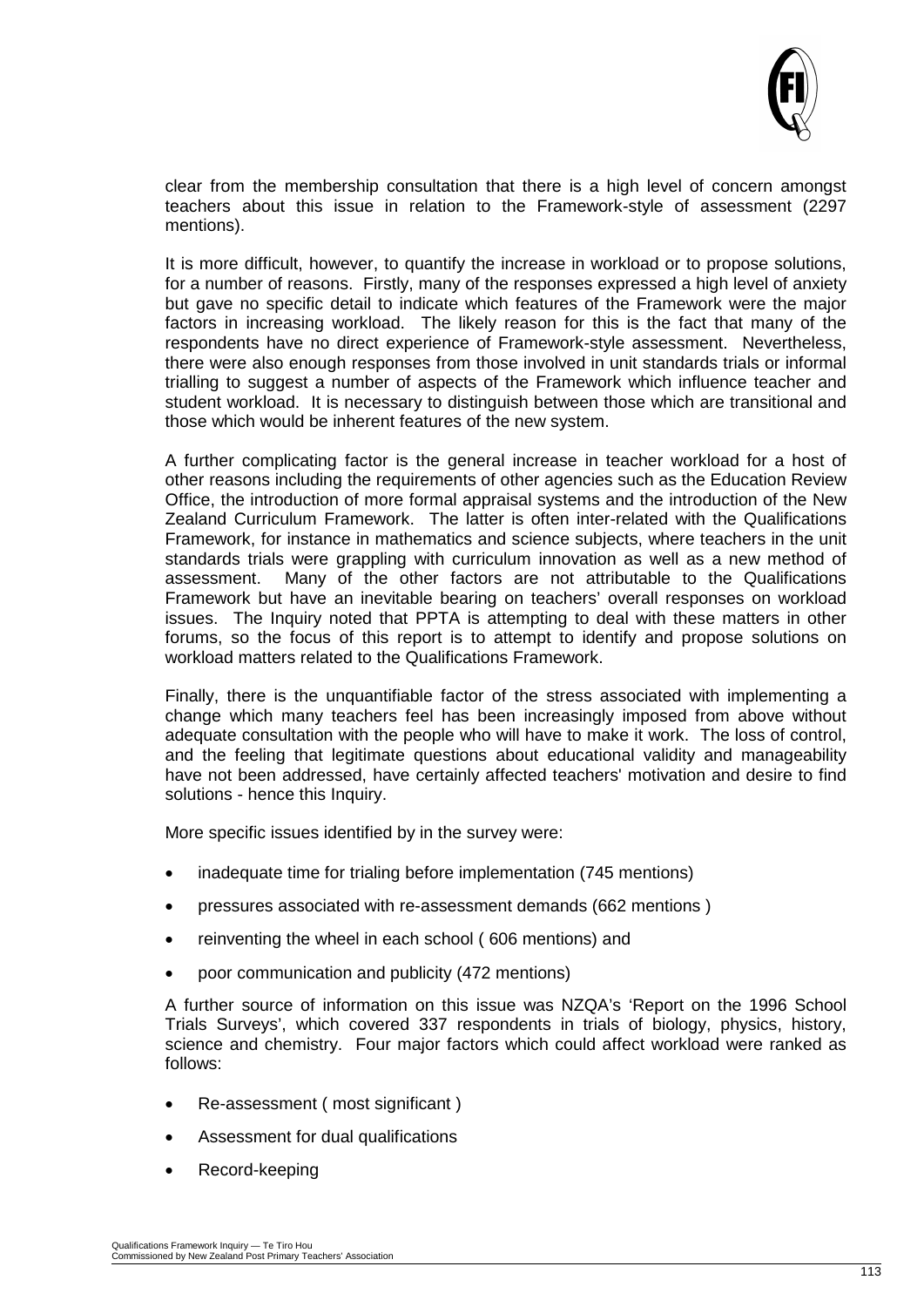clear from the membership consultation that there is a high level of concern amongst teachers about this issue in relation to the Framework-style of assessment (2297 mentions).

It is more difficult, however, to quantify the increase in workload or to propose solutions, for a number of reasons. Firstly, many of the responses expressed a high level of anxiety but gave no specific detail to indicate which features of the Framework were the major factors in increasing workload. The likely reason for this is the fact that many of the respondents have no direct experience of Framework-style assessment. Nevertheless, there were also enough responses from those involved in unit standards trials or informal trialling to suggest a number of aspects of the Framework which influence teacher and student workload. It is necessary to distinguish between those which are transitional and those which would be inherent features of the new system.

A further complicating factor is the general increase in teacher workload for a host of other reasons including the requirements of other agencies such as the Education Review Office, the introduction of more formal appraisal systems and the introduction of the New Zealand Curriculum Framework. The latter is often inter-related with the Qualifications Framework, for instance in mathematics and science subjects, where teachers in the unit standards trials were grappling with curriculum innovation as well as a new method of assessment. Many of the other factors are not attributable to the Qualifications Framework but have an inevitable bearing on teachers' overall responses on workload issues. The Inquiry noted that PPTA is attempting to deal with these matters in other forums, so the focus of this report is to attempt to identify and propose solutions on workload matters related to the Qualifications Framework.

Finally, there is the unquantifiable factor of the stress associated with implementing a change which many teachers feel has been increasingly imposed from above without adequate consultation with the people who will have to make it work. The loss of control, and the feeling that legitimate questions about educational validity and manageability have not been addressed, have certainly affected teachers' motivation and desire to find solutions - hence this Inquiry.

More specific issues identified by in the survey were:

- inadequate time for trialing before implementation (745 mentions)
- pressures associated with re-assessment demands (662 mentions )
- reinventing the wheel in each school ( 606 mentions) and
- poor communication and publicity (472 mentions)

A further source of information on this issue was NZQA's 'Report on the 1996 School Trials Surveys', which covered 337 respondents in trials of biology, physics, history, science and chemistry. Four major factors which could affect workload were ranked as follows:

- Re-assessment ( most significant )
- Assessment for dual qualifications
- Record-keeping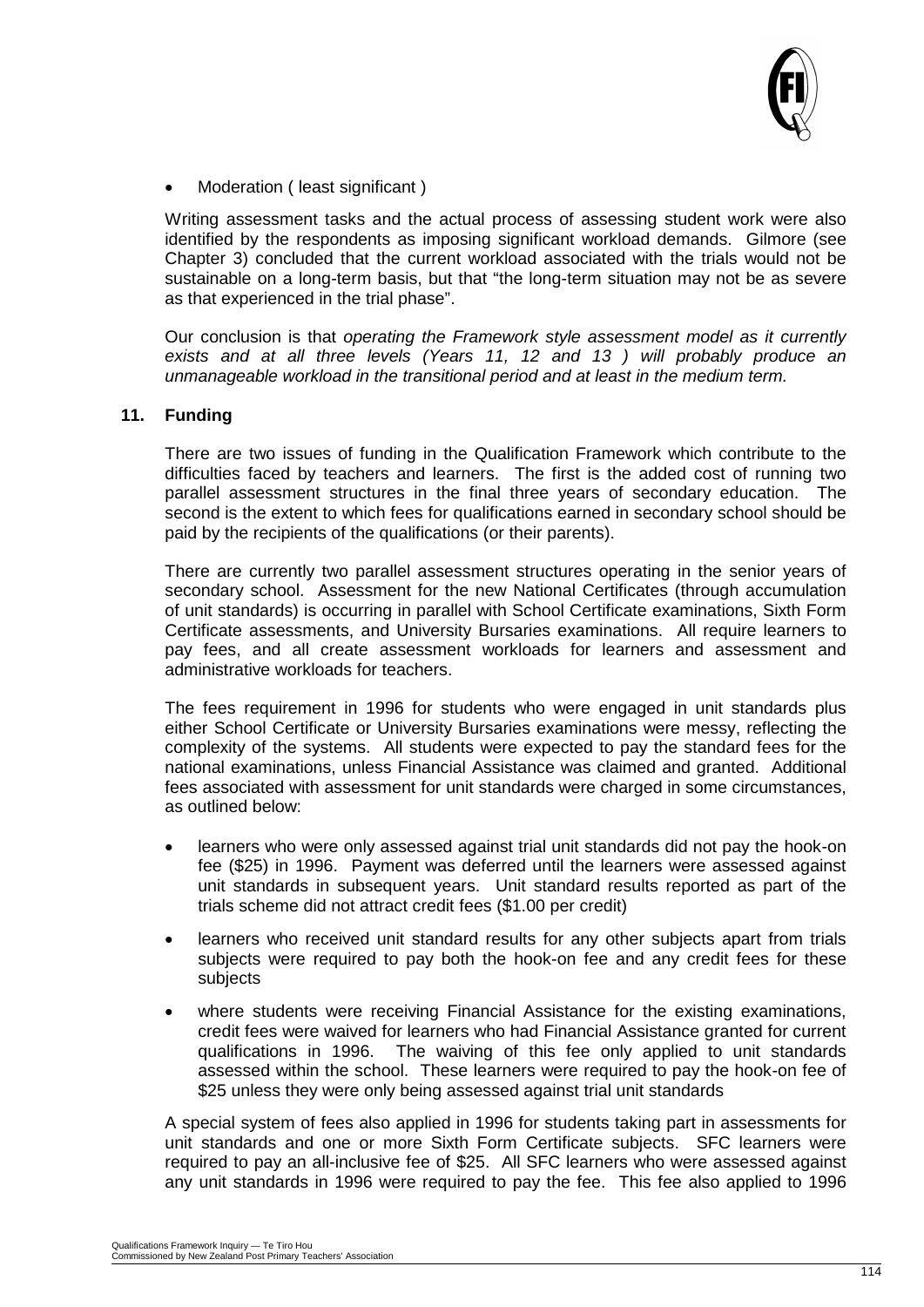- Moderation ( least significant )

Writing assessment tasks and the actual process of assessing student work were also identified by the respondents as imposing significant workload demands. Gilmore (see Chapter 3) concluded that the current workload associated with the trials would not be sustainable on a long-term basis, but that "the long-term situation may not be as severe as that experienced in the trial phase".

Our conclusion is that *operating the Framework style assessment model as it currently exists and at all three levels (Years 11, 12 and 13 ) will probably produce an unmanageable workload in the transitional period and at least in the medium term.*

## 11. Funding

There are two issues of funding in the Qualification Framework which contribute to the difficulties faced by teachers and learners. The first is the added cost of running two parallel assessment structures in the final three years of secondary education. The second is the extent to which fees for qualifications earned in secondary school should be paid by the recipients of the qualifications (or their parents).

There are currently two parallel assessment structures operating in the senior years of secondary school. Assessment for the new National Certificates (through accumulation of unit standards) is occurring in parallel with School Certificate examinations, Sixth Form Certificate assessments, and University Bursaries examinations. All require learners to pay fees, and all create assessment workloads for learners and assessment and administrative workloads for teachers.

The fees requirement in 1996 for students who were engaged in unit standards plus either School Certificate or University Bursaries examinations were messy, reflecting the complexity of the systems. All students were expected to pay the standard fees for the national examinations, unless Financial Assistance was claimed and granted. Additional fees associated with assessment for unit standards were charged in some circumstances, as outlined below:

- learners who were only assessed against trial unit standards did not pay the hook-on fee ($25) in 1996. Payment was deferred until the learners were assessed against unit standards in subsequent years. Unit standard results reported as part of the trials scheme did not attract credit fees ($1.00 per credit)
- learners who received unit standard results for any other subjects apart from trials subjects were required to pay both the hook-on fee and any credit fees for these subjects
- where students were receiving Financial Assistance for the existing examinations, credit fees were waived for learners who had Financial Assistance granted for current qualifications in 1996. The waiving of this fee only applied to unit standards assessed within the school. These learners were required to pay the hook-on fee of $25 unless they were only being assessed against trial unit standards

A special system of fees also applied in 1996 for students taking part in assessments for unit standards and one or more Sixth Form Certificate subjects. SFC learners were required to pay an all-inclusive fee of $25. All SFC learners who were assessed against any unit standards in 1996 were required to pay the fee. This fee also applied to 1996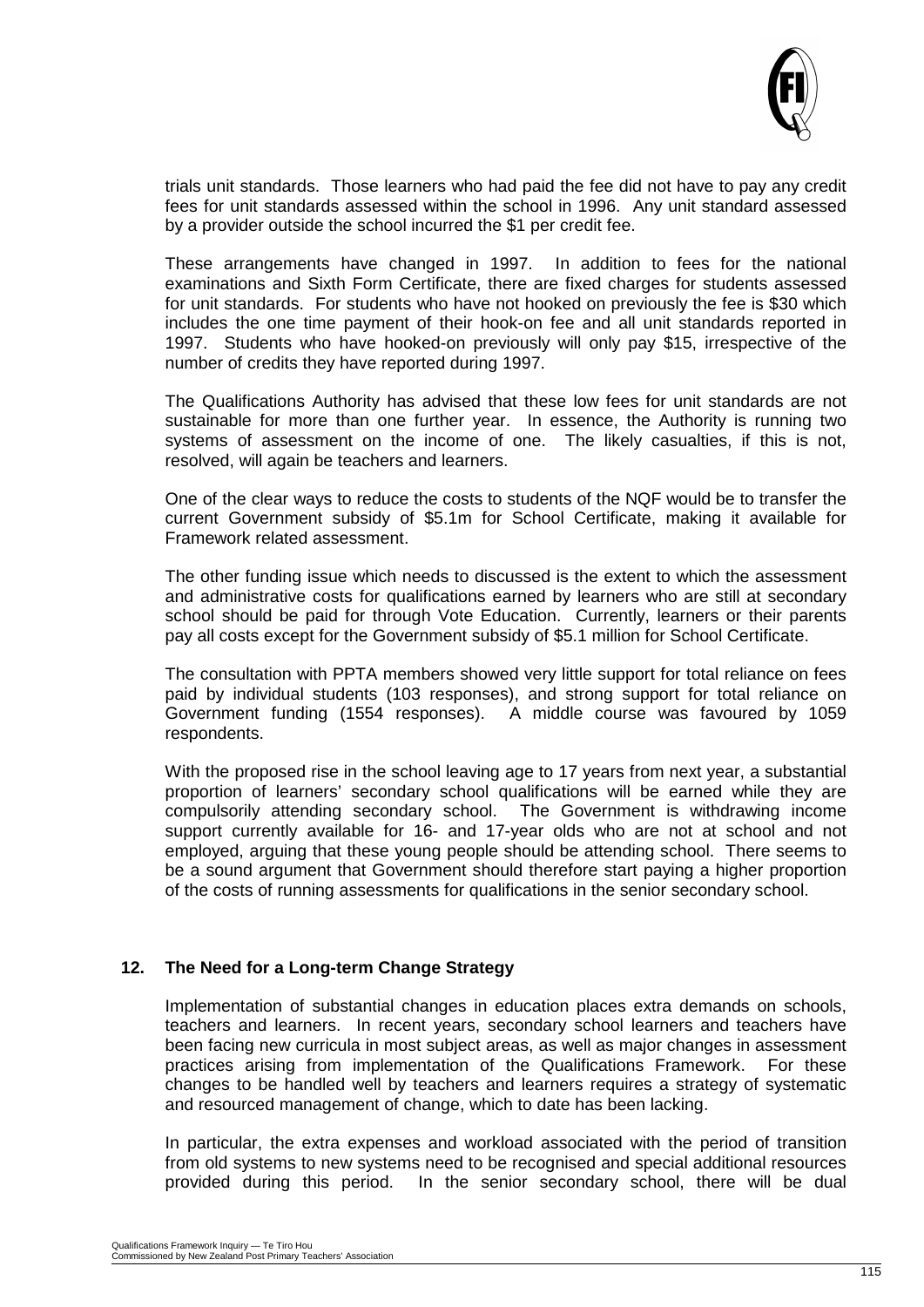trials unit standards. Those learners who had paid the fee did not have to pay any credit fees for unit standards assessed within the school in 1996. Any unit standard assessed by a provider outside the school incurred the $1 per credit fee.

These arrangements have changed in 1997. In addition to fees for the national examinations and Sixth Form Certificate, there are fixed charges for students assessed for unit standards. For students who have not hooked on previously the fee is $30 which includes the one time payment of their hook-on fee and all unit standards reported in 1997. Students who have hooked-on previously will only pay $15, irrespective of the number of credits they have reported during 1997.

The Qualifications Authority has advised that these low fees for unit standards are not sustainable for more than one further year. In essence, the Authority is running two systems of assessment on the income of one. The likely casualties, if this is not, resolved, will again be teachers and learners.

One of the clear ways to reduce the costs to students of the NQF would be to transfer the current Government subsidy of $5.1m for School Certificate, making it available for Framework related assessment.

The other funding issue which needs to discussed is the extent to which the assessment and administrative costs for qualifications earned by learners who are still at secondary school should be paid for through Vote Education. Currently, learners or their parents pay all costs except for the Government subsidy of $5.1 million for School Certificate.

The consultation with PPTA members showed very little support for total reliance on fees paid by individual students (103 responses), and strong support for total reliance on Government funding (1554 responses). A middle course was favoured by 1059 respondents.

With the proposed rise in the school leaving age to 17 years from next year, a substantial proportion of learners' secondary school qualifications will be earned while they are compulsorily attending secondary school. The Government is withdrawing income support currently available for 16- and 17-year olds who are not at school and not employed, arguing that these young people should be attending school. There seems to be a sound argument that Government should therefore start paying a higher proportion of the costs of running assessments for qualifications in the senior secondary school.

## 12. The Need for a Long-term Change Strategy

Implementation of substantial changes in education places extra demands on schools, teachers and learners. In recent years, secondary school learners and teachers have been facing new curricula in most subject areas, as well as major changes in assessment practices arising from implementation of the Qualifications Framework. For these changes to be handled well by teachers and learners requires a strategy of systematic and resourced management of change, which to date has been lacking.

In particular, the extra expenses and workload associated with the period of transition from old systems to new systems need to be recognised and special additional resources provided during this period. In the senior secondary school, there will be dual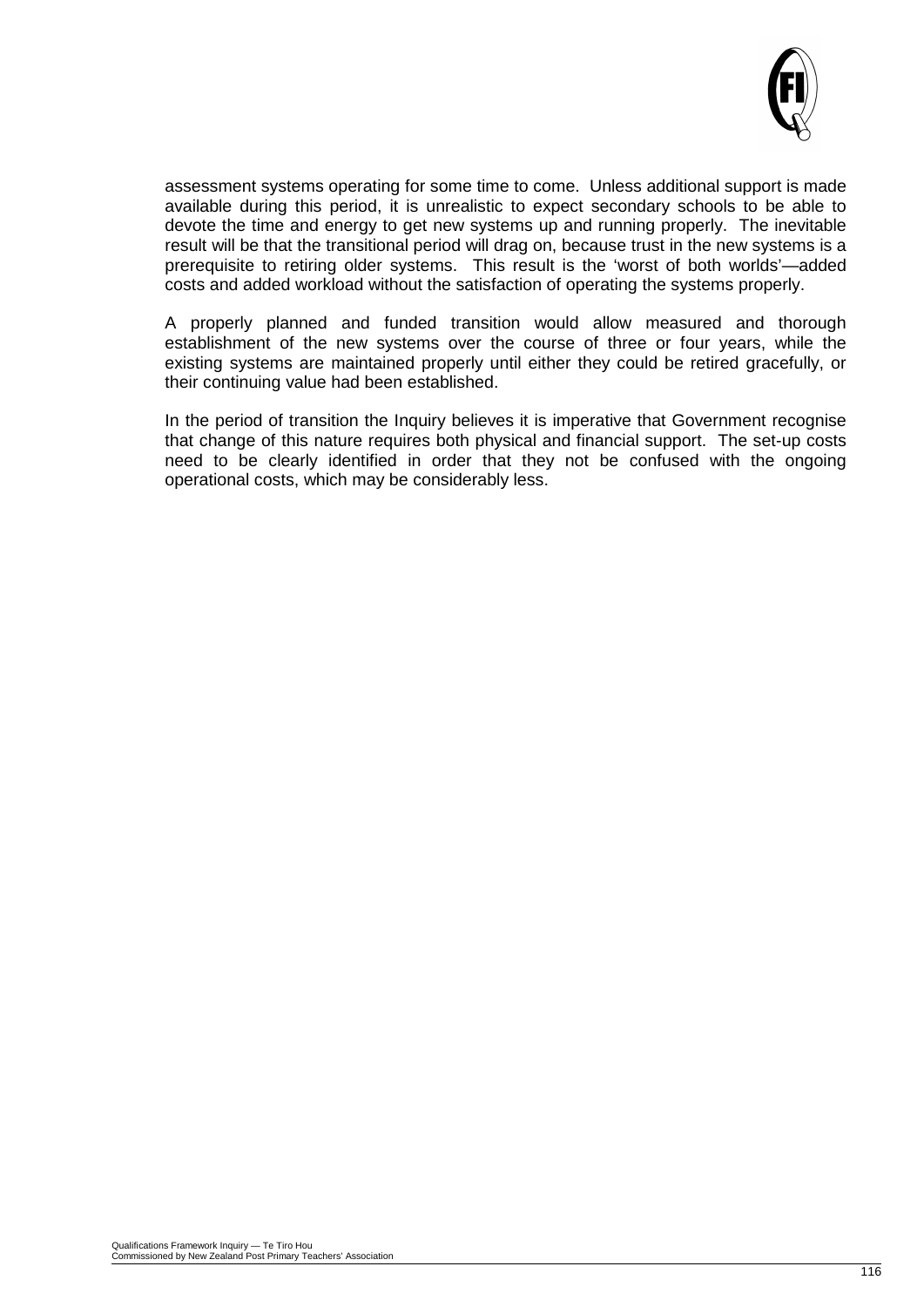assessment systems operating for some time to come. Unless additional support is made available during this period, it is unrealistic to expect secondary schools to be able to devote the time and energy to get new systems up and running properly. The inevitable result will be that the transitional period will drag on, because trust in the new systems is a prerequisite to retiring older systems. This result is the 'worst of both worlds'—added costs and added workload without the satisfaction of operating the systems properly.

A properly planned and funded transition would allow measured and thorough establishment of the new systems over the course of three or four years, while the existing systems are maintained properly until either they could be retired gracefully, or their continuing value had been established.

In the period of transition the Inquiry believes it is imperative that Government recognise that change of this nature requires both physical and financial support. The set-up costs need to be clearly identified in order that they not be confused with the ongoing operational costs, which may be considerably less.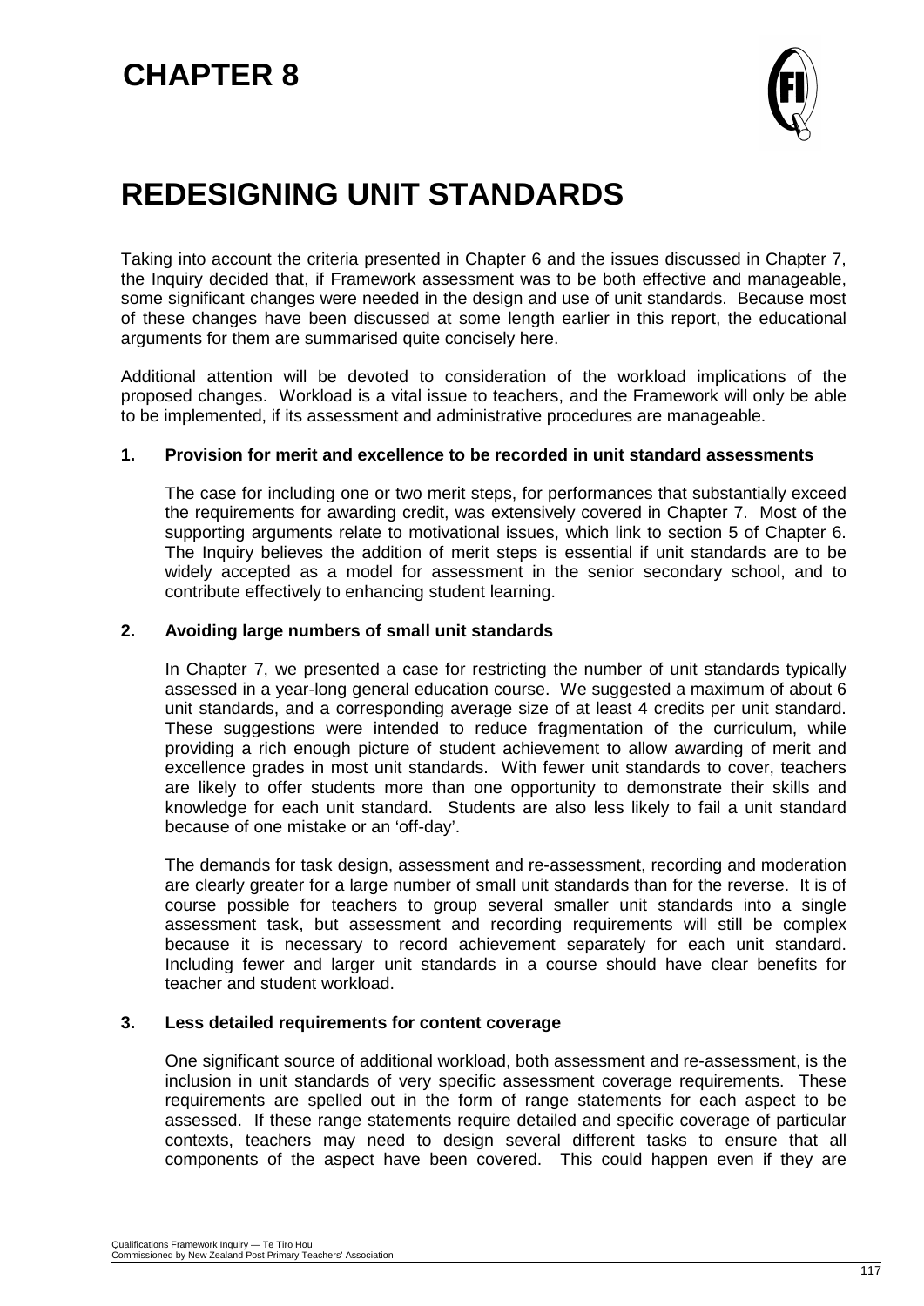# CHAPTER 8

# REDESIGNING UNIT STANDARDS

Taking into account the criteria presented in Chapter 6 and the issues discussed in Chapter 7, the Inquiry decided that, if Framework assessment was to be both effective and manageable, some significant changes were needed in the design and use of unit standards. Because most of these changes have been discussed at some length earlier in this report, the educational arguments for them are summarised quite concisely here.

Additional attention will be devoted to consideration of the workload implications of the proposed changes. Workload is a vital issue to teachers, and the Framework will only be able to be implemented, if its assessment and administrative procedures are manageable.

### 1. Provision for merit and excellence to be recorded in unit standard assessments

The case for including one or two merit steps, for performances that substantially exceed the requirements for awarding credit, was extensively covered in Chapter 7. Most of the supporting arguments relate to motivational issues, which link to section 5 of Chapter 6. The Inquiry believes the addition of merit steps is essential if unit standards are to be widely accepted as a model for assessment in the senior secondary school, and to contribute effectively to enhancing student learning.

### 2. Avoiding large numbers of small unit standards

In Chapter 7, we presented a case for restricting the number of unit standards typically assessed in a year-long general education course. We suggested a maximum of about 6 unit standards, and a corresponding average size of at least 4 credits per unit standard. These suggestions were intended to reduce fragmentation of the curriculum, while providing a rich enough picture of student achievement to allow awarding of merit and excellence grades in most unit standards. With fewer unit standards to cover, teachers are likely to offer students more than one opportunity to demonstrate their skills and knowledge for each unit standard. Students are also less likely to fail a unit standard because of one mistake or an 'off-day'.

The demands for task design, assessment and re-assessment, recording and moderation are clearly greater for a large number of small unit standards than for the reverse. It is of course possible for teachers to group several smaller unit standards into a single assessment task, but assessment and recording requirements will still be complex because it is necessary to record achievement separately for each unit standard. Including fewer and larger unit standards in a course should have clear benefits for teacher and student workload.

### 3. Less detailed requirements for content coverage

One significant source of additional workload, both assessment and re-assessment, is the inclusion in unit standards of very specific assessment coverage requirements. These requirements are spelled out in the form of range statements for each aspect to be assessed. If these range statements require detailed and specific coverage of particular contexts, teachers may need to design several different tasks to ensure that all components of the aspect have been covered. This could happen even if they are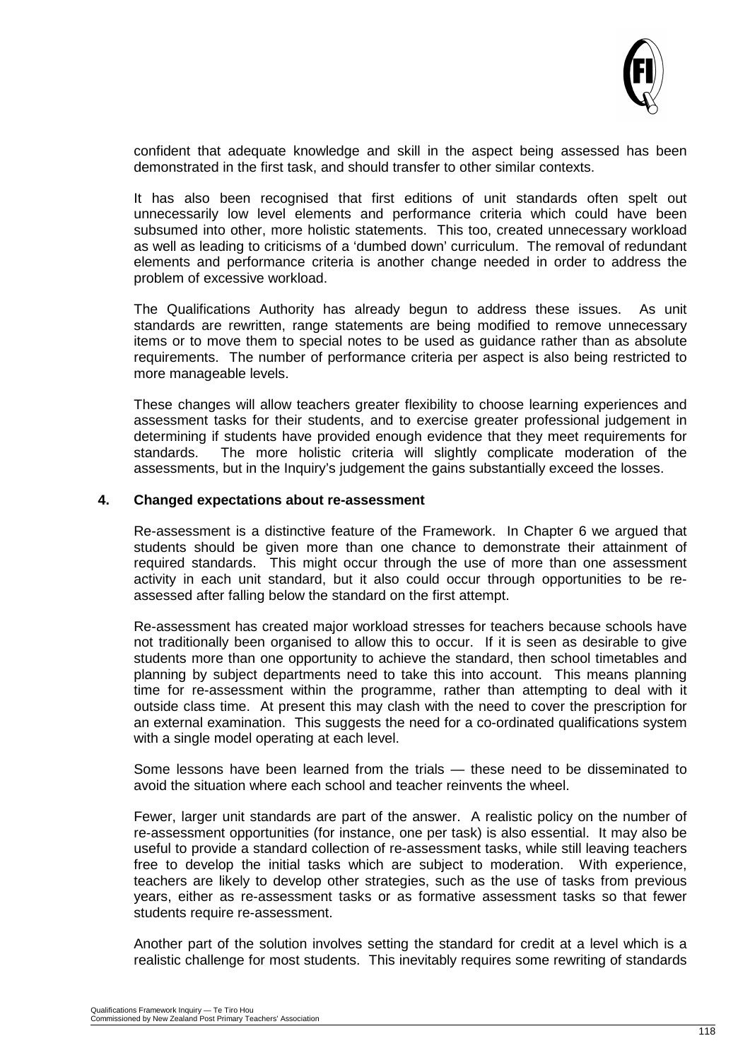confident that adequate knowledge and skill in the aspect being assessed has been demonstrated in the first task, and should transfer to other similar contexts.

It has also been recognised that first editions of unit standards often spelt out unnecessarily low level elements and performance criteria which could have been subsumed into other, more holistic statements. This too, created unnecessary workload as well as leading to criticisms of a 'dumbed down' curriculum. The removal of redundant elements and performance criteria is another change needed in order to address the problem of excessive workload.

The Qualifications Authority has already begun to address these issues. As unit standards are rewritten, range statements are being modified to remove unnecessary items or to move them to special notes to be used as guidance rather than as absolute requirements. The number of performance criteria per aspect is also being restricted to more manageable levels.

These changes will allow teachers greater flexibility to choose learning experiences and assessment tasks for their students, and to exercise greater professional judgement in determining if students have provided enough evidence that they meet requirements for standards. The more holistic criteria will slightly complicate moderation of the assessments, but in the Inquiry's judgement the gains substantially exceed the losses.

**4. Changed expectations about re-assessment**

Re-assessment is a distinctive feature of the Framework. In Chapter 6 we argued that students should be given more than one chance to demonstrate their attainment of required standards. This might occur through the use of more than one assessment activity in each unit standard, but it also could occur through opportunities to be re-assessed after falling below the standard on the first attempt.

Re-assessment has created major workload stresses for teachers because schools have not traditionally been organised to allow this to occur. If it is seen as desirable to give students more than one opportunity to achieve the standard, then school timetables and planning by subject departments need to take this into account. This means planning time for re-assessment within the programme, rather than attempting to deal with it outside class time. At present this may clash with the need to cover the prescription for an external examination. This suggests the need for a co-ordinated qualifications system with a single model operating at each level.

Some lessons have been learned from the trials — these need to be disseminated to avoid the situation where each school and teacher reinvents the wheel.

Fewer, larger unit standards are part of the answer. A realistic policy on the number of re-assessment opportunities (for instance, one per task) is also essential. It may also be useful to provide a standard collection of re-assessment tasks, while still leaving teachers free to develop the initial tasks which are subject to moderation. With experience, teachers are likely to develop other strategies, such as the use of tasks from previous years, either as re-assessment tasks or as formative assessment tasks so that fewer students require re-assessment.

Another part of the solution involves setting the standard for credit at a level which is a realistic challenge for most students. This inevitably requires some rewriting of standards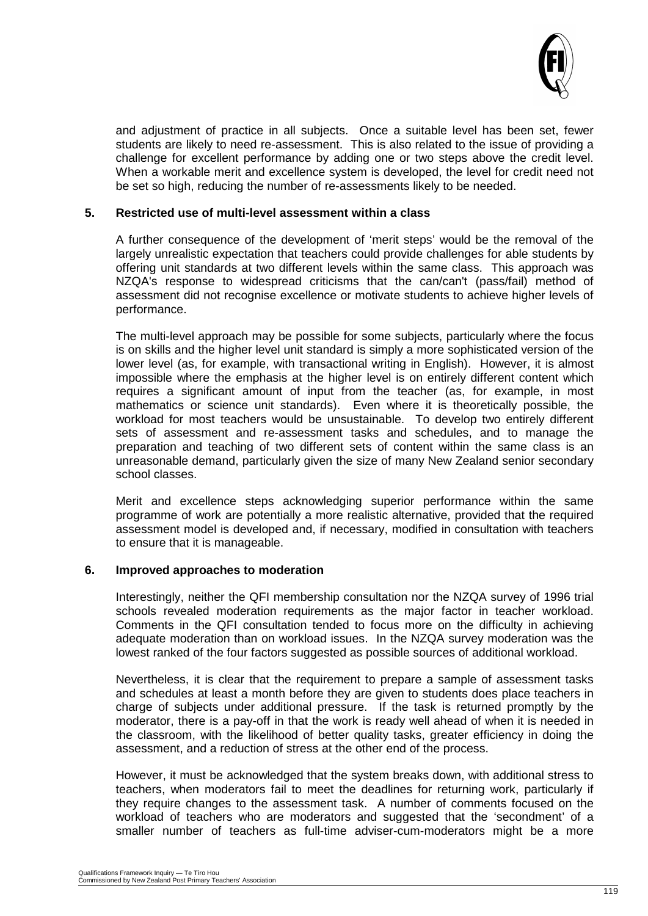and adjustment of practice in all subjects. Once a suitable level has been set, fewer students are likely to need re-assessment. This is also related to the issue of providing a challenge for excellent performance by adding one or two steps above the credit level. When a workable merit and excellence system is developed, the level for credit need not be set so high, reducing the number of re-assessments likely to be needed.

### 5. Restricted use of multi-level assessment within a class

A further consequence of the development of 'merit steps' would be the removal of the largely unrealistic expectation that teachers could provide challenges for able students by offering unit standards at two different levels within the same class. This approach was NZQA's response to widespread criticisms that the can/can't (pass/fail) method of assessment did not recognise excellence or motivate students to achieve higher levels of performance.

The multi-level approach may be possible for some subjects, particularly where the focus is on skills and the higher level unit standard is simply a more sophisticated version of the lower level (as, for example, with transactional writing in English). However, it is almost impossible where the emphasis at the higher level is on entirely different content which requires a significant amount of input from the teacher (as, for example, in most mathematics or science unit standards). Even where it is theoretically possible, the workload for most teachers would be unsustainable. To develop two entirely different sets of assessment and re-assessment tasks and schedules, and to manage the preparation and teaching of two different sets of content within the same class is an unreasonable demand, particularly given the size of many New Zealand senior secondary school classes.

Merit and excellence steps acknowledging superior performance within the same programme of work are potentially a more realistic alternative, provided that the required assessment model is developed and, if necessary, modified in consultation with teachers to ensure that it is manageable.

### 6. Improved approaches to moderation

Interestingly, neither the QFI membership consultation nor the NZQA survey of 1996 trial schools revealed moderation requirements as the major factor in teacher workload. Comments in the QFI consultation tended to focus more on the difficulty in achieving adequate moderation than on workload issues. In the NZQA survey moderation was the lowest ranked of the four factors suggested as possible sources of additional workload.

Nevertheless, it is clear that the requirement to prepare a sample of assessment tasks and schedules at least a month before they are given to students does place teachers in charge of subjects under additional pressure. If the task is returned promptly by the moderator, there is a pay-off in that the work is ready well ahead of when it is needed in the classroom, with the likelihood of better quality tasks, greater efficiency in doing the assessment, and a reduction of stress at the other end of the process.

However, it must be acknowledged that the system breaks down, with additional stress to teachers, when moderators fail to meet the deadlines for returning work, particularly if they require changes to the assessment task. A number of comments focused on the workload of teachers who are moderators and suggested that the 'secondment' of a smaller number of teachers as full-time adviser-cum-moderators might be a more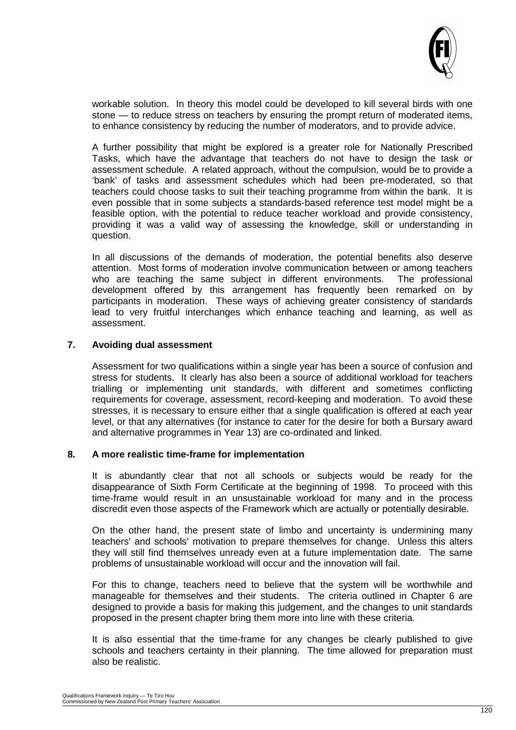workable solution. In theory this model could be developed to kill several birds with one stone — to reduce stress on teachers by ensuring the prompt return of moderated items, to enhance consistency by reducing the number of moderators, and to provide advice.

A further possibility that might be explored is a greater role for Nationally Prescribed Tasks, which have the advantage that teachers do not have to design the task or assessment schedule. A related approach, without the compulsion, would be to provide a 'bank' of tasks and assessment schedules which had been pre-moderated, so that teachers could choose tasks to suit their teaching programme from within the bank. It is even possible that in some subjects a standards-based reference test model might be a feasible option, with the potential to reduce teacher workload and provide consistency, providing it was a valid way of assessing the knowledge, skill or understanding in question.

In all discussions of the demands of moderation, the potential benefits also deserve attention. Most forms of moderation involve communication between or among teachers who are teaching the same subject in different environments. The professional development offered by this arrangement has frequently been remarked on by participants in moderation. These ways of achieving greater consistency of standards lead to very fruitful interchanges which enhance teaching and learning, as well as assessment.

### 7. Avoiding dual assessment

Assessment for two qualifications within a single year has been a source of confusion and stress for students. It clearly has also been a source of additional workload for teachers trialling or implementing unit standards, with different and sometimes conflicting requirements for coverage, assessment, record-keeping and moderation. To avoid these stresses, it is necessary to ensure either that a single qualification is offered at each year level, or that any alternatives (for instance to cater for the desire for both a Bursary award and alternative programmes in Year 13) are co-ordinated and linked.

### 8. A more realistic time-frame for implementation

It is abundantly clear that not all schools or subjects would be ready for the disappearance of Sixth Form Certificate at the beginning of 1998. To proceed with this time-frame would result in an unsustainable workload for many and in the process discredit even those aspects of the Framework which are actually or potentially desirable.

On the other hand, the present state of limbo and uncertainty is undermining many teachers' and schools' motivation to prepare themselves for change. Unless this alters they will still find themselves unready even at a future implementation date. The same problems of unsustainable workload will occur and the innovation will fail.

For this to change, teachers need to believe that the system will be worthwhile and manageable for themselves and their students. The criteria outlined in Chapter 6 are designed to provide a basis for making this judgement, and the changes to unit standards proposed in the present chapter bring them more into line with these criteria.

It is also essential that the time-frame for any changes be clearly published to give schools and teachers certainty in their planning. The time allowed for preparation must also be realistic.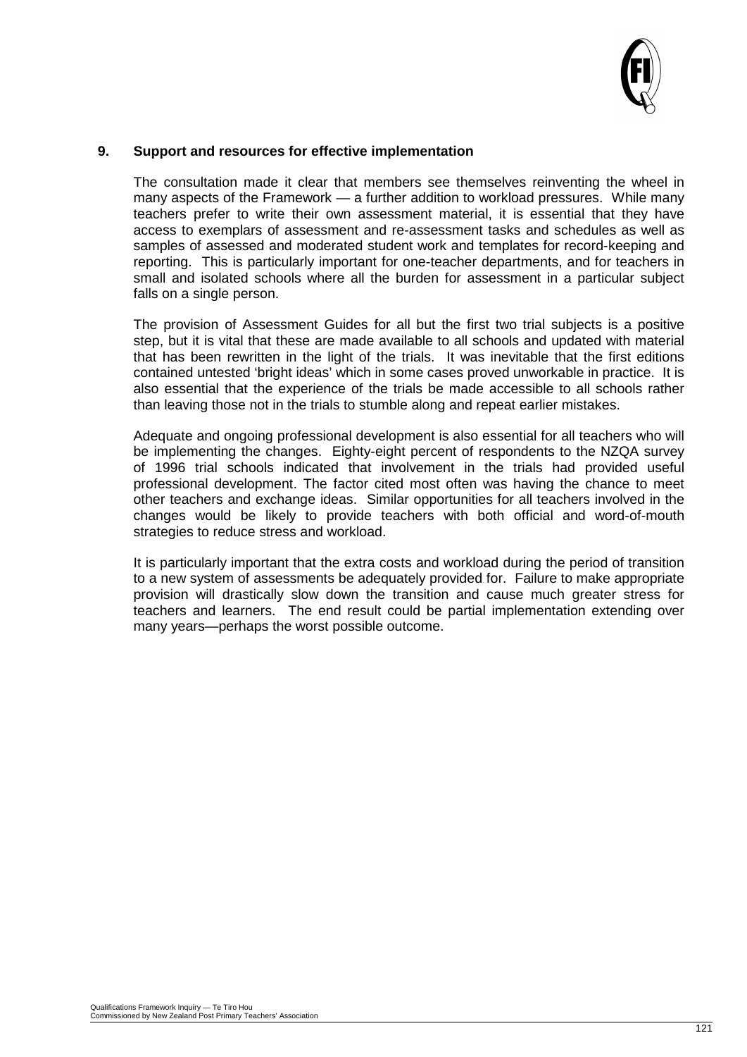## 9. Support and resources for effective implementation

The consultation made it clear that members see themselves reinventing the wheel in many aspects of the Framework — a further addition to workload pressures. While many teachers prefer to write their own assessment material, it is essential that they have access to exemplars of assessment and re-assessment tasks and schedules as well as samples of assessed and moderated student work and templates for record-keeping and reporting. This is particularly important for one-teacher departments, and for teachers in small and isolated schools where all the burden for assessment in a particular subject falls on a single person.

The provision of Assessment Guides for all but the first two trial subjects is a positive step, but it is vital that these are made available to all schools and updated with material that has been rewritten in the light of the trials. It was inevitable that the first editions contained untested 'bright ideas' which in some cases proved unworkable in practice. It is also essential that the experience of the trials be made accessible to all schools rather than leaving those not in the trials to stumble along and repeat earlier mistakes.

Adequate and ongoing professional development is also essential for all teachers who will be implementing the changes. Eighty-eight percent of respondents to the NZQA survey of 1996 trial schools indicated that involvement in the trials had provided useful professional development. The factor cited most often was having the chance to meet other teachers and exchange ideas. Similar opportunities for all teachers involved in the changes would be likely to provide teachers with both official and word-of-mouth strategies to reduce stress and workload.

It is particularly important that the extra costs and workload during the period of transition to a new system of assessments be adequately provided for. Failure to make appropriate provision will drastically slow down the transition and cause much greater stress for teachers and learners. The end result could be partial implementation extending over many years—perhaps the worst possible outcome.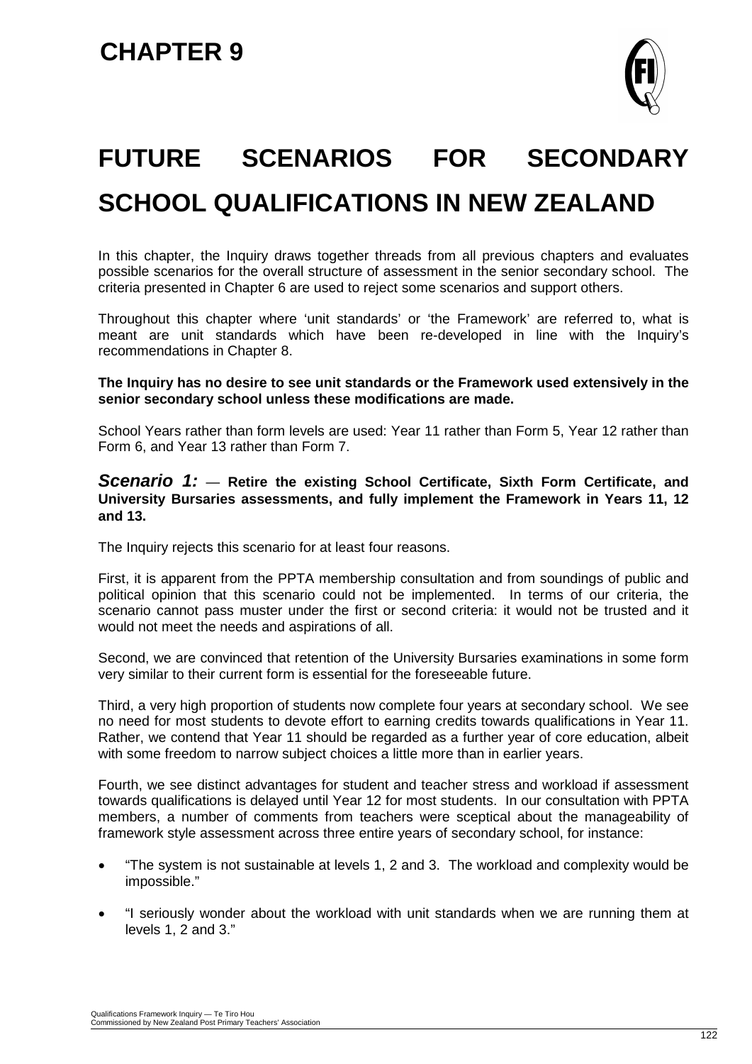# CHAPTER 9

# FUTURE SCENARIOS FOR SECONDARY SCHOOL QUALIFICATIONS IN NEW ZEALAND

In this chapter, the Inquiry draws together threads from all previous chapters and evaluates possible scenarios for the overall structure of assessment in the senior secondary school. The criteria presented in Chapter 6 are used to reject some scenarios and support others.

Throughout this chapter where 'unit standards' or 'the Framework' are referred to, what is meant are unit standards which have been re-developed in line with the Inquiry's recommendations in Chapter 8.

**The Inquiry has no desire to see unit standards or the Framework used extensively in the senior secondary school unless these modifications are made.**

School Years rather than form levels are used: Year 11 rather than Form 5, Year 12 rather than Form 6, and Year 13 rather than Form 7.

### *Scenario 1:* — Retire the existing School Certificate, Sixth Form Certificate, and University Bursaries assessments, and fully implement the Framework in Years 11, 12 and 13.

The Inquiry rejects this scenario for at least four reasons.

First, it is apparent from the PPTA membership consultation and from soundings of public and political opinion that this scenario could not be implemented. In terms of our criteria, the scenario cannot pass muster under the first or second criteria: it would not be trusted and it would not meet the needs and aspirations of all.

Second, we are convinced that retention of the University Bursaries examinations in some form very similar to their current form is essential for the foreseeable future.

Third, a very high proportion of students now complete four years at secondary school. We see no need for most students to devote effort to earning credits towards qualifications in Year 11. Rather, we contend that Year 11 should be regarded as a further year of core education, albeit with some freedom to narrow subject choices a little more than in earlier years.

Fourth, we see distinct advantages for student and teacher stress and workload if assessment towards qualifications is delayed until Year 12 for most students. In our consultation with PPTA members, a number of comments from teachers were sceptical about the manageability of framework style assessment across three entire years of secondary school, for instance:

- "The system is not sustainable at levels 1, 2 and 3. The workload and complexity would be impossible."
- "I seriously wonder about the workload with unit standards when we are running them at levels 1, 2 and 3."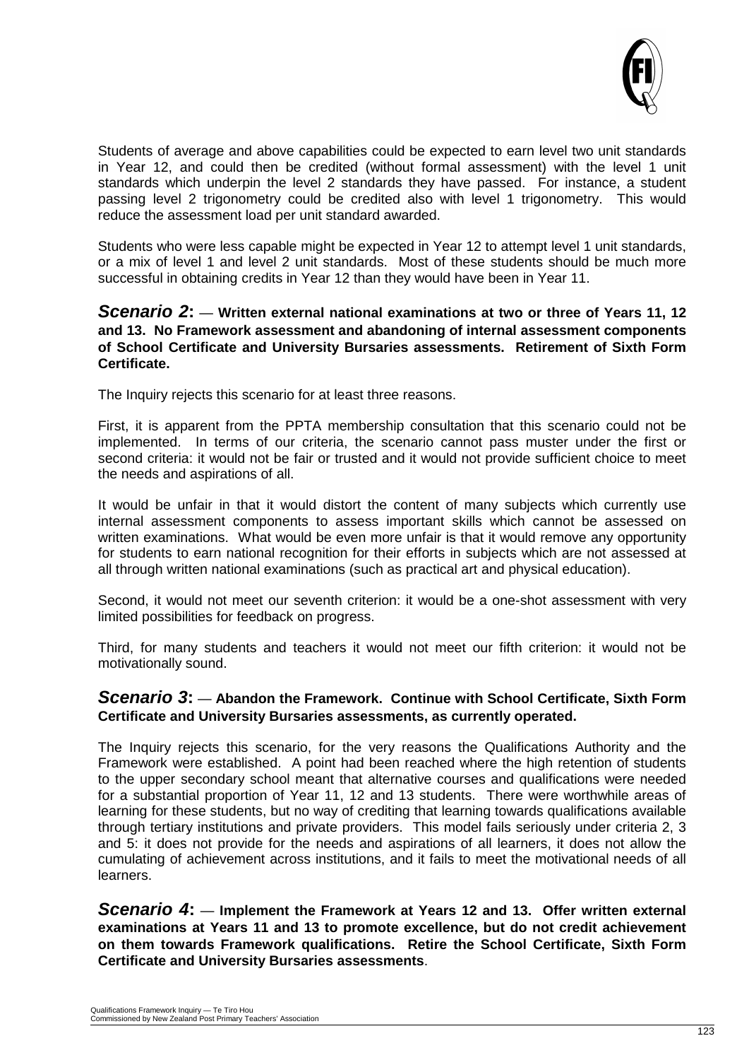Students of average and above capabilities could be expected to earn level two unit standards in Year 12, and could then be credited (without formal assessment) with the level 1 unit standards which underpin the level 2 standards they have passed. For instance, a student passing level 2 trigonometry could be credited also with level 1 trigonometry. This would reduce the assessment load per unit standard awarded.

Students who were less capable might be expected in Year 12 to attempt level 1 unit standards, or a mix of level 1 and level 2 unit standards. Most of these students should be much more successful in obtaining credits in Year 12 than they would have been in Year 11.

### *Scenario 2***:** — **Written external national examinations at two or three of Years 11, 12 and 13. No Framework assessment and abandoning of internal assessment components of School Certificate and University Bursaries assessments. Retirement of Sixth Form Certificate.**

The Inquiry rejects this scenario for at least three reasons.

First, it is apparent from the PPTA membership consultation that this scenario could not be implemented. In terms of our criteria, the scenario cannot pass muster under the first or second criteria: it would not be fair or trusted and it would not provide sufficient choice to meet the needs and aspirations of all.

It would be unfair in that it would distort the content of many subjects which currently use internal assessment components to assess important skills which cannot be assessed on written examinations. What would be even more unfair is that it would remove any opportunity for students to earn national recognition for their efforts in subjects which are not assessed at all through written national examinations (such as practical art and physical education).

Second, it would not meet our seventh criterion: it would be a one-shot assessment with very limited possibilities for feedback on progress.

Third, for many students and teachers it would not meet our fifth criterion: it would not be motivationally sound.

### *Scenario 3***:** — **Abandon the Framework. Continue with School Certificate, Sixth Form Certificate and University Bursaries assessments, as currently operated.**

The Inquiry rejects this scenario, for the very reasons the Qualifications Authority and the Framework were established. A point had been reached where the high retention of students to the upper secondary school meant that alternative courses and qualifications were needed for a substantial proportion of Year 11, 12 and 13 students. There were worthwhile areas of learning for these students, but no way of crediting that learning towards qualifications available through tertiary institutions and private providers. This model fails seriously under criteria 2, 3 and 5: it does not provide for the needs and aspirations of all learners, it does not allow the cumulating of achievement across institutions, and it fails to meet the motivational needs of all learners.

### *Scenario 4***:** — **Implement the Framework at Years 12 and 13. Offer written external examinations at Years 11 and 13 to promote excellence, but do not credit achievement on them towards Framework qualifications. Retire the School Certificate, Sixth Form Certificate and University Bursaries assessments**.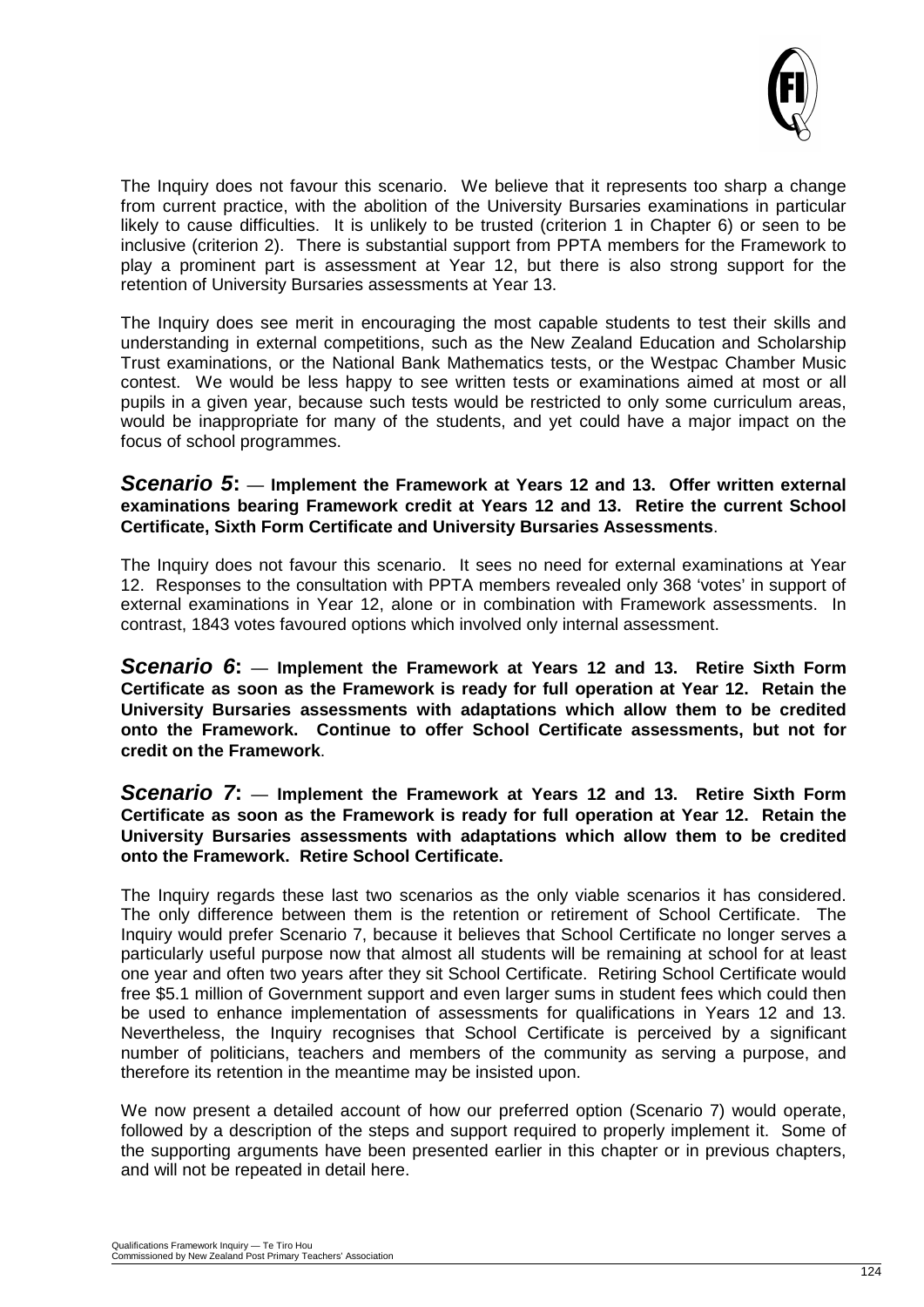The Inquiry does not favour this scenario. We believe that it represents too sharp a change from current practice, with the abolition of the University Bursaries examinations in particular likely to cause difficulties. It is unlikely to be trusted (criterion 1 in Chapter 6) or seen to be inclusive (criterion 2). There is substantial support from PPTA members for the Framework to play a prominent part is assessment at Year 12, but there is also strong support for the retention of University Bursaries assessments at Year 13.

The Inquiry does see merit in encouraging the most capable students to test their skills and understanding in external competitions, such as the New Zealand Education and Scholarship Trust examinations, or the National Bank Mathematics tests, or the Westpac Chamber Music contest. We would be less happy to see written tests or examinations aimed at most or all pupils in a given year, because such tests would be restricted to only some curriculum areas, would be inappropriate for many of the students, and yet could have a major impact on the focus of school programmes.

### ***Scenario 5*: — Implement the Framework at Years 12 and 13. Offer written external examinations bearing Framework credit at Years 12 and 13. Retire the current School Certificate, Sixth Form Certificate and University Bursaries Assessments**.

The Inquiry does not favour this scenario. It sees no need for external examinations at Year 12. Responses to the consultation with PPTA members revealed only 368 'votes' in support of external examinations in Year 12, alone or in combination with Framework assessments. In contrast, 1843 votes favoured options which involved only internal assessment.

### ***Scenario 6*: — Implement the Framework at Years 12 and 13. Retire Sixth Form Certificate as soon as the Framework is ready for full operation at Year 12. Retain the University Bursaries assessments with adaptations which allow them to be credited onto the Framework. Continue to offer School Certificate assessments, but not for credit on the Framework**.

### ***Scenario 7*: — Implement the Framework at Years 12 and 13. Retire Sixth Form Certificate as soon as the Framework is ready for full operation at Year 12. Retain the University Bursaries assessments with adaptations which allow them to be credited onto the Framework. Retire School Certificate.**

The Inquiry regards these last two scenarios as the only viable scenarios it has considered. The only difference between them is the retention or retirement of School Certificate. The Inquiry would prefer Scenario 7, because it believes that School Certificate no longer serves a particularly useful purpose now that almost all students will be remaining at school for at least one year and often two years after they sit School Certificate. Retiring School Certificate would free $5.1 million of Government support and even larger sums in student fees which could then be used to enhance implementation of assessments for qualifications in Years 12 and 13. Nevertheless, the Inquiry recognises that School Certificate is perceived by a significant number of politicians, teachers and members of the community as serving a purpose, and therefore its retention in the meantime may be insisted upon.

We now present a detailed account of how our preferred option (Scenario 7) would operate, followed by a description of the steps and support required to properly implement it. Some of the supporting arguments have been presented earlier in this chapter or in previous chapters, and will not be repeated in detail here.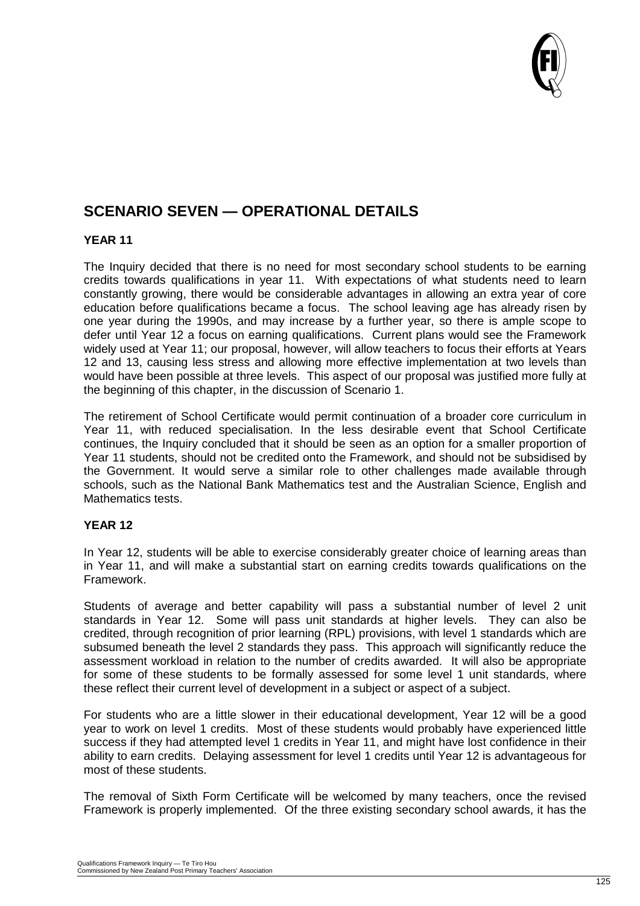## SCENARIO SEVEN — OPERATIONAL DETAILS

### YEAR 11

The Inquiry decided that there is no need for most secondary school students to be earning credits towards qualifications in year 11. With expectations of what students need to learn constantly growing, there would be considerable advantages in allowing an extra year of core education before qualifications became a focus. The school leaving age has already risen by one year during the 1990s, and may increase by a further year, so there is ample scope to defer until Year 12 a focus on earning qualifications. Current plans would see the Framework widely used at Year 11; our proposal, however, will allow teachers to focus their efforts at Years 12 and 13, causing less stress and allowing more effective implementation at two levels than would have been possible at three levels. This aspect of our proposal was justified more fully at the beginning of this chapter, in the discussion of Scenario 1.

The retirement of School Certificate would permit continuation of a broader core curriculum in Year 11, with reduced specialisation. In the less desirable event that School Certificate continues, the Inquiry concluded that it should be seen as an option for a smaller proportion of Year 11 students, should not be credited onto the Framework, and should not be subsidised by the Government. It would serve a similar role to other challenges made available through schools, such as the National Bank Mathematics test and the Australian Science, English and Mathematics tests.

### YEAR 12

In Year 12, students will be able to exercise considerably greater choice of learning areas than in Year 11, and will make a substantial start on earning credits towards qualifications on the Framework.

Students of average and better capability will pass a substantial number of level 2 unit standards in Year 12. Some will pass unit standards at higher levels. They can also be credited, through recognition of prior learning (RPL) provisions, with level 1 standards which are subsumed beneath the level 2 standards they pass. This approach will significantly reduce the assessment workload in relation to the number of credits awarded. It will also be appropriate for some of these students to be formally assessed for some level 1 unit standards, where these reflect their current level of development in a subject or aspect of a subject.

For students who are a little slower in their educational development, Year 12 will be a good year to work on level 1 credits. Most of these students would probably have experienced little success if they had attempted level 1 credits in Year 11, and might have lost confidence in their ability to earn credits. Delaying assessment for level 1 credits until Year 12 is advantageous for most of these students.

The removal of Sixth Form Certificate will be welcomed by many teachers, once the revised Framework is properly implemented. Of the three existing secondary school awards, it has the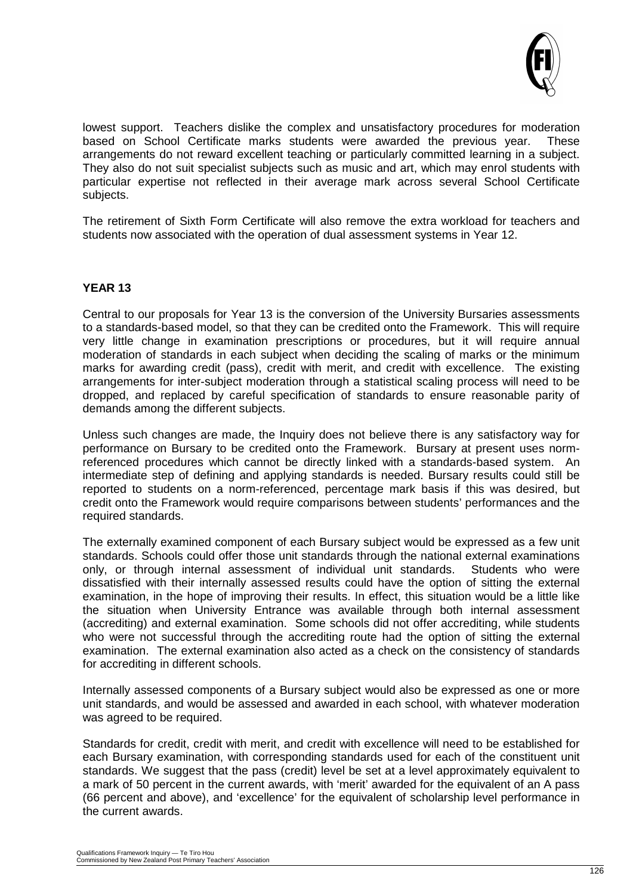lowest support. Teachers dislike the complex and unsatisfactory procedures for moderation based on School Certificate marks students were awarded the previous year. These arrangements do not reward excellent teaching or particularly committed learning in a subject. They also do not suit specialist subjects such as music and art, which may enrol students with particular expertise not reflected in their average mark across several School Certificate subjects.

The retirement of Sixth Form Certificate will also remove the extra workload for teachers and students now associated with the operation of dual assessment systems in Year 12.

## YEAR 13

Central to our proposals for Year 13 is the conversion of the University Bursaries assessments to a standards-based model, so that they can be credited onto the Framework. This will require very little change in examination prescriptions or procedures, but it will require annual moderation of standards in each subject when deciding the scaling of marks or the minimum marks for awarding credit (pass), credit with merit, and credit with excellence. The existing arrangements for inter-subject moderation through a statistical scaling process will need to be dropped, and replaced by careful specification of standards to ensure reasonable parity of demands among the different subjects.

Unless such changes are made, the Inquiry does not believe there is any satisfactory way for performance on Bursary to be credited onto the Framework. Bursary at present uses norm-referenced procedures which cannot be directly linked with a standards-based system. An intermediate step of defining and applying standards is needed. Bursary results could still be reported to students on a norm-referenced, percentage mark basis if this was desired, but credit onto the Framework would require comparisons between students' performances and the required standards.

The externally examined component of each Bursary subject would be expressed as a few unit standards. Schools could offer those unit standards through the national external examinations only, or through internal assessment of individual unit standards. Students who were dissatisfied with their internally assessed results could have the option of sitting the external examination, in the hope of improving their results. In effect, this situation would be a little like the situation when University Entrance was available through both internal assessment (accrediting) and external examination. Some schools did not offer accrediting, while students who were not successful through the accrediting route had the option of sitting the external examination. The external examination also acted as a check on the consistency of standards for accrediting in different schools.

Internally assessed components of a Bursary subject would also be expressed as one or more unit standards, and would be assessed and awarded in each school, with whatever moderation was agreed to be required.

Standards for credit, credit with merit, and credit with excellence will need to be established for each Bursary examination, with corresponding standards used for each of the constituent unit standards. We suggest that the pass (credit) level be set at a level approximately equivalent to a mark of 50 percent in the current awards, with 'merit' awarded for the equivalent of an A pass (66 percent and above), and 'excellence' for the equivalent of scholarship level performance in the current awards.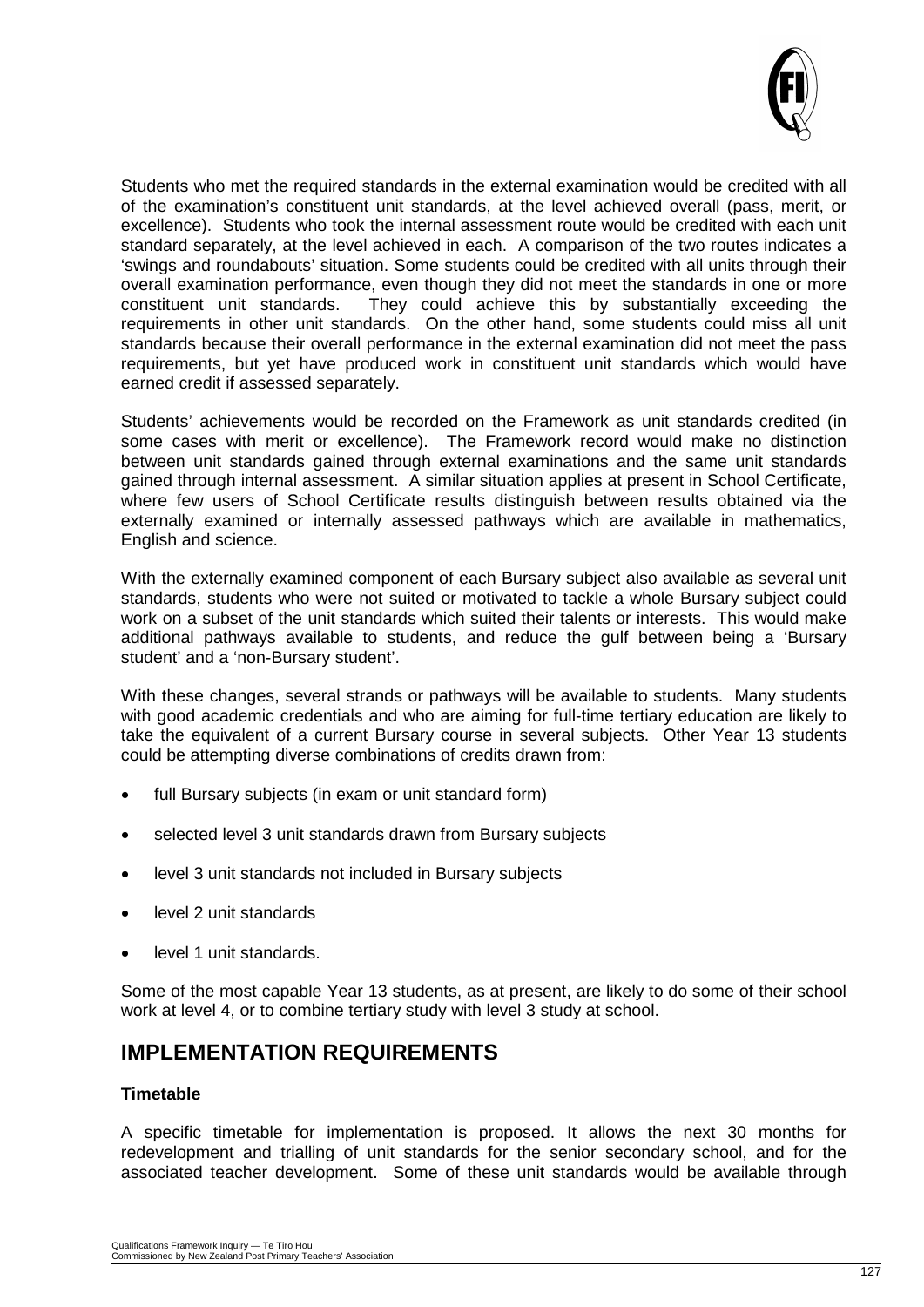Students who met the required standards in the external examination would be credited with all of the examination's constituent unit standards, at the level achieved overall (pass, merit, or excellence). Students who took the internal assessment route would be credited with each unit standard separately, at the level achieved in each. A comparison of the two routes indicates a 'swings and roundabouts' situation. Some students could be credited with all units through their overall examination performance, even though they did not meet the standards in one or more constituent unit standards. They could achieve this by substantially exceeding the requirements in other unit standards. On the other hand, some students could miss all unit standards because their overall performance in the external examination did not meet the pass requirements, but yet have produced work in constituent unit standards which would have earned credit if assessed separately.

Students' achievements would be recorded on the Framework as unit standards credited (in some cases with merit or excellence). The Framework record would make no distinction between unit standards gained through external examinations and the same unit standards gained through internal assessment. A similar situation applies at present in School Certificate, where few users of School Certificate results distinguish between results obtained via the externally examined or internally assessed pathways which are available in mathematics, English and science.

With the externally examined component of each Bursary subject also available as several unit standards, students who were not suited or motivated to tackle a whole Bursary subject could work on a subset of the unit standards which suited their talents or interests. This would make additional pathways available to students, and reduce the gulf between being a 'Bursary student' and a 'non-Bursary student'.

With these changes, several strands or pathways will be available to students. Many students with good academic credentials and who are aiming for full-time tertiary education are likely to take the equivalent of a current Bursary course in several subjects. Other Year 13 students could be attempting diverse combinations of credits drawn from:

- full Bursary subjects (in exam or unit standard form)
- selected level 3 unit standards drawn from Bursary subjects
- level 3 unit standards not included in Bursary subjects
- level 2 unit standards
- level 1 unit standards.

Some of the most capable Year 13 students, as at present, are likely to do some of their school work at level 4, or to combine tertiary study with level 3 study at school.

## IMPLEMENTATION REQUIREMENTS

**Timetable**

A specific timetable for implementation is proposed. It allows the next 30 months for redevelopment and trialling of unit standards for the senior secondary school, and for the associated teacher development. Some of these unit standards would be available through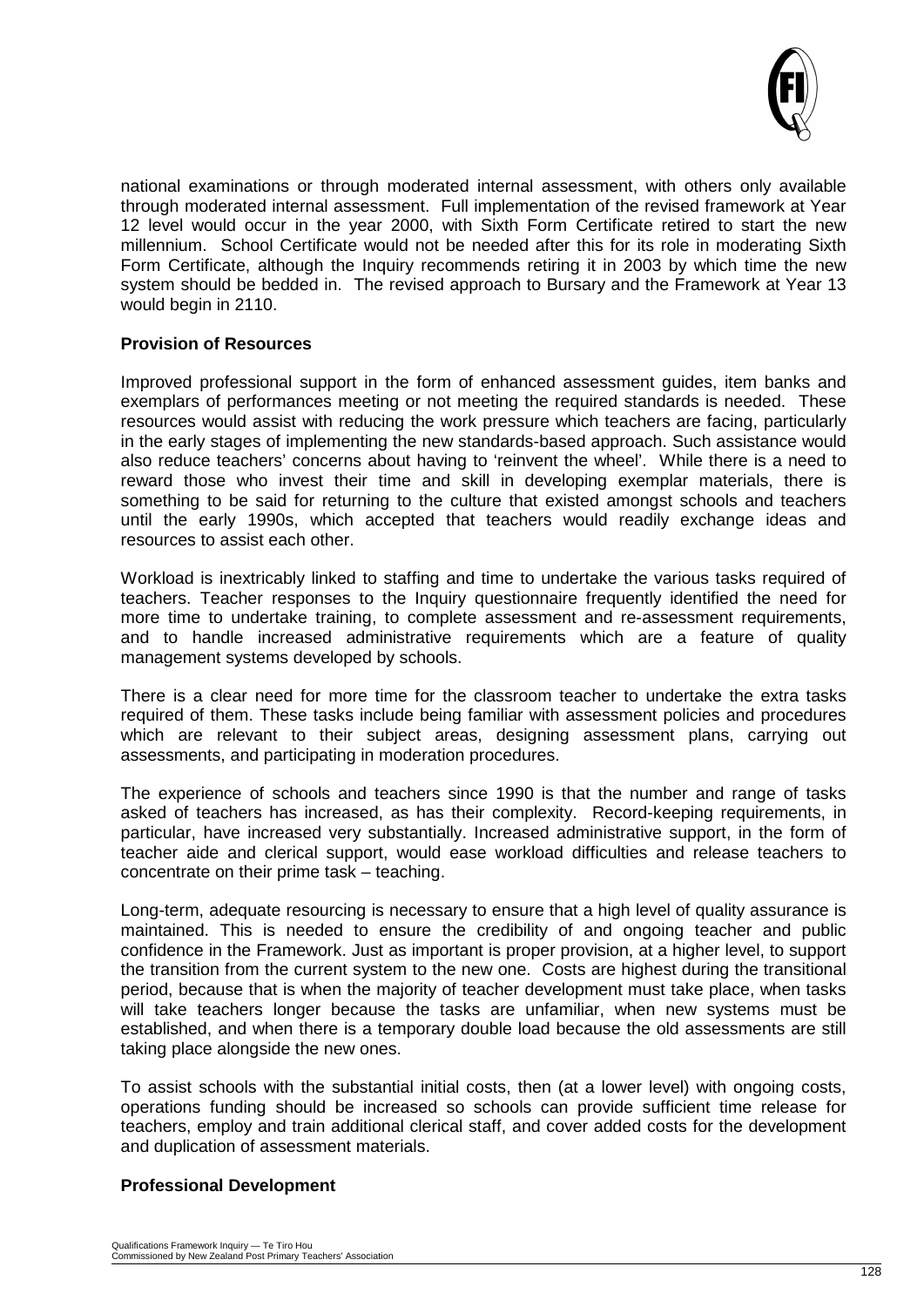national examinations or through moderated internal assessment, with others only available through moderated internal assessment. Full implementation of the revised framework at Year 12 level would occur in the year 2000, with Sixth Form Certificate retired to start the new millennium. School Certificate would not be needed after this for its role in moderating Sixth Form Certificate, although the Inquiry recommends retiring it in 2003 by which time the new system should be bedded in. The revised approach to Bursary and the Framework at Year 13 would begin in 2110.

**Provision of Resources**

Improved professional support in the form of enhanced assessment guides, item banks and exemplars of performances meeting or not meeting the required standards is needed. These resources would assist with reducing the work pressure which teachers are facing, particularly in the early stages of implementing the new standards-based approach. Such assistance would also reduce teachers' concerns about having to 'reinvent the wheel'. While there is a need to reward those who invest their time and skill in developing exemplar materials, there is something to be said for returning to the culture that existed amongst schools and teachers until the early 1990s, which accepted that teachers would readily exchange ideas and resources to assist each other.

Workload is inextricably linked to staffing and time to undertake the various tasks required of teachers. Teacher responses to the Inquiry questionnaire frequently identified the need for more time to undertake training, to complete assessment and re-assessment requirements, and to handle increased administrative requirements which are a feature of quality management systems developed by schools.

There is a clear need for more time for the classroom teacher to undertake the extra tasks required of them. These tasks include being familiar with assessment policies and procedures which are relevant to their subject areas, designing assessment plans, carrying out assessments, and participating in moderation procedures.

The experience of schools and teachers since 1990 is that the number and range of tasks asked of teachers has increased, as has their complexity. Record-keeping requirements, in particular, have increased very substantially. Increased administrative support, in the form of teacher aide and clerical support, would ease workload difficulties and release teachers to concentrate on their prime task – teaching.

Long-term, adequate resourcing is necessary to ensure that a high level of quality assurance is maintained. This is needed to ensure the credibility of and ongoing teacher and public confidence in the Framework. Just as important is proper provision, at a higher level, to support the transition from the current system to the new one. Costs are highest during the transitional period, because that is when the majority of teacher development must take place, when tasks will take teachers longer because the tasks are unfamiliar, when new systems must be established, and when there is a temporary double load because the old assessments are still taking place alongside the new ones.

To assist schools with the substantial initial costs, then (at a lower level) with ongoing costs, operations funding should be increased so schools can provide sufficient time release for teachers, employ and train additional clerical staff, and cover added costs for the development and duplication of assessment materials.

**Professional Development**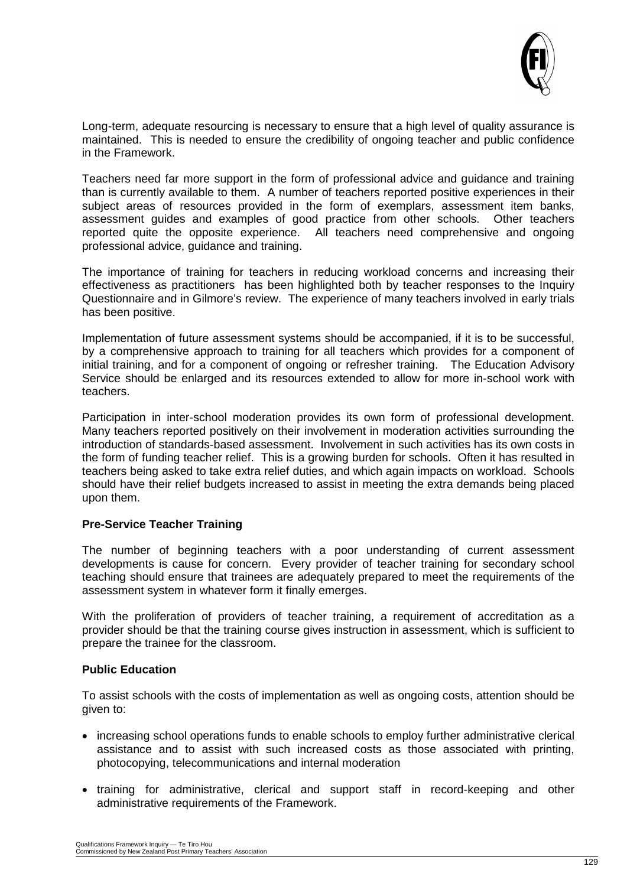Long-term, adequate resourcing is necessary to ensure that a high level of quality assurance is maintained. This is needed to ensure the credibility of ongoing teacher and public confidence in the Framework.

Teachers need far more support in the form of professional advice and guidance and training than is currently available to them. A number of teachers reported positive experiences in their subject areas of resources provided in the form of exemplars, assessment item banks, assessment guides and examples of good practice from other schools. Other teachers reported quite the opposite experience. All teachers need comprehensive and ongoing professional advice, guidance and training.

The importance of training for teachers in reducing workload concerns and increasing their effectiveness as practitioners has been highlighted both by teacher responses to the Inquiry Questionnaire and in Gilmore's review. The experience of many teachers involved in early trials has been positive.

Implementation of future assessment systems should be accompanied, if it is to be successful, by a comprehensive approach to training for all teachers which provides for a component of initial training, and for a component of ongoing or refresher training. The Education Advisory Service should be enlarged and its resources extended to allow for more in-school work with teachers.

Participation in inter-school moderation provides its own form of professional development. Many teachers reported positively on their involvement in moderation activities surrounding the introduction of standards-based assessment. Involvement in such activities has its own costs in the form of funding teacher relief. This is a growing burden for schools. Often it has resulted in teachers being asked to take extra relief duties, and which again impacts on workload. Schools should have their relief budgets increased to assist in meeting the extra demands being placed upon them.

**Pre-Service Teacher Training**

The number of beginning teachers with a poor understanding of current assessment developments is cause for concern. Every provider of teacher training for secondary school teaching should ensure that trainees are adequately prepared to meet the requirements of the assessment system in whatever form it finally emerges.

With the proliferation of providers of teacher training, a requirement of accreditation as a provider should be that the training course gives instruction in assessment, which is sufficient to prepare the trainee for the classroom.

**Public Education**

To assist schools with the costs of implementation as well as ongoing costs, attention should be given to:

- increasing school operations funds to enable schools to employ further administrative clerical assistance and to assist with such increased costs as those associated with printing, photocopying, telecommunications and internal moderation
- training for administrative, clerical and support staff in record-keeping and other administrative requirements of the Framework.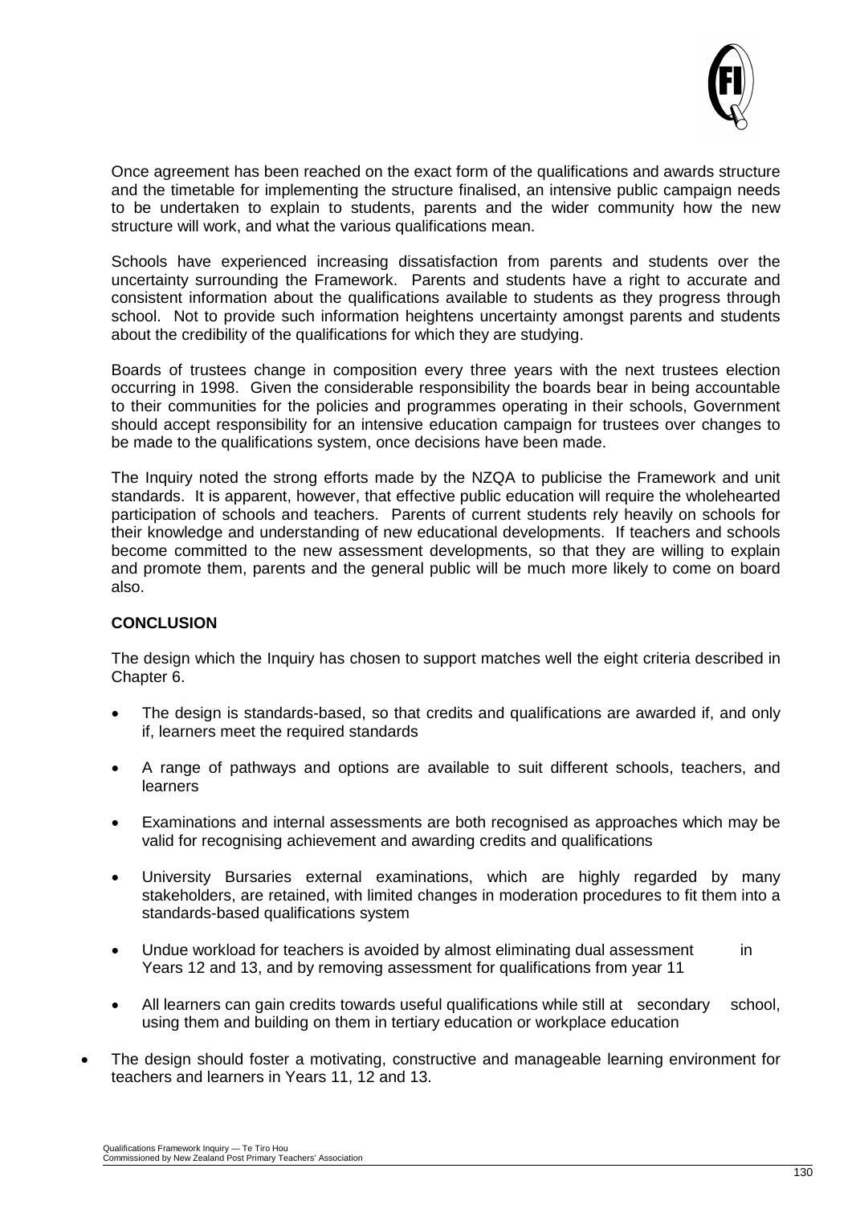Once agreement has been reached on the exact form of the qualifications and awards structure and the timetable for implementing the structure finalised, an intensive public campaign needs to be undertaken to explain to students, parents and the wider community how the new structure will work, and what the various qualifications mean.

Schools have experienced increasing dissatisfaction from parents and students over the uncertainty surrounding the Framework. Parents and students have a right to accurate and consistent information about the qualifications available to students as they progress through school. Not to provide such information heightens uncertainty amongst parents and students about the credibility of the qualifications for which they are studying.

Boards of trustees change in composition every three years with the next trustees election occurring in 1998. Given the considerable responsibility the boards bear in being accountable to their communities for the policies and programmes operating in their schools, Government should accept responsibility for an intensive education campaign for trustees over changes to be made to the qualifications system, once decisions have been made.

The Inquiry noted the strong efforts made by the NZQA to publicise the Framework and unit standards. It is apparent, however, that effective public education will require the wholehearted participation of schools and teachers. Parents of current students rely heavily on schools for their knowledge and understanding of new educational developments. If teachers and schools become committed to the new assessment developments, so that they are willing to explain and promote them, parents and the general public will be much more likely to come on board also.

**CONCLUSION**

The design which the Inquiry has chosen to support matches well the eight criteria described in Chapter 6.

- The design is standards-based, so that credits and qualifications are awarded if, and only if, learners meet the required standards
- A range of pathways and options are available to suit different schools, teachers, and learners
- Examinations and internal assessments are both recognised as approaches which may be valid for recognising achievement and awarding credits and qualifications
- University Bursaries external examinations, which are highly regarded by many stakeholders, are retained, with limited changes in moderation procedures to fit them into a standards-based qualifications system
- Undue workload for teachers is avoided by almost eliminating dual assessment in Years 12 and 13, and by removing assessment for qualifications from year 11
- All learners can gain credits towards useful qualifications while still at secondary school, using them and building on them in tertiary education or workplace education
- The design should foster a motivating, constructive and manageable learning environment for teachers and learners in Years 11, 12 and 13.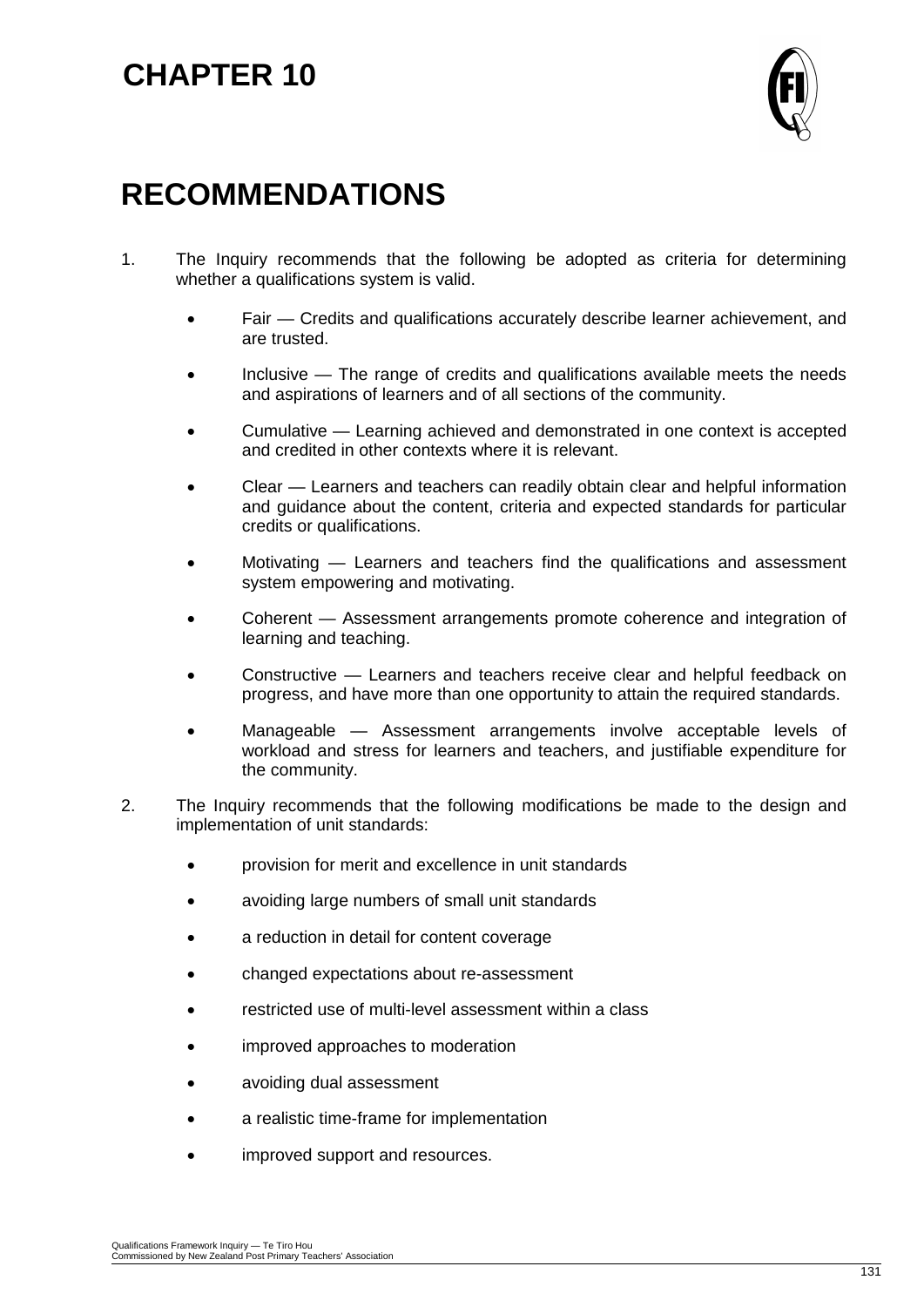# CHAPTER 10

# RECOMMENDATIONS

1. The Inquiry recommends that the following be adopted as criteria for determining whether a qualifications system is valid.

   - Fair — Credits and qualifications accurately describe learner achievement, and are trusted.
   - Inclusive — The range of credits and qualifications available meets the needs and aspirations of learners and of all sections of the community.
   - Cumulative — Learning achieved and demonstrated in one context is accepted and credited in other contexts where it is relevant.
   - Clear — Learners and teachers can readily obtain clear and helpful information and guidance about the content, criteria and expected standards for particular credits or qualifications.
   - Motivating — Learners and teachers find the qualifications and assessment system empowering and motivating.
   - Coherent — Assessment arrangements promote coherence and integration of learning and teaching.
   - Constructive — Learners and teachers receive clear and helpful feedback on progress, and have more than one opportunity to attain the required standards.
   - Manageable — Assessment arrangements involve acceptable levels of workload and stress for learners and teachers, and justifiable expenditure for the community.

2. The Inquiry recommends that the following modifications be made to the design and implementation of unit standards:

   - provision for merit and excellence in unit standards
   - avoiding large numbers of small unit standards
   - a reduction in detail for content coverage
   - changed expectations about re-assessment
   - restricted use of multi-level assessment within a class
   - improved approaches to moderation
   - avoiding dual assessment
   - a realistic time-frame for implementation
   - improved support and resources.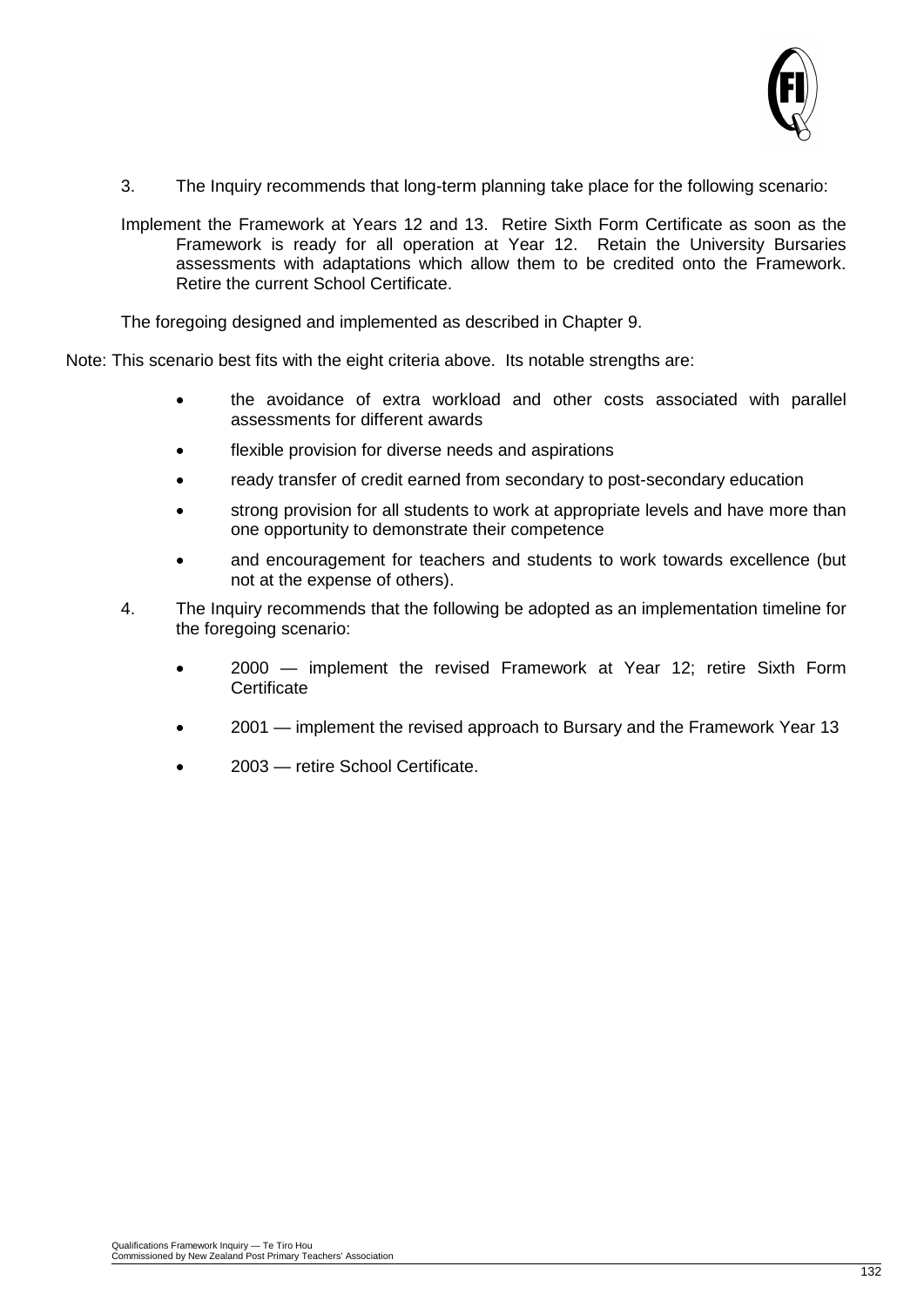3. The Inquiry recommends that long-term planning take place for the following scenario:

Implement the Framework at Years 12 and 13. Retire Sixth Form Certificate as soon as the Framework is ready for all operation at Year 12. Retain the University Bursaries assessments with adaptations which allow them to be credited onto the Framework. Retire the current School Certificate.

The foregoing designed and implemented as described in Chapter 9.

Note: This scenario best fits with the eight criteria above. Its notable strengths are:

- the avoidance of extra workload and other costs associated with parallel assessments for different awards
- flexible provision for diverse needs and aspirations
- ready transfer of credit earned from secondary to post-secondary education
- strong provision for all students to work at appropriate levels and have more than one opportunity to demonstrate their competence
- and encouragement for teachers and students to work towards excellence (but not at the expense of others).

4. The Inquiry recommends that the following be adopted as an implementation timeline for the foregoing scenario:

- 2000 — implement the revised Framework at Year 12; retire Sixth Form Certificate
- 2001 — implement the revised approach to Bursary and the Framework Year 13
- 2003 — retire School Certificate.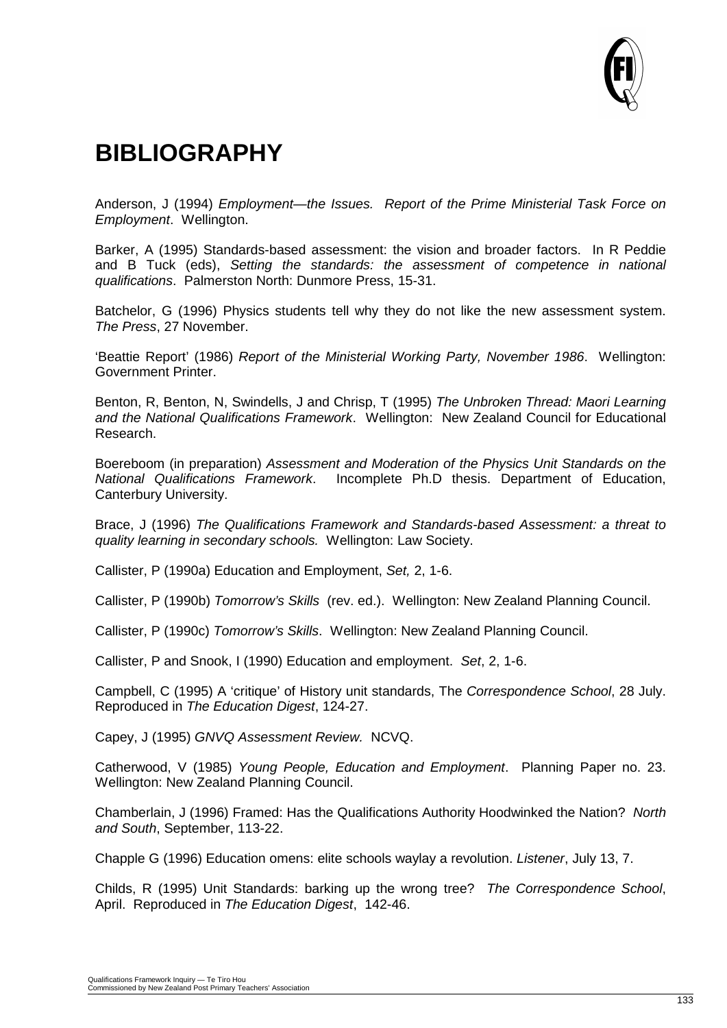# BIBLIOGRAPHY

Anderson, J (1994) *Employment—the Issues. Report of the Prime Ministerial Task Force on Employment*. Wellington.

Barker, A (1995) Standards-based assessment: the vision and broader factors. In R Peddie and B Tuck (eds), *Setting the standards: the assessment of competence in national qualifications*. Palmerston North: Dunmore Press, 15-31.

Batchelor, G (1996) Physics students tell why they do not like the new assessment system. *The Press*, 27 November.

'Beattie Report' (1986) *Report of the Ministerial Working Party, November 1986*. Wellington: Government Printer.

Benton, R, Benton, N, Swindells, J and Chrisp, T (1995) *The Unbroken Thread: Maori Learning and the National Qualifications Framework*. Wellington: New Zealand Council for Educational Research.

Boereboom (in preparation) *Assessment and Moderation of the Physics Unit Standards on the National Qualifications Framework*. Incomplete Ph.D thesis. Department of Education, Canterbury University.

Brace, J (1996) *The Qualifications Framework and Standards-based Assessment: a threat to quality learning in secondary schools.* Wellington: Law Society.

Callister, P (1990a) Education and Employment, *Set,* 2, 1-6.

Callister, P (1990b) *Tomorrow's Skills* (rev. ed.). Wellington: New Zealand Planning Council.

Callister, P (1990c) *Tomorrow's Skills*. Wellington: New Zealand Planning Council.

Callister, P and Snook, I (1990) Education and employment. *Set*, 2, 1-6.

Campbell, C (1995) A 'critique' of History unit standards, The *Correspondence School*, 28 July. Reproduced in *The Education Digest*, 124-27.

Capey, J (1995) *GNVQ Assessment Review.* NCVQ.

Catherwood, V (1985) *Young People, Education and Employment*. Planning Paper no. 23. Wellington: New Zealand Planning Council.

Chamberlain, J (1996) Framed: Has the Qualifications Authority Hoodwinked the Nation? *North and South*, September, 113-22.

Chapple G (1996) Education omens: elite schools waylay a revolution. *Listener*, July 13, 7.

Childs, R (1995) Unit Standards: barking up the wrong tree? *The Correspondence School*, April. Reproduced in *The Education Digest*, 142-46.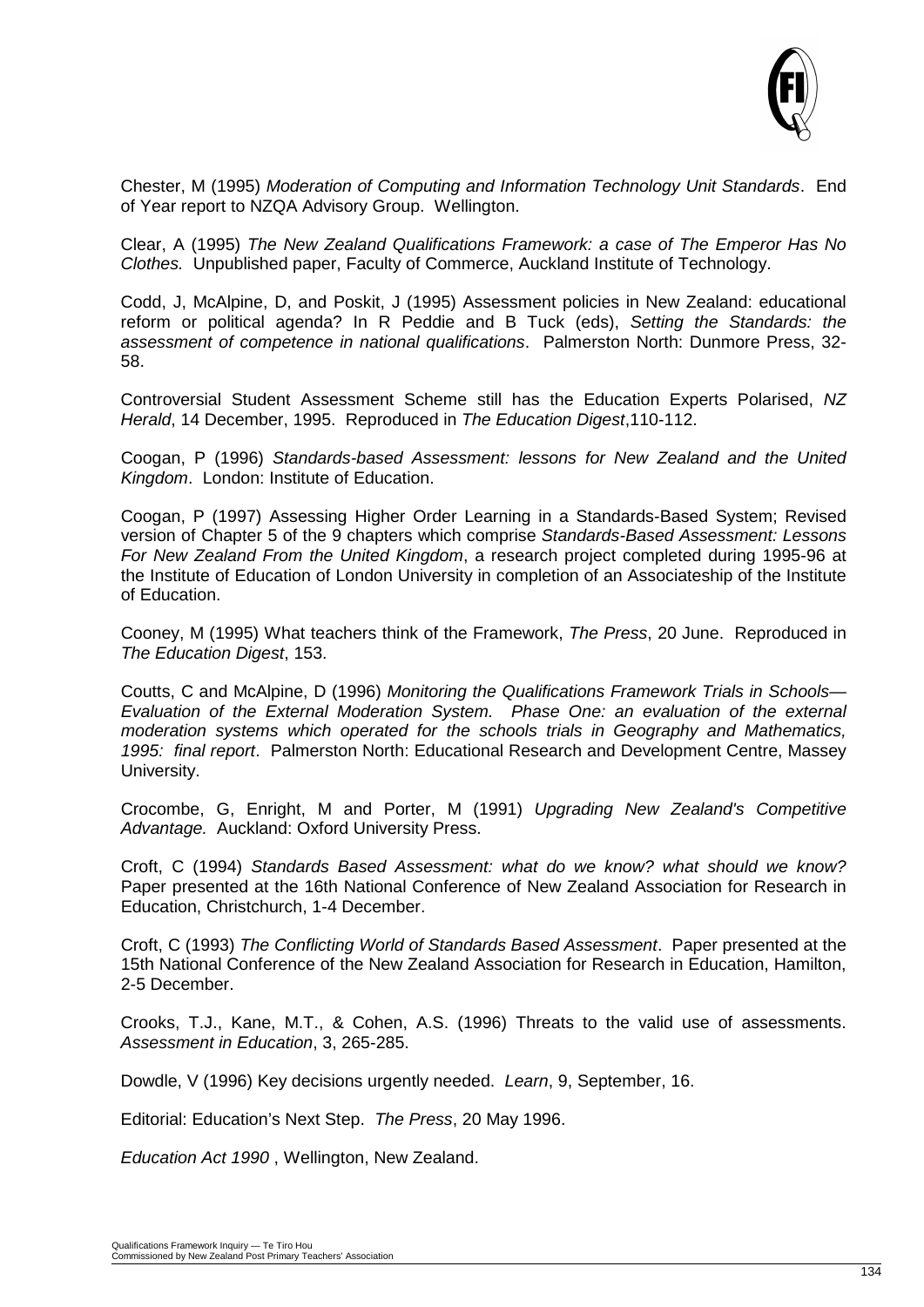Chester, M (1995) *Moderation of Computing and Information Technology Unit Standards*. End of Year report to NZQA Advisory Group. Wellington.

Clear, A (1995) *The New Zealand Qualifications Framework: a case of The Emperor Has No Clothes.* Unpublished paper, Faculty of Commerce, Auckland Institute of Technology.

Codd, J, McAlpine, D, and Poskit, J (1995) Assessment policies in New Zealand: educational reform or political agenda? In R Peddie and B Tuck (eds), *Setting the Standards: the assessment of competence in national qualifications*. Palmerston North: Dunmore Press, 32-58.

Controversial Student Assessment Scheme still has the Education Experts Polarised, *NZ Herald*, 14 December, 1995. Reproduced in *The Education Digest*,110-112.

Coogan, P (1996) *Standards-based Assessment: lessons for New Zealand and the United Kingdom*. London: Institute of Education.

Coogan, P (1997) Assessing Higher Order Learning in a Standards-Based System; Revised version of Chapter 5 of the 9 chapters which comprise *Standards-Based Assessment: Lessons For New Zealand From the United Kingdom*, a research project completed during 1995-96 at the Institute of Education of London University in completion of an Associateship of the Institute of Education.

Cooney, M (1995) What teachers think of the Framework, *The Press*, 20 June. Reproduced in *The Education Digest*, 153.

Coutts, C and McAlpine, D (1996) *Monitoring the Qualifications Framework Trials in Schools— Evaluation of the External Moderation System. Phase One: an evaluation of the external moderation systems which operated for the schools trials in Geography and Mathematics, 1995: final report*. Palmerston North: Educational Research and Development Centre, Massey University.

Crocombe, G, Enright, M and Porter, M (1991) *Upgrading New Zealand's Competitive Advantage.* Auckland: Oxford University Press.

Croft, C (1994) *Standards Based Assessment: what do we know? what should we know?* Paper presented at the 16th National Conference of New Zealand Association for Research in Education, Christchurch, 1-4 December.

Croft, C (1993) *The Conflicting World of Standards Based Assessment*. Paper presented at the 15th National Conference of the New Zealand Association for Research in Education, Hamilton, 2-5 December.

Crooks, T.J., Kane, M.T., & Cohen, A.S. (1996) Threats to the valid use of assessments. *Assessment in Education*, 3, 265-285.

Dowdle, V (1996) Key decisions urgently needed. *Learn*, 9, September, 16.

Editorial: Education's Next Step. *The Press*, 20 May 1996.

*Education Act 1990* , Wellington, New Zealand.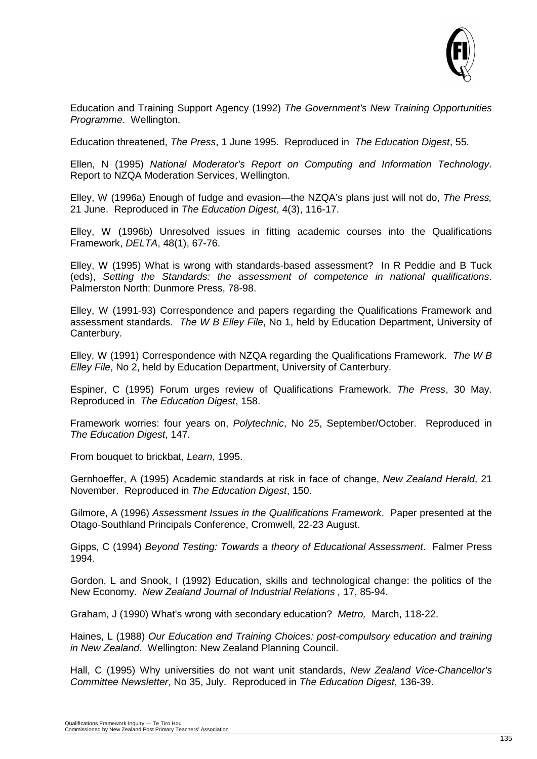Education and Training Support Agency (1992) *The Government's New Training Opportunities Programme*. Wellington.

Education threatened, *The Press*, 1 June 1995. Reproduced in *The Education Digest*, 55.

Ellen, N (1995) *National Moderator's Report on Computing and Information Technology*. Report to NZQA Moderation Services, Wellington.

Elley, W (1996a) Enough of fudge and evasion—the NZQA's plans just will not do, *The Press,* 21 June. Reproduced in *The Education Digest*, 4(3), 116-17.

Elley, W (1996b) Unresolved issues in fitting academic courses into the Qualifications Framework, *DELTA*, 48(1), 67-76.

Elley, W (1995) What is wrong with standards-based assessment? In R Peddie and B Tuck (eds), *Setting the Standards: the assessment of competence in national qualifications*. Palmerston North: Dunmore Press, 78-98.

Elley, W (1991-93) Correspondence and papers regarding the Qualifications Framework and assessment standards. *The W B Elley File*, No 1, held by Education Department, University of Canterbury.

Elley, W (1991) Correspondence with NZQA regarding the Qualifications Framework. *The W B Elley File*, No 2, held by Education Department, University of Canterbury.

Espiner, C (1995) Forum urges review of Qualifications Framework, *The Press*, 30 May. Reproduced in *The Education Digest*, 158.

Framework worries: four years on, *Polytechnic*, No 25, September/October. Reproduced in *The Education Digest*, 147.

From bouquet to brickbat, *Learn*, 1995.

Gernhoeffer, A (1995) Academic standards at risk in face of change, *New Zealand Herald*, 21 November. Reproduced in *The Education Digest*, 150.

Gilmore, A (1996) *Assessment Issues in the Qualifications Framework*. Paper presented at the Otago-Southland Principals Conference, Cromwell, 22-23 August.

Gipps, C (1994) *Beyond Testing: Towards a theory of Educational Assessment*. Falmer Press 1994.

Gordon, L and Snook, I (1992) Education, skills and technological change: the politics of the New Economy. *New Zealand Journal of Industrial Relations* , 17, 85-94.

Graham, J (1990) What's wrong with secondary education? *Metro,* March, 118-22.

Haines, L (1988) *Our Education and Training Choices: post-compulsory education and training in New Zealand*. Wellington: New Zealand Planning Council.

Hall, C (1995) Why universities do not want unit standards, *New Zealand Vice-Chancellor's Committee Newsletter*, No 35, July. Reproduced in *The Education Digest*, 136-39.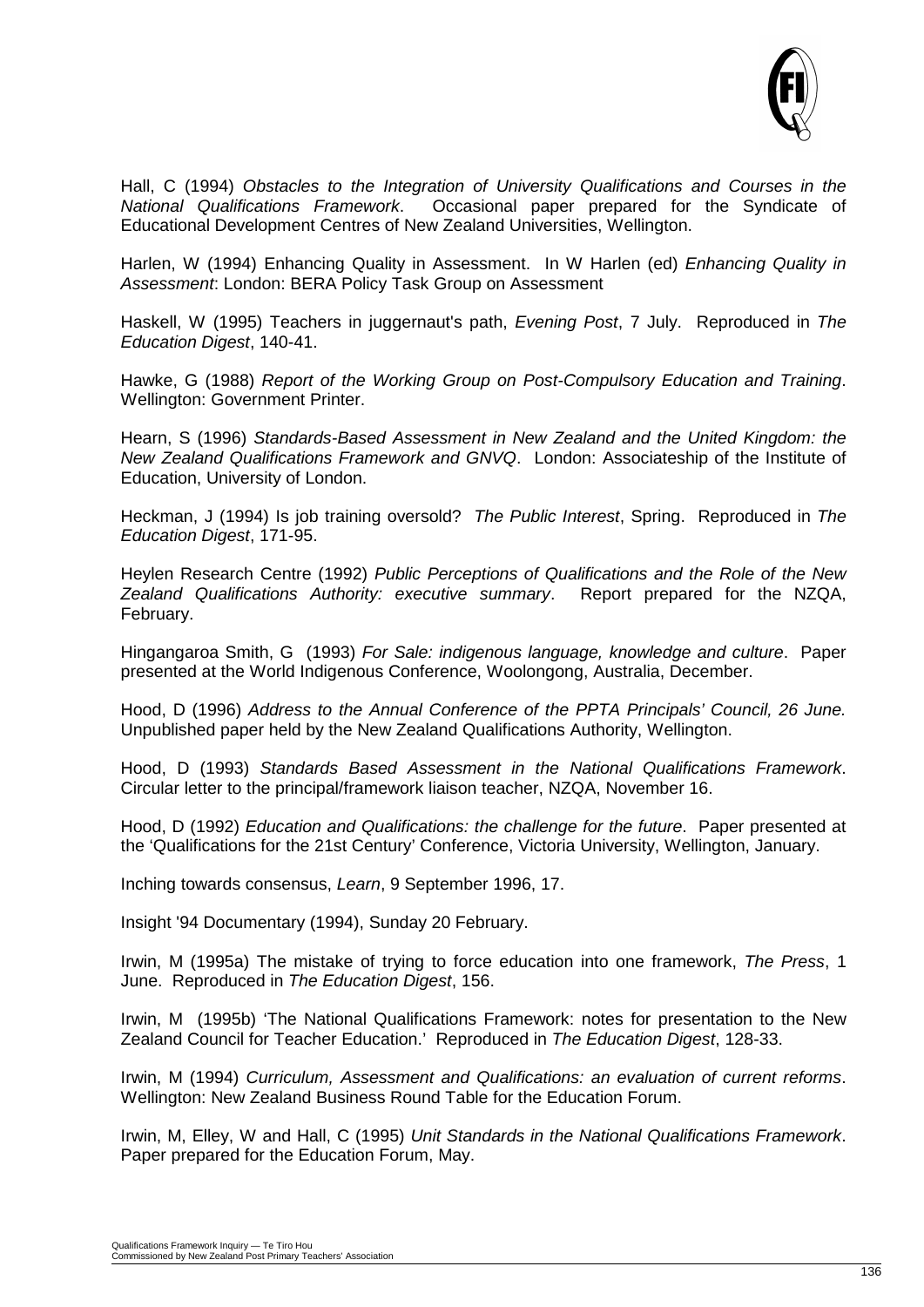Hall, C (1994) *Obstacles to the Integration of University Qualifications and Courses in the National Qualifications Framework*. Occasional paper prepared for the Syndicate of Educational Development Centres of New Zealand Universities, Wellington.

Harlen, W (1994) Enhancing Quality in Assessment. In W Harlen (ed) *Enhancing Quality in Assessment*: London: BERA Policy Task Group on Assessment

Haskell, W (1995) Teachers in juggernaut's path, *Evening Post*, 7 July. Reproduced in *The Education Digest*, 140-41.

Hawke, G (1988) *Report of the Working Group on Post-Compulsory Education and Training*. Wellington: Government Printer.

Hearn, S (1996) *Standards-Based Assessment in New Zealand and the United Kingdom: the New Zealand Qualifications Framework and GNVQ*. London: Associateship of the Institute of Education, University of London.

Heckman, J (1994) Is job training oversold? *The Public Interest*, Spring. Reproduced in *The Education Digest*, 171-95.

Heylen Research Centre (1992) *Public Perceptions of Qualifications and the Role of the New Zealand Qualifications Authority: executive summary*. Report prepared for the NZQA, February.

Hingangaroa Smith, G (1993) *For Sale: indigenous language, knowledge and culture*. Paper presented at the World Indigenous Conference, Woolongong, Australia, December.

Hood, D (1996) *Address to the Annual Conference of the PPTA Principals' Council, 26 June.* Unpublished paper held by the New Zealand Qualifications Authority, Wellington.

Hood, D (1993) *Standards Based Assessment in the National Qualifications Framework*. Circular letter to the principal/framework liaison teacher, NZQA, November 16.

Hood, D (1992) *Education and Qualifications: the challenge for the future*. Paper presented at the 'Qualifications for the 21st Century' Conference, Victoria University, Wellington, January.

Inching towards consensus, *Learn*, 9 September 1996, 17.

Insight '94 Documentary (1994), Sunday 20 February.

Irwin, M (1995a) The mistake of trying to force education into one framework, *The Press*, 1 June. Reproduced in *The Education Digest*, 156.

Irwin, M (1995b) 'The National Qualifications Framework: notes for presentation to the New Zealand Council for Teacher Education.' Reproduced in *The Education Digest*, 128-33.

Irwin, M (1994) *Curriculum, Assessment and Qualifications: an evaluation of current reforms*. Wellington: New Zealand Business Round Table for the Education Forum.

Irwin, M, Elley, W and Hall, C (1995) *Unit Standards in the National Qualifications Framework*. Paper prepared for the Education Forum, May.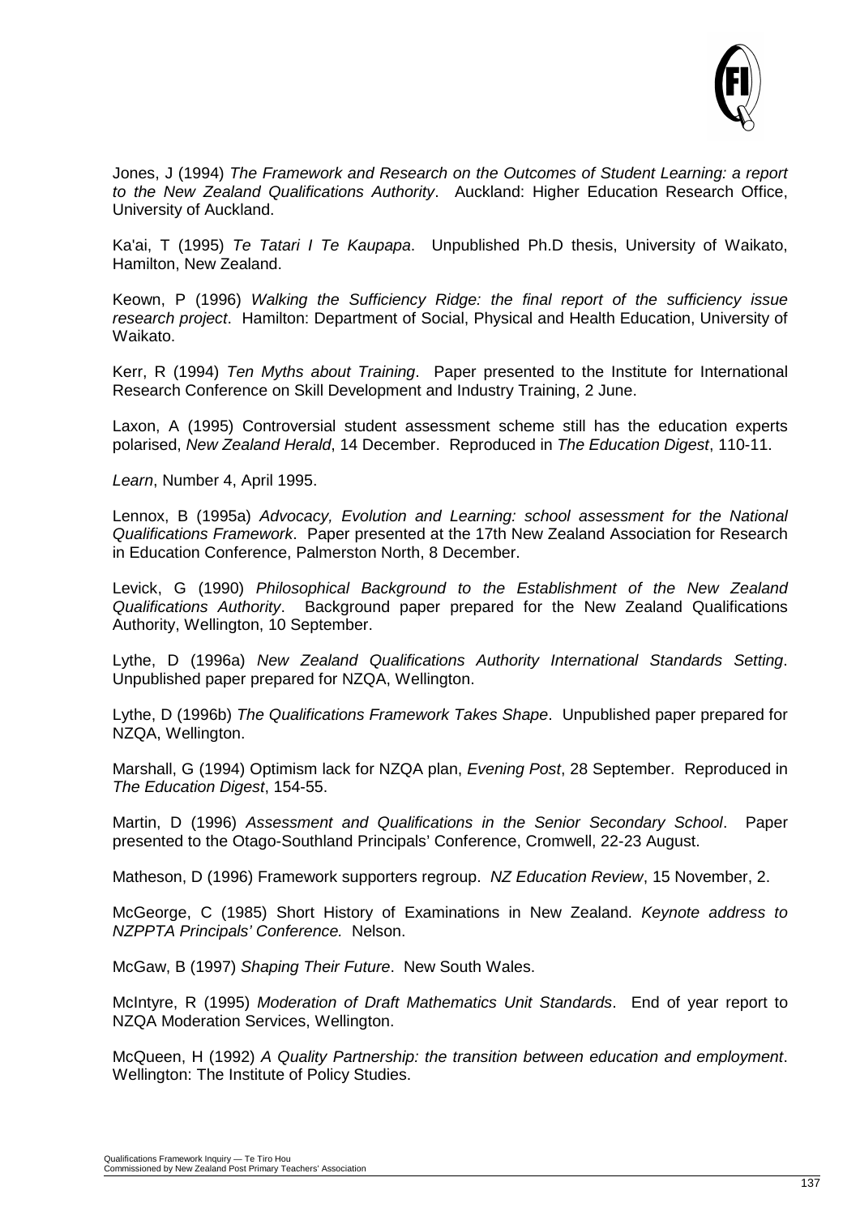Jones, J (1994) *The Framework and Research on the Outcomes of Student Learning: a report to the New Zealand Qualifications Authority*. Auckland: Higher Education Research Office, University of Auckland.

Ka'ai, T (1995) *Te Tatari I Te Kaupapa*. Unpublished Ph.D thesis, University of Waikato, Hamilton, New Zealand.

Keown, P (1996) *Walking the Sufficiency Ridge: the final report of the sufficiency issue research project*. Hamilton: Department of Social, Physical and Health Education, University of Waikato.

Kerr, R (1994) *Ten Myths about Training*. Paper presented to the Institute for International Research Conference on Skill Development and Industry Training, 2 June.

Laxon, A (1995) Controversial student assessment scheme still has the education experts polarised, *New Zealand Herald*, 14 December. Reproduced in *The Education Digest*, 110-11.

*Learn*, Number 4, April 1995.

Lennox, B (1995a) *Advocacy, Evolution and Learning: school assessment for the National Qualifications Framework*. Paper presented at the 17th New Zealand Association for Research in Education Conference, Palmerston North, 8 December.

Levick, G (1990) *Philosophical Background to the Establishment of the New Zealand Qualifications Authority*. Background paper prepared for the New Zealand Qualifications Authority, Wellington, 10 September.

Lythe, D (1996a) *New Zealand Qualifications Authority International Standards Setting*. Unpublished paper prepared for NZQA, Wellington.

Lythe, D (1996b) *The Qualifications Framework Takes Shape*. Unpublished paper prepared for NZQA, Wellington.

Marshall, G (1994) Optimism lack for NZQA plan, *Evening Post*, 28 September. Reproduced in *The Education Digest*, 154-55.

Martin, D (1996) *Assessment and Qualifications in the Senior Secondary School*. Paper presented to the Otago-Southland Principals' Conference, Cromwell, 22-23 August.

Matheson, D (1996) Framework supporters regroup. *NZ Education Review*, 15 November, 2.

McGeorge, C (1985) Short History of Examinations in New Zealand. *Keynote address to NZPPTA Principals' Conference.* Nelson.

McGaw, B (1997) *Shaping Their Future*. New South Wales.

McIntyre, R (1995) *Moderation of Draft Mathematics Unit Standards*. End of year report to NZQA Moderation Services, Wellington.

McQueen, H (1992) *A Quality Partnership: the transition between education and employment*. Wellington: The Institute of Policy Studies.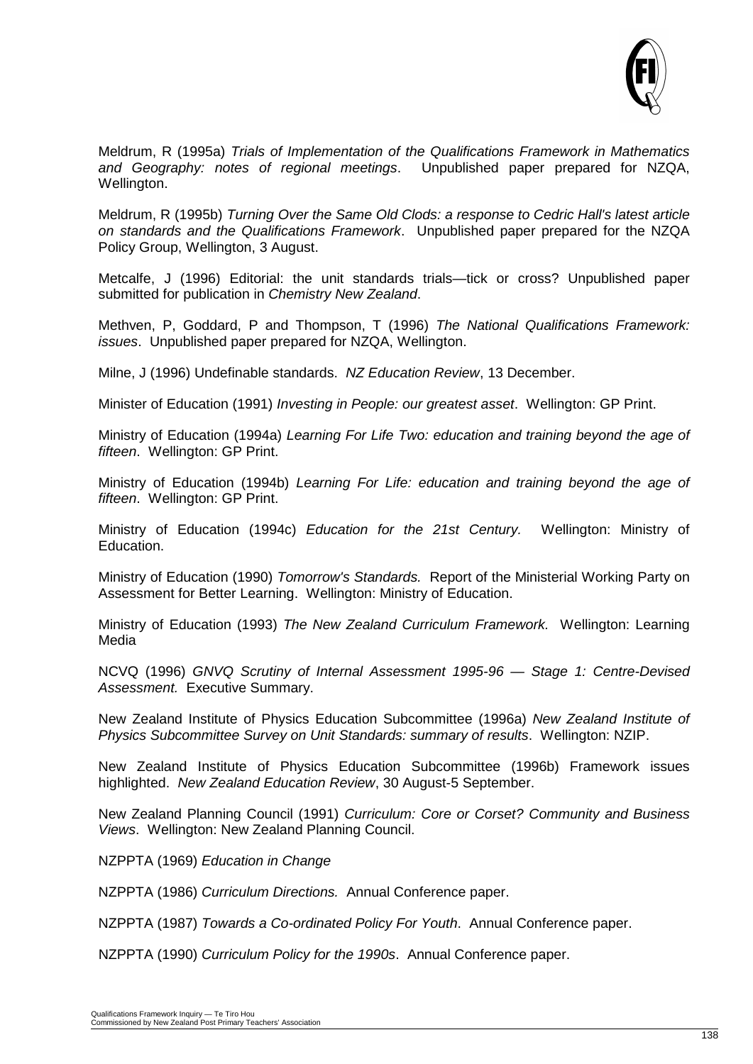Meldrum, R (1995a) *Trials of Implementation of the Qualifications Framework in Mathematics and Geography: notes of regional meetings*. Unpublished paper prepared for NZQA, Wellington.

Meldrum, R (1995b) *Turning Over the Same Old Clods: a response to Cedric Hall's latest article on standards and the Qualifications Framework*. Unpublished paper prepared for the NZQA Policy Group, Wellington, 3 August.

Metcalfe, J (1996) Editorial: the unit standards trials—tick or cross? Unpublished paper submitted for publication in *Chemistry New Zealand*.

Methven, P, Goddard, P and Thompson, T (1996) *The National Qualifications Framework: issues*. Unpublished paper prepared for NZQA, Wellington.

Milne, J (1996) Undefinable standards. *NZ Education Review*, 13 December.

Minister of Education (1991) *Investing in People: our greatest asset*. Wellington: GP Print.

Ministry of Education (1994a) *Learning For Life Two: education and training beyond the age of fifteen*. Wellington: GP Print.

Ministry of Education (1994b) *Learning For Life: education and training beyond the age of fifteen*. Wellington: GP Print.

Ministry of Education (1994c) *Education for the 21st Century.* Wellington: Ministry of Education.

Ministry of Education (1990) *Tomorrow's Standards.* Report of the Ministerial Working Party on Assessment for Better Learning. Wellington: Ministry of Education.

Ministry of Education (1993) *The New Zealand Curriculum Framework.* Wellington: Learning Media

NCVQ (1996) *GNVQ Scrutiny of Internal Assessment 1995-96 — Stage 1: Centre-Devised Assessment.* Executive Summary.

New Zealand Institute of Physics Education Subcommittee (1996a) *New Zealand Institute of Physics Subcommittee Survey on Unit Standards: summary of results*. Wellington: NZIP.

New Zealand Institute of Physics Education Subcommittee (1996b) Framework issues highlighted. *New Zealand Education Review*, 30 August-5 September.

New Zealand Planning Council (1991) *Curriculum: Core or Corset? Community and Business Views*. Wellington: New Zealand Planning Council.

NZPPTA (1969) *Education in Change*

NZPPTA (1986) *Curriculum Directions.* Annual Conference paper.

NZPPTA (1987) *Towards a Co-ordinated Policy For Youth*. Annual Conference paper.

NZPPTA (1990) *Curriculum Policy for the 1990s*. Annual Conference paper.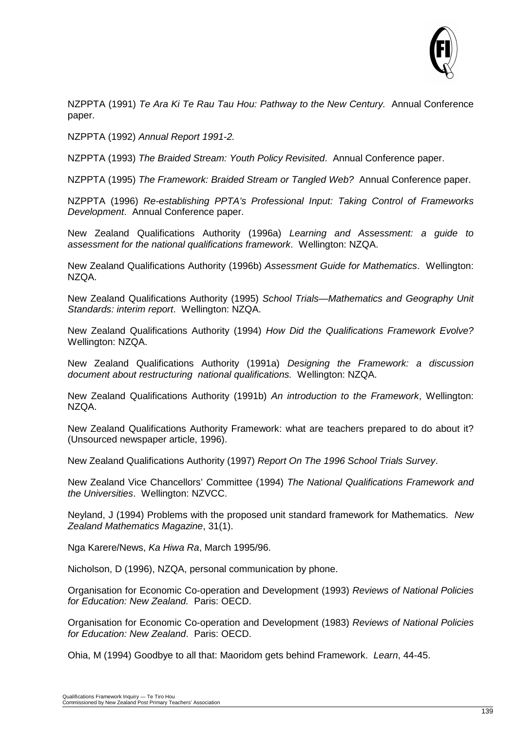NZPPTA (1991) *Te Ara Ki Te Rau Tau Hou: Pathway to the New Century.* Annual Conference paper.

NZPPTA (1992) *Annual Report 1991-2.*

NZPPTA (1993) *The Braided Stream: Youth Policy Revisited*. Annual Conference paper.

NZPPTA (1995) *The Framework: Braided Stream or Tangled Web?* Annual Conference paper.

NZPPTA (1996) *Re-establishing PPTA's Professional Input: Taking Control of Frameworks Development*. Annual Conference paper.

New Zealand Qualifications Authority (1996a) *Learning and Assessment: a guide to assessment for the national qualifications framework*. Wellington: NZQA.

New Zealand Qualifications Authority (1996b) *Assessment Guide for Mathematics*. Wellington: NZQA.

New Zealand Qualifications Authority (1995) *School Trials—Mathematics and Geography Unit Standards: interim report*. Wellington: NZQA.

New Zealand Qualifications Authority (1994) *How Did the Qualifications Framework Evolve?* Wellington: NZQA.

New Zealand Qualifications Authority (1991a) *Designing the Framework: a discussion document about restructuring national qualifications.* Wellington: NZQA.

New Zealand Qualifications Authority (1991b) *An introduction to the Framework*, Wellington: NZQA.

New Zealand Qualifications Authority Framework: what are teachers prepared to do about it? (Unsourced newspaper article, 1996).

New Zealand Qualifications Authority (1997) *Report On The 1996 School Trials Survey*.

New Zealand Vice Chancellors' Committee (1994) *The National Qualifications Framework and the Universities*. Wellington: NZVCC.

Neyland, J (1994) Problems with the proposed unit standard framework for Mathematics. *New Zealand Mathematics Magazine*, 31(1).

Nga Karere/News, *Ka Hiwa Ra*, March 1995/96.

Nicholson, D (1996), NZQA, personal communication by phone.

Organisation for Economic Co-operation and Development (1993) *Reviews of National Policies for Education: New Zealand.* Paris: OECD.

Organisation for Economic Co-operation and Development (1983) *Reviews of National Policies for Education: New Zealand*. Paris: OECD.

Ohia, M (1994) Goodbye to all that: Maoridom gets behind Framework. *Learn*, 44-45.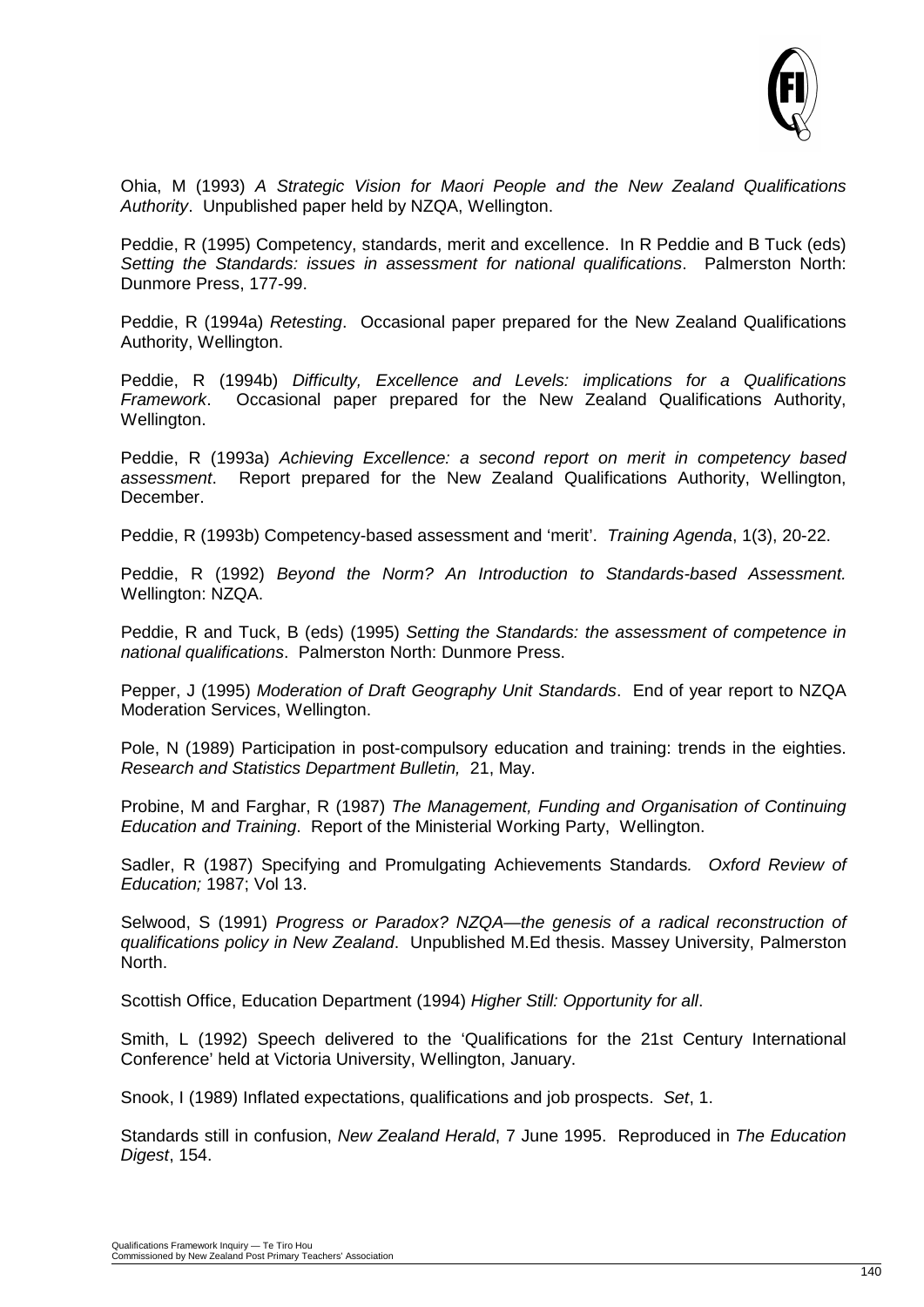Ohia, M (1993) *A Strategic Vision for Maori People and the New Zealand Qualifications Authority*. Unpublished paper held by NZQA, Wellington.

Peddie, R (1995) Competency, standards, merit and excellence. In R Peddie and B Tuck (eds) *Setting the Standards: issues in assessment for national qualifications*. Palmerston North: Dunmore Press, 177-99.

Peddie, R (1994a) *Retesting*. Occasional paper prepared for the New Zealand Qualifications Authority, Wellington.

Peddie, R (1994b) *Difficulty, Excellence and Levels: implications for a Qualifications Framework*. Occasional paper prepared for the New Zealand Qualifications Authority, Wellington.

Peddie, R (1993a) *Achieving Excellence: a second report on merit in competency based assessment*. Report prepared for the New Zealand Qualifications Authority, Wellington, December.

Peddie, R (1993b) Competency-based assessment and 'merit'. *Training Agenda*, 1(3), 20-22.

Peddie, R (1992) *Beyond the Norm? An Introduction to Standards-based Assessment.* Wellington: NZQA.

Peddie, R and Tuck, B (eds) (1995) *Setting the Standards: the assessment of competence in national qualifications*. Palmerston North: Dunmore Press.

Pepper, J (1995) *Moderation of Draft Geography Unit Standards*. End of year report to NZQA Moderation Services, Wellington.

Pole, N (1989) Participation in post-compulsory education and training: trends in the eighties. *Research and Statistics Department Bulletin,* 21, May.

Probine, M and Farghar, R (1987) *The Management, Funding and Organisation of Continuing Education and Training*. Report of the Ministerial Working Party, Wellington.

Sadler, R (1987) Specifying and Promulgating Achievements Standards*. Oxford Review of Education;* 1987; Vol 13.

Selwood, S (1991) *Progress or Paradox? NZQA—the genesis of a radical reconstruction of qualifications policy in New Zealand*. Unpublished M.Ed thesis. Massey University, Palmerston North.

Scottish Office, Education Department (1994) *Higher Still: Opportunity for all*.

Smith, L (1992) Speech delivered to the 'Qualifications for the 21st Century International Conference' held at Victoria University, Wellington, January.

Snook, I (1989) Inflated expectations, qualifications and job prospects. *Set*, 1.

Standards still in confusion, *New Zealand Herald*, 7 June 1995. Reproduced in *The Education Digest*, 154.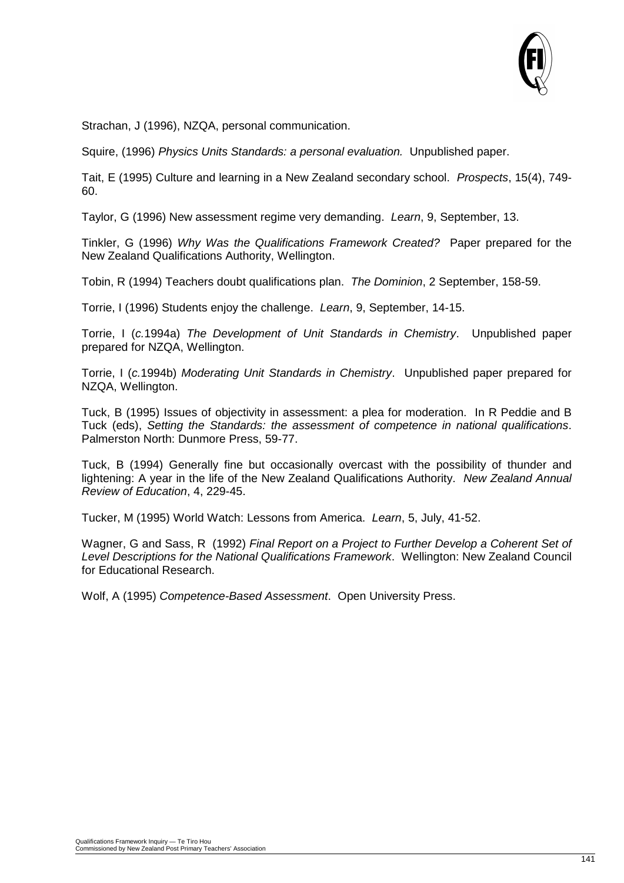Strachan, J (1996), NZQA, personal communication.

Squire, (1996) *Physics Units Standards: a personal evaluation.* Unpublished paper.

Tait, E (1995) Culture and learning in a New Zealand secondary school. *Prospects*, 15(4), 749-60.

Taylor, G (1996) New assessment regime very demanding. *Learn*, 9, September, 13.

Tinkler, G (1996) *Why Was the Qualifications Framework Created?* Paper prepared for the New Zealand Qualifications Authority, Wellington.

Tobin, R (1994) Teachers doubt qualifications plan. *The Dominion*, 2 September, 158-59.

Torrie, I (1996) Students enjoy the challenge. *Learn*, 9, September, 14-15.

Torrie, I (*c.*1994a) *The Development of Unit Standards in Chemistry*. Unpublished paper prepared for NZQA, Wellington.

Torrie, I (*c.*1994b) *Moderating Unit Standards in Chemistry*. Unpublished paper prepared for NZQA, Wellington.

Tuck, B (1995) Issues of objectivity in assessment: a plea for moderation. In R Peddie and B Tuck (eds), *Setting the Standards: the assessment of competence in national qualifications*. Palmerston North: Dunmore Press, 59-77.

Tuck, B (1994) Generally fine but occasionally overcast with the possibility of thunder and lightening: A year in the life of the New Zealand Qualifications Authority. *New Zealand Annual Review of Education*, 4, 229-45.

Tucker, M (1995) World Watch: Lessons from America. *Learn*, 5, July, 41-52.

Wagner, G and Sass, R (1992) *Final Report on a Project to Further Develop a Coherent Set of Level Descriptions for the National Qualifications Framework*. Wellington: New Zealand Council for Educational Research.

Wolf, A (1995) *Competence-Based Assessment*. Open University Press.